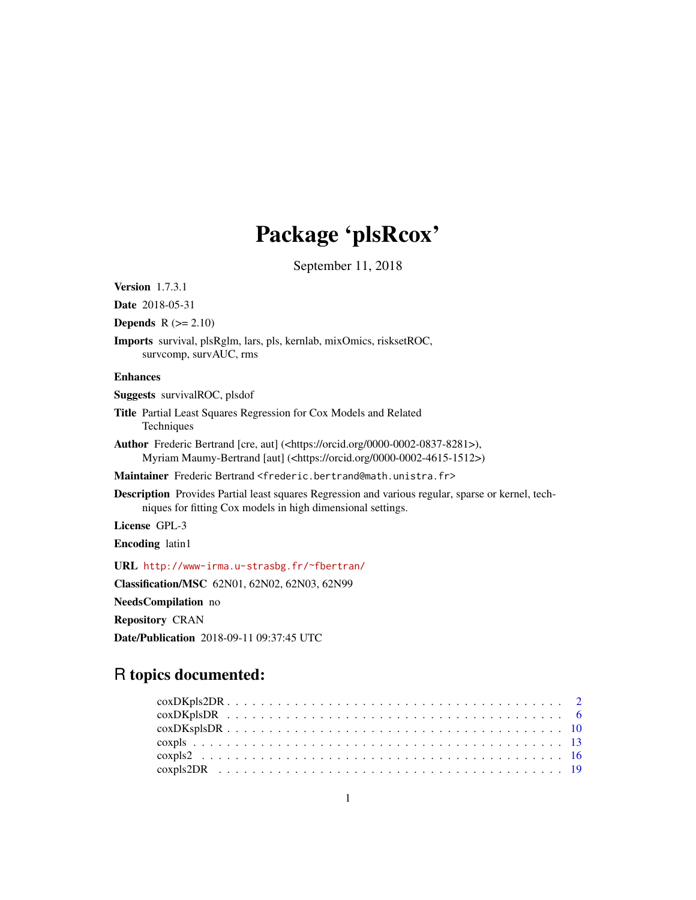# Package 'plsRcox'

September 11, 2018

**Version** 1.7.3.1

**Date** 2018-05-31

**Depends** R (>= 2.10)

**Imports** survival, plsRglm, lars, pls, kernlab, mixOmics, risksetROC, survcomp, survAUC, rms

**Enhances**

**Suggests** survivalROC, plsdof

**Title** Partial Least Squares Regression for Cox Models and Related Techniques

**Author** Frederic Bertrand [cre, aut] (<https://orcid.org/0000-0002-0837-8281>), Myriam Maumy-Bertrand [aut] (<https://orcid.org/0000-0002-4615-1512>)

**Maintainer** Frederic Bertrand <frederic.bertrand@math.unistra.fr>

**Description** Provides Partial least squares Regression and various regular, sparse or kernel, techniques for fitting Cox models in high dimensional settings.

**License** GPL-3

**Encoding** latin1

**URL** http://www-irma.u-strasbg.fr/~fbertran/

**Classification/MSC** 62N01, 62N02, 62N03, 62N99

**NeedsCompilation** no

**Repository** CRAN

**Date/Publication** 2018-09-11 09:37:45 UTC

## R topics documented:

coxDKpls2DR . . . . . . . . . . . . . . . . . . . . . . . . . . . . . . . . . . . . . 2
coxDKplsDR . . . . . . . . . . . . . . . . . . . . . . . . . . . . . . . . . . . . . 6
coxDKsplsDR . . . . . . . . . . . . . . . . . . . . . . . . . . . . . . . . . . . . . 10
coxpls . . . . . . . . . . . . . . . . . . . . . . . . . . . . . . . . . . . . . 13
coxpls2 . . . . . . . . . . . . . . . . . . . . . . . . . . . . . . . . . . . . . 16
coxpls2DR . . . . . . . . . . . . . . . . . . . . . . . . . . . . . . . . . . . . . 19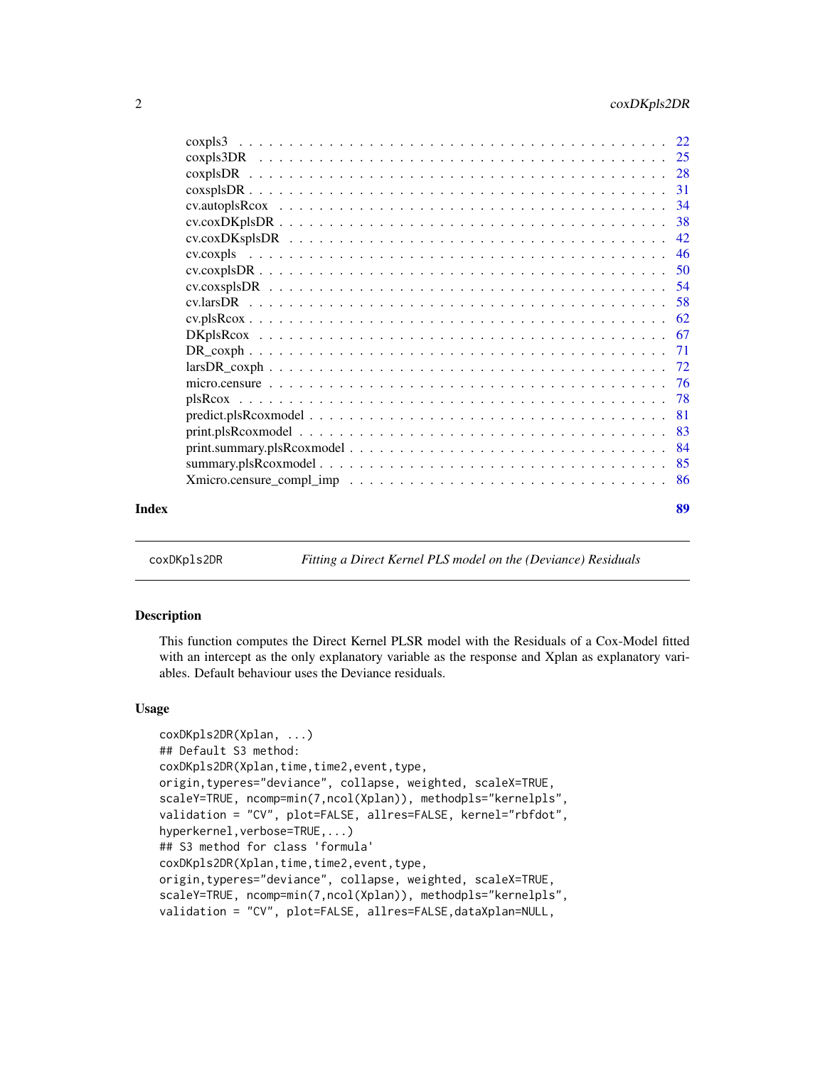| | |
|---|---|
| coxpls3 | 22 |
| coxpls3DR | 25 |
| coxplsDR | 28 |
| coxsplsDR | 31 |
| cv.autoplsRcox | 34 |
| cv.coxDKplsDR | 38 |
| cv.coxDKsplsDR | 42 |
| cv.coxpls | 46 |
| cv.coxplsDR | 50 |
| cv.coxsplsDR | 54 |
| cv.larsDR | 58 |
| cv.plsRcox | 62 |
| DKplsRcox | 67 |
| DR_coxph | 71 |
| larsDR_coxph | 72 |
| micro.censure | 76 |
| plsRcox | 78 |
| predict.plsRcoxmodel | 81 |
| print.plsRcoxmodel | 83 |
| print.summary.plsRcoxmodel | 84 |
| summary.plsRcoxmodel | 85 |
| Xmicro.censure_compl_imp | 86 |
| **Index** | **89** |

---

`coxDKpls2DR` *Fitting a Direct Kernel PLS model on the (Deviance) Residuals*

---

## Description

This function computes the Direct Kernel PLSR model with the Residuals of a Cox-Model fitted with an intercept as the only explanatory variable as the response and Xplan as explanatory variables. Default behaviour uses the Deviance residuals.

## Usage

```
coxDKpls2DR(Xplan, ...)
## Default S3 method:
coxDKpls2DR(Xplan,time,time2,event,type,
origin,typeres="deviance", collapse, weighted, scaleX=TRUE,
scaleY=TRUE, ncomp=min(7,ncol(Xplan)), methodpls="kernelpls",
validation = "CV", plot=FALSE, allres=FALSE, kernel="rbfdot",
hyperkernel,verbose=TRUE,...)
## S3 method for class 'formula'
coxDKpls2DR(Xplan,time,time2,event,type,
origin,typeres="deviance", collapse, weighted, scaleX=TRUE,
scaleY=TRUE, ncomp=min(7,ncol(Xplan)), methodpls="kernelpls",
validation = "CV", plot=FALSE, allres=FALSE,dataXplan=NULL,
```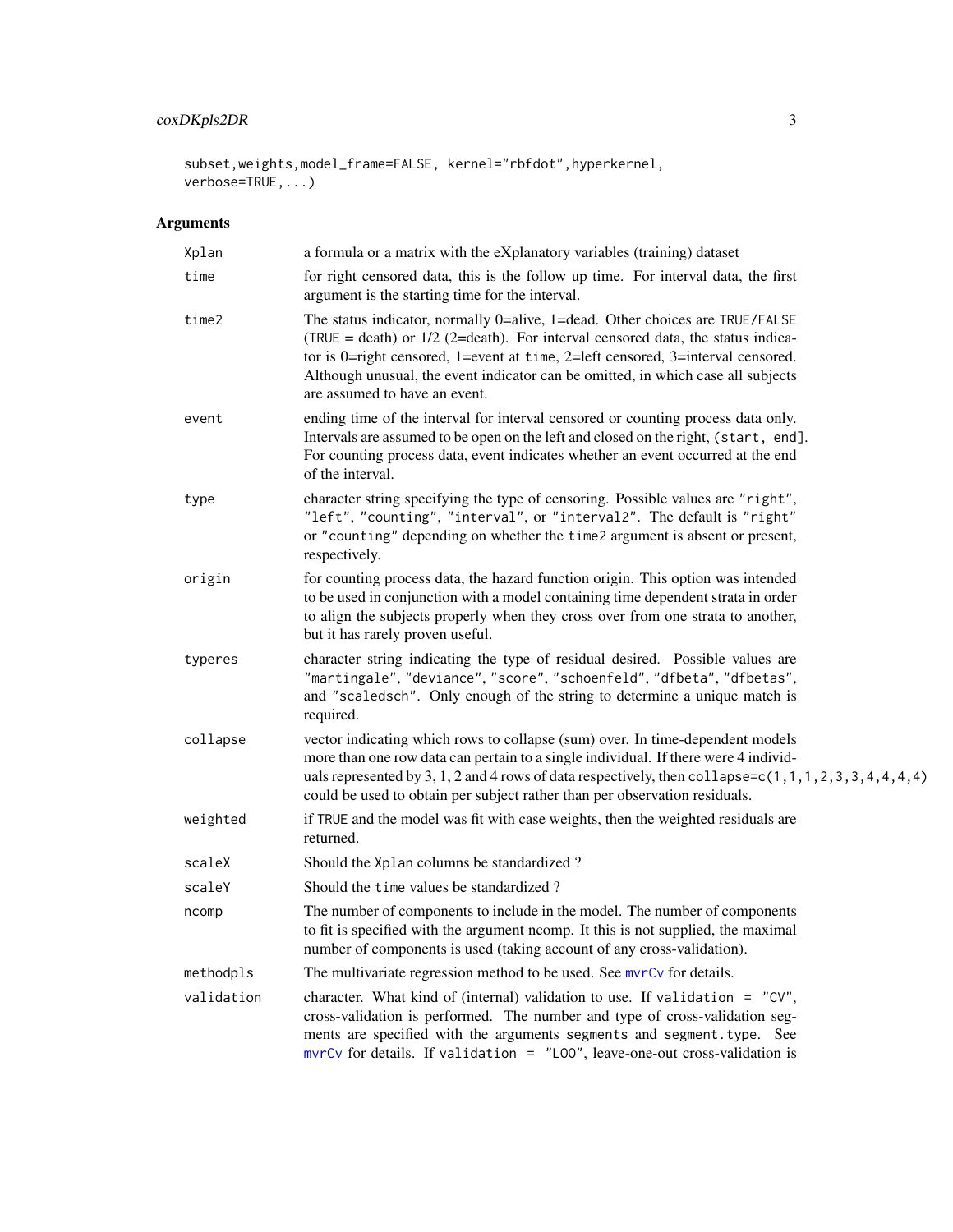```
subset,weights,model_frame=FALSE, kernel="rbfdot",hyperkernel,
verbose=TRUE,...)
```

## Arguments

| | |
|---|---|
| `Xplan` | a formula or a matrix with the eXplanatory variables (training) dataset |
| `time` | for right censored data, this is the follow up time. For interval data, the first argument is the starting time for the interval. |
| `time2` | The status indicator, normally 0=alive, 1=dead. Other choices are `TRUE`/`FALSE` (`TRUE` = death) or 1/2 (2=death). For interval censored data, the status indicator is 0=right censored, 1=event at `time`, 2=left censored, 3=interval censored. Although unusual, the event indicator can be omitted, in which case all subjects are assumed to have an event. |
| `event` | ending time of the interval for interval censored or counting process data only. Intervals are assumed to be open on the left and closed on the right, `(start, end]`. For counting process data, event indicates whether an event occurred at the end of the interval. |
| `type` | character string specifying the type of censoring. Possible values are `"right"`, `"left"`, `"counting"`, `"interval"`, or `"interval2"`. The default is `"right"` or `"counting"` depending on whether the `time2` argument is absent or present, respectively. |
| `origin` | for counting process data, the hazard function origin. This option was intended to be used in conjunction with a model containing time dependent strata in order to align the subjects properly when they cross over from one strata to another, but it has rarely proven useful. |
| `typeres` | character string indicating the type of residual desired. Possible values are `"martingale"`, `"deviance"`, `"score"`, `"schoenfeld"`, `"dfbeta"`, `"dfbetas"`, and `"scaledsch"`. Only enough of the string to determine a unique match is required. |
| `collapse` | vector indicating which rows to collapse (sum) over. In time-dependent models more than one row data can pertain to a single individual. If there were 4 individuals represented by 3, 1, 2 and 4 rows of data respectively, then `collapse=c(1,1,1,2,3,3,4,4,4,4)` could be used to obtain per subject rather than per observation residuals. |
| `weighted` | if `TRUE` and the model was fit with case weights, then the weighted residuals are returned. |
| `scaleX` | Should the `Xplan` columns be standardized ? |
| `scaleY` | Should the `time` values be standardized ? |
| `ncomp` | The number of components to include in the model. The number of components to fit is specified with the argument ncomp. It this is not supplied, the maximal number of components is used (taking account of any cross-validation). |
| `methodpls` | The multivariate regression method to be used. See `mvrCv` for details. |
| `validation` | character. What kind of (internal) validation to use. If `validation = "CV"`, cross-validation is performed. The number and type of cross-validation segments are specified with the arguments `segments` and `segment.type`. See `mvrCv` for details. If `validation = "LOO"`, leave-one-out cross-validation is |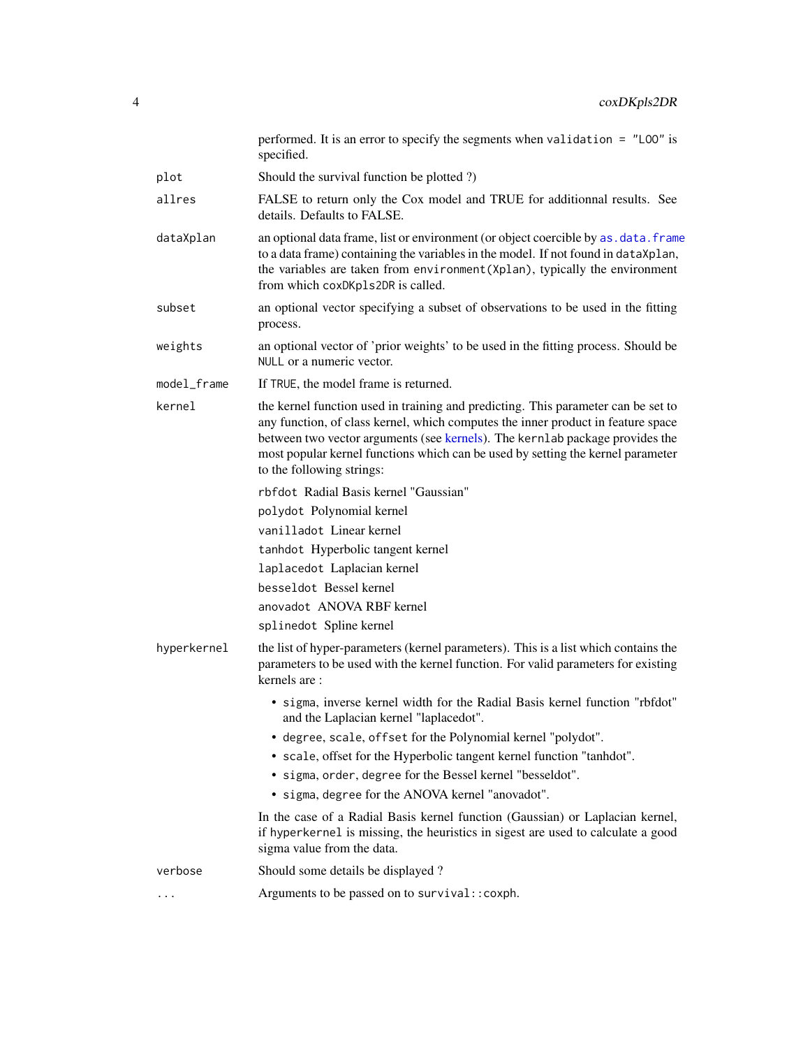| | |
|---|---|
| | performed. It is an error to specify the segments when `validation = "LOO"` is specified. |
| `plot` | Should the survival function be plotted ?) |
| `allres` | FALSE to return only the Cox model and TRUE for additionnal results. See details. Defaults to FALSE. |
| `dataXplan` | an optional data frame, list or environment (or object coercible by `as.data.frame` to a data frame) containing the variables in the model. If not found in `dataXplan`, the variables are taken from `environment(Xplan)`, typically the environment from which `coxDKpls2DR` is called. |
| `subset` | an optional vector specifying a subset of observations to be used in the fitting process. |
| `weights` | an optional vector of 'prior weights' to be used in the fitting process. Should be `NULL` or a numeric vector. |
| `model_frame` | If `TRUE`, the model frame is returned. |
| `kernel` | the kernel function used in training and predicting. This parameter can be set to any function, of class kernel, which computes the inner product in feature space between two vector arguments (see kernels). The `kernlab` package provides the most popular kernel functions which can be used by setting the kernel parameter to the following strings:<br><br>`rbfdot` Radial Basis kernel "Gaussian"<br>`polydot` Polynomial kernel<br>`vanilladot` Linear kernel<br>`tanhdot` Hyperbolic tangent kernel<br>`laplacedot` Laplacian kernel<br>`besseldot` Bessel kernel<br>`anovadot` ANOVA RBF kernel<br>`splinedot` Spline kernel |
| `hyperkernel` | the list of hyper-parameters (kernel parameters). This is a list which contains the parameters to be used with the kernel function. For valid parameters for existing kernels are :<br><br>• `sigma`, inverse kernel width for the Radial Basis kernel function "rbfdot" and the Laplacian kernel "laplacedot".<br>• `degree`, `scale`, `offset` for the Polynomial kernel "polydot".<br>• `scale`, offset for the Hyperbolic tangent kernel function "tanhdot".<br>• `sigma`, `order`, `degree` for the Bessel kernel "besseldot".<br>• `sigma`, `degree` for the ANOVA kernel "anovadot".<br><br>In the case of a Radial Basis kernel function (Gaussian) or Laplacian kernel, if `hyperkernel` is missing, the heuristics in sigest are used to calculate a good sigma value from the data. |
| `verbose` | Should some details be displayed ? |
| `...` | Arguments to be passed on to `survival::coxph`. |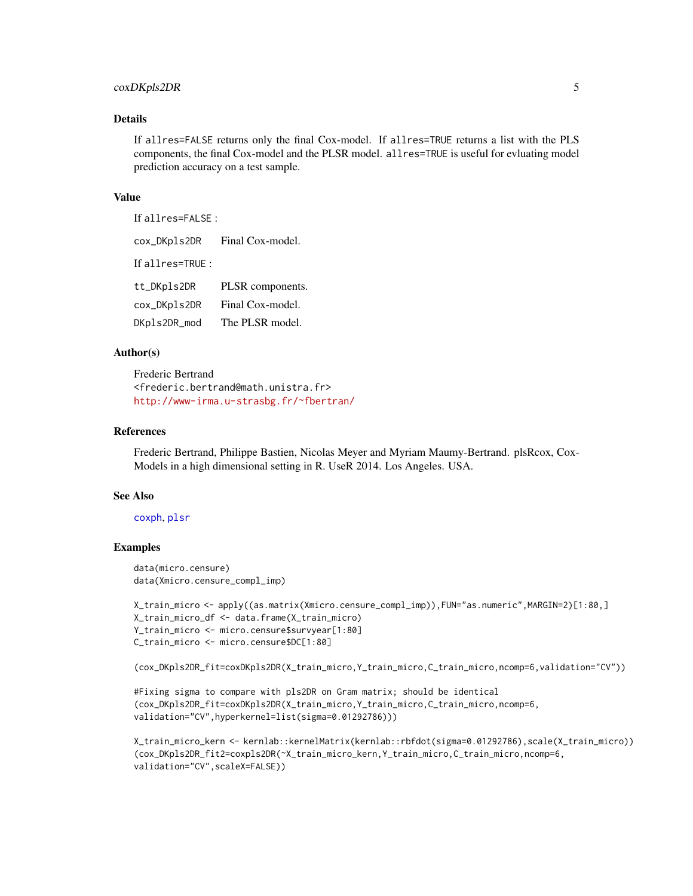## Details

If `allres=FALSE` returns only the final Cox-model. If `allres=TRUE` returns a list with the PLS components, the final Cox-model and the PLSR model. `allres=TRUE` is useful for evluating model prediction accuracy on a test sample.

## Value

If `allres=FALSE` :

| | |
|---|---|
| `cox_DKpls2DR` | Final Cox-model. |

If `allres=TRUE` :

| | |
|---|---|
| `tt_DKpls2DR` | PLSR components. |
| `cox_DKpls2DR` | Final Cox-model. |
| `DKpls2DR_mod` | The PLSR model. |

## Author(s)

Frederic Bertrand
<frederic.bertrand@math.unistra.fr>
http://www-irma.u-strasbg.fr/~fbertran/

## References

Frederic Bertrand, Philippe Bastien, Nicolas Meyer and Myriam Maumy-Bertrand. plsRcox, Cox-Models in a high dimensional setting in R. UseR 2014. Los Angeles. USA.

## See Also

`coxph`, `plsr`

## Examples

```
data(micro.censure)
data(Xmicro.censure_compl_imp)

X_train_micro <- apply((as.matrix(Xmicro.censure_compl_imp)),FUN="as.numeric",MARGIN=2)[1:80,]
X_train_micro_df <- data.frame(X_train_micro)
Y_train_micro <- micro.censure$survyear[1:80]
C_train_micro <- micro.censure$DC[1:80]

(cox_DKpls2DR_fit=coxDKpls2DR(X_train_micro,Y_train_micro,C_train_micro,ncomp=6,validation="CV"))

#Fixing sigma to compare with pls2DR on Gram matrix; should be identical
(cox_DKpls2DR_fit=coxDKpls2DR(X_train_micro,Y_train_micro,C_train_micro,ncomp=6,
validation="CV",hyperkernel=list(sigma=0.01292786)))

X_train_micro_kern <- kernlab::kernelMatrix(kernlab::rbfdot(sigma=0.01292786),scale(X_train_micro))
(cox_DKpls2DR_fit2=coxpls2DR(~X_train_micro_kern,Y_train_micro,C_train_micro,ncomp=6,
validation="CV",scaleX=FALSE))
```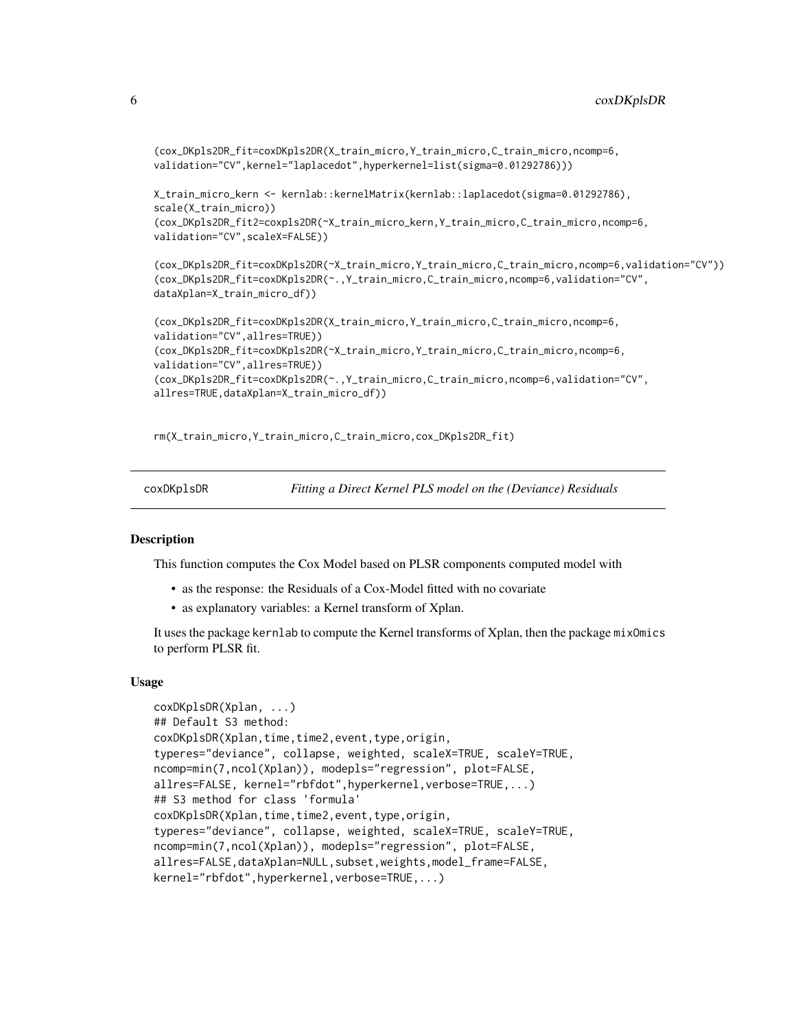```
(cox_DKpls2DR_fit=coxDKpls2DR(X_train_micro,Y_train_micro,C_train_micro,ncomp=6,
validation="CV",kernel="laplacedot",hyperkernel=list(sigma=0.01292786)))

X_train_micro_kern <- kernlab::kernelMatrix(kernlab::laplacedot(sigma=0.01292786),
scale(X_train_micro))
(cox_DKpls2DR_fit2=coxpls2DR(~X_train_micro_kern,Y_train_micro,C_train_micro,ncomp=6,
validation="CV",scaleX=FALSE))

(cox_DKpls2DR_fit=coxDKpls2DR(~X_train_micro,Y_train_micro,C_train_micro,ncomp=6,validation="CV"))
(cox_DKpls2DR_fit=coxDKpls2DR(~.,Y_train_micro,C_train_micro,ncomp=6,validation="CV",
dataXplan=X_train_micro_df))

(cox_DKpls2DR_fit=coxDKpls2DR(X_train_micro,Y_train_micro,C_train_micro,ncomp=6,
validation="CV",allres=TRUE))
(cox_DKpls2DR_fit=coxDKpls2DR(~X_train_micro,Y_train_micro,C_train_micro,ncomp=6,
validation="CV",allres=TRUE))
(cox_DKpls2DR_fit=coxDKpls2DR(~.,Y_train_micro,C_train_micro,ncomp=6,validation="CV",
allres=TRUE,dataXplan=X_train_micro_df))


rm(X_train_micro,Y_train_micro,C_train_micro,cox_DKpls2DR_fit)
```

## coxDKplsDR — *Fitting a Direct Kernel PLS model on the (Deviance) Residuals*

### Description

This function computes the Cox Model based on PLSR components computed model with

- as the response: the Residuals of a Cox-Model fitted with no covariate
- as explanatory variables: a Kernel transform of Xplan.

It uses the package `kernlab` to compute the Kernel transforms of Xplan, then the package `mixOmics` to perform PLSR fit.

### Usage

```
coxDKplsDR(Xplan, ...)
## Default S3 method:
coxDKplsDR(Xplan,time,time2,event,type,origin,
typeres="deviance", collapse, weighted, scaleX=TRUE, scaleY=TRUE,
ncomp=min(7,ncol(Xplan)), modepls="regression", plot=FALSE,
allres=FALSE, kernel="rbfdot",hyperkernel,verbose=TRUE,...)
## S3 method for class 'formula'
coxDKplsDR(Xplan,time,time2,event,type,origin,
typeres="deviance", collapse, weighted, scaleX=TRUE, scaleY=TRUE,
ncomp=min(7,ncol(Xplan)), modepls="regression", plot=FALSE,
allres=FALSE,dataXplan=NULL,subset,weights,model_frame=FALSE,
kernel="rbfdot",hyperkernel,verbose=TRUE,...)
```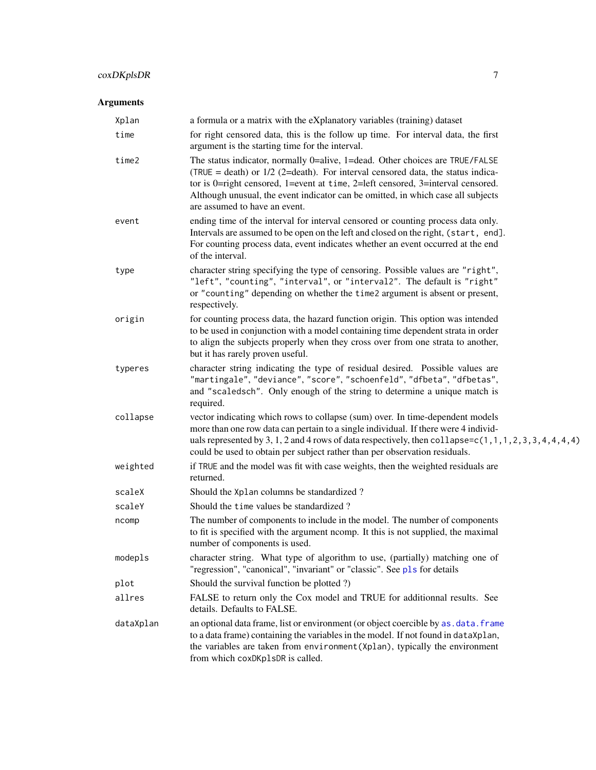## Arguments

| | |
|---|---|
| `Xplan` | a formula or a matrix with the eXplanatory variables (training) dataset |
| `time` | for right censored data, this is the follow up time. For interval data, the first argument is the starting time for the interval. |
| `time2` | The status indicator, normally 0=alive, 1=dead. Other choices are `TRUE/FALSE` (`TRUE` = death) or 1/2 (2=death). For interval censored data, the status indicator is 0=right censored, 1=event at `time`, 2=left censored, 3=interval censored. Although unusual, the event indicator can be omitted, in which case all subjects are assumed to have an event. |
| `event` | ending time of the interval for interval censored or counting process data only. Intervals are assumed to be open on the left and closed on the right, `(start, end]`. For counting process data, event indicates whether an event occurred at the end of the interval. |
| `type` | character string specifying the type of censoring. Possible values are `"right"`, `"left"`, `"counting"`, `"interval"`, or `"interval2"`. The default is `"right"` or `"counting"` depending on whether the `time2` argument is absent or present, respectively. |
| `origin` | for counting process data, the hazard function origin. This option was intended to be used in conjunction with a model containing time dependent strata in order to align the subjects properly when they cross over from one strata to another, but it has rarely proven useful. |
| `typeres` | character string indicating the type of residual desired. Possible values are `"martingale"`, `"deviance"`, `"score"`, `"schoenfeld"`, `"dfbeta"`, `"dfbetas"`, and `"scaledsch"`. Only enough of the string to determine a unique match is required. |
| `collapse` | vector indicating which rows to collapse (sum) over. In time-dependent models more than one row data can pertain to a single individual. If there were 4 individuals represented by 3, 1, 2 and 4 rows of data respectively, then `collapse=c(1,1,1,2,3,3,4,4,4,4)` could be used to obtain per subject rather than per observation residuals. |
| `weighted` | if `TRUE` and the model was fit with case weights, then the weighted residuals are returned. |
| `scaleX` | Should the `Xplan` columns be standardized ? |
| `scaleY` | Should the `time` values be standardized ? |
| `ncomp` | The number of components to include in the model. The number of components to fit is specified with the argument ncomp. It this is not supplied, the maximal number of components is used. |
| `modepls` | character string. What type of algorithm to use, (partially) matching one of "regression", "canonical", "invariant" or "classic". See `pls` for details |
| `plot` | Should the survival function be plotted ?) |
| `allres` | FALSE to return only the Cox model and TRUE for additionnal results. See details. Defaults to FALSE. |
| `dataXplan` | an optional data frame, list or environment (or object coercible by `as.data.frame` to a data frame) containing the variables in the model. If not found in `dataXplan`, the variables are taken from `environment(Xplan)`, typically the environment from which `coxDKplsDR` is called. |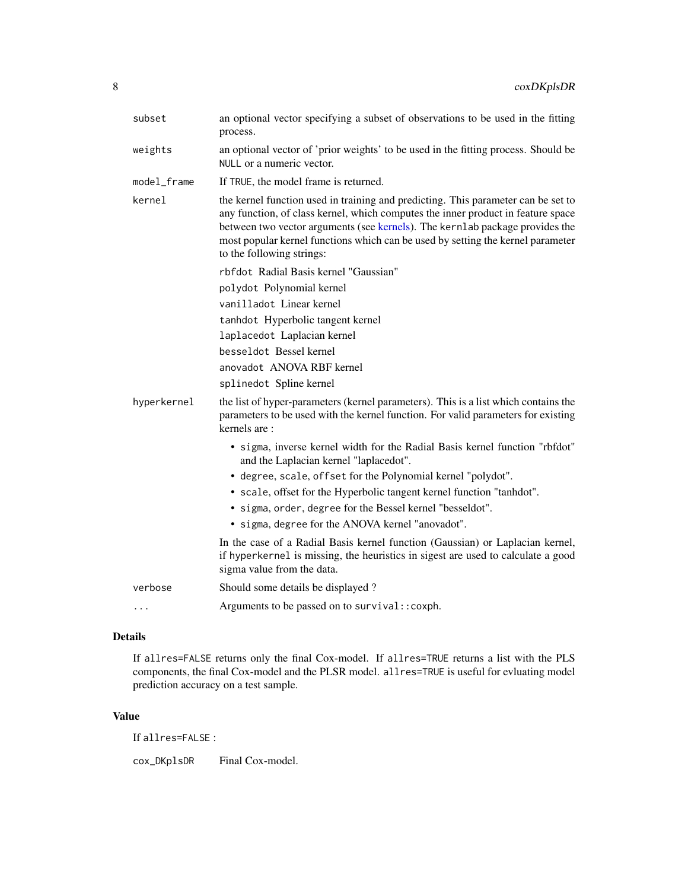| | |
|---|---|
| `subset` | an optional vector specifying a subset of observations to be used in the fitting process. |
| `weights` | an optional vector of 'prior weights' to be used in the fitting process. Should be `NULL` or a numeric vector. |
| `model_frame` | If `TRUE`, the model frame is returned. |
| `kernel` | the kernel function used in training and predicting. This parameter can be set to any function, of class kernel, which computes the inner product in feature space between two vector arguments (see kernels). The `kernlab` package provides the most popular kernel functions which can be used by setting the kernel parameter to the following strings: |

- `rbfdot` Radial Basis kernel "Gaussian"
- `polydot` Polynomial kernel
- `vanilladot` Linear kernel
- `tanhdot` Hyperbolic tangent kernel
- `laplacedot` Laplacian kernel
- `besseldot` Bessel kernel
- `anovadot` ANOVA RBF kernel
- `splinedot` Spline kernel

`hyperkernel` the list of hyper-parameters (kernel parameters). This is a list which contains the parameters to be used with the kernel function. For valid parameters for existing kernels are :

- `sigma`, inverse kernel width for the Radial Basis kernel function "rbfdot" and the Laplacian kernel "laplacedot".
- `degree`, `scale`, `offset` for the Polynomial kernel "polydot".
- `scale`, offset for the Hyperbolic tangent kernel function "tanhdot".
- `sigma`, `order`, `degree` for the Bessel kernel "besseldot".
- `sigma`, `degree` for the ANOVA kernel "anovadot".

In the case of a Radial Basis kernel function (Gaussian) or Laplacian kernel, if `hyperkernel` is missing, the heuristics in sigest are used to calculate a good sigma value from the data.

`verbose` Should some details be displayed ?

`...` Arguments to be passed on to `survival::coxph`.

## Details

If `allres=FALSE` returns only the final Cox-model. If `allres=TRUE` returns a list with the PLS components, the final Cox-model and the PLSR model. `allres=TRUE` is useful for evluating model prediction accuracy on a test sample.

## Value

If `allres=FALSE` :

`cox_DKplsDR` Final Cox-model.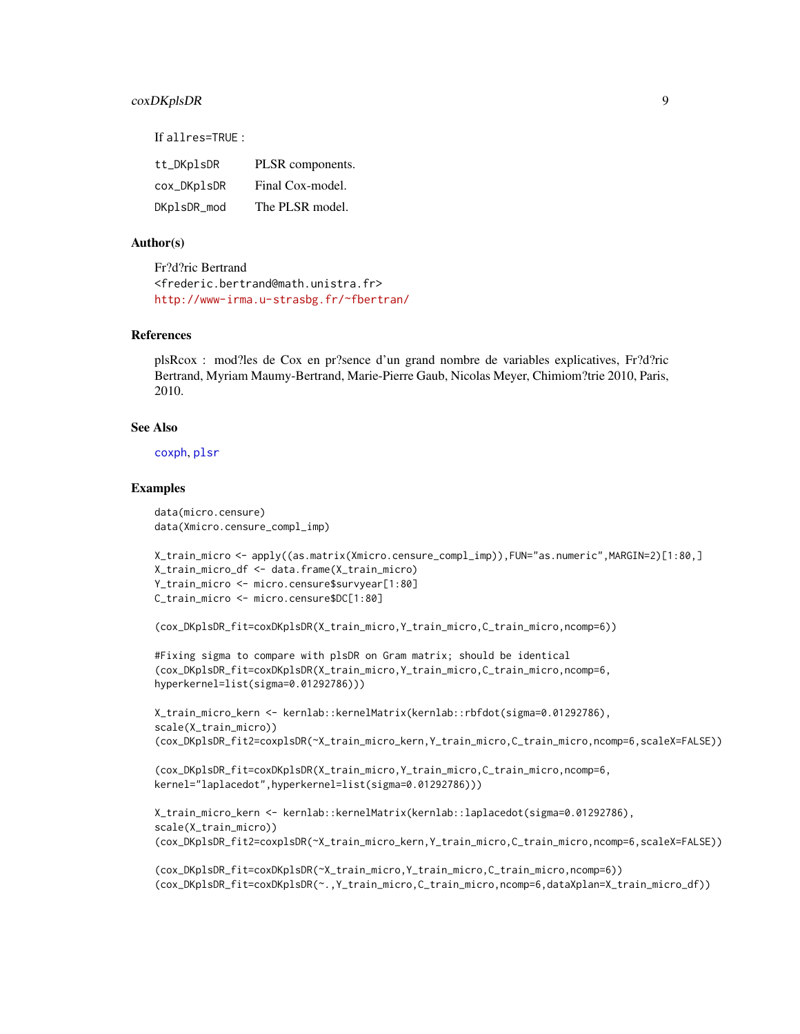If allres=TRUE :

| | |
|---|---|
| tt_DKplsDR | PLSR components. |
| cox_DKplsDR | Final Cox-model. |
| DKplsDR_mod | The PLSR model. |

### Author(s)

Fr?d?ric Bertrand
<frederic.bertrand@math.unistra.fr>
http://www-irma.u-strasbg.fr/~fbertran/

### References

plsRcox : mod?les de Cox en pr?sence d'un grand nombre de variables explicatives, Fr?d?ric Bertrand, Myriam Maumy-Bertrand, Marie-Pierre Gaub, Nicolas Meyer, Chimiom?trie 2010, Paris, 2010.

### See Also

coxph, plsr

### Examples

```
data(micro.censure)
data(Xmicro.censure_compl_imp)

X_train_micro <- apply((as.matrix(Xmicro.censure_compl_imp)),FUN="as.numeric",MARGIN=2)[1:80,]
X_train_micro_df <- data.frame(X_train_micro)
Y_train_micro <- micro.censure$survyear[1:80]
C_train_micro <- micro.censure$DC[1:80]

(cox_DKplsDR_fit=coxDKplsDR(X_train_micro,Y_train_micro,C_train_micro,ncomp=6))

#Fixing sigma to compare with plsDR on Gram matrix; should be identical
(cox_DKplsDR_fit=coxDKplsDR(X_train_micro,Y_train_micro,C_train_micro,ncomp=6,
hyperkernel=list(sigma=0.01292786)))

X_train_micro_kern <- kernlab::kernelMatrix(kernlab::rbfdot(sigma=0.01292786),
scale(X_train_micro))
(cox_DKplsDR_fit2=coxplsDR(~X_train_micro_kern,Y_train_micro,C_train_micro,ncomp=6,scaleX=FALSE))

(cox_DKplsDR_fit=coxDKplsDR(X_train_micro,Y_train_micro,C_train_micro,ncomp=6,
kernel="laplacedot",hyperkernel=list(sigma=0.01292786)))

X_train_micro_kern <- kernlab::kernelMatrix(kernlab::laplacedot(sigma=0.01292786),
scale(X_train_micro))
(cox_DKplsDR_fit2=coxplsDR(~X_train_micro_kern,Y_train_micro,C_train_micro,ncomp=6,scaleX=FALSE))

(cox_DKplsDR_fit=coxDKplsDR(~X_train_micro,Y_train_micro,C_train_micro,ncomp=6))
(cox_DKplsDR_fit=coxDKplsDR(~.,Y_train_micro,C_train_micro,ncomp=6,dataXplan=X_train_micro_df))
```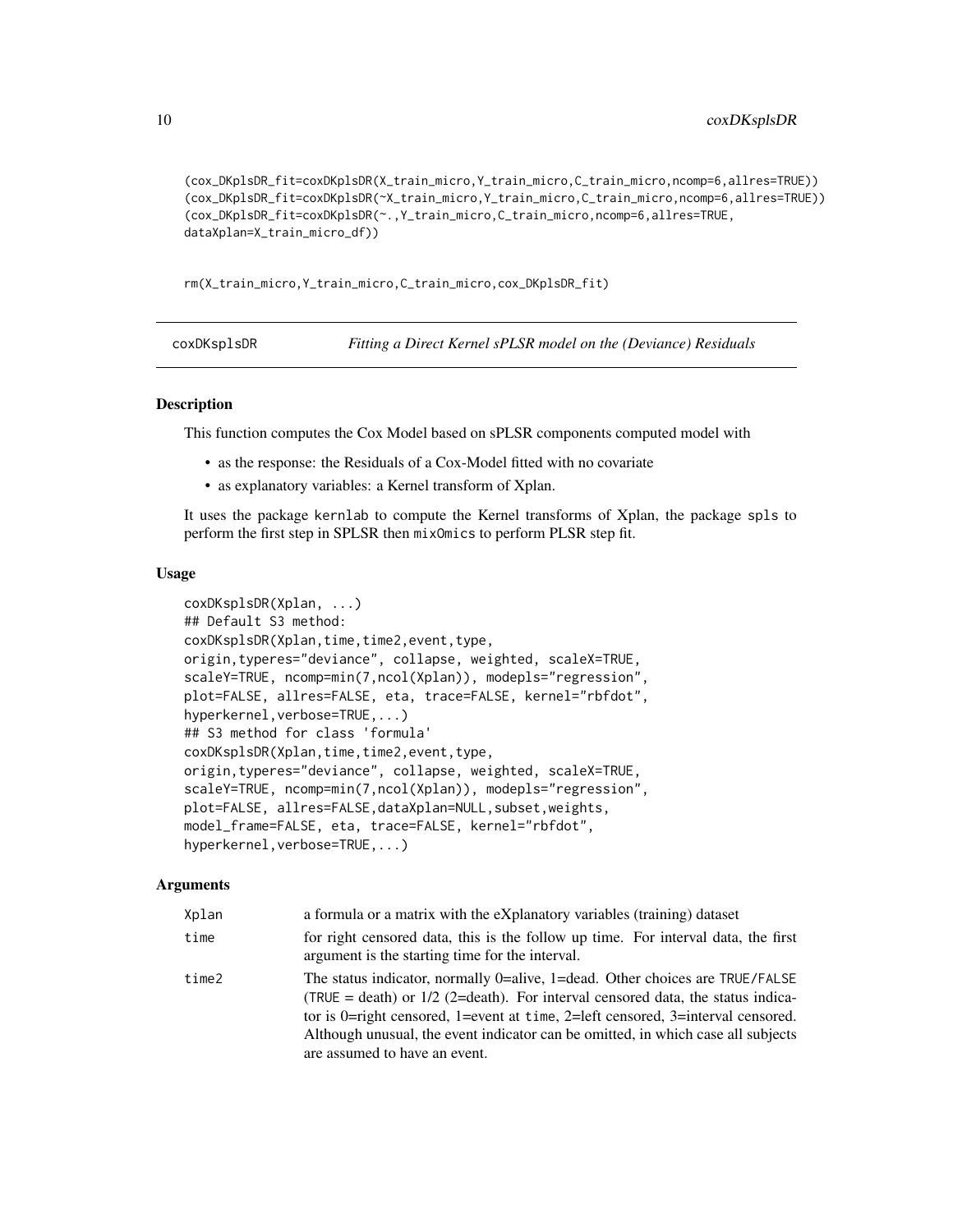```
(cox_DKplsDR_fit=coxDKplsDR(X_train_micro,Y_train_micro,C_train_micro,ncomp=6,allres=TRUE))
(cox_DKplsDR_fit=coxDKplsDR(~X_train_micro,Y_train_micro,C_train_micro,ncomp=6,allres=TRUE))
(cox_DKplsDR_fit=coxDKplsDR(~.,Y_train_micro,C_train_micro,ncomp=6,allres=TRUE,
dataXplan=X_train_micro_df))

rm(X_train_micro,Y_train_micro,C_train_micro,cox_DKplsDR_fit)
```

## coxDKsplsDR — *Fitting a Direct Kernel sPLSR model on the (Deviance) Residuals*

### Description

This function computes the Cox Model based on sPLSR components computed model with

- as the response: the Residuals of a Cox-Model fitted with no covariate
- as explanatory variables: a Kernel transform of Xplan.

It uses the package `kernlab` to compute the Kernel transforms of Xplan, the package `spls` to perform the first step in SPLSR then `mixOmics` to perform PLSR step fit.

### Usage

```
coxDKsplsDR(Xplan, ...)
## Default S3 method:
coxDKsplsDR(Xplan,time,time2,event,type,
origin,typeres="deviance", collapse, weighted, scaleX=TRUE,
scaleY=TRUE, ncomp=min(7,ncol(Xplan)), modepls="regression",
plot=FALSE, allres=FALSE, eta, trace=FALSE, kernel="rbfdot",
hyperkernel,verbose=TRUE,...)
## S3 method for class 'formula'
coxDKsplsDR(Xplan,time,time2,event,type,
origin,typeres="deviance", collapse, weighted, scaleX=TRUE,
scaleY=TRUE, ncomp=min(7,ncol(Xplan)), modepls="regression",
plot=FALSE, allres=FALSE,dataXplan=NULL,subset,weights,
model_frame=FALSE, eta, trace=FALSE, kernel="rbfdot",
hyperkernel,verbose=TRUE,...)
```

### Arguments

| | |
|---|---|
| `Xplan` | a formula or a matrix with the eXplanatory variables (training) dataset |
| `time` | for right censored data, this is the follow up time. For interval data, the first argument is the starting time for the interval. |
| `time2` | The status indicator, normally 0=alive, 1=dead. Other choices are `TRUE`/`FALSE` (`TRUE` = death) or 1/2 (2=death). For interval censored data, the status indicator is 0=right censored, 1=event at `time`, 2=left censored, 3=interval censored. Although unusual, the event indicator can be omitted, in which case all subjects are assumed to have an event. |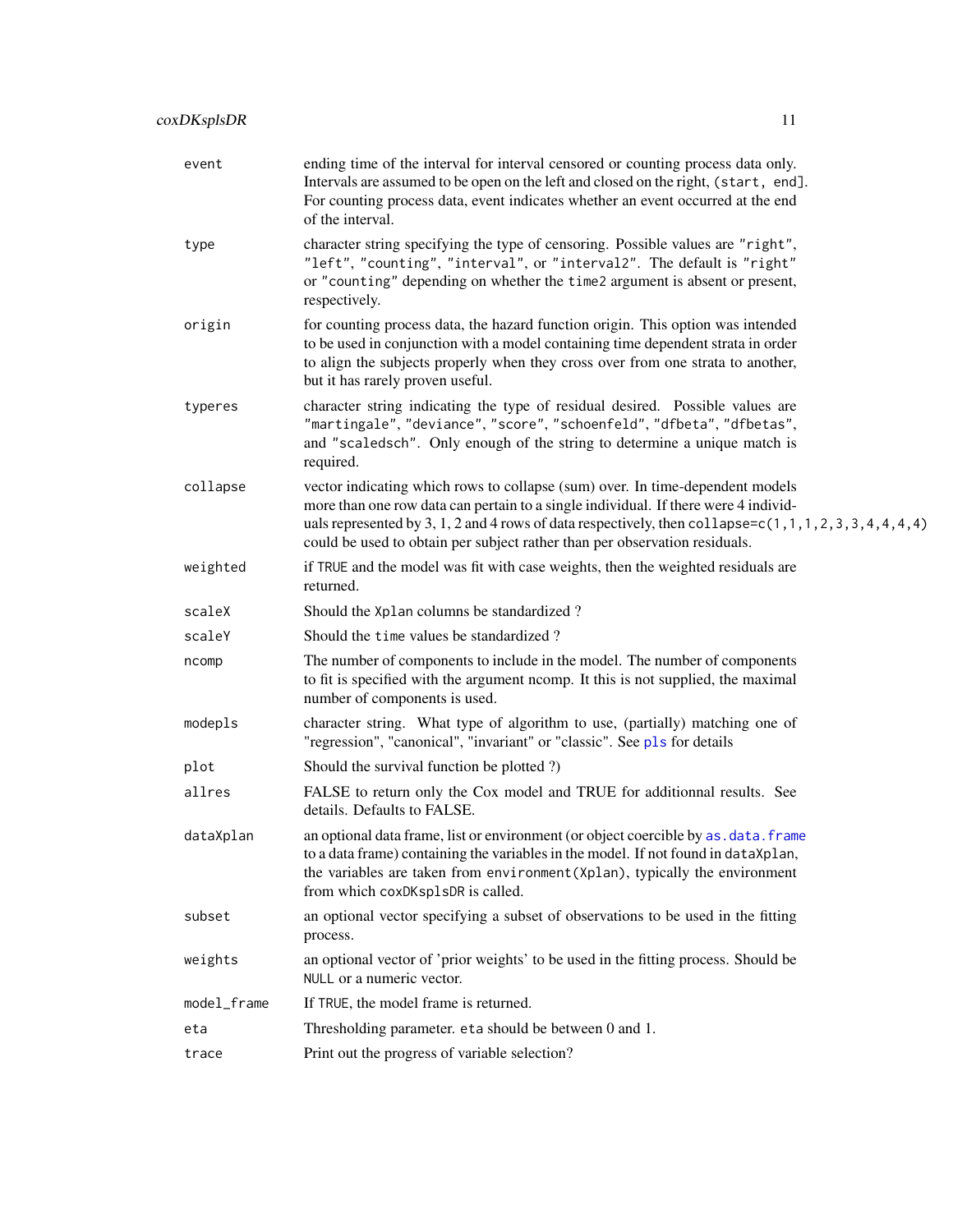| | |
|---|---|
| `event` | ending time of the interval for interval censored or counting process data only. Intervals are assumed to be open on the left and closed on the right, `(start, end]`. For counting process data, event indicates whether an event occurred at the end of the interval. |
| `type` | character string specifying the type of censoring. Possible values are `"right"`, `"left"`, `"counting"`, `"interval"`, or `"interval2"`. The default is `"right"` or `"counting"` depending on whether the `time2` argument is absent or present, respectively. |
| `origin` | for counting process data, the hazard function origin. This option was intended to be used in conjunction with a model containing time dependent strata in order to align the subjects properly when they cross over from one strata to another, but it has rarely proven useful. |
| `typeres` | character string indicating the type of residual desired. Possible values are `"martingale"`, `"deviance"`, `"score"`, `"schoenfeld"`, `"dfbeta"`, `"dfbetas"`, and `"scaledsch"`. Only enough of the string to determine a unique match is required. |
| `collapse` | vector indicating which rows to collapse (sum) over. In time-dependent models more than one row data can pertain to a single individual. If there were 4 individuals represented by 3, 1, 2 and 4 rows of data respectively, then `collapse=c(1,1,1,2,3,3,4,4,4,4)` could be used to obtain per subject rather than per observation residuals. |
| `weighted` | if `TRUE` and the model was fit with case weights, then the weighted residuals are returned. |
| `scaleX` | Should the `Xplan` columns be standardized ? |
| `scaleY` | Should the `time` values be standardized ? |
| `ncomp` | The number of components to include in the model. The number of components to fit is specified with the argument ncomp. It this is not supplied, the maximal number of components is used. |
| `modepls` | character string. What type of algorithm to use, (partially) matching one of "regression", "canonical", "invariant" or "classic". See `pls` for details |
| `plot` | Should the survival function be plotted ?) |
| `allres` | FALSE to return only the Cox model and TRUE for additionnal results. See details. Defaults to FALSE. |
| `dataXplan` | an optional data frame, list or environment (or object coercible by `as.data.frame` to a data frame) containing the variables in the model. If not found in `dataXplan`, the variables are taken from `environment(Xplan)`, typically the environment from which `coxDKsplsDR` is called. |
| `subset` | an optional vector specifying a subset of observations to be used in the fitting process. |
| `weights` | an optional vector of 'prior weights' to be used in the fitting process. Should be `NULL` or a numeric vector. |
| `model_frame` | If `TRUE`, the model frame is returned. |
| `eta` | Thresholding parameter. `eta` should be between 0 and 1. |
| `trace` | Print out the progress of variable selection? |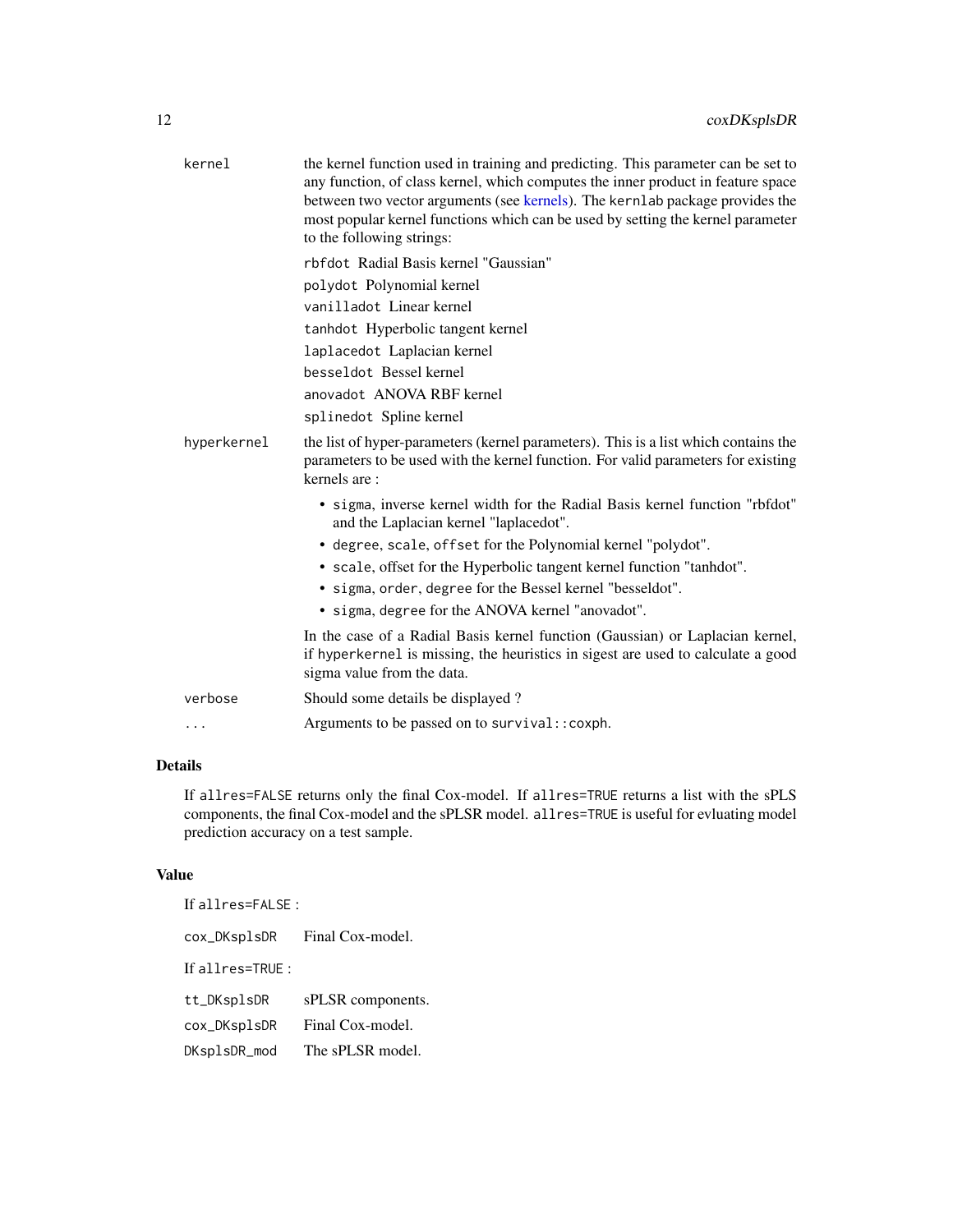kernel — the kernel function used in training and predicting. This parameter can be set to any function, of class kernel, which computes the inner product in feature space between two vector arguments (see kernels). The `kernlab` package provides the most popular kernel functions which can be used by setting the kernel parameter to the following strings:

- `rbfdot` Radial Basis kernel "Gaussian"
- `polydot` Polynomial kernel
- `vanilladot` Linear kernel
- `tanhdot` Hyperbolic tangent kernel
- `laplacedot` Laplacian kernel
- `besseldot` Bessel kernel
- `anovadot` ANOVA RBF kernel
- `splinedot` Spline kernel

hyperkernel — the list of hyper-parameters (kernel parameters). This is a list which contains the parameters to be used with the kernel function. For valid parameters for existing kernels are :

- `sigma`, inverse kernel width for the Radial Basis kernel function "rbfdot" and the Laplacian kernel "laplacedot".
- `degree`, `scale`, `offset` for the Polynomial kernel "polydot".
- `scale`, offset for the Hyperbolic tangent kernel function "tanhdot".
- `sigma`, `order`, `degree` for the Bessel kernel "besseldot".
- `sigma`, `degree` for the ANOVA kernel "anovadot".

In the case of a Radial Basis kernel function (Gaussian) or Laplacian kernel, if `hyperkernel` is missing, the heuristics in sigest are used to calculate a good sigma value from the data.

verbose — Should some details be displayed ?

... — Arguments to be passed on to `survival::coxph`.

## Details

If `allres=FALSE` returns only the final Cox-model. If `allres=TRUE` returns a list with the sPLS components, the final Cox-model and the sPLSR model. `allres=TRUE` is useful for evluating model prediction accuracy on a test sample.

## Value

If `allres=FALSE` :

`cox_DKsplsDR` — Final Cox-model.

If `allres=TRUE` :

`tt_DKsplsDR` — sPLSR components.

`cox_DKsplsDR` — Final Cox-model.

`DKsplsDR_mod` — The sPLSR model.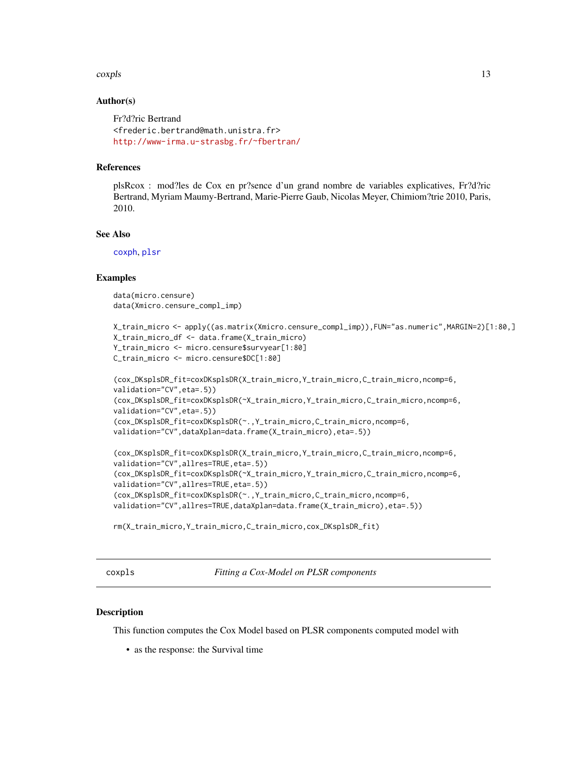## Author(s)

Fr?d?ric Bertrand
<frederic.bertrand@math.unistra.fr>
http://www-irma.u-strasbg.fr/~fbertran/

## References

plsRcox : mod?les de Cox en pr?sence d'un grand nombre de variables explicatives, Fr?d?ric Bertrand, Myriam Maumy-Bertrand, Marie-Pierre Gaub, Nicolas Meyer, Chimiom?trie 2010, Paris, 2010.

## See Also

coxph, plsr

## Examples

```
data(micro.censure)
data(Xmicro.censure_compl_imp)

X_train_micro <- apply((as.matrix(Xmicro.censure_compl_imp)),FUN="as.numeric",MARGIN=2)[1:80,]
X_train_micro_df <- data.frame(X_train_micro)
Y_train_micro <- micro.censure$survyear[1:80]
C_train_micro <- micro.censure$DC[1:80]

(cox_DKsplsDR_fit=coxDKsplsDR(X_train_micro,Y_train_micro,C_train_micro,ncomp=6,
validation="CV",eta=.5))
(cox_DKsplsDR_fit=coxDKsplsDR(~X_train_micro,Y_train_micro,C_train_micro,ncomp=6,
validation="CV",eta=.5))
(cox_DKsplsDR_fit=coxDKsplsDR(~.,Y_train_micro,C_train_micro,ncomp=6,
validation="CV",dataXplan=data.frame(X_train_micro),eta=.5))

(cox_DKsplsDR_fit=coxDKsplsDR(X_train_micro,Y_train_micro,C_train_micro,ncomp=6,
validation="CV",allres=TRUE,eta=.5))
(cox_DKsplsDR_fit=coxDKsplsDR(~X_train_micro,Y_train_micro,C_train_micro,ncomp=6,
validation="CV",allres=TRUE,eta=.5))
(cox_DKsplsDR_fit=coxDKsplsDR(~.,Y_train_micro,C_train_micro,ncomp=6,
validation="CV",allres=TRUE,dataXplan=data.frame(X_train_micro),eta=.5))

rm(X_train_micro,Y_train_micro,C_train_micro,cox_DKsplsDR_fit)
```

---

# coxpls *Fitting a Cox-Model on PLSR components*

## Description

This function computes the Cox Model based on PLSR components computed model with

- as the response: the Survival time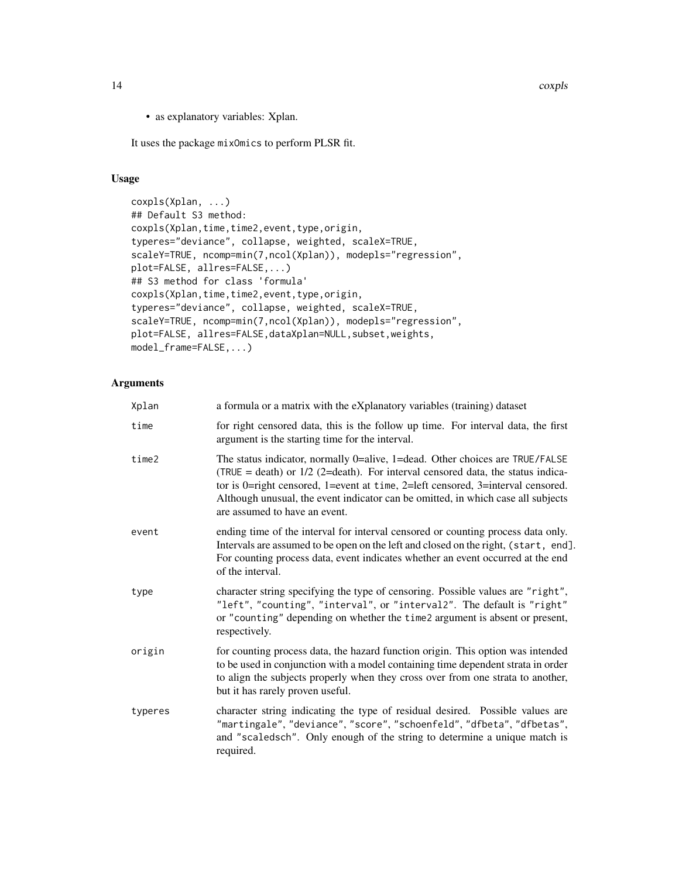- as explanatory variables: Xplan.

It uses the package mixOmics to perform PLSR fit.

### Usage

```
coxpls(Xplan, ...)
## Default S3 method:
coxpls(Xplan,time,time2,event,type,origin,
typeres="deviance", collapse, weighted, scaleX=TRUE,
scaleY=TRUE, ncomp=min(7,ncol(Xplan)), modepls="regression",
plot=FALSE, allres=FALSE,...)
## S3 method for class 'formula'
coxpls(Xplan,time,time2,event,type,origin,
typeres="deviance", collapse, weighted, scaleX=TRUE,
scaleY=TRUE, ncomp=min(7,ncol(Xplan)), modepls="regression",
plot=FALSE, allres=FALSE,dataXplan=NULL,subset,weights,
model_frame=FALSE,...)
```

### Arguments

| | |
|---|---|
| `Xplan` | a formula or a matrix with the eXplanatory variables (training) dataset |
| `time` | for right censored data, this is the follow up time. For interval data, the first argument is the starting time for the interval. |
| `time2` | The status indicator, normally 0=alive, 1=dead. Other choices are `TRUE/FALSE` (`TRUE` = death) or 1/2 (2=death). For interval censored data, the status indicator is 0=right censored, 1=event at `time`, 2=left censored, 3=interval censored. Although unusual, the event indicator can be omitted, in which case all subjects are assumed to have an event. |
| `event` | ending time of the interval for interval censored or counting process data only. Intervals are assumed to be open on the left and closed on the right, `(start, end]`. For counting process data, event indicates whether an event occurred at the end of the interval. |
| `type` | character string specifying the type of censoring. Possible values are `"right"`, `"left"`, `"counting"`, `"interval"`, or `"interval2"`. The default is `"right"` or `"counting"` depending on whether the `time2` argument is absent or present, respectively. |
| `origin` | for counting process data, the hazard function origin. This option was intended to be used in conjunction with a model containing time dependent strata in order to align the subjects properly when they cross over from one strata to another, but it has rarely proven useful. |
| `typeres` | character string indicating the type of residual desired. Possible values are `"martingale"`, `"deviance"`, `"score"`, `"schoenfeld"`, `"dfbeta"`, `"dfbetas"`, and `"scaledsch"`. Only enough of the string to determine a unique match is required. |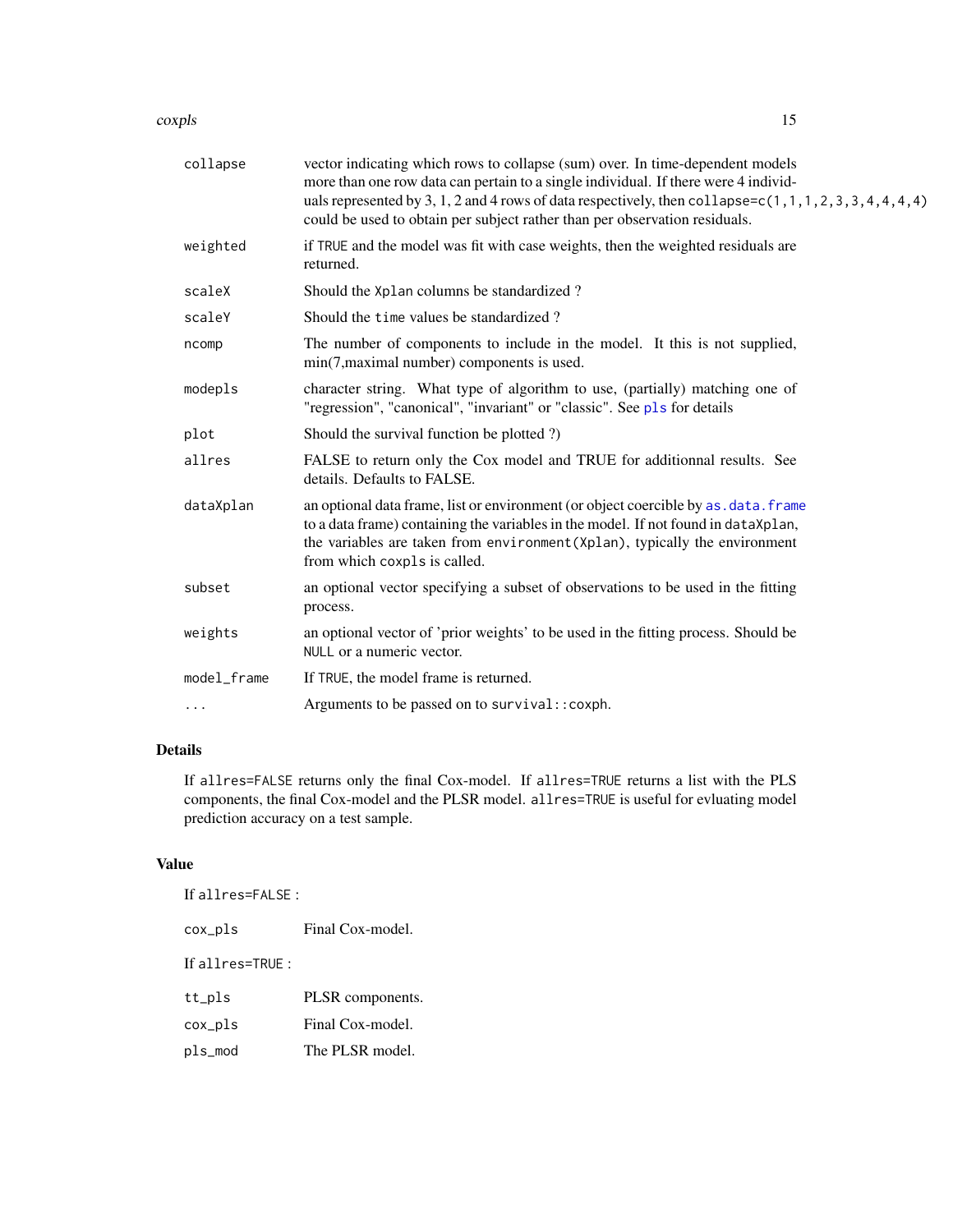| | |
|---|---|
| `collapse` | vector indicating which rows to collapse (sum) over. In time-dependent models more than one row data can pertain to a single individual. If there were 4 individuals represented by 3, 1, 2 and 4 rows of data respectively, then `collapse=c(1,1,1,2,3,3,4,4,4,4)` could be used to obtain per subject rather than per observation residuals. |
| `weighted` | if `TRUE` and the model was fit with case weights, then the weighted residuals are returned. |
| `scaleX` | Should the `Xplan` columns be standardized ? |
| `scaleY` | Should the `time` values be standardized ? |
| `ncomp` | The number of components to include in the model. It this is not supplied, min(7,maximal number) components is used. |
| `modepls` | character string. What type of algorithm to use, (partially) matching one of "regression", "canonical", "invariant" or "classic". See `pls` for details |
| `plot` | Should the survival function be plotted ?) |
| `allres` | FALSE to return only the Cox model and TRUE for additionnal results. See details. Defaults to FALSE. |
| `dataXplan` | an optional data frame, list or environment (or object coercible by `as.data.frame` to a data frame) containing the variables in the model. If not found in `dataXplan`, the variables are taken from `environment(Xplan)`, typically the environment from which `coxpls` is called. |
| `subset` | an optional vector specifying a subset of observations to be used in the fitting process. |
| `weights` | an optional vector of 'prior weights' to be used in the fitting process. Should be `NULL` or a numeric vector. |
| `model_frame` | If `TRUE`, the model frame is returned. |
| `...` | Arguments to be passed on to `survival::coxph`. |

## Details

If `allres=FALSE` returns only the final Cox-model. If `allres=TRUE` returns a list with the PLS components, the final Cox-model and the PLSR model. `allres=TRUE` is useful for evluating model prediction accuracy on a test sample.

## Value

If `allres=FALSE` :

| | |
|---|---|
| `cox_pls` | Final Cox-model. |

If `allres=TRUE` :

| | |
|---|---|
| `tt_pls` | PLSR components. |
| `cox_pls` | Final Cox-model. |
| `pls_mod` | The PLSR model. |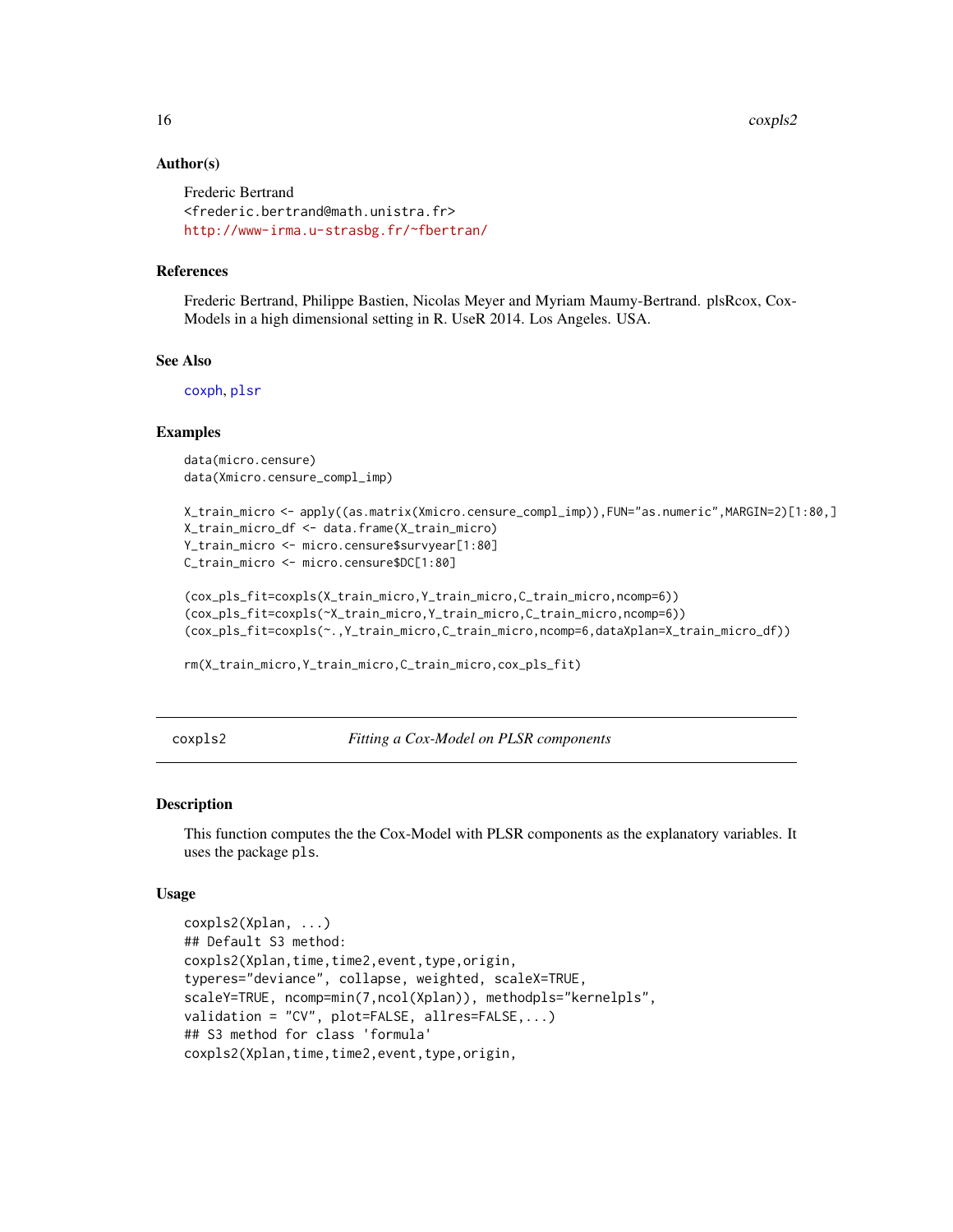### Author(s)

Frederic Bertrand
<frederic.bertrand@math.unistra.fr>
http://www-irma.u-strasbg.fr/~fbertran/

### References

Frederic Bertrand, Philippe Bastien, Nicolas Meyer and Myriam Maumy-Bertrand. plsRcox, Cox-Models in a high dimensional setting in R. UseR 2014. Los Angeles. USA.

### See Also

coxph, plsr

### Examples

```
data(micro.censure)
data(Xmicro.censure_compl_imp)

X_train_micro <- apply((as.matrix(Xmicro.censure_compl_imp)),FUN="as.numeric",MARGIN=2)[1:80,]
X_train_micro_df <- data.frame(X_train_micro)
Y_train_micro <- micro.censure$survyear[1:80]
C_train_micro <- micro.censure$DC[1:80]

(cox_pls_fit=coxpls(X_train_micro,Y_train_micro,C_train_micro,ncomp=6))
(cox_pls_fit=coxpls(~X_train_micro,Y_train_micro,C_train_micro,ncomp=6))
(cox_pls_fit=coxpls(~.,Y_train_micro,C_train_micro,ncomp=6,dataXplan=X_train_micro_df))

rm(X_train_micro,Y_train_micro,C_train_micro,cox_pls_fit)
```

---

## coxpls2 — *Fitting a Cox-Model on PLSR components*

### Description

This function computes the the Cox-Model with PLSR components as the explanatory variables. It uses the package pls.

### Usage

```
coxpls2(Xplan, ...)
## Default S3 method:
coxpls2(Xplan,time,time2,event,type,origin,
typeres="deviance", collapse, weighted, scaleX=TRUE,
scaleY=TRUE, ncomp=min(7,ncol(Xplan)), methodpls="kernelpls",
validation = "CV", plot=FALSE, allres=FALSE,...)
## S3 method for class 'formula'
coxpls2(Xplan,time,time2,event,type,origin,
```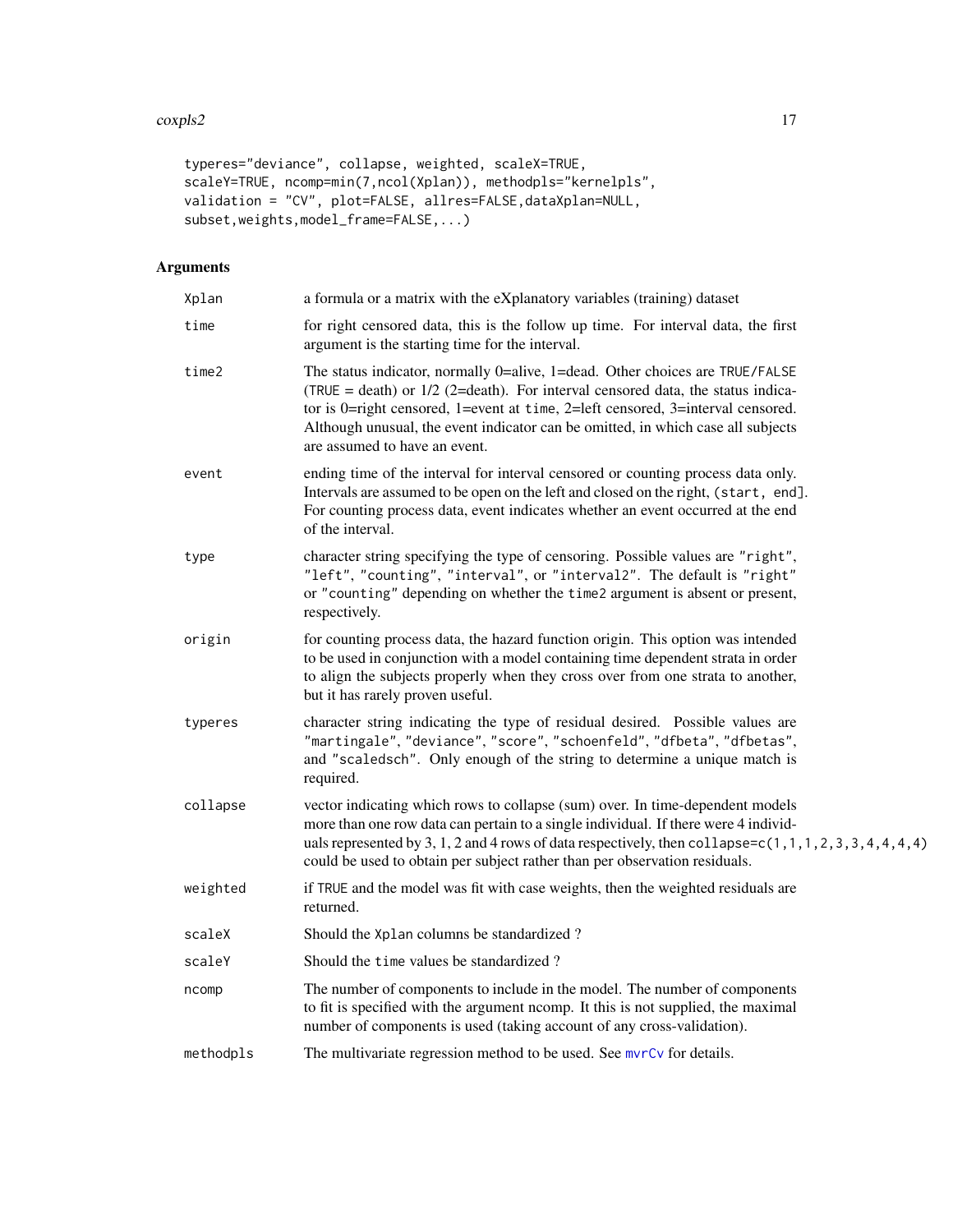```
typeres="deviance", collapse, weighted, scaleX=TRUE,
scaleY=TRUE, ncomp=min(7,ncol(Xplan)), methodpls="kernelpls",
validation = "CV", plot=FALSE, allres=FALSE,dataXplan=NULL,
subset,weights,model_frame=FALSE,...)
```

## Arguments

| | |
|---|---|
| Xplan | a formula or a matrix with the eXplanatory variables (training) dataset |
| time | for right censored data, this is the follow up time. For interval data, the first argument is the starting time for the interval. |
| time2 | The status indicator, normally 0=alive, 1=dead. Other choices are TRUE/FALSE (TRUE = death) or 1/2 (2=death). For interval censored data, the status indicator is 0=right censored, 1=event at time, 2=left censored, 3=interval censored. Although unusual, the event indicator can be omitted, in which case all subjects are assumed to have an event. |
| event | ending time of the interval for interval censored or counting process data only. Intervals are assumed to be open on the left and closed on the right, (start, end]. For counting process data, event indicates whether an event occurred at the end of the interval. |
| type | character string specifying the type of censoring. Possible values are "right", "left", "counting", "interval", or "interval2". The default is "right" or "counting" depending on whether the time2 argument is absent or present, respectively. |
| origin | for counting process data, the hazard function origin. This option was intended to be used in conjunction with a model containing time dependent strata in order to align the subjects properly when they cross over from one strata to another, but it has rarely proven useful. |
| typeres | character string indicating the type of residual desired. Possible values are "martingale", "deviance", "score", "schoenfeld", "dfbeta", "dfbetas", and "scaledsch". Only enough of the string to determine a unique match is required. |
| collapse | vector indicating which rows to collapse (sum) over. In time-dependent models more than one row data can pertain to a single individual. If there were 4 individuals represented by 3, 1, 2 and 4 rows of data respectively, then collapse=c(1,1,1,2,3,3,4,4,4,4) could be used to obtain per subject rather than per observation residuals. |
| weighted | if TRUE and the model was fit with case weights, then the weighted residuals are returned. |
| scaleX | Should the Xplan columns be standardized ? |
| scaleY | Should the time values be standardized ? |
| ncomp | The number of components to include in the model. The number of components to fit is specified with the argument ncomp. It this is not supplied, the maximal number of components is used (taking account of any cross-validation). |
| methodpls | The multivariate regression method to be used. See mvrCv for details. |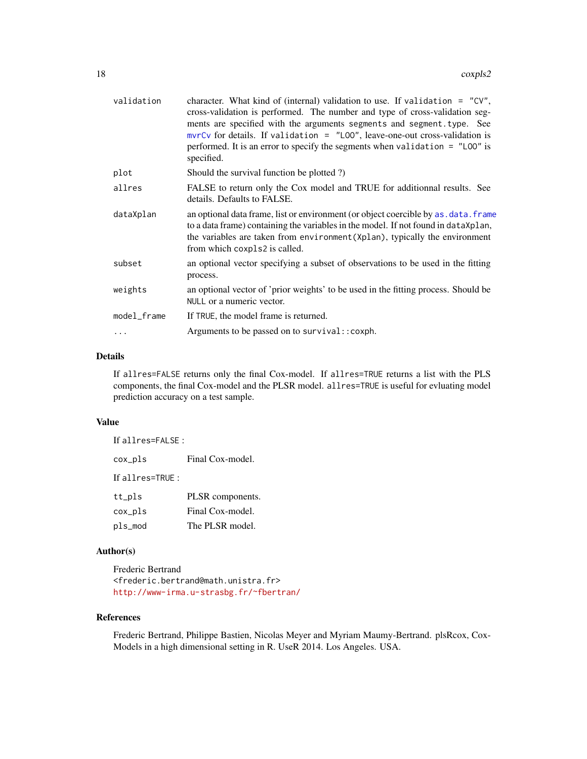| | |
|---|---|
| validation | character. What kind of (internal) validation to use. If `validation = "CV"`, cross-validation is performed. The number and type of cross-validation segments are specified with the arguments `segments` and `segment.type`. See `mvrCv` for details. If `validation = "LOO"`, leave-one-out cross-validation is performed. It is an error to specify the segments when `validation = "LOO"` is specified. |
| plot | Should the survival function be plotted ?) |
| allres | FALSE to return only the Cox model and TRUE for additionnal results. See details. Defaults to FALSE. |
| dataXplan | an optional data frame, list or environment (or object coercible by `as.data.frame` to a data frame) containing the variables in the model. If not found in `dataXplan`, the variables are taken from `environment(Xplan)`, typically the environment from which `coxpls2` is called. |
| subset | an optional vector specifying a subset of observations to be used in the fitting process. |
| weights | an optional vector of 'prior weights' to be used in the fitting process. Should be `NULL` or a numeric vector. |
| model_frame | If `TRUE`, the model frame is returned. |
| ... | Arguments to be passed on to `survival::coxph`. |

## Details

If `allres=FALSE` returns only the final Cox-model. If `allres=TRUE` returns a list with the PLS components, the final Cox-model and the PLSR model. `allres=TRUE` is useful for evluating model prediction accuracy on a test sample.

## Value

If `allres=FALSE` :

| | |
|---|---|
| cox_pls | Final Cox-model. |

If `allres=TRUE` :

| | |
|---|---|
| tt_pls | PLSR components. |
| cox_pls | Final Cox-model. |
| pls_mod | The PLSR model. |

## Author(s)

Frederic Bertrand
<frederic.bertrand@math.unistra.fr>
http://www-irma.u-strasbg.fr/~fbertran/

## References

Frederic Bertrand, Philippe Bastien, Nicolas Meyer and Myriam Maumy-Bertrand. plsRcox, Cox-Models in a high dimensional setting in R. UseR 2014. Los Angeles. USA.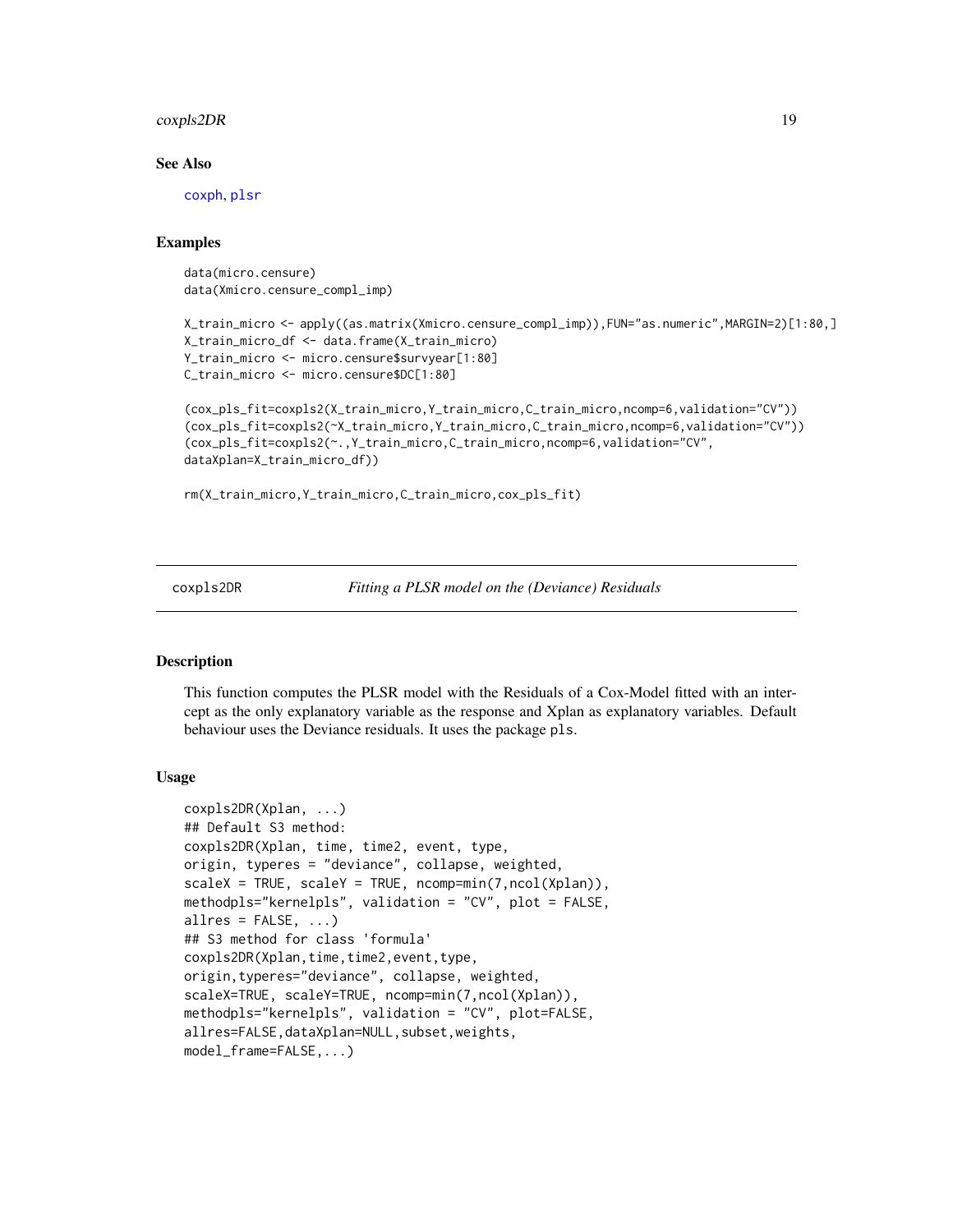### See Also

coxph, plsr

### Examples

```
data(micro.censure)
data(Xmicro.censure_compl_imp)

X_train_micro <- apply((as.matrix(Xmicro.censure_compl_imp)),FUN="as.numeric",MARGIN=2)[1:80,]
X_train_micro_df <- data.frame(X_train_micro)
Y_train_micro <- micro.censure$survyear[1:80]
C_train_micro <- micro.censure$DC[1:80]

(cox_pls_fit=coxpls2(X_train_micro,Y_train_micro,C_train_micro,ncomp=6,validation="CV"))
(cox_pls_fit=coxpls2(~X_train_micro,Y_train_micro,C_train_micro,ncomp=6,validation="CV"))
(cox_pls_fit=coxpls2(~.,Y_train_micro,C_train_micro,ncomp=6,validation="CV",
dataXplan=X_train_micro_df))

rm(X_train_micro,Y_train_micro,C_train_micro,cox_pls_fit)
```

---

## coxpls2DR — *Fitting a PLSR model on the (Deviance) Residuals*

### Description

This function computes the PLSR model with the Residuals of a Cox-Model fitted with an intercept as the only explanatory variable as the response and Xplan as explanatory variables. Default behaviour uses the Deviance residuals. It uses the package pls.

### Usage

```
coxpls2DR(Xplan, ...)
## Default S3 method:
coxpls2DR(Xplan, time, time2, event, type,
origin, typeres = "deviance", collapse, weighted,
scaleX = TRUE, scaleY = TRUE, ncomp=min(7,ncol(Xplan)),
methodpls="kernelpls", validation = "CV", plot = FALSE,
allres = FALSE, ...)
## S3 method for class 'formula'
coxpls2DR(Xplan,time,time2,event,type,
origin,typeres="deviance", collapse, weighted,
scaleX=TRUE, scaleY=TRUE, ncomp=min(7,ncol(Xplan)),
methodpls="kernelpls", validation = "CV", plot=FALSE,
allres=FALSE,dataXplan=NULL,subset,weights,
model_frame=FALSE,...)
```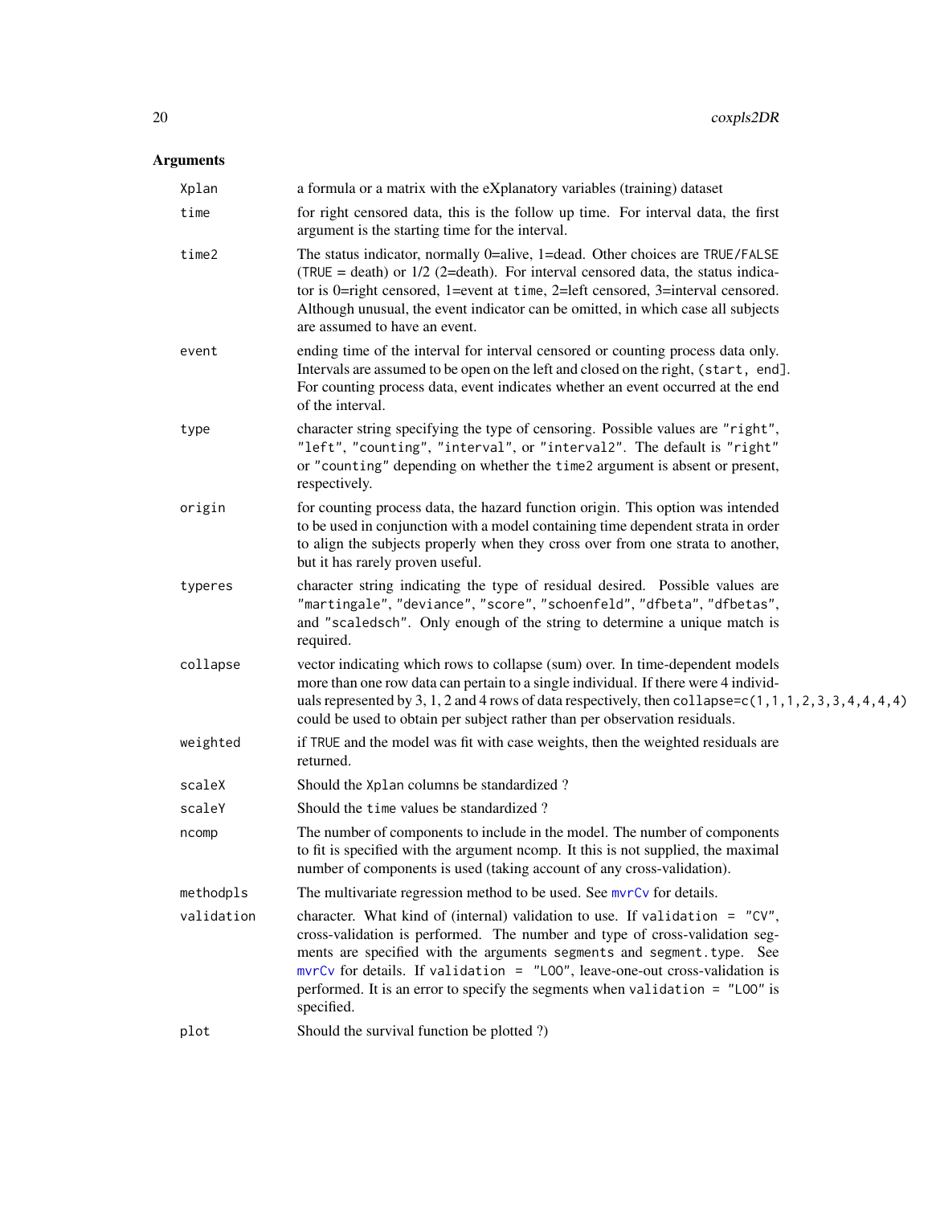## Arguments

| Argument | Description |
|---|---|
| `Xplan` | a formula or a matrix with the eXplanatory variables (training) dataset |
| `time` | for right censored data, this is the follow up time. For interval data, the first argument is the starting time for the interval. |
| `time2` | The status indicator, normally 0=alive, 1=dead. Other choices are `TRUE`/`FALSE` (`TRUE` = death) or 1/2 (2=death). For interval censored data, the status indicator is 0=right censored, 1=event at `time`, 2=left censored, 3=interval censored. Although unusual, the event indicator can be omitted, in which case all subjects are assumed to have an event. |
| `event` | ending time of the interval for interval censored or counting process data only. Intervals are assumed to be open on the left and closed on the right, `(start, end]`. For counting process data, event indicates whether an event occurred at the end of the interval. |
| `type` | character string specifying the type of censoring. Possible values are `"right"`, `"left"`, `"counting"`, `"interval"`, or `"interval2"`. The default is `"right"` or `"counting"` depending on whether the `time2` argument is absent or present, respectively. |
| `origin` | for counting process data, the hazard function origin. This option was intended to be used in conjunction with a model containing time dependent strata in order to align the subjects properly when they cross over from one strata to another, but it has rarely proven useful. |
| `typeres` | character string indicating the type of residual desired. Possible values are `"martingale"`, `"deviance"`, `"score"`, `"schoenfeld"`, `"dfbeta"`, `"dfbetas"`, and `"scaledsch"`. Only enough of the string to determine a unique match is required. |
| `collapse` | vector indicating which rows to collapse (sum) over. In time-dependent models more than one row data can pertain to a single individual. If there were 4 individuals represented by 3, 1, 2 and 4 rows of data respectively, then `collapse=c(1,1,1,2,3,3,4,4,4,4)` could be used to obtain per subject rather than per observation residuals. |
| `weighted` | if `TRUE` and the model was fit with case weights, then the weighted residuals are returned. |
| `scaleX` | Should the `Xplan` columns be standardized ? |
| `scaleY` | Should the `time` values be standardized ? |
| `ncomp` | The number of components to include in the model. The number of components to fit is specified with the argument ncomp. It this is not supplied, the maximal number of components is used (taking account of any cross-validation). |
| `methodpls` | The multivariate regression method to be used. See `mvrCv` for details. |
| `validation` | character. What kind of (internal) validation to use. If `validation = "CV"`, cross-validation is performed. The number and type of cross-validation segments are specified with the arguments `segments` and `segment.type`. See `mvrCv` for details. If `validation = "LOO"`, leave-one-out cross-validation is performed. It is an error to specify the segments when `validation = "LOO"` is specified. |
| `plot` | Should the survival function be plotted ?) |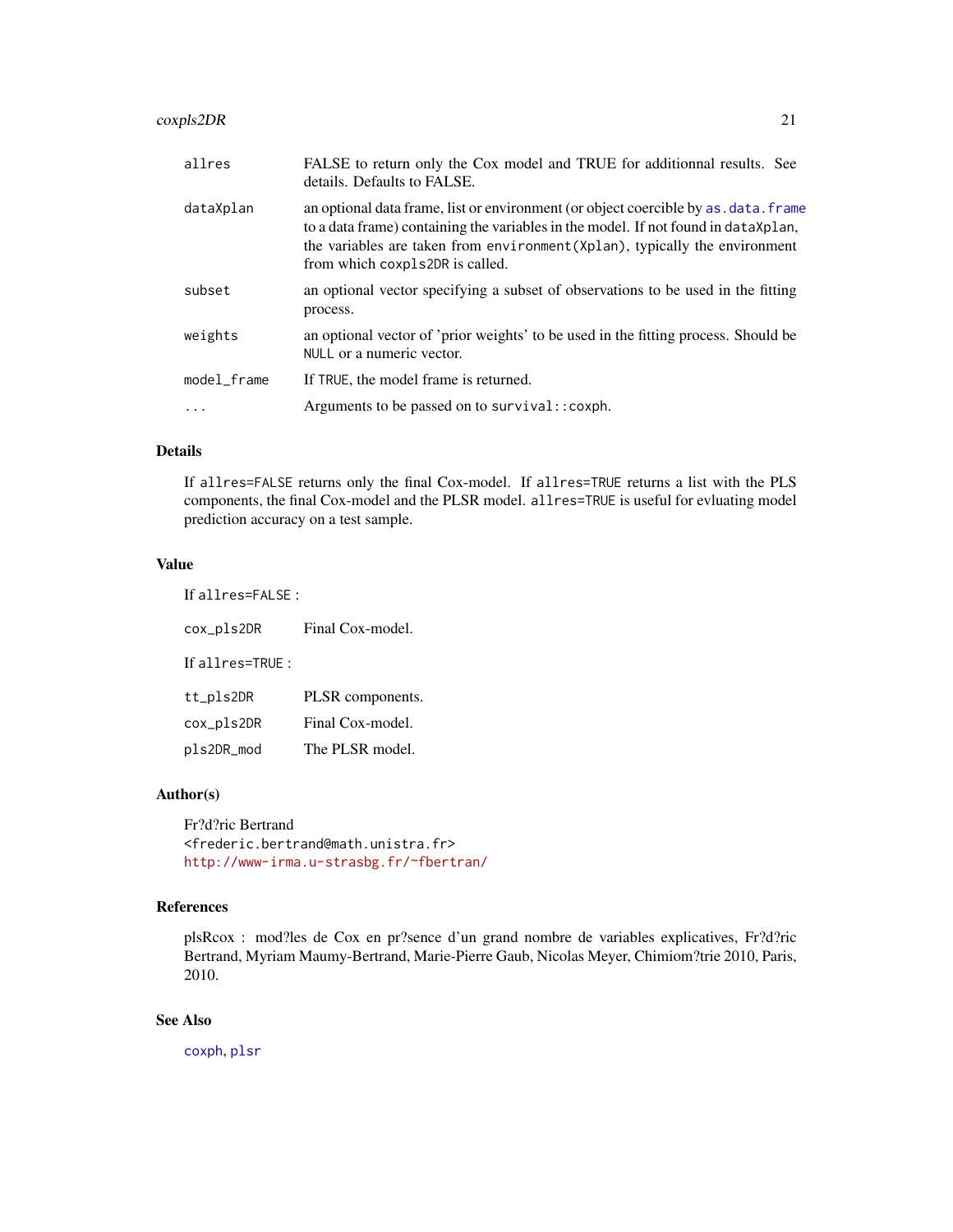| | |
|---|---|
| allres | FALSE to return only the Cox model and TRUE for additionnal results. See details. Defaults to FALSE. |
| dataXplan | an optional data frame, list or environment (or object coercible by as.data.frame to a data frame) containing the variables in the model. If not found in dataXplan, the variables are taken from environment(Xplan), typically the environment from which coxpls2DR is called. |
| subset | an optional vector specifying a subset of observations to be used in the fitting process. |
| weights | an optional vector of 'prior weights' to be used in the fitting process. Should be NULL or a numeric vector. |
| model_frame | If TRUE, the model frame is returned. |
| ... | Arguments to be passed on to survival::coxph. |

## Details

If allres=FALSE returns only the final Cox-model. If allres=TRUE returns a list with the PLS components, the final Cox-model and the PLSR model. allres=TRUE is useful for evluating model prediction accuracy on a test sample.

## Value

If allres=FALSE :

| | |
|---|---|
| cox_pls2DR | Final Cox-model. |

If allres=TRUE :

| | |
|---|---|
| tt_pls2DR | PLSR components. |
| cox_pls2DR | Final Cox-model. |
| pls2DR_mod | The PLSR model. |

## Author(s)

Fr?d?ric Bertrand
<frederic.bertrand@math.unistra.fr>
http://www-irma.u-strasbg.fr/~fbertran/

## References

plsRcox : mod?les de Cox en pr?sence d'un grand nombre de variables explicatives, Fr?d?ric Bertrand, Myriam Maumy-Bertrand, Marie-Pierre Gaub, Nicolas Meyer, Chimiom?trie 2010, Paris, 2010.

## See Also

coxph, plsr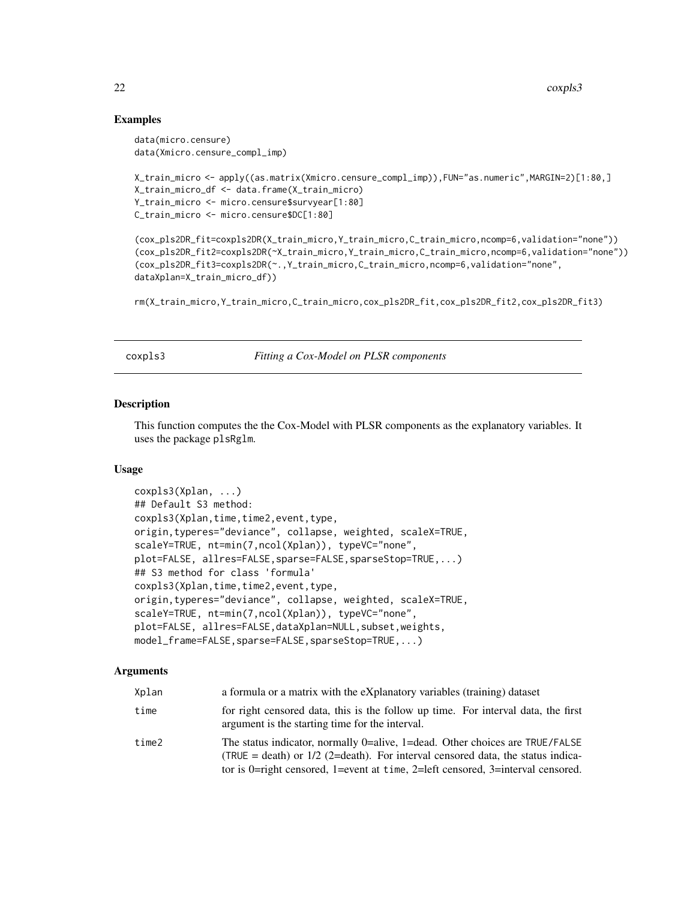## Examples

```
data(micro.censure)
data(Xmicro.censure_compl_imp)

X_train_micro <- apply((as.matrix(Xmicro.censure_compl_imp)),FUN="as.numeric",MARGIN=2)[1:80,]
X_train_micro_df <- data.frame(X_train_micro)
Y_train_micro <- micro.censure$survyear[1:80]
C_train_micro <- micro.censure$DC[1:80]

(cox_pls2DR_fit=coxpls2DR(X_train_micro,Y_train_micro,C_train_micro,ncomp=6,validation="none"))
(cox_pls2DR_fit2=coxpls2DR(~X_train_micro,Y_train_micro,C_train_micro,ncomp=6,validation="none"))
(cox_pls2DR_fit3=coxpls2DR(~.,Y_train_micro,C_train_micro,ncomp=6,validation="none",
dataXplan=X_train_micro_df))

rm(X_train_micro,Y_train_micro,C_train_micro,cox_pls2DR_fit,cox_pls2DR_fit2,cox_pls2DR_fit3)
```

---

# coxpls3 — *Fitting a Cox-Model on PLSR components*

---

## Description

This function computes the the Cox-Model with PLSR components as the explanatory variables. It uses the package `plsRglm`.

## Usage

```
coxpls3(Xplan, ...)
## Default S3 method:
coxpls3(Xplan,time,time2,event,type,
origin,typeres="deviance", collapse, weighted, scaleX=TRUE,
scaleY=TRUE, nt=min(7,ncol(Xplan)), typeVC="none",
plot=FALSE, allres=FALSE,sparse=FALSE,sparseStop=TRUE,...)
## S3 method for class 'formula'
coxpls3(Xplan,time,time2,event,type,
origin,typeres="deviance", collapse, weighted, scaleX=TRUE,
scaleY=TRUE, nt=min(7,ncol(Xplan)), typeVC="none",
plot=FALSE, allres=FALSE,dataXplan=NULL,subset,weights,
model_frame=FALSE,sparse=FALSE,sparseStop=TRUE,...)
```

## Arguments

| | |
|---|---|
| `Xplan` | a formula or a matrix with the eXplanatory variables (training) dataset |
| `time` | for right censored data, this is the follow up time. For interval data, the first argument is the starting time for the interval. |
| `time2` | The status indicator, normally 0=alive, 1=dead. Other choices are `TRUE`/`FALSE` (`TRUE` = death) or 1/2 (2=death). For interval censored data, the status indicator is 0=right censored, 1=event at `time`, 2=left censored, 3=interval censored. |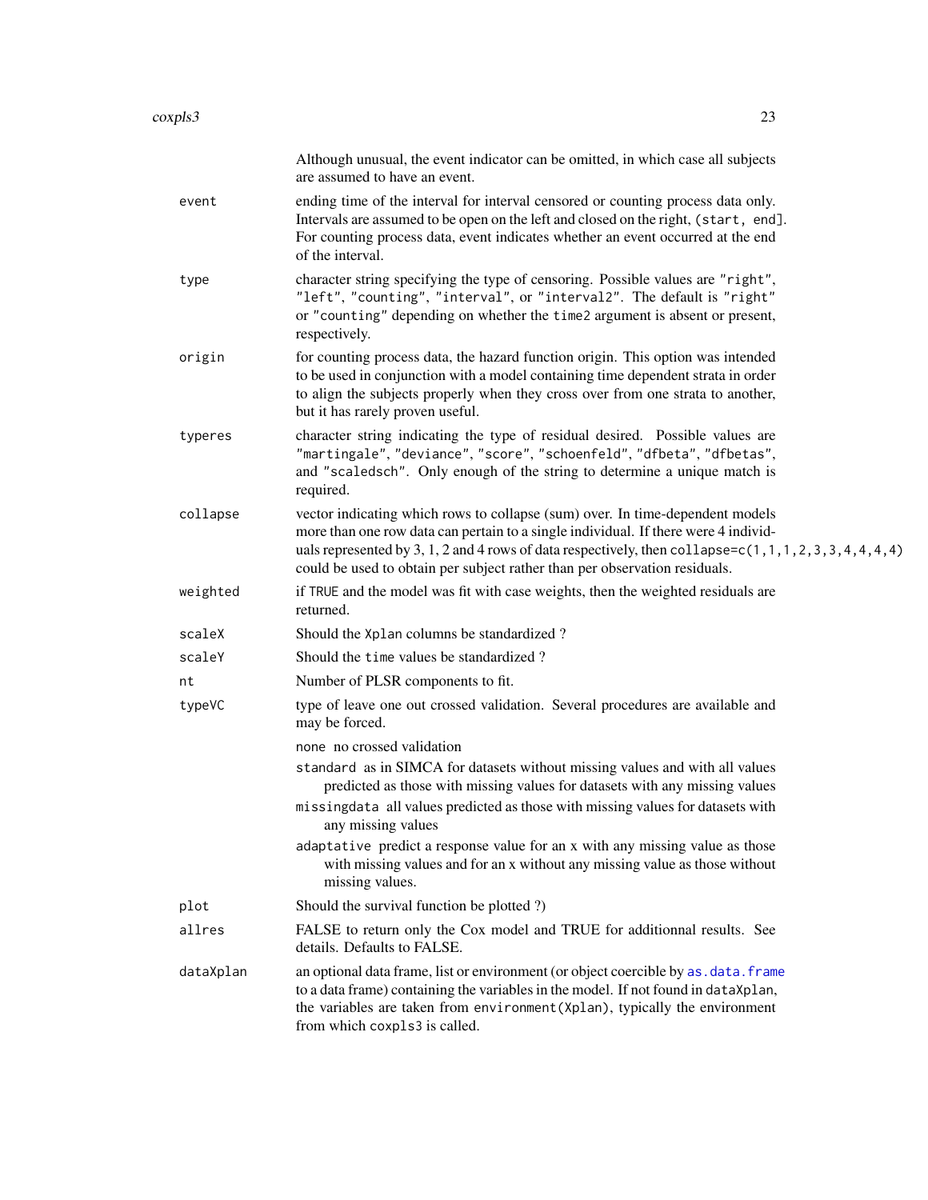Although unusual, the event indicator can be omitted, in which case all subjects are assumed to have an event.

**event**
: ending time of the interval for interval censored or counting process data only. Intervals are assumed to be open on the left and closed on the right, `(start, end]`. For counting process data, event indicates whether an event occurred at the end of the interval.

**type**
: character string specifying the type of censoring. Possible values are `"right"`, `"left"`, `"counting"`, `"interval"`, or `"interval2"`. The default is `"right"` or `"counting"` depending on whether the `time2` argument is absent or present, respectively.

**origin**
: for counting process data, the hazard function origin. This option was intended to be used in conjunction with a model containing time dependent strata in order to align the subjects properly when they cross over from one strata to another, but it has rarely proven useful.

**typeres**
: character string indicating the type of residual desired. Possible values are `"martingale"`, `"deviance"`, `"score"`, `"schoenfeld"`, `"dfbeta"`, `"dfbetas"`, and `"scaledsch"`. Only enough of the string to determine a unique match is required.

**collapse**
: vector indicating which rows to collapse (sum) over. In time-dependent models more than one row data can pertain to a single individual. If there were 4 individuals represented by 3, 1, 2 and 4 rows of data respectively, then `collapse=c(1,1,1,2,3,3,4,4,4,4)` could be used to obtain per subject rather than per observation residuals.

**weighted**
: if `TRUE` and the model was fit with case weights, then the weighted residuals are returned.

**scaleX**
: Should the `Xplan` columns be standardized ?

**scaleY**
: Should the `time` values be standardized ?

**nt**
: Number of PLSR components to fit.

**typeVC**
: type of leave one out crossed validation. Several procedures are available and may be forced.

  - `none` no crossed validation
  - `standard` as in SIMCA for datasets without missing values and with all values predicted as those with missing values for datasets with any missing values
  - `missingdata` all values predicted as those with missing values for datasets with any missing values
  - `adaptative` predict a response value for an x with any missing value as those with missing values and for an x without any missing value as those without missing values.

**plot**
: Should the survival function be plotted ?)

**allres**
: FALSE to return only the Cox model and TRUE for additionnal results. See details. Defaults to FALSE.

**dataXplan**
: an optional data frame, list or environment (or object coercible by `as.data.frame` to a data frame) containing the variables in the model. If not found in `dataXplan`, the variables are taken from `environment(Xplan)`, typically the environment from which `coxpls3` is called.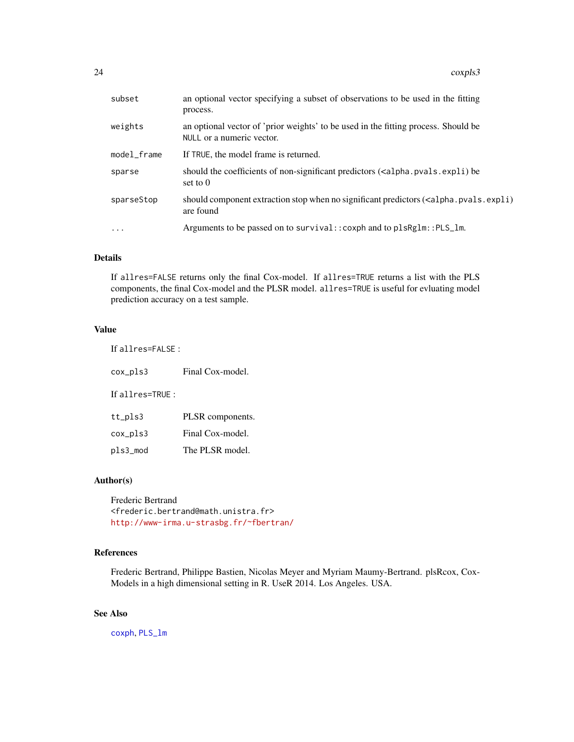| | |
|---|---|
| subset | an optional vector specifying a subset of observations to be used in the fitting process. |
| weights | an optional vector of 'prior weights' to be used in the fitting process. Should be NULL or a numeric vector. |
| model_frame | If TRUE, the model frame is returned. |
| sparse | should the coefficients of non-significant predictors (<alpha.pvals.expli) be set to 0 |
| sparseStop | should component extraction stop when no significant predictors (<alpha.pvals.expli) are found |
| ... | Arguments to be passed on to survival::coxph and to plsRglm::PLS_lm. |

## Details

If allres=FALSE returns only the final Cox-model. If allres=TRUE returns a list with the PLS components, the final Cox-model and the PLSR model. allres=TRUE is useful for evluating model prediction accuracy on a test sample.

## Value

If allres=FALSE :

| | |
|---|---|
| cox_pls3 | Final Cox-model. |

If allres=TRUE :

| | |
|---|---|
| tt_pls3 | PLSR components. |
| cox_pls3 | Final Cox-model. |
| pls3_mod | The PLSR model. |

## Author(s)

Frederic Bertrand
<frederic.bertrand@math.unistra.fr>
http://www-irma.u-strasbg.fr/~fbertran/

## References

Frederic Bertrand, Philippe Bastien, Nicolas Meyer and Myriam Maumy-Bertrand. plsRcox, Cox-Models in a high dimensional setting in R. UseR 2014. Los Angeles. USA.

## See Also

coxph, PLS_lm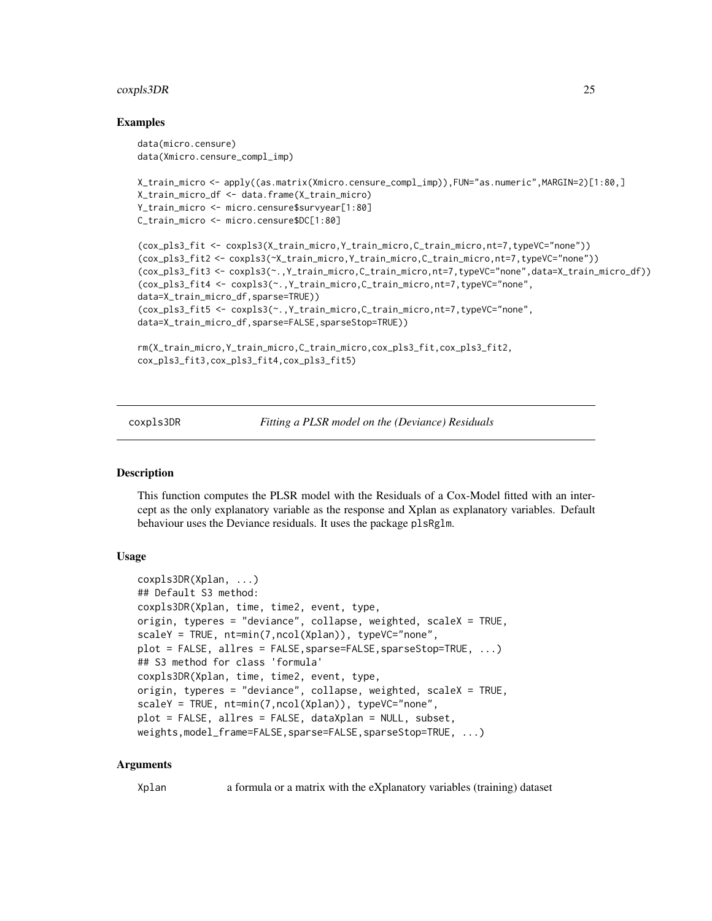### Examples

```
data(micro.censure)
data(Xmicro.censure_compl_imp)

X_train_micro <- apply((as.matrix(Xmicro.censure_compl_imp)),FUN="as.numeric",MARGIN=2)[1:80,]
X_train_micro_df <- data.frame(X_train_micro)
Y_train_micro <- micro.censure$survyear[1:80]
C_train_micro <- micro.censure$DC[1:80]

(cox_pls3_fit <- coxpls3(X_train_micro,Y_train_micro,C_train_micro,nt=7,typeVC="none"))
(cox_pls3_fit2 <- coxpls3(~X_train_micro,Y_train_micro,C_train_micro,nt=7,typeVC="none"))
(cox_pls3_fit3 <- coxpls3(~.,Y_train_micro,C_train_micro,nt=7,typeVC="none",data=X_train_micro_df))
(cox_pls3_fit4 <- coxpls3(~.,Y_train_micro,C_train_micro,nt=7,typeVC="none",
data=X_train_micro_df,sparse=TRUE))
(cox_pls3_fit5 <- coxpls3(~.,Y_train_micro,C_train_micro,nt=7,typeVC="none",
data=X_train_micro_df,sparse=FALSE,sparseStop=TRUE))

rm(X_train_micro,Y_train_micro,C_train_micro,cox_pls3_fit,cox_pls3_fit2,
cox_pls3_fit3,cox_pls3_fit4,cox_pls3_fit5)
```

---

## coxpls3DR — *Fitting a PLSR model on the (Deviance) Residuals*

### Description

This function computes the PLSR model with the Residuals of a Cox-Model fitted with an intercept as the only explanatory variable as the response and Xplan as explanatory variables. Default behaviour uses the Deviance residuals. It uses the package plsRglm.

### Usage

```
coxpls3DR(Xplan, ...)
## Default S3 method:
coxpls3DR(Xplan, time, time2, event, type,
origin, typeres = "deviance", collapse, weighted, scaleX = TRUE,
scaleY = TRUE, nt=min(7,ncol(Xplan)), typeVC="none",
plot = FALSE, allres = FALSE,sparse=FALSE,sparseStop=TRUE, ...)
## S3 method for class 'formula'
coxpls3DR(Xplan, time, time2, event, type,
origin, typeres = "deviance", collapse, weighted, scaleX = TRUE,
scaleY = TRUE, nt=min(7,ncol(Xplan)), typeVC="none",
plot = FALSE, allres = FALSE, dataXplan = NULL, subset,
weights,model_frame=FALSE,sparse=FALSE,sparseStop=TRUE, ...)
```

### Arguments

| | |
|---|---|
| Xplan | a formula or a matrix with the eXplanatory variables (training) dataset |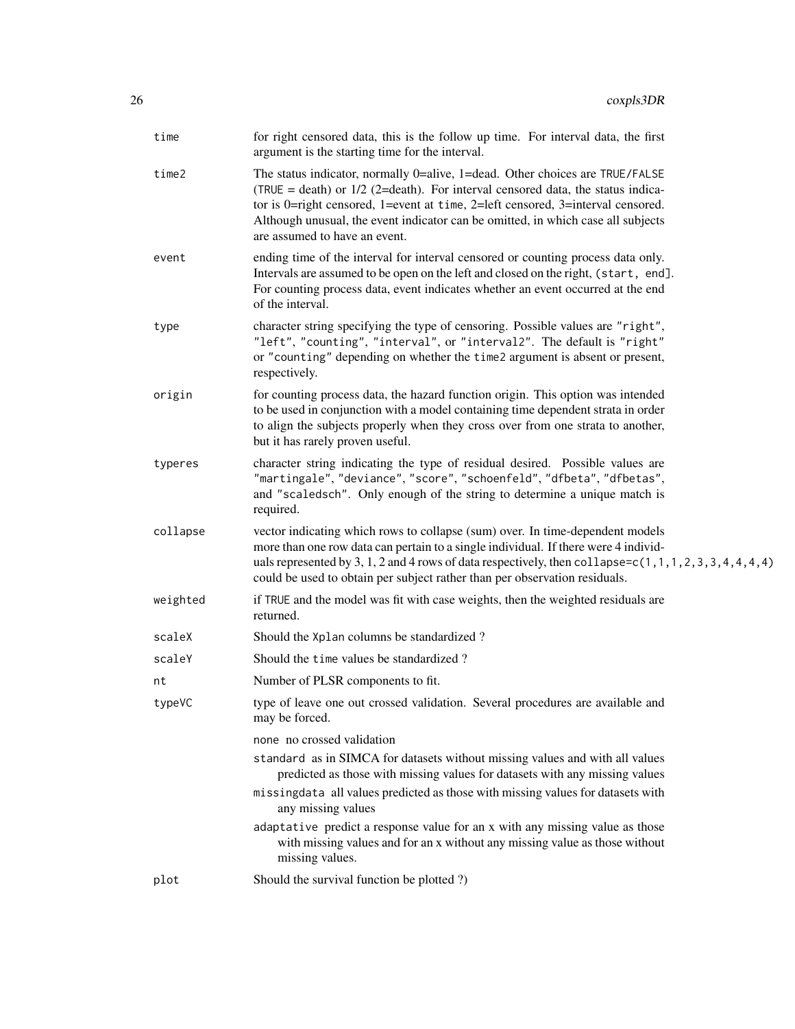| | |
|---|---|
| time | for right censored data, this is the follow up time. For interval data, the first argument is the starting time for the interval. |
| time2 | The status indicator, normally 0=alive, 1=dead. Other choices are TRUE/FALSE (TRUE = death) or 1/2 (2=death). For interval censored data, the status indicator is 0=right censored, 1=event at time, 2=left censored, 3=interval censored. Although unusual, the event indicator can be omitted, in which case all subjects are assumed to have an event. |
| event | ending time of the interval for interval censored or counting process data only. Intervals are assumed to be open on the left and closed on the right, (start, end]. For counting process data, event indicates whether an event occurred at the end of the interval. |
| type | character string specifying the type of censoring. Possible values are "right", "left", "counting", "interval", or "interval2". The default is "right" or "counting" depending on whether the time2 argument is absent or present, respectively. |
| origin | for counting process data, the hazard function origin. This option was intended to be used in conjunction with a model containing time dependent strata in order to align the subjects properly when they cross over from one strata to another, but it has rarely proven useful. |
| typeres | character string indicating the type of residual desired. Possible values are "martingale", "deviance", "score", "schoenfeld", "dfbeta", "dfbetas", and "scaledsch". Only enough of the string to determine a unique match is required. |
| collapse | vector indicating which rows to collapse (sum) over. In time-dependent models more than one row data can pertain to a single individual. If there were 4 individuals represented by 3, 1, 2 and 4 rows of data respectively, then collapse=c(1,1,1,2,3,3,4,4,4,4) could be used to obtain per subject rather than per observation residuals. |
| weighted | if TRUE and the model was fit with case weights, then the weighted residuals are returned. |
| scaleX | Should the Xplan columns be standardized ? |
| scaleY | Should the time values be standardized ? |
| nt | Number of PLSR components to fit. |
| typeVC | type of leave one out crossed validation. Several procedures are available and may be forced.<br>none no crossed validation<br>standard as in SIMCA for datasets without missing values and with all values predicted as those with missing values for datasets with any missing values<br>missingdata all values predicted as those with missing values for datasets with any missing values<br>adaptative predict a response value for an x with any missing value as those with missing values and for an x without any missing value as those without missing values. |
| plot | Should the survival function be plotted ?) |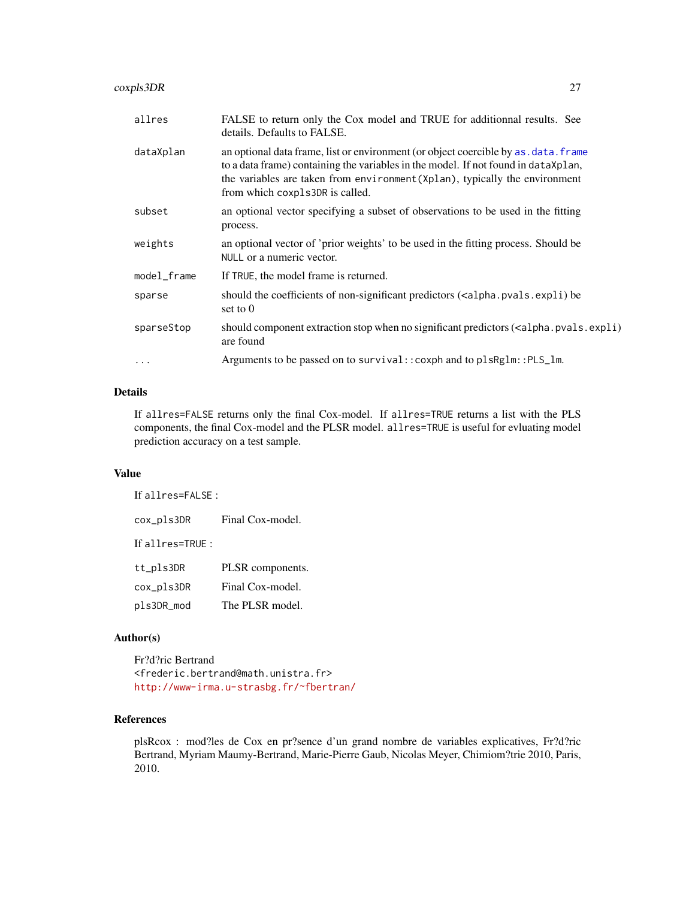| | |
|---|---|
| allres | FALSE to return only the Cox model and TRUE for additionnal results. See details. Defaults to FALSE. |
| dataXplan | an optional data frame, list or environment (or object coercible by as.data.frame to a data frame) containing the variables in the model. If not found in dataXplan, the variables are taken from environment(Xplan), typically the environment from which coxpls3DR is called. |
| subset | an optional vector specifying a subset of observations to be used in the fitting process. |
| weights | an optional vector of 'prior weights' to be used in the fitting process. Should be NULL or a numeric vector. |
| model_frame | If TRUE, the model frame is returned. |
| sparse | should the coefficients of non-significant predictors (<alpha.pvals.expli) be set to 0 |
| sparseStop | should component extraction stop when no significant predictors (<alpha.pvals.expli) are found |
| ... | Arguments to be passed on to survival::coxph and to plsRglm::PLS_lm. |

### Details

If allres=FALSE returns only the final Cox-model. If allres=TRUE returns a list with the PLS components, the final Cox-model and the PLSR model. allres=TRUE is useful for evluating model prediction accuracy on a test sample.

### Value

If allres=FALSE :

| | |
|---|---|
| cox_pls3DR | Final Cox-model. |

If allres=TRUE :

| | |
|---|---|
| tt_pls3DR | PLSR components. |
| cox_pls3DR | Final Cox-model. |
| pls3DR_mod | The PLSR model. |

### Author(s)

Fr?d?ric Bertrand
<frederic.bertrand@math.unistra.fr>
http://www-irma.u-strasbg.fr/~fbertran/

### References

plsRcox : mod?les de Cox en pr?sence d'un grand nombre de variables explicatives, Fr?d?ric Bertrand, Myriam Maumy-Bertrand, Marie-Pierre Gaub, Nicolas Meyer, Chimiom?trie 2010, Paris, 2010.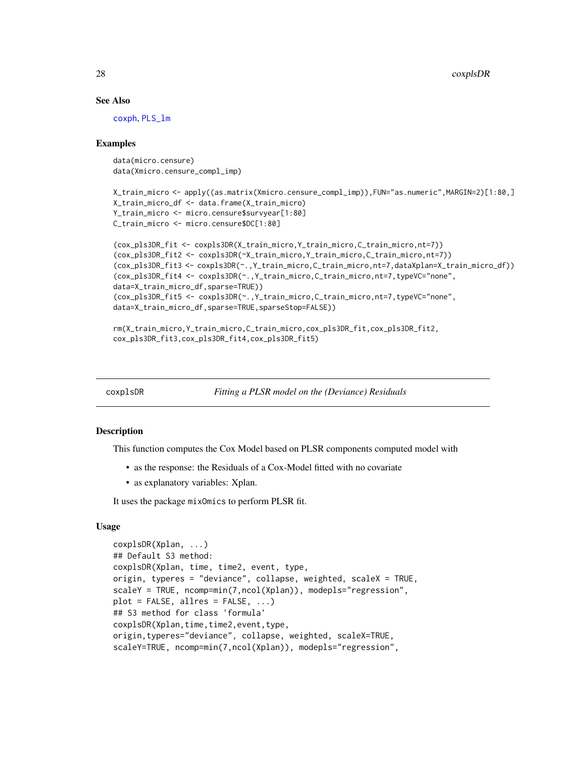### See Also

coxph, PLS_lm

### Examples

```
data(micro.censure)
data(Xmicro.censure_compl_imp)

X_train_micro <- apply((as.matrix(Xmicro.censure_compl_imp)),FUN="as.numeric",MARGIN=2)[1:80,]
X_train_micro_df <- data.frame(X_train_micro)
Y_train_micro <- micro.censure$survyear[1:80]
C_train_micro <- micro.censure$DC[1:80]

(cox_pls3DR_fit <- coxpls3DR(X_train_micro,Y_train_micro,C_train_micro,nt=7))
(cox_pls3DR_fit2 <- coxpls3DR(~X_train_micro,Y_train_micro,C_train_micro,nt=7))
(cox_pls3DR_fit3 <- coxpls3DR(~.,Y_train_micro,C_train_micro,nt=7,dataXplan=X_train_micro_df))
(cox_pls3DR_fit4 <- coxpls3DR(~.,Y_train_micro,C_train_micro,nt=7,typeVC="none",
data=X_train_micro_df,sparse=TRUE))
(cox_pls3DR_fit5 <- coxpls3DR(~.,Y_train_micro,C_train_micro,nt=7,typeVC="none",
data=X_train_micro_df,sparse=TRUE,sparseStop=FALSE))

rm(X_train_micro,Y_train_micro,C_train_micro,cox_pls3DR_fit,cox_pls3DR_fit2,
cox_pls3DR_fit3,cox_pls3DR_fit4,cox_pls3DR_fit5)
```

---

## coxplsDR &nbsp;&nbsp;&nbsp; *Fitting a PLSR model on the (Deviance) Residuals*

### Description

This function computes the Cox Model based on PLSR components computed model with

- as the response: the Residuals of a Cox-Model fitted with no covariate
- as explanatory variables: Xplan.

It uses the package mixOmics to perform PLSR fit.

### Usage

```
coxplsDR(Xplan, ...)
## Default S3 method:
coxplsDR(Xplan, time, time2, event, type,
origin, typeres = "deviance", collapse, weighted, scaleX = TRUE,
scaleY = TRUE, ncomp=min(7,ncol(Xplan)), modepls="regression",
plot = FALSE, allres = FALSE, ...)
## S3 method for class 'formula'
coxplsDR(Xplan,time,time2,event,type,
origin,typeres="deviance", collapse, weighted, scaleX=TRUE,
scaleY=TRUE, ncomp=min(7,ncol(Xplan)), modepls="regression",
```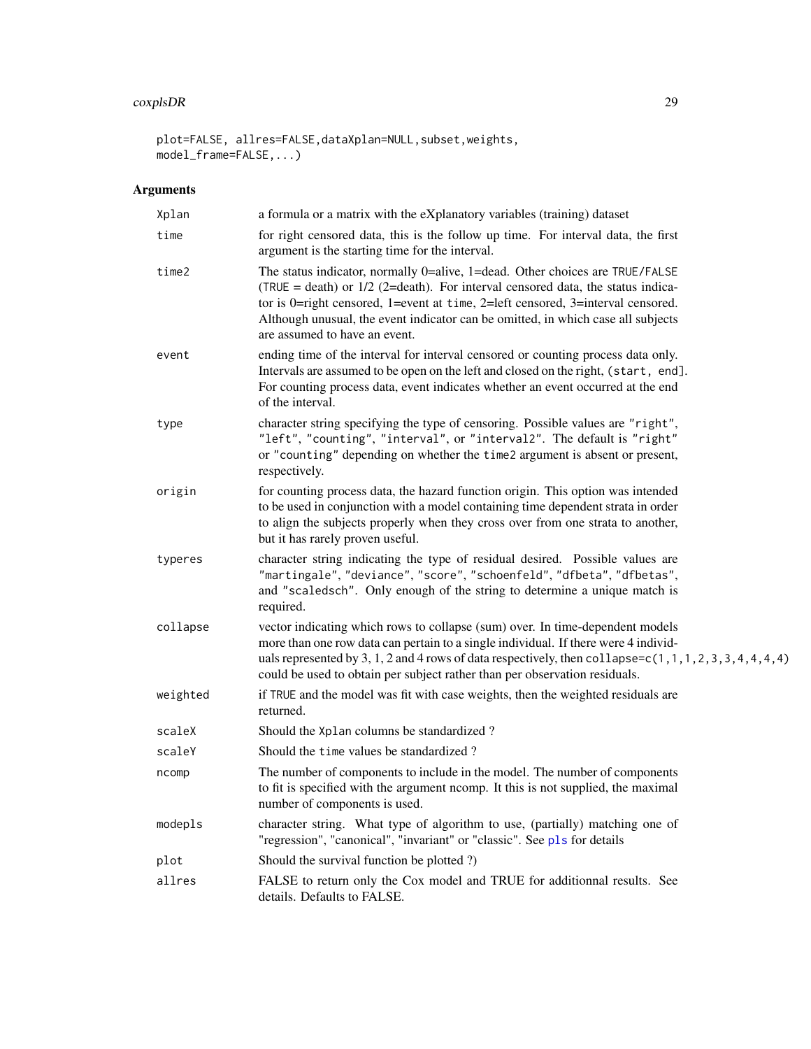```
plot=FALSE, allres=FALSE,dataXplan=NULL,subset,weights,
model_frame=FALSE,...)
```

## Arguments

| | |
|---|---|
| Xplan | a formula or a matrix with the eXplanatory variables (training) dataset |
| time | for right censored data, this is the follow up time. For interval data, the first argument is the starting time for the interval. |
| time2 | The status indicator, normally 0=alive, 1=dead. Other choices are TRUE/FALSE (TRUE = death) or 1/2 (2=death). For interval censored data, the status indicator is 0=right censored, 1=event at time, 2=left censored, 3=interval censored. Although unusual, the event indicator can be omitted, in which case all subjects are assumed to have an event. |
| event | ending time of the interval for interval censored or counting process data only. Intervals are assumed to be open on the left and closed on the right, (start, end]. For counting process data, event indicates whether an event occurred at the end of the interval. |
| type | character string specifying the type of censoring. Possible values are "right", "left", "counting", "interval", or "interval2". The default is "right" or "counting" depending on whether the time2 argument is absent or present, respectively. |
| origin | for counting process data, the hazard function origin. This option was intended to be used in conjunction with a model containing time dependent strata in order to align the subjects properly when they cross over from one strata to another, but it has rarely proven useful. |
| typeres | character string indicating the type of residual desired. Possible values are "martingale", "deviance", "score", "schoenfeld", "dfbeta", "dfbetas", and "scaledsch". Only enough of the string to determine a unique match is required. |
| collapse | vector indicating which rows to collapse (sum) over. In time-dependent models more than one row data can pertain to a single individual. If there were 4 individuals represented by 3, 1, 2 and 4 rows of data respectively, then collapse=c(1,1,1,2,3,3,4,4,4,4) could be used to obtain per subject rather than per observation residuals. |
| weighted | if TRUE and the model was fit with case weights, then the weighted residuals are returned. |
| scaleX | Should the Xplan columns be standardized ? |
| scaleY | Should the time values be standardized ? |
| ncomp | The number of components to include in the model. The number of components to fit is specified with the argument ncomp. It this is not supplied, the maximal number of components is used. |
| modepls | character string. What type of algorithm to use, (partially) matching one of "regression", "canonical", "invariant" or "classic". See pls for details |
| plot | Should the survival function be plotted ?) |
| allres | FALSE to return only the Cox model and TRUE for additionnal results. See details. Defaults to FALSE. |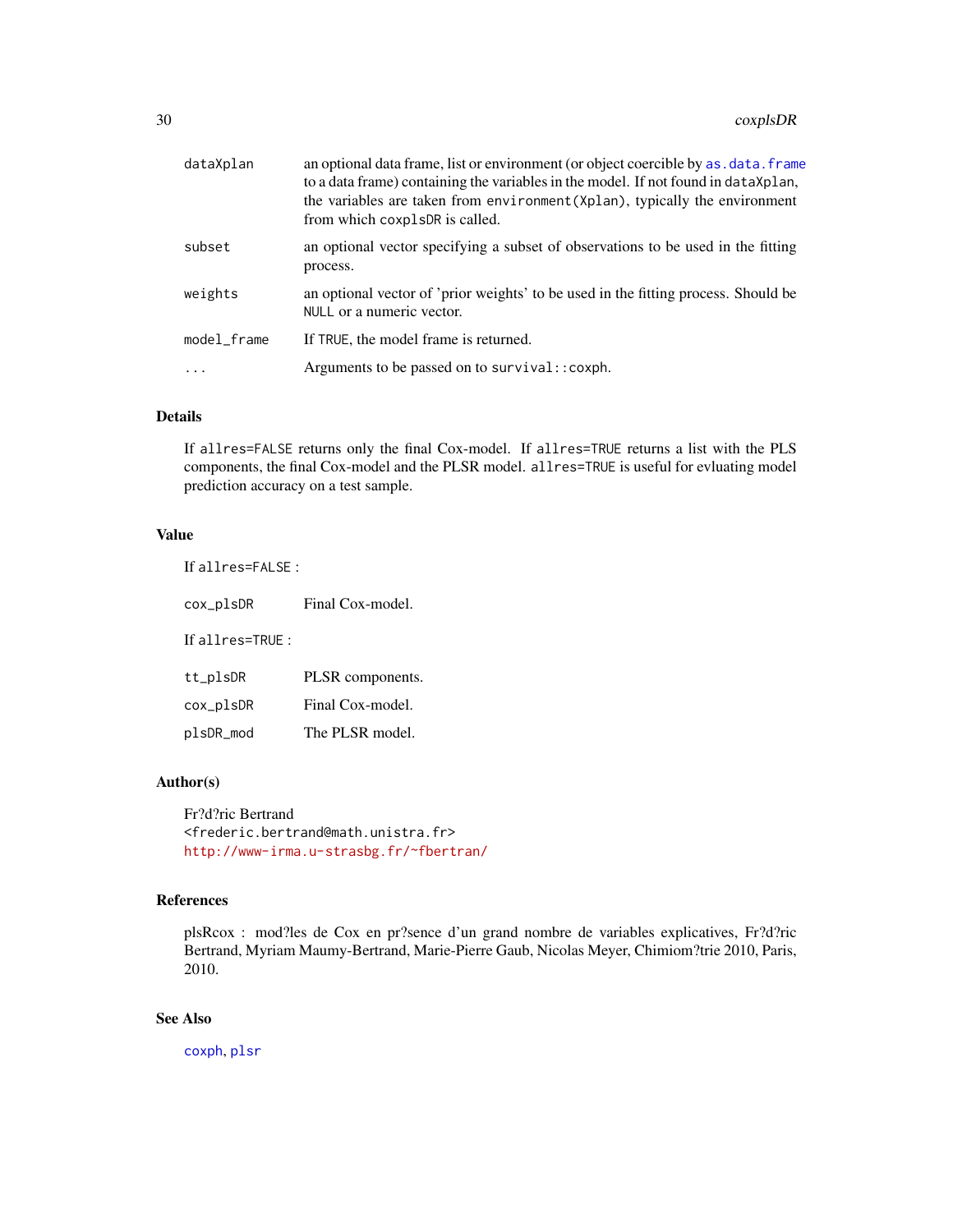| | |
|---|---|
| `dataXplan` | an optional data frame, list or environment (or object coercible by `as.data.frame` to a data frame) containing the variables in the model. If not found in `dataXplan`, the variables are taken from `environment(Xplan)`, typically the environment from which `coxplsDR` is called. |
| `subset` | an optional vector specifying a subset of observations to be used in the fitting process. |
| `weights` | an optional vector of 'prior weights' to be used in the fitting process. Should be `NULL` or a numeric vector. |
| `model_frame` | If `TRUE`, the model frame is returned. |
| `...` | Arguments to be passed on to `survival::coxph`. |

## Details

If `allres=FALSE` returns only the final Cox-model. If `allres=TRUE` returns a list with the PLS components, the final Cox-model and the PLSR model. `allres=TRUE` is useful for evluating model prediction accuracy on a test sample.

## Value

If `allres=FALSE` :

| | |
|---|---|
| `cox_plsDR` | Final Cox-model. |

If `allres=TRUE` :

| | |
|---|---|
| `tt_plsDR` | PLSR components. |
| `cox_plsDR` | Final Cox-model. |
| `plsDR_mod` | The PLSR model. |

## Author(s)

Fr?d?ric Bertrand
`<frederic.bertrand@math.unistra.fr>`
`http://www-irma.u-strasbg.fr/~fbertran/`

## References

plsRcox : mod?les de Cox en pr?sence d'un grand nombre de variables explicatives, Fr?d?ric Bertrand, Myriam Maumy-Bertrand, Marie-Pierre Gaub, Nicolas Meyer, Chimiom?trie 2010, Paris, 2010.

## See Also

`coxph`, `plsr`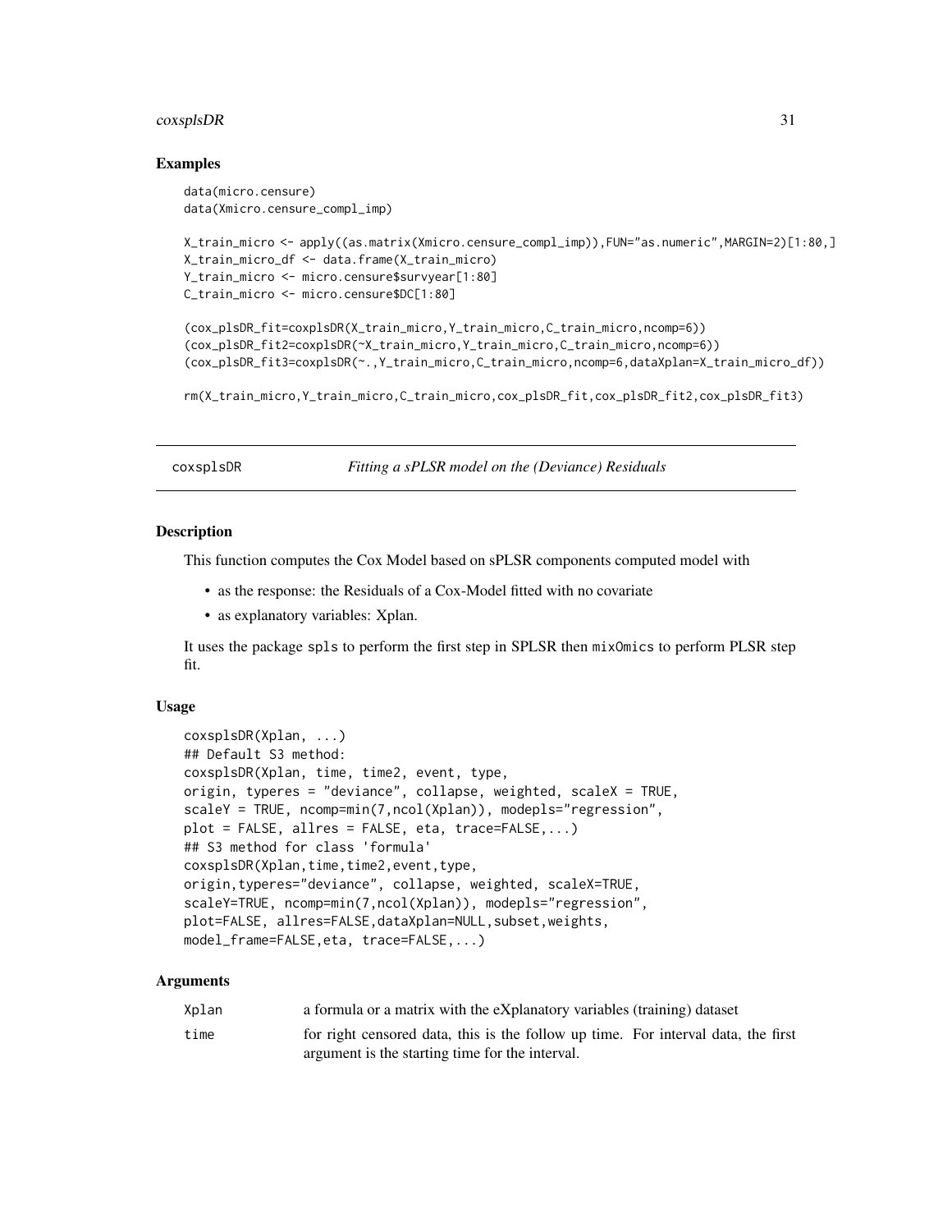### Examples

```
data(micro.censure)
data(Xmicro.censure_compl_imp)

X_train_micro <- apply((as.matrix(Xmicro.censure_compl_imp)),FUN="as.numeric",MARGIN=2)[1:80,]
X_train_micro_df <- data.frame(X_train_micro)
Y_train_micro <- micro.censure$survyear[1:80]
C_train_micro <- micro.censure$DC[1:80]

(cox_plsDR_fit=coxplsDR(X_train_micro,Y_train_micro,C_train_micro,ncomp=6))
(cox_plsDR_fit2=coxplsDR(~X_train_micro,Y_train_micro,C_train_micro,ncomp=6))
(cox_plsDR_fit3=coxplsDR(~.,Y_train_micro,C_train_micro,ncomp=6,dataXplan=X_train_micro_df))

rm(X_train_micro,Y_train_micro,C_train_micro,cox_plsDR_fit,cox_plsDR_fit2,cox_plsDR_fit3)
```

---

## coxsplsDR *Fitting a sPLSR model on the (Deviance) Residuals*

### Description

This function computes the Cox Model based on sPLSR components computed model with

- as the response: the Residuals of a Cox-Model fitted with no covariate
- as explanatory variables: Xplan.

It uses the package `spls` to perform the first step in SPLSR then `mixOmics` to perform PLSR step fit.

### Usage

```
coxsplsDR(Xplan, ...)
## Default S3 method:
coxsplsDR(Xplan, time, time2, event, type,
origin, typeres = "deviance", collapse, weighted, scaleX = TRUE,
scaleY = TRUE, ncomp=min(7,ncol(Xplan)), modepls="regression",
plot = FALSE, allres = FALSE, eta, trace=FALSE,...)
## S3 method for class 'formula'
coxsplsDR(Xplan,time,time2,event,type,
origin,typeres="deviance", collapse, weighted, scaleX=TRUE,
scaleY=TRUE, ncomp=min(7,ncol(Xplan)), modepls="regression",
plot=FALSE, allres=FALSE,dataXplan=NULL,subset,weights,
model_frame=FALSE,eta, trace=FALSE,...)
```

### Arguments

| | |
|---|---|
| `Xplan` | a formula or a matrix with the eXplanatory variables (training) dataset |
| `time` | for right censored data, this is the follow up time. For interval data, the first argument is the starting time for the interval. |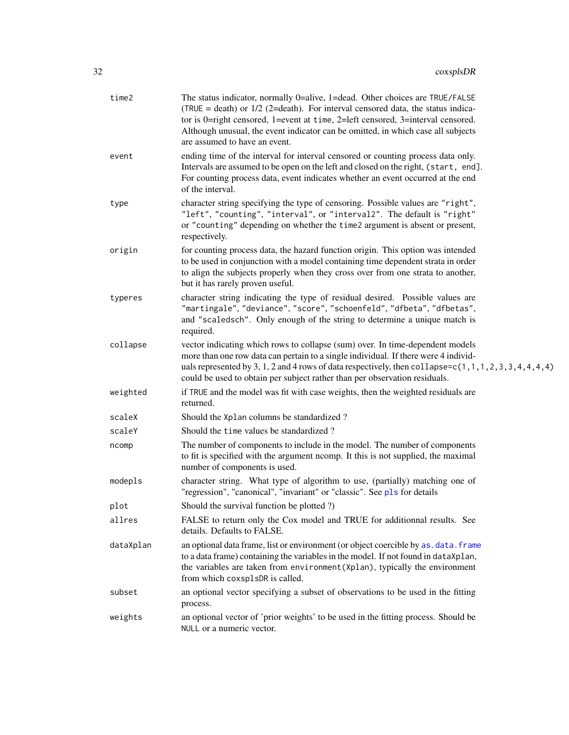| | |
|---|---|
| `time2` | The status indicator, normally 0=alive, 1=dead. Other choices are `TRUE`/`FALSE` (`TRUE` = death) or 1/2 (2=death). For interval censored data, the status indicator is 0=right censored, 1=event at `time`, 2=left censored, 3=interval censored. Although unusual, the event indicator can be omitted, in which case all subjects are assumed to have an event. |
| `event` | ending time of the interval for interval censored or counting process data only. Intervals are assumed to be open on the left and closed on the right, `(start, end]`. For counting process data, event indicates whether an event occurred at the end of the interval. |
| `type` | character string specifying the type of censoring. Possible values are `"right"`, `"left"`, `"counting"`, `"interval"`, or `"interval2"`. The default is `"right"` or `"counting"` depending on whether the `time2` argument is absent or present, respectively. |
| `origin` | for counting process data, the hazard function origin. This option was intended to be used in conjunction with a model containing time dependent strata in order to align the subjects properly when they cross over from one strata to another, but it has rarely proven useful. |
| `typeres` | character string indicating the type of residual desired. Possible values are `"martingale"`, `"deviance"`, `"score"`, `"schoenfeld"`, `"dfbeta"`, `"dfbetas"`, and `"scaledsch"`. Only enough of the string to determine a unique match is required. |
| `collapse` | vector indicating which rows to collapse (sum) over. In time-dependent models more than one row data can pertain to a single individual. If there were 4 individuals represented by 3, 1, 2 and 4 rows of data respectively, then `collapse=c(1,1,1,2,3,3,4,4,4,4)` could be used to obtain per subject rather than per observation residuals. |
| `weighted` | if `TRUE` and the model was fit with case weights, then the weighted residuals are returned. |
| `scaleX` | Should the `Xplan` columns be standardized ? |
| `scaleY` | Should the `time` values be standardized ? |
| `ncomp` | The number of components to include in the model. The number of components to fit is specified with the argument ncomp. It this is not supplied, the maximal number of components is used. |
| `modepls` | character string. What type of algorithm to use, (partially) matching one of "regression", "canonical", "invariant" or "classic". See `pls` for details |
| `plot` | Should the survival function be plotted ?) |
| `allres` | FALSE to return only the Cox model and TRUE for additionnal results. See details. Defaults to FALSE. |
| `dataXplan` | an optional data frame, list or environment (or object coercible by `as.data.frame` to a data frame) containing the variables in the model. If not found in `dataXplan`, the variables are taken from `environment(Xplan)`, typically the environment from which `coxsplsDR` is called. |
| `subset` | an optional vector specifying a subset of observations to be used in the fitting process. |
| `weights` | an optional vector of 'prior weights' to be used in the fitting process. Should be `NULL` or a numeric vector. |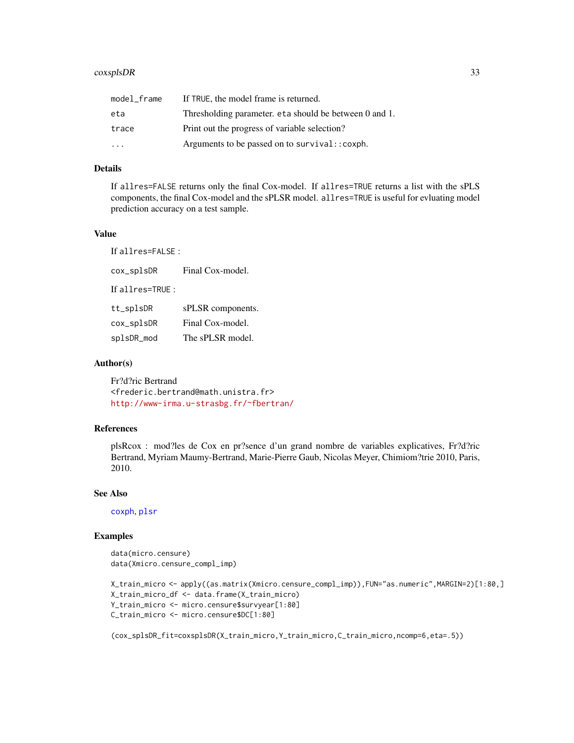| | |
|---|---|
| model_frame | If TRUE, the model frame is returned. |
| eta | Thresholding parameter. eta should be between 0 and 1. |
| trace | Print out the progress of variable selection? |
| ... | Arguments to be passed on to survival::coxph. |

### Details

If allres=FALSE returns only the final Cox-model. If allres=TRUE returns a list with the sPLS components, the final Cox-model and the sPLSR model. allres=TRUE is useful for evluating model prediction accuracy on a test sample.

### Value

If allres=FALSE :

| | |
|---|---|
| cox_splsDR | Final Cox-model. |

If allres=TRUE :

| | |
|---|---|
| tt_splsDR | sPLSR components. |
| cox_splsDR | Final Cox-model. |
| splsDR_mod | The sPLSR model. |

### Author(s)

Fr?d?ric Bertrand
<frederic.bertrand@math.unistra.fr>
http://www-irma.u-strasbg.fr/~fbertran/

### References

plsRcox : mod?les de Cox en pr?sence d'un grand nombre de variables explicatives, Fr?d?ric Bertrand, Myriam Maumy-Bertrand, Marie-Pierre Gaub, Nicolas Meyer, Chimiom?trie 2010, Paris, 2010.

### See Also

coxph, plsr

### Examples

```
data(micro.censure)
data(Xmicro.censure_compl_imp)

X_train_micro <- apply((as.matrix(Xmicro.censure_compl_imp)),FUN="as.numeric",MARGIN=2)[1:80,]
X_train_micro_df <- data.frame(X_train_micro)
Y_train_micro <- micro.censure$survyear[1:80]
C_train_micro <- micro.censure$DC[1:80]

(cox_splsDR_fit=coxsplsDR(X_train_micro,Y_train_micro,C_train_micro,ncomp=6,eta=.5))
```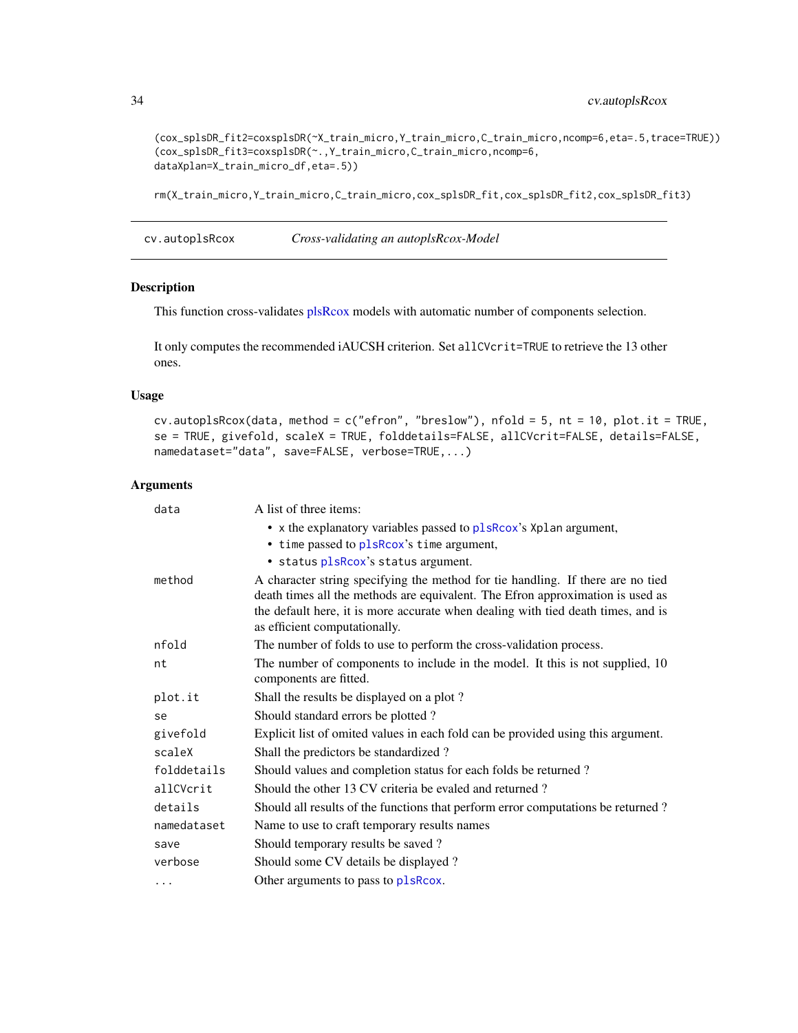```
(cox_splsDR_fit2=coxsplsDR(~X_train_micro,Y_train_micro,C_train_micro,ncomp=6,eta=.5,trace=TRUE))
(cox_splsDR_fit3=coxsplsDR(~.,Y_train_micro,C_train_micro,ncomp=6,
dataXplan=X_train_micro_df,eta=.5))

rm(X_train_micro,Y_train_micro,C_train_micro,cox_splsDR_fit,cox_splsDR_fit2,cox_splsDR_fit3)
```

## cv.autoplsRcox — *Cross-validating an autoplsRcox-Model*

### Description

This function cross-validates plsRcox models with automatic number of components selection.

It only computes the recommended iAUCSH criterion. Set `allCVcrit=TRUE` to retrieve the 13 other ones.

### Usage

```
cv.autoplsRcox(data, method = c("efron", "breslow"), nfold = 5, nt = 10, plot.it = TRUE,
se = TRUE, givefold, scaleX = TRUE, folddetails=FALSE, allCVcrit=FALSE, details=FALSE,
namedataset="data", save=FALSE, verbose=TRUE,...)
```

### Arguments

| | |
|---|---|
| `data` | A list of three items:<br>• `x` the explanatory variables passed to `plsRcox`'s `Xplan` argument,<br>• `time` passed to `plsRcox`'s `time` argument,<br>• `status` `plsRcox`'s `status` argument. |
| `method` | A character string specifying the method for tie handling. If there are no tied death times all the methods are equivalent. The Efron approximation is used as the default here, it is more accurate when dealing with tied death times, and is as efficient computationally. |
| `nfold` | The number of folds to use to perform the cross-validation process. |
| `nt` | The number of components to include in the model. It this is not supplied, 10 components are fitted. |
| `plot.it` | Shall the results be displayed on a plot ? |
| `se` | Should standard errors be plotted ? |
| `givefold` | Explicit list of omited values in each fold can be provided using this argument. |
| `scaleX` | Shall the predictors be standardized ? |
| `folddetails` | Should values and completion status for each folds be returned ? |
| `allCVcrit` | Should the other 13 CV criteria be evaled and returned ? |
| `details` | Should all results of the functions that perform error computations be returned ? |
| `namedataset` | Name to use to craft temporary results names |
| `save` | Should temporary results be saved ? |
| `verbose` | Should some CV details be displayed ? |
| `...` | Other arguments to pass to `plsRcox`. |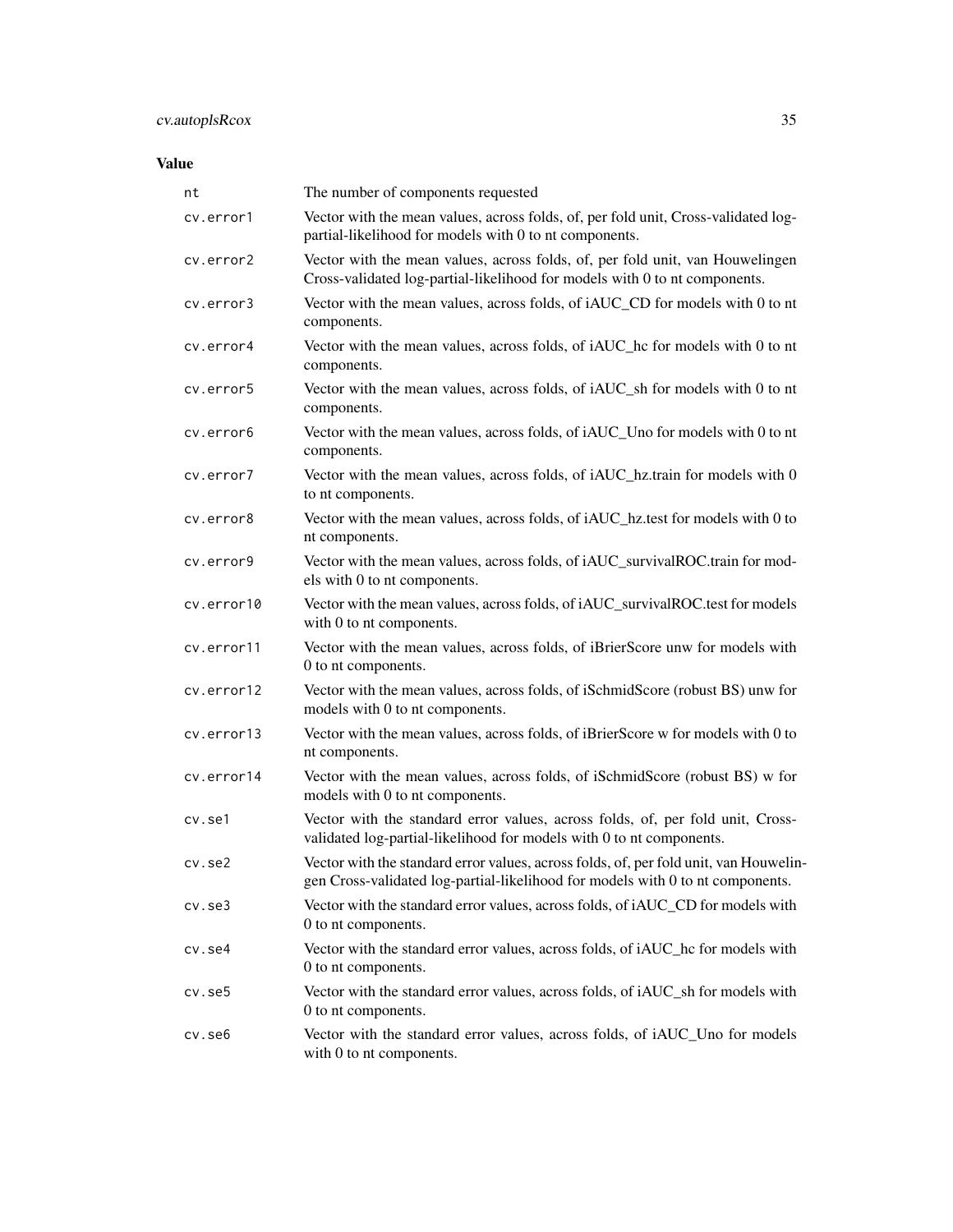## Value

| | |
|---|---|
| nt | The number of components requested |
| cv.error1 | Vector with the mean values, across folds, of, per fold unit, Cross-validated log-partial-likelihood for models with 0 to nt components. |
| cv.error2 | Vector with the mean values, across folds, of, per fold unit, van Houwelingen Cross-validated log-partial-likelihood for models with 0 to nt components. |
| cv.error3 | Vector with the mean values, across folds, of iAUC_CD for models with 0 to nt components. |
| cv.error4 | Vector with the mean values, across folds, of iAUC_hc for models with 0 to nt components. |
| cv.error5 | Vector with the mean values, across folds, of iAUC_sh for models with 0 to nt components. |
| cv.error6 | Vector with the mean values, across folds, of iAUC_Uno for models with 0 to nt components. |
| cv.error7 | Vector with the mean values, across folds, of iAUC_hz.train for models with 0 to nt components. |
| cv.error8 | Vector with the mean values, across folds, of iAUC_hz.test for models with 0 to nt components. |
| cv.error9 | Vector with the mean values, across folds, of iAUC_survivalROC.train for models with 0 to nt components. |
| cv.error10 | Vector with the mean values, across folds, of iAUC_survivalROC.test for models with 0 to nt components. |
| cv.error11 | Vector with the mean values, across folds, of iBrierScore unw for models with 0 to nt components. |
| cv.error12 | Vector with the mean values, across folds, of iSchmidScore (robust BS) unw for models with 0 to nt components. |
| cv.error13 | Vector with the mean values, across folds, of iBrierScore w for models with 0 to nt components. |
| cv.error14 | Vector with the mean values, across folds, of iSchmidScore (robust BS) w for models with 0 to nt components. |
| cv.se1 | Vector with the standard error values, across folds, of, per fold unit, Cross-validated log-partial-likelihood for models with 0 to nt components. |
| cv.se2 | Vector with the standard error values, across folds, of, per fold unit, van Houwelingen Cross-validated log-partial-likelihood for models with 0 to nt components. |
| cv.se3 | Vector with the standard error values, across folds, of iAUC_CD for models with 0 to nt components. |
| cv.se4 | Vector with the standard error values, across folds, of iAUC_hc for models with 0 to nt components. |
| cv.se5 | Vector with the standard error values, across folds, of iAUC_sh for models with 0 to nt components. |
| cv.se6 | Vector with the standard error values, across folds, of iAUC_Uno for models with 0 to nt components. |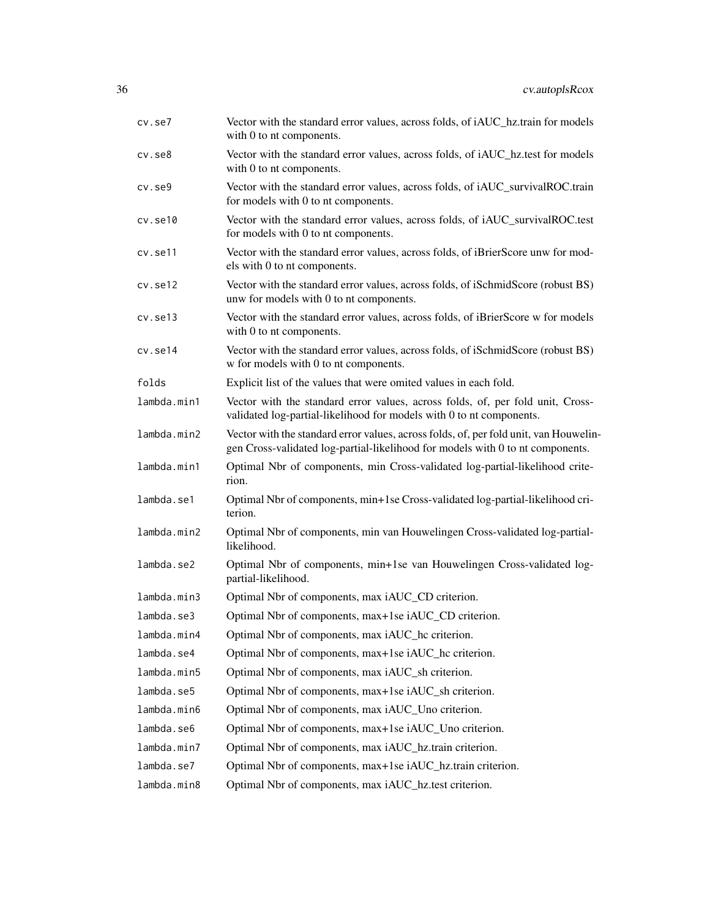| | |
|---|---|
| cv.se7 | Vector with the standard error values, across folds, of iAUC_hz.train for models with 0 to nt components. |
| cv.se8 | Vector with the standard error values, across folds, of iAUC_hz.test for models with 0 to nt components. |
| cv.se9 | Vector with the standard error values, across folds, of iAUC_survivalROC.train for models with 0 to nt components. |
| cv.se10 | Vector with the standard error values, across folds, of iAUC_survivalROC.test for models with 0 to nt components. |
| cv.se11 | Vector with the standard error values, across folds, of iBrierScore unw for models with 0 to nt components. |
| cv.se12 | Vector with the standard error values, across folds, of iSchmidScore (robust BS) unw for models with 0 to nt components. |
| cv.se13 | Vector with the standard error values, across folds, of iBrierScore w for models with 0 to nt components. |
| cv.se14 | Vector with the standard error values, across folds, of iSchmidScore (robust BS) w for models with 0 to nt components. |
| folds | Explicit list of the values that were omited values in each fold. |
| lambda.min1 | Vector with the standard error values, across folds, of, per fold unit, Cross-validated log-partial-likelihood for models with 0 to nt components. |
| lambda.min2 | Vector with the standard error values, across folds, of, per fold unit, van Houwelingen Cross-validated log-partial-likelihood for models with 0 to nt components. |
| lambda.min1 | Optimal Nbr of components, min Cross-validated log-partial-likelihood criterion. |
| lambda.se1 | Optimal Nbr of components, min+1se Cross-validated log-partial-likelihood criterion. |
| lambda.min2 | Optimal Nbr of components, min van Houwelingen Cross-validated log-partial-likelihood. |
| lambda.se2 | Optimal Nbr of components, min+1se van Houwelingen Cross-validated log-partial-likelihood. |
| lambda.min3 | Optimal Nbr of components, max iAUC_CD criterion. |
| lambda.se3 | Optimal Nbr of components, max+1se iAUC_CD criterion. |
| lambda.min4 | Optimal Nbr of components, max iAUC_hc criterion. |
| lambda.se4 | Optimal Nbr of components, max+1se iAUC_hc criterion. |
| lambda.min5 | Optimal Nbr of components, max iAUC_sh criterion. |
| lambda.se5 | Optimal Nbr of components, max+1se iAUC_sh criterion. |
| lambda.min6 | Optimal Nbr of components, max iAUC_Uno criterion. |
| lambda.se6 | Optimal Nbr of components, max+1se iAUC_Uno criterion. |
| lambda.min7 | Optimal Nbr of components, max iAUC_hz.train criterion. |
| lambda.se7 | Optimal Nbr of components, max+1se iAUC_hz.train criterion. |
| lambda.min8 | Optimal Nbr of components, max iAUC_hz.test criterion. |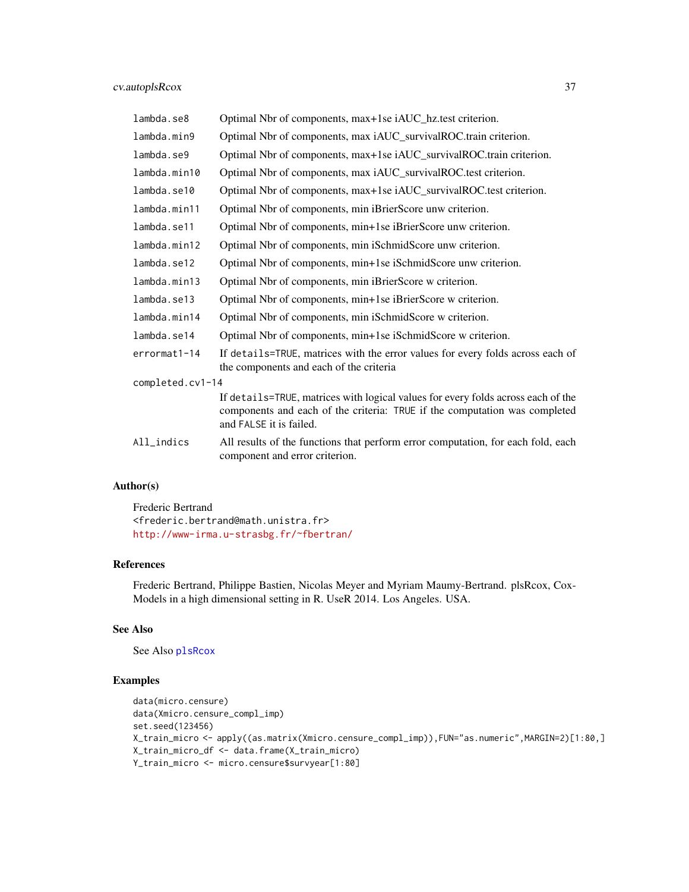| | |
|---|---|
| lambda.se8 | Optimal Nbr of components, max+1se iAUC_hz.test criterion. |
| lambda.min9 | Optimal Nbr of components, max iAUC_survivalROC.train criterion. |
| lambda.se9 | Optimal Nbr of components, max+1se iAUC_survivalROC.train criterion. |
| lambda.min10 | Optimal Nbr of components, max iAUC_survivalROC.test criterion. |
| lambda.se10 | Optimal Nbr of components, max+1se iAUC_survivalROC.test criterion. |
| lambda.min11 | Optimal Nbr of components, min iBrierScore unw criterion. |
| lambda.se11 | Optimal Nbr of components, min+1se iBrierScore unw criterion. |
| lambda.min12 | Optimal Nbr of components, min iSchmidScore unw criterion. |
| lambda.se12 | Optimal Nbr of components, min+1se iSchmidScore unw criterion. |
| lambda.min13 | Optimal Nbr of components, min iBrierScore w criterion. |
| lambda.se13 | Optimal Nbr of components, min+1se iBrierScore w criterion. |
| lambda.min14 | Optimal Nbr of components, min iSchmidScore w criterion. |
| lambda.se14 | Optimal Nbr of components, min+1se iSchmidScore w criterion. |
| errormat1-14 | If details=TRUE, matrices with the error values for every folds across each of the components and each of the criteria |
| completed.cv1-14 | If details=TRUE, matrices with logical values for every folds across each of the components and each of the criteria: TRUE if the computation was completed and FALSE it is failed. |
| All_indics | All results of the functions that perform error computation, for each fold, each component and error criterion. |

## Author(s)

Frederic Bertrand
<frederic.bertrand@math.unistra.fr>
http://www-irma.u-strasbg.fr/~fbertran/

## References

Frederic Bertrand, Philippe Bastien, Nicolas Meyer and Myriam Maumy-Bertrand. plsRcox, Cox-Models in a high dimensional setting in R. UseR 2014. Los Angeles. USA.

## See Also

See Also plsRcox

## Examples

```
data(micro.censure)
data(Xmicro.censure_compl_imp)
set.seed(123456)
X_train_micro <- apply((as.matrix(Xmicro.censure_compl_imp)),FUN="as.numeric",MARGIN=2)[1:80,]
X_train_micro_df <- data.frame(X_train_micro)
Y_train_micro <- micro.censure$survyear[1:80]
```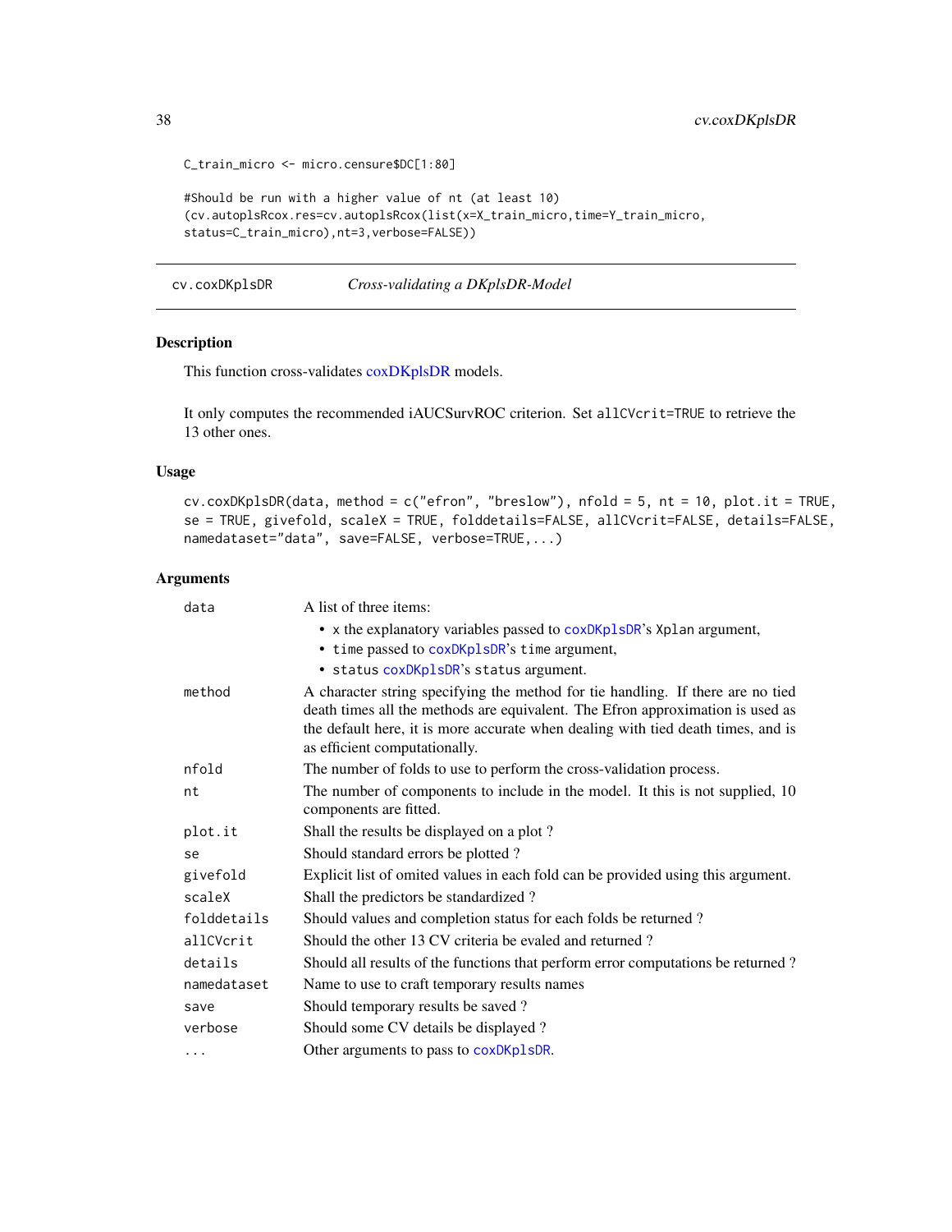```
C_train_micro <- micro.censure$DC[1:80]

#Should be run with a higher value of nt (at least 10)
(cv.autoplsRcox.res=cv.autoplsRcox(list(x=X_train_micro,time=Y_train_micro,
status=C_train_micro),nt=3,verbose=FALSE))
```

---

## cv.coxDKplsDR — *Cross-validating a DKplsDR-Model*

---

### Description

This function cross-validates coxDKplsDR models.

It only computes the recommended iAUCSurvROC criterion. Set `allCVcrit=TRUE` to retrieve the 13 other ones.

### Usage

```
cv.coxDKplsDR(data, method = c("efron", "breslow"), nfold = 5, nt = 10, plot.it = TRUE,
se = TRUE, givefold, scaleX = TRUE, folddetails=FALSE, allCVcrit=FALSE, details=FALSE,
namedataset="data", save=FALSE, verbose=TRUE,...)
```

### Arguments

| Argument | Description |
|---|---|
| `data` | A list of three items: <br>• `x` the explanatory variables passed to `coxDKplsDR`'s `Xplan` argument, <br>• `time` passed to `coxDKplsDR`'s `time` argument, <br>• `status` `coxDKplsDR`'s `status` argument. |
| `method` | A character string specifying the method for tie handling. If there are no tied death times all the methods are equivalent. The Efron approximation is used as the default here, it is more accurate when dealing with tied death times, and is as efficient computationally. |
| `nfold` | The number of folds to use to perform the cross-validation process. |
| `nt` | The number of components to include in the model. It this is not supplied, 10 components are fitted. |
| `plot.it` | Shall the results be displayed on a plot ? |
| `se` | Should standard errors be plotted ? |
| `givefold` | Explicit list of omited values in each fold can be provided using this argument. |
| `scaleX` | Shall the predictors be standardized ? |
| `folddetails` | Should values and completion status for each folds be returned ? |
| `allCVcrit` | Should the other 13 CV criteria be evaled and returned ? |
| `details` | Should all results of the functions that perform error computations be returned ? |
| `namedataset` | Name to use to craft temporary results names |
| `save` | Should temporary results be saved ? |
| `verbose` | Should some CV details be displayed ? |
| `...` | Other arguments to pass to `coxDKplsDR`. |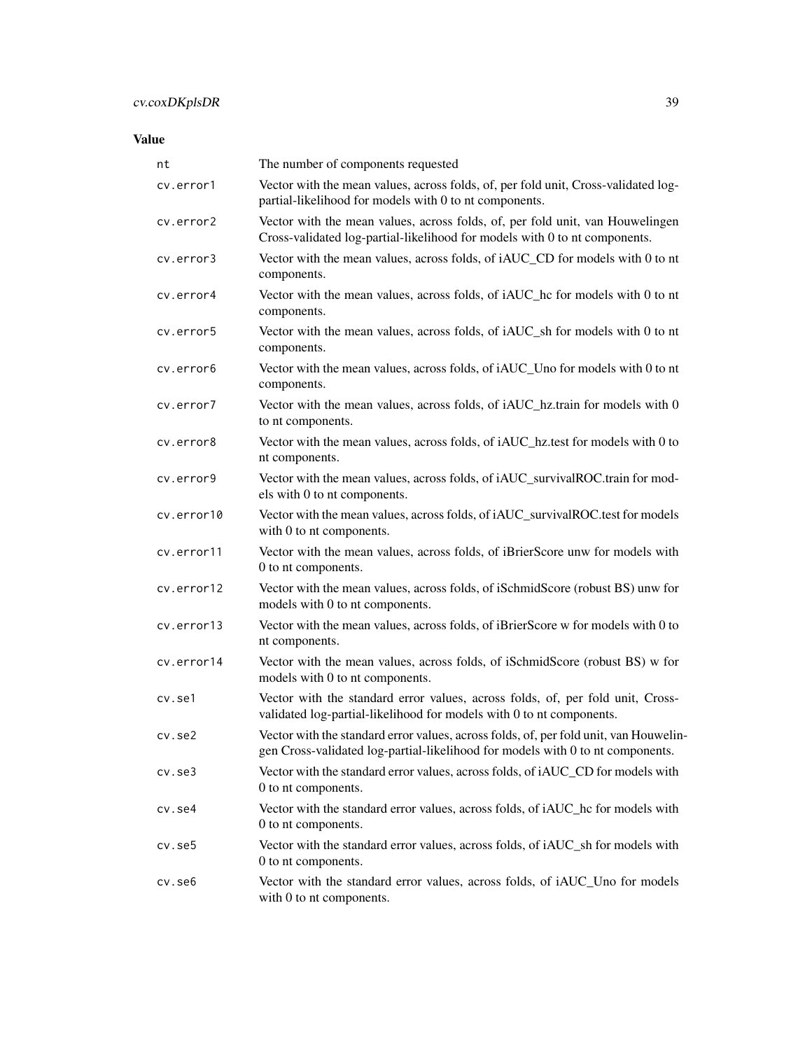### Value

| | |
|---|---|
| nt | The number of components requested |
| cv.error1 | Vector with the mean values, across folds, of, per fold unit, Cross-validated log-partial-likelihood for models with 0 to nt components. |
| cv.error2 | Vector with the mean values, across folds, of, per fold unit, van Houwelingen Cross-validated log-partial-likelihood for models with 0 to nt components. |
| cv.error3 | Vector with the mean values, across folds, of iAUC_CD for models with 0 to nt components. |
| cv.error4 | Vector with the mean values, across folds, of iAUC_hc for models with 0 to nt components. |
| cv.error5 | Vector with the mean values, across folds, of iAUC_sh for models with 0 to nt components. |
| cv.error6 | Vector with the mean values, across folds, of iAUC_Uno for models with 0 to nt components. |
| cv.error7 | Vector with the mean values, across folds, of iAUC_hz.train for models with 0 to nt components. |
| cv.error8 | Vector with the mean values, across folds, of iAUC_hz.test for models with 0 to nt components. |
| cv.error9 | Vector with the mean values, across folds, of iAUC_survivalROC.train for models with 0 to nt components. |
| cv.error10 | Vector with the mean values, across folds, of iAUC_survivalROC.test for models with 0 to nt components. |
| cv.error11 | Vector with the mean values, across folds, of iBrierScore unw for models with 0 to nt components. |
| cv.error12 | Vector with the mean values, across folds, of iSchmidScore (robust BS) unw for models with 0 to nt components. |
| cv.error13 | Vector with the mean values, across folds, of iBrierScore w for models with 0 to nt components. |
| cv.error14 | Vector with the mean values, across folds, of iSchmidScore (robust BS) w for models with 0 to nt components. |
| cv.se1 | Vector with the standard error values, across folds, of, per fold unit, Cross-validated log-partial-likelihood for models with 0 to nt components. |
| cv.se2 | Vector with the standard error values, across folds, of, per fold unit, van Houwelingen Cross-validated log-partial-likelihood for models with 0 to nt components. |
| cv.se3 | Vector with the standard error values, across folds, of iAUC_CD for models with 0 to nt components. |
| cv.se4 | Vector with the standard error values, across folds, of iAUC_hc for models with 0 to nt components. |
| cv.se5 | Vector with the standard error values, across folds, of iAUC_sh for models with 0 to nt components. |
| cv.se6 | Vector with the standard error values, across folds, of iAUC_Uno for models with 0 to nt components. |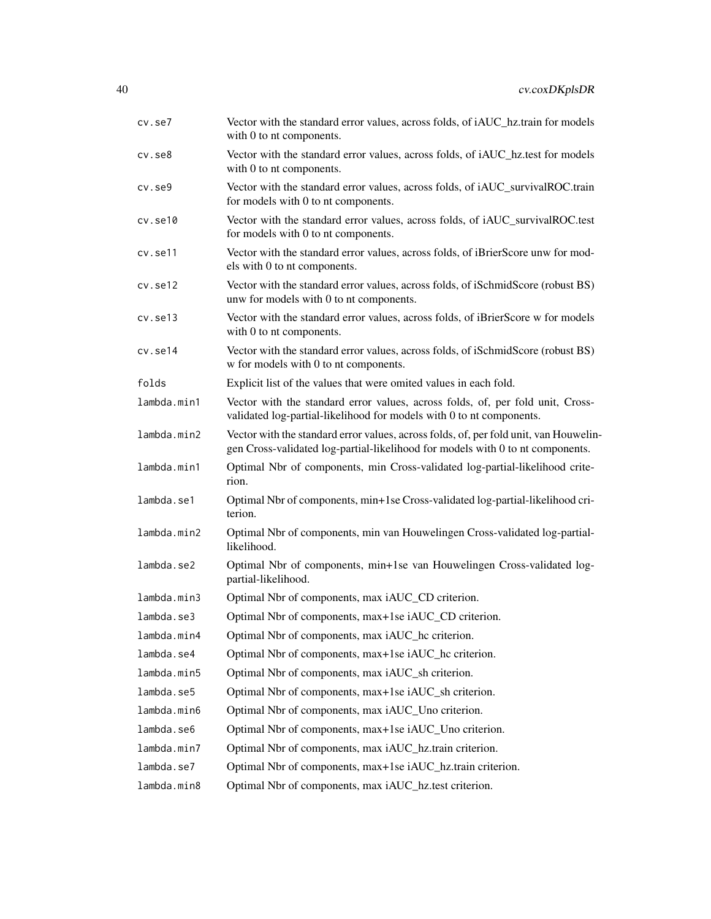| | |
|---|---|
| cv.se7 | Vector with the standard error values, across folds, of iAUC_hz.train for models with 0 to nt components. |
| cv.se8 | Vector with the standard error values, across folds, of iAUC_hz.test for models with 0 to nt components. |
| cv.se9 | Vector with the standard error values, across folds, of iAUC_survivalROC.train for models with 0 to nt components. |
| cv.se10 | Vector with the standard error values, across folds, of iAUC_survivalROC.test for models with 0 to nt components. |
| cv.se11 | Vector with the standard error values, across folds, of iBrierScore unw for models with 0 to nt components. |
| cv.se12 | Vector with the standard error values, across folds, of iSchmidScore (robust BS) unw for models with 0 to nt components. |
| cv.se13 | Vector with the standard error values, across folds, of iBrierScore w for models with 0 to nt components. |
| cv.se14 | Vector with the standard error values, across folds, of iSchmidScore (robust BS) w for models with 0 to nt components. |
| folds | Explicit list of the values that were omited values in each fold. |
| lambda.min1 | Vector with the standard error values, across folds, of, per fold unit, Cross-validated log-partial-likelihood for models with 0 to nt components. |
| lambda.min2 | Vector with the standard error values, across folds, of, per fold unit, van Houwelingen Cross-validated log-partial-likelihood for models with 0 to nt components. |
| lambda.min1 | Optimal Nbr of components, min Cross-validated log-partial-likelihood criterion. |
| lambda.se1 | Optimal Nbr of components, min+1se Cross-validated log-partial-likelihood criterion. |
| lambda.min2 | Optimal Nbr of components, min van Houwelingen Cross-validated log-partial-likelihood. |
| lambda.se2 | Optimal Nbr of components, min+1se van Houwelingen Cross-validated log-partial-likelihood. |
| lambda.min3 | Optimal Nbr of components, max iAUC_CD criterion. |
| lambda.se3 | Optimal Nbr of components, max+1se iAUC_CD criterion. |
| lambda.min4 | Optimal Nbr of components, max iAUC_hc criterion. |
| lambda.se4 | Optimal Nbr of components, max+1se iAUC_hc criterion. |
| lambda.min5 | Optimal Nbr of components, max iAUC_sh criterion. |
| lambda.se5 | Optimal Nbr of components, max+1se iAUC_sh criterion. |
| lambda.min6 | Optimal Nbr of components, max iAUC_Uno criterion. |
| lambda.se6 | Optimal Nbr of components, max+1se iAUC_Uno criterion. |
| lambda.min7 | Optimal Nbr of components, max iAUC_hz.train criterion. |
| lambda.se7 | Optimal Nbr of components, max+1se iAUC_hz.train criterion. |
| lambda.min8 | Optimal Nbr of components, max iAUC_hz.test criterion. |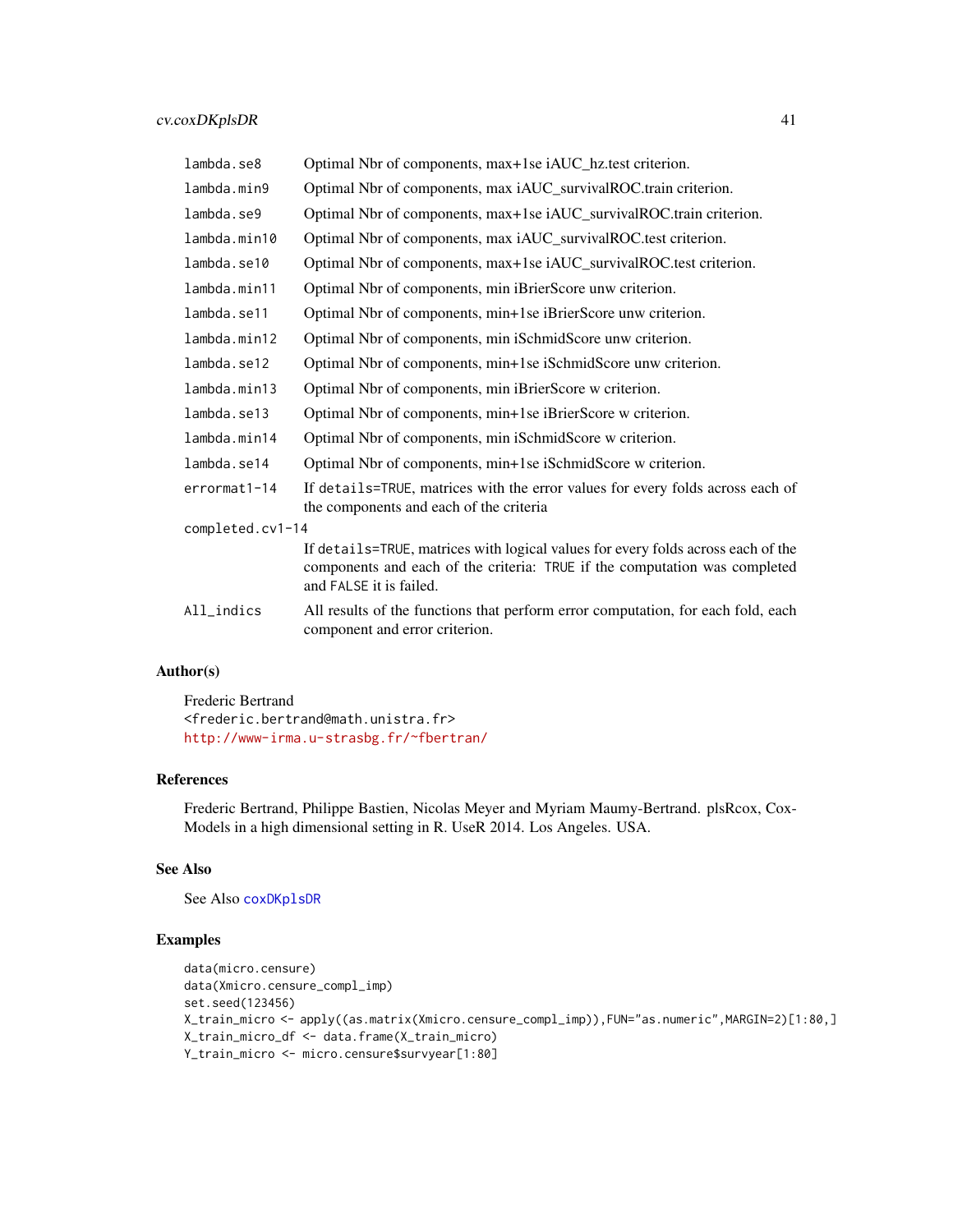| | |
|---|---|
| `lambda.se8` | Optimal Nbr of components, max+1se iAUC_hz.test criterion. |
| `lambda.min9` | Optimal Nbr of components, max iAUC_survivalROC.train criterion. |
| `lambda.se9` | Optimal Nbr of components, max+1se iAUC_survivalROC.train criterion. |
| `lambda.min10` | Optimal Nbr of components, max iAUC_survivalROC.test criterion. |
| `lambda.se10` | Optimal Nbr of components, max+1se iAUC_survivalROC.test criterion. |
| `lambda.min11` | Optimal Nbr of components, min iBrierScore unw criterion. |
| `lambda.se11` | Optimal Nbr of components, min+1se iBrierScore unw criterion. |
| `lambda.min12` | Optimal Nbr of components, min iSchmidScore unw criterion. |
| `lambda.se12` | Optimal Nbr of components, min+1se iSchmidScore unw criterion. |
| `lambda.min13` | Optimal Nbr of components, min iBrierScore w criterion. |
| `lambda.se13` | Optimal Nbr of components, min+1se iBrierScore w criterion. |
| `lambda.min14` | Optimal Nbr of components, min iSchmidScore w criterion. |
| `lambda.se14` | Optimal Nbr of components, min+1se iSchmidScore w criterion. |
| `errormat1-14` | If `details=TRUE`, matrices with the error values for every folds across each of the components and each of the criteria |
| `completed.cv1-14` | If `details=TRUE`, matrices with logical values for every folds across each of the components and each of the criteria: `TRUE` if the computation was completed and `FALSE` it is failed. |
| `All_indics` | All results of the functions that perform error computation, for each fold, each component and error criterion. |

## Author(s)

Frederic Bertrand
<frederic.bertrand@math.unistra.fr>
http://www-irma.u-strasbg.fr/~fbertran/

## References

Frederic Bertrand, Philippe Bastien, Nicolas Meyer and Myriam Maumy-Bertrand. plsRcox, Cox-Models in a high dimensional setting in R. UseR 2014. Los Angeles. USA.

## See Also

See Also `coxDKplsDR`

## Examples

```
data(micro.censure)
data(Xmicro.censure_compl_imp)
set.seed(123456)
X_train_micro <- apply((as.matrix(Xmicro.censure_compl_imp)),FUN="as.numeric",MARGIN=2)[1:80,]
X_train_micro_df <- data.frame(X_train_micro)
Y_train_micro <- micro.censure$survyear[1:80]
```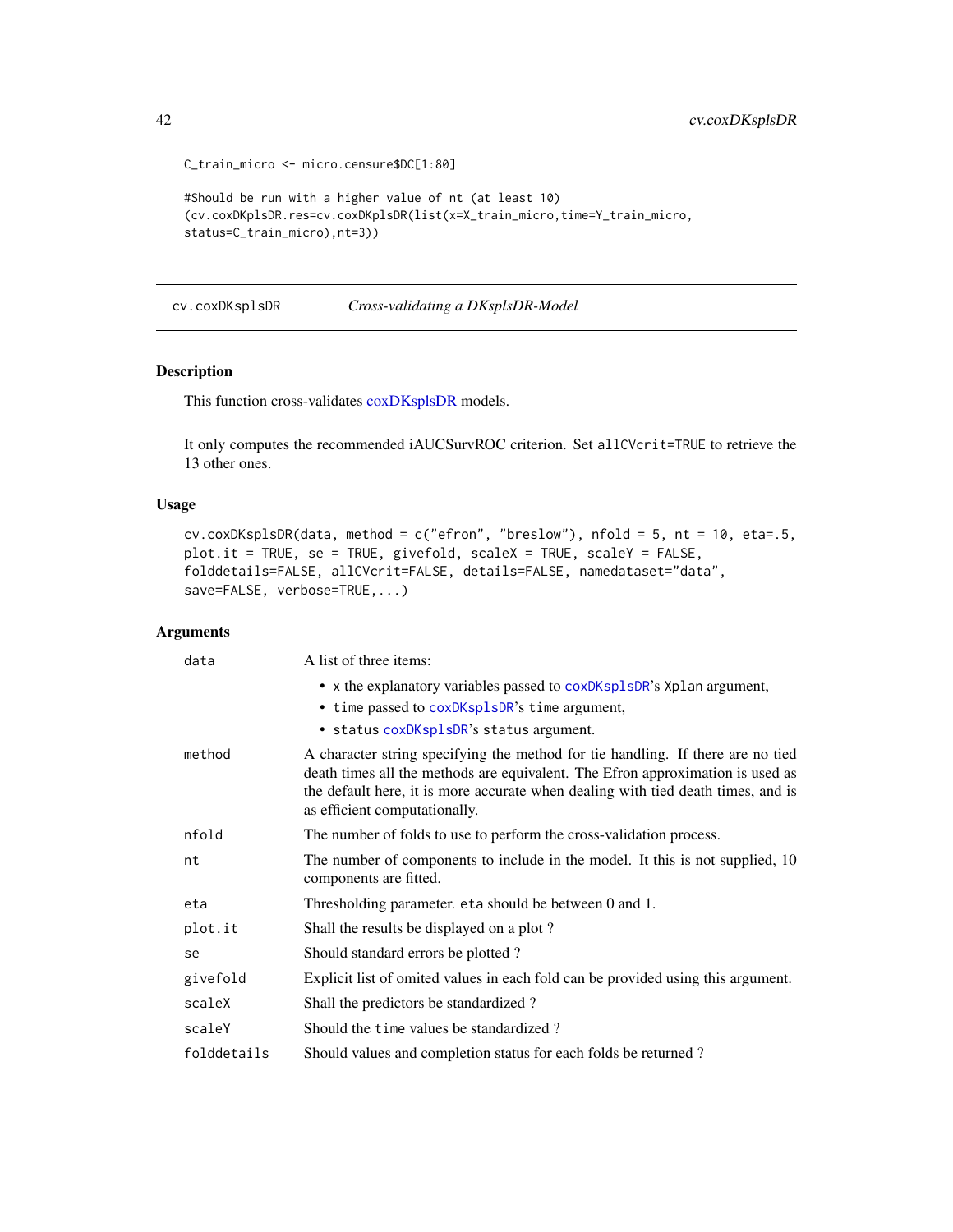```
C_train_micro <- micro.censure$DC[1:80]

#Should be run with a higher value of nt (at least 10)
(cv.coxDKplsDR.res=cv.coxDKplsDR(list(x=X_train_micro,time=Y_train_micro,
status=C_train_micro),nt=3))
```

## cv.coxDKsplsDR *Cross-validating a DKsplsDR-Model*

### Description

This function cross-validates coxDKsplsDR models.

It only computes the recommended iAUCSurvROC criterion. Set `allCVcrit=TRUE` to retrieve the 13 other ones.

### Usage

```
cv.coxDKsplsDR(data, method = c("efron", "breslow"), nfold = 5, nt = 10, eta=.5,
plot.it = TRUE, se = TRUE, givefold, scaleX = TRUE, scaleY = FALSE,
folddetails=FALSE, allCVcrit=FALSE, details=FALSE, namedataset="data",
save=FALSE, verbose=TRUE,...)
```

### Arguments

| Argument | Description |
|---|---|
| `data` | A list of three items: <br>• `x` the explanatory variables passed to `coxDKsplsDR`'s `Xplan` argument, <br>• `time` passed to `coxDKsplsDR`'s `time` argument, <br>• `status` `coxDKsplsDR`'s `status` argument. |
| `method` | A character string specifying the method for tie handling. If there are no tied death times all the methods are equivalent. The Efron approximation is used as the default here, it is more accurate when dealing with tied death times, and is as efficient computationally. |
| `nfold` | The number of folds to use to perform the cross-validation process. |
| `nt` | The number of components to include in the model. It this is not supplied, 10 components are fitted. |
| `eta` | Thresholding parameter. `eta` should be between 0 and 1. |
| `plot.it` | Shall the results be displayed on a plot ? |
| `se` | Should standard errors be plotted ? |
| `givefold` | Explicit list of omited values in each fold can be provided using this argument. |
| `scaleX` | Shall the predictors be standardized ? |
| `scaleY` | Should the `time` values be standardized ? |
| `folddetails` | Should values and completion status for each folds be returned ? |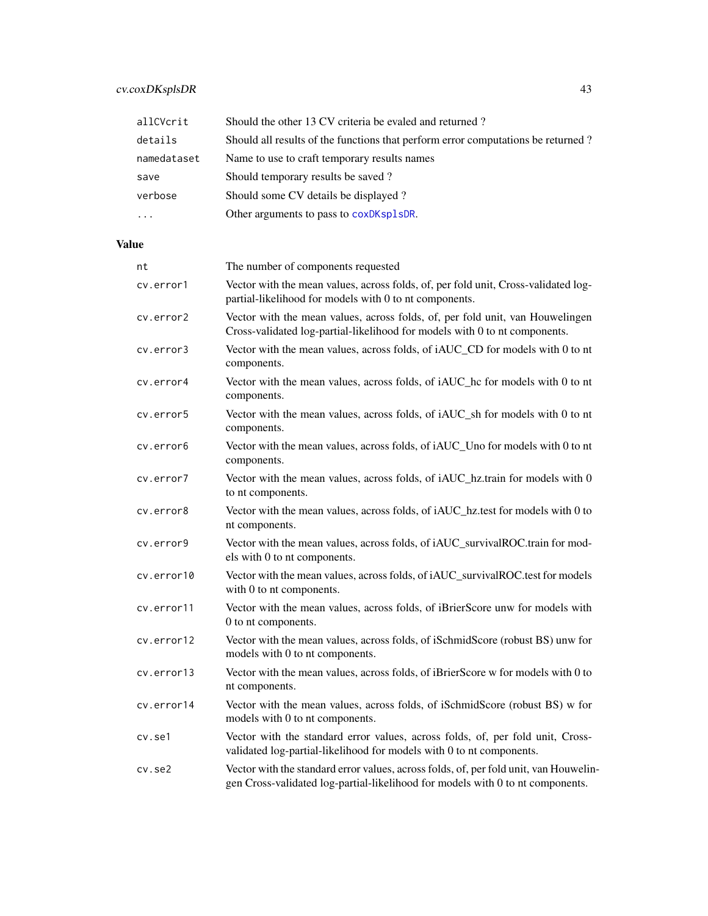| | |
|---|---|
| `allCVcrit` | Should the other 13 CV criteria be evaled and returned ? |
| `details` | Should all results of the functions that perform error computations be returned ? |
| `namedataset` | Name to use to craft temporary results names |
| `save` | Should temporary results be saved ? |
| `verbose` | Should some CV details be displayed ? |
| `...` | Other arguments to pass to `coxDKsplsDR`. |

## Value

| | |
|---|---|
| `nt` | The number of components requested |
| `cv.error1` | Vector with the mean values, across folds, of, per fold unit, Cross-validated log-partial-likelihood for models with 0 to nt components. |
| `cv.error2` | Vector with the mean values, across folds, of, per fold unit, van Houwelingen Cross-validated log-partial-likelihood for models with 0 to nt components. |
| `cv.error3` | Vector with the mean values, across folds, of iAUC_CD for models with 0 to nt components. |
| `cv.error4` | Vector with the mean values, across folds, of iAUC_hc for models with 0 to nt components. |
| `cv.error5` | Vector with the mean values, across folds, of iAUC_sh for models with 0 to nt components. |
| `cv.error6` | Vector with the mean values, across folds, of iAUC_Uno for models with 0 to nt components. |
| `cv.error7` | Vector with the mean values, across folds, of iAUC_hz.train for models with 0 to nt components. |
| `cv.error8` | Vector with the mean values, across folds, of iAUC_hz.test for models with 0 to nt components. |
| `cv.error9` | Vector with the mean values, across folds, of iAUC_survivalROC.train for models with 0 to nt components. |
| `cv.error10` | Vector with the mean values, across folds, of iAUC_survivalROC.test for models with 0 to nt components. |
| `cv.error11` | Vector with the mean values, across folds, of iBrierScore unw for models with 0 to nt components. |
| `cv.error12` | Vector with the mean values, across folds, of iSchmidScore (robust BS) unw for models with 0 to nt components. |
| `cv.error13` | Vector with the mean values, across folds, of iBrierScore w for models with 0 to nt components. |
| `cv.error14` | Vector with the mean values, across folds, of iSchmidScore (robust BS) w for models with 0 to nt components. |
| `cv.se1` | Vector with the standard error values, across folds, of, per fold unit, Cross-validated log-partial-likelihood for models with 0 to nt components. |
| `cv.se2` | Vector with the standard error values, across folds, of, per fold unit, van Houwelingen Cross-validated log-partial-likelihood for models with 0 to nt components. |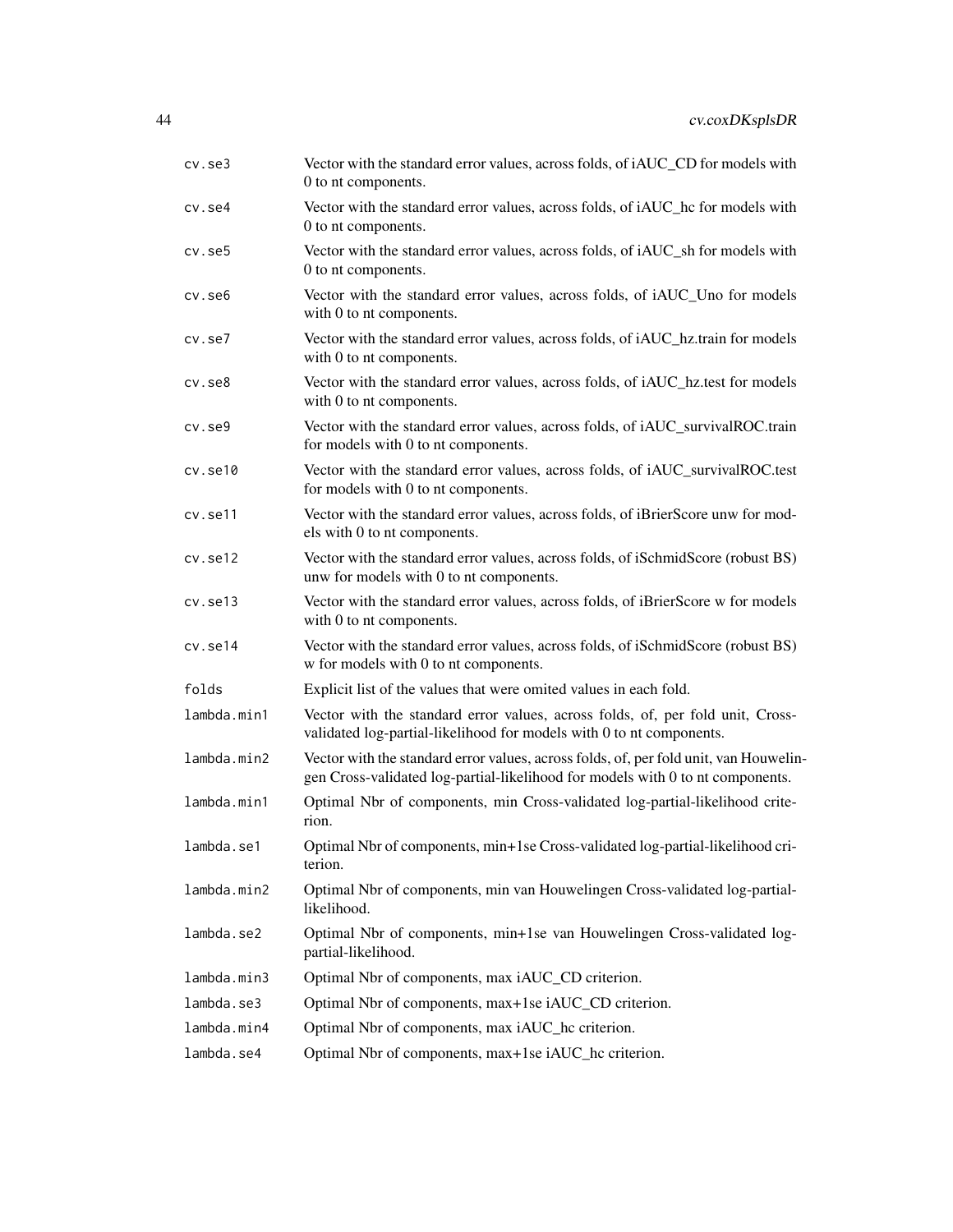| | |
|---|---|
| cv.se3 | Vector with the standard error values, across folds, of iAUC_CD for models with 0 to nt components. |
| cv.se4 | Vector with the standard error values, across folds, of iAUC_hc for models with 0 to nt components. |
| cv.se5 | Vector with the standard error values, across folds, of iAUC_sh for models with 0 to nt components. |
| cv.se6 | Vector with the standard error values, across folds, of iAUC_Uno for models with 0 to nt components. |
| cv.se7 | Vector with the standard error values, across folds, of iAUC_hz.train for models with 0 to nt components. |
| cv.se8 | Vector with the standard error values, across folds, of iAUC_hz.test for models with 0 to nt components. |
| cv.se9 | Vector with the standard error values, across folds, of iAUC_survivalROC.train for models with 0 to nt components. |
| cv.se10 | Vector with the standard error values, across folds, of iAUC_survivalROC.test for models with 0 to nt components. |
| cv.se11 | Vector with the standard error values, across folds, of iBrierScore unw for models with 0 to nt components. |
| cv.se12 | Vector with the standard error values, across folds, of iSchmidScore (robust BS) unw for models with 0 to nt components. |
| cv.se13 | Vector with the standard error values, across folds, of iBrierScore w for models with 0 to nt components. |
| cv.se14 | Vector with the standard error values, across folds, of iSchmidScore (robust BS) w for models with 0 to nt components. |
| folds | Explicit list of the values that were omited values in each fold. |
| lambda.min1 | Vector with the standard error values, across folds, of, per fold unit, Cross-validated log-partial-likelihood for models with 0 to nt components. |
| lambda.min2 | Vector with the standard error values, across folds, of, per fold unit, van Houwelingen Cross-validated log-partial-likelihood for models with 0 to nt components. |
| lambda.min1 | Optimal Nbr of components, min Cross-validated log-partial-likelihood criterion. |
| lambda.se1 | Optimal Nbr of components, min+1se Cross-validated log-partial-likelihood criterion. |
| lambda.min2 | Optimal Nbr of components, min van Houwelingen Cross-validated log-partial-likelihood. |
| lambda.se2 | Optimal Nbr of components, min+1se van Houwelingen Cross-validated log-partial-likelihood. |
| lambda.min3 | Optimal Nbr of components, max iAUC_CD criterion. |
| lambda.se3 | Optimal Nbr of components, max+1se iAUC_CD criterion. |
| lambda.min4 | Optimal Nbr of components, max iAUC_hc criterion. |
| lambda.se4 | Optimal Nbr of components, max+1se iAUC_hc criterion. |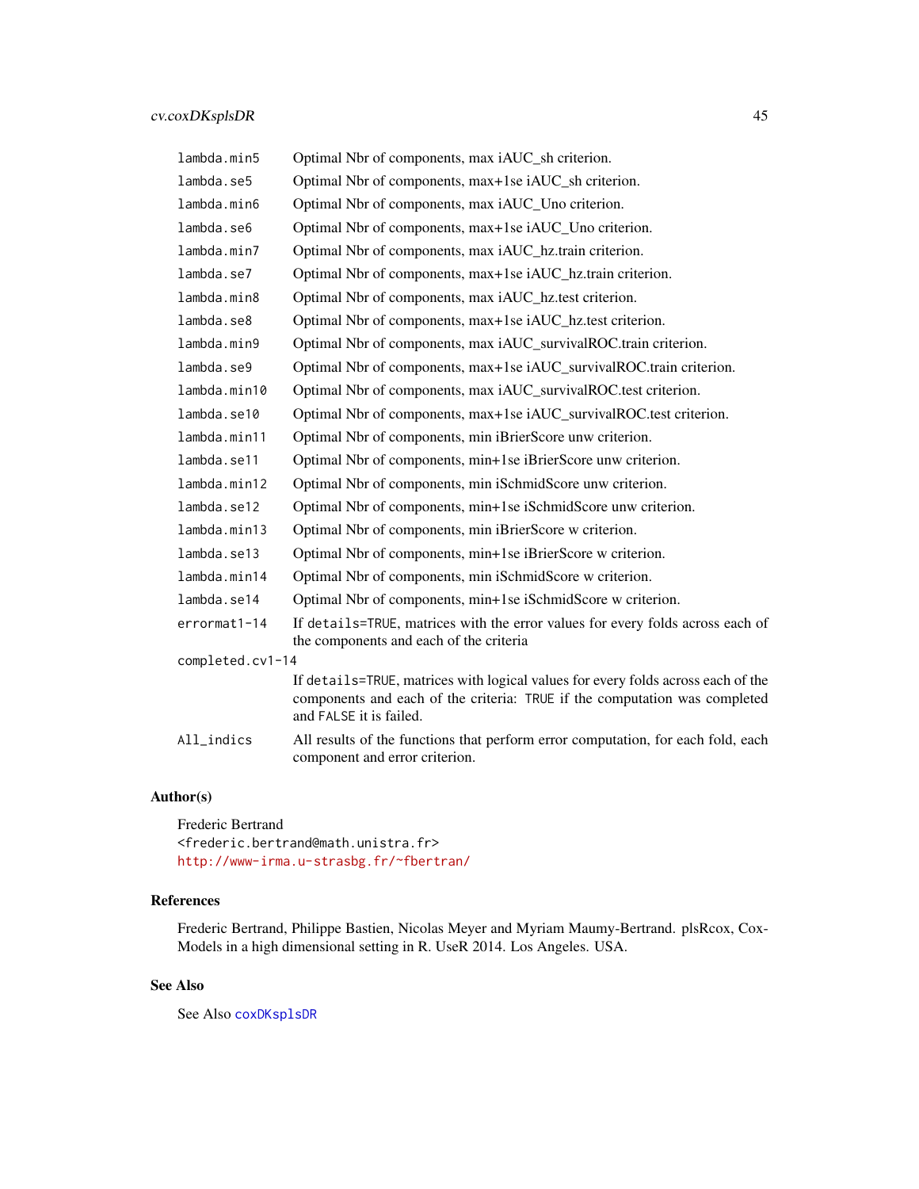| | |
|---|---|
| `lambda.min5` | Optimal Nbr of components, max iAUC_sh criterion. |
| `lambda.se5` | Optimal Nbr of components, max+1se iAUC_sh criterion. |
| `lambda.min6` | Optimal Nbr of components, max iAUC_Uno criterion. |
| `lambda.se6` | Optimal Nbr of components, max+1se iAUC_Uno criterion. |
| `lambda.min7` | Optimal Nbr of components, max iAUC_hz.train criterion. |
| `lambda.se7` | Optimal Nbr of components, max+1se iAUC_hz.train criterion. |
| `lambda.min8` | Optimal Nbr of components, max iAUC_hz.test criterion. |
| `lambda.se8` | Optimal Nbr of components, max+1se iAUC_hz.test criterion. |
| `lambda.min9` | Optimal Nbr of components, max iAUC_survivalROC.train criterion. |
| `lambda.se9` | Optimal Nbr of components, max+1se iAUC_survivalROC.train criterion. |
| `lambda.min10` | Optimal Nbr of components, max iAUC_survivalROC.test criterion. |
| `lambda.se10` | Optimal Nbr of components, max+1se iAUC_survivalROC.test criterion. |
| `lambda.min11` | Optimal Nbr of components, min iBrierScore unw criterion. |
| `lambda.se11` | Optimal Nbr of components, min+1se iBrierScore unw criterion. |
| `lambda.min12` | Optimal Nbr of components, min iSchmidScore unw criterion. |
| `lambda.se12` | Optimal Nbr of components, min+1se iSchmidScore unw criterion. |
| `lambda.min13` | Optimal Nbr of components, min iBrierScore w criterion. |
| `lambda.se13` | Optimal Nbr of components, min+1se iBrierScore w criterion. |
| `lambda.min14` | Optimal Nbr of components, min iSchmidScore w criterion. |
| `lambda.se14` | Optimal Nbr of components, min+1se iSchmidScore w criterion. |
| `errormat1-14` | If `details=TRUE`, matrices with the error values for every folds across each of the components and each of the criteria |
| `completed.cv1-14` | If `details=TRUE`, matrices with logical values for every folds across each of the components and each of the criteria: `TRUE` if the computation was completed and `FALSE` it is failed. |
| `All_indics` | All results of the functions that perform error computation, for each fold, each component and error criterion. |

### Author(s)

Frederic Bertrand
`<frederic.bertrand@math.unistra.fr>`
http://www-irma.u-strasbg.fr/~fbertran/

### References

Frederic Bertrand, Philippe Bastien, Nicolas Meyer and Myriam Maumy-Bertrand. plsRcox, Cox-Models in a high dimensional setting in R. UseR 2014. Los Angeles. USA.

### See Also

See Also `coxDKsplsDR`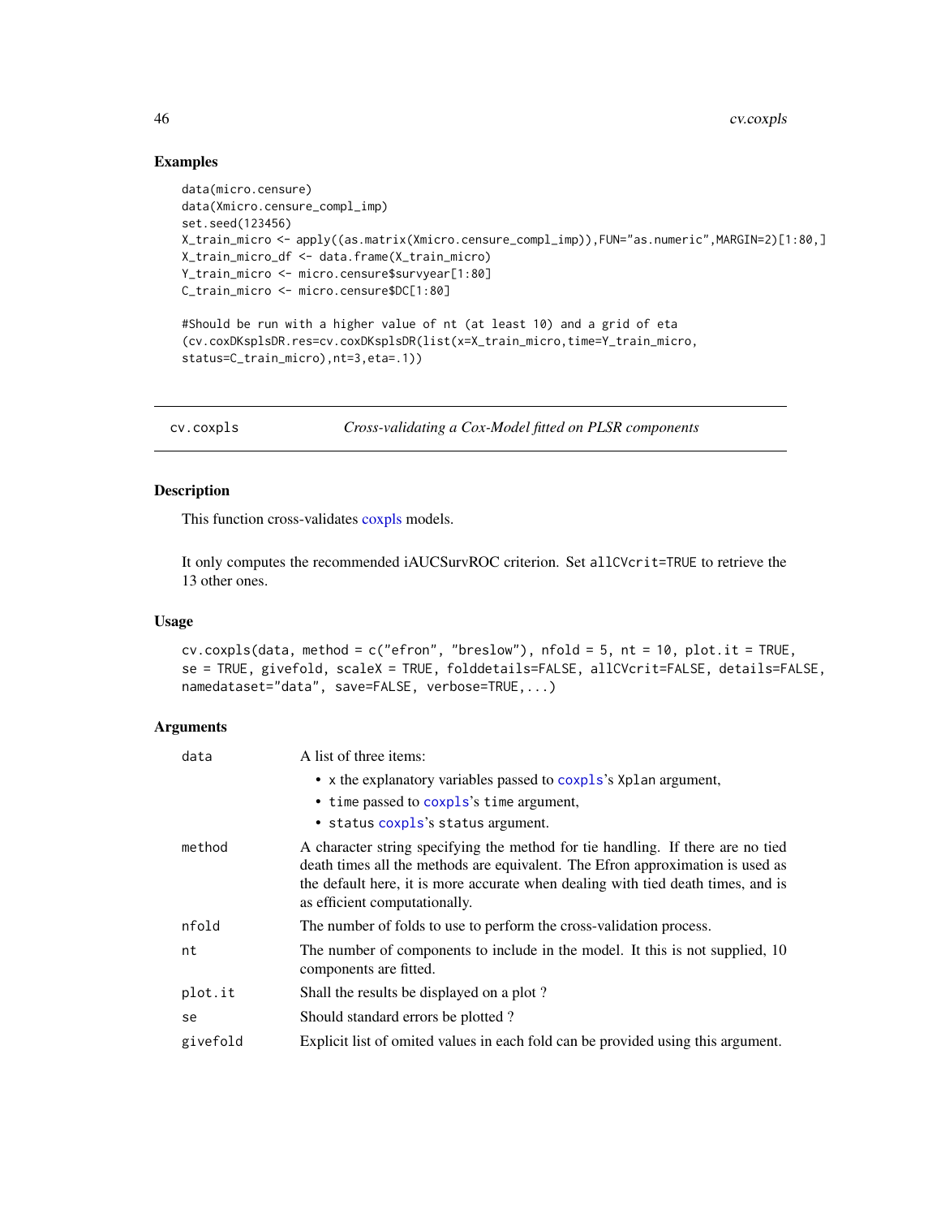## Examples

```
data(micro.censure)
data(Xmicro.censure_compl_imp)
set.seed(123456)
X_train_micro <- apply((as.matrix(Xmicro.censure_compl_imp)),FUN="as.numeric",MARGIN=2)[1:80,]
X_train_micro_df <- data.frame(X_train_micro)
Y_train_micro <- micro.censure$survyear[1:80]
C_train_micro <- micro.censure$DC[1:80]

#Should be run with a higher value of nt (at least 10) and a grid of eta
(cv.coxDKsplsDR.res=cv.coxDKsplsDR(list(x=X_train_micro,time=Y_train_micro,
status=C_train_micro),nt=3,eta=.1))
```

---

# cv.coxpls — *Cross-validating a Cox-Model fitted on PLSR components*

---

## Description

This function cross-validates coxpls models.

It only computes the recommended iAUCSurvROC criterion. Set `allCVcrit=TRUE` to retrieve the 13 other ones.

## Usage

```
cv.coxpls(data, method = c("efron", "breslow"), nfold = 5, nt = 10, plot.it = TRUE,
se = TRUE, givefold, scaleX = TRUE, folddetails=FALSE, allCVcrit=FALSE, details=FALSE,
namedataset="data", save=FALSE, verbose=TRUE,...)
```

## Arguments

| | |
|---|---|
| `data` | A list of three items:<br>• `x` the explanatory variables passed to `coxpls`'s `Xplan` argument,<br>• `time` passed to `coxpls`'s `time` argument,<br>• `status` `coxpls`'s `status` argument. |
| `method` | A character string specifying the method for tie handling. If there are no tied death times all the methods are equivalent. The Efron approximation is used as the default here, it is more accurate when dealing with tied death times, and is as efficient computationally. |
| `nfold` | The number of folds to use to perform the cross-validation process. |
| `nt` | The number of components to include in the model. It this is not supplied, 10 components are fitted. |
| `plot.it` | Shall the results be displayed on a plot ? |
| `se` | Should standard errors be plotted ? |
| `givefold` | Explicit list of omited values in each fold can be provided using this argument. |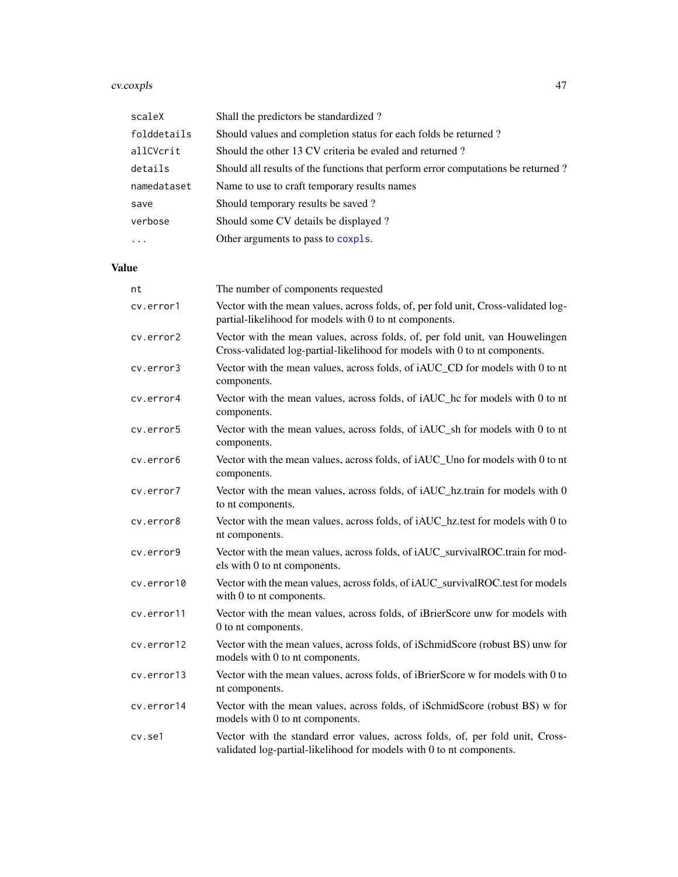| | |
|---|---|
| scaleX | Shall the predictors be standardized ? |
| folddetails | Should values and completion status for each folds be returned ? |
| allCVcrit | Should the other 13 CV criteria be evaled and returned ? |
| details | Should all results of the functions that perform error computations be returned ? |
| namedataset | Name to use to craft temporary results names |
| save | Should temporary results be saved ? |
| verbose | Should some CV details be displayed ? |
| ... | Other arguments to pass to coxpls. |

## Value

| | |
|---|---|
| nt | The number of components requested |
| cv.error1 | Vector with the mean values, across folds, of, per fold unit, Cross-validated log-partial-likelihood for models with 0 to nt components. |
| cv.error2 | Vector with the mean values, across folds, of, per fold unit, van Houwelingen Cross-validated log-partial-likelihood for models with 0 to nt components. |
| cv.error3 | Vector with the mean values, across folds, of iAUC_CD for models with 0 to nt components. |
| cv.error4 | Vector with the mean values, across folds, of iAUC_hc for models with 0 to nt components. |
| cv.error5 | Vector with the mean values, across folds, of iAUC_sh for models with 0 to nt components. |
| cv.error6 | Vector with the mean values, across folds, of iAUC_Uno for models with 0 to nt components. |
| cv.error7 | Vector with the mean values, across folds, of iAUC_hz.train for models with 0 to nt components. |
| cv.error8 | Vector with the mean values, across folds, of iAUC_hz.test for models with 0 to nt components. |
| cv.error9 | Vector with the mean values, across folds, of iAUC_survivalROC.train for models with 0 to nt components. |
| cv.error10 | Vector with the mean values, across folds, of iAUC_survivalROC.test for models with 0 to nt components. |
| cv.error11 | Vector with the mean values, across folds, of iBrierScore unw for models with 0 to nt components. |
| cv.error12 | Vector with the mean values, across folds, of iSchmidScore (robust BS) unw for models with 0 to nt components. |
| cv.error13 | Vector with the mean values, across folds, of iBrierScore w for models with 0 to nt components. |
| cv.error14 | Vector with the mean values, across folds, of iSchmidScore (robust BS) w for models with 0 to nt components. |
| cv.se1 | Vector with the standard error values, across folds, of, per fold unit, Cross-validated log-partial-likelihood for models with 0 to nt components. |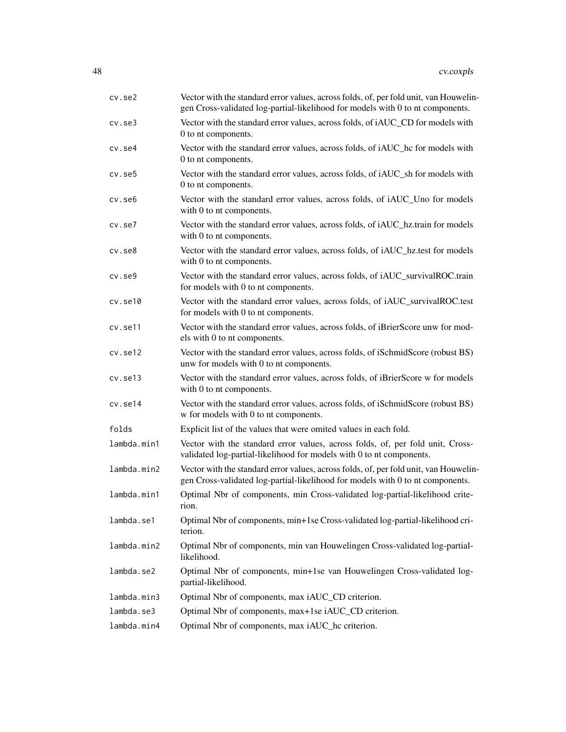| | |
|---|---|
| cv.se2 | Vector with the standard error values, across folds, of, per fold unit, van Houwelingen Cross-validated log-partial-likelihood for models with 0 to nt components. |
| cv.se3 | Vector with the standard error values, across folds, of iAUC_CD for models with 0 to nt components. |
| cv.se4 | Vector with the standard error values, across folds, of iAUC_hc for models with 0 to nt components. |
| cv.se5 | Vector with the standard error values, across folds, of iAUC_sh for models with 0 to nt components. |
| cv.se6 | Vector with the standard error values, across folds, of iAUC_Uno for models with 0 to nt components. |
| cv.se7 | Vector with the standard error values, across folds, of iAUC_hz.train for models with 0 to nt components. |
| cv.se8 | Vector with the standard error values, across folds, of iAUC_hz.test for models with 0 to nt components. |
| cv.se9 | Vector with the standard error values, across folds, of iAUC_survivalROC.train for models with 0 to nt components. |
| cv.se10 | Vector with the standard error values, across folds, of iAUC_survivalROC.test for models with 0 to nt components. |
| cv.se11 | Vector with the standard error values, across folds, of iBrierScore unw for models with 0 to nt components. |
| cv.se12 | Vector with the standard error values, across folds, of iSchmidScore (robust BS) unw for models with 0 to nt components. |
| cv.se13 | Vector with the standard error values, across folds, of iBrierScore w for models with 0 to nt components. |
| cv.se14 | Vector with the standard error values, across folds, of iSchmidScore (robust BS) w for models with 0 to nt components. |
| folds | Explicit list of the values that were omited values in each fold. |
| lambda.min1 | Vector with the standard error values, across folds, of, per fold unit, Cross-validated log-partial-likelihood for models with 0 to nt components. |
| lambda.min2 | Vector with the standard error values, across folds, of, per fold unit, van Houwelingen Cross-validated log-partial-likelihood for models with 0 to nt components. |
| lambda.min1 | Optimal Nbr of components, min Cross-validated log-partial-likelihood criterion. |
| lambda.se1 | Optimal Nbr of components, min+1se Cross-validated log-partial-likelihood criterion. |
| lambda.min2 | Optimal Nbr of components, min van Houwelingen Cross-validated log-partial-likelihood. |
| lambda.se2 | Optimal Nbr of components, min+1se van Houwelingen Cross-validated log-partial-likelihood. |
| lambda.min3 | Optimal Nbr of components, max iAUC_CD criterion. |
| lambda.se3 | Optimal Nbr of components, max+1se iAUC_CD criterion. |
| lambda.min4 | Optimal Nbr of components, max iAUC_hc criterion. |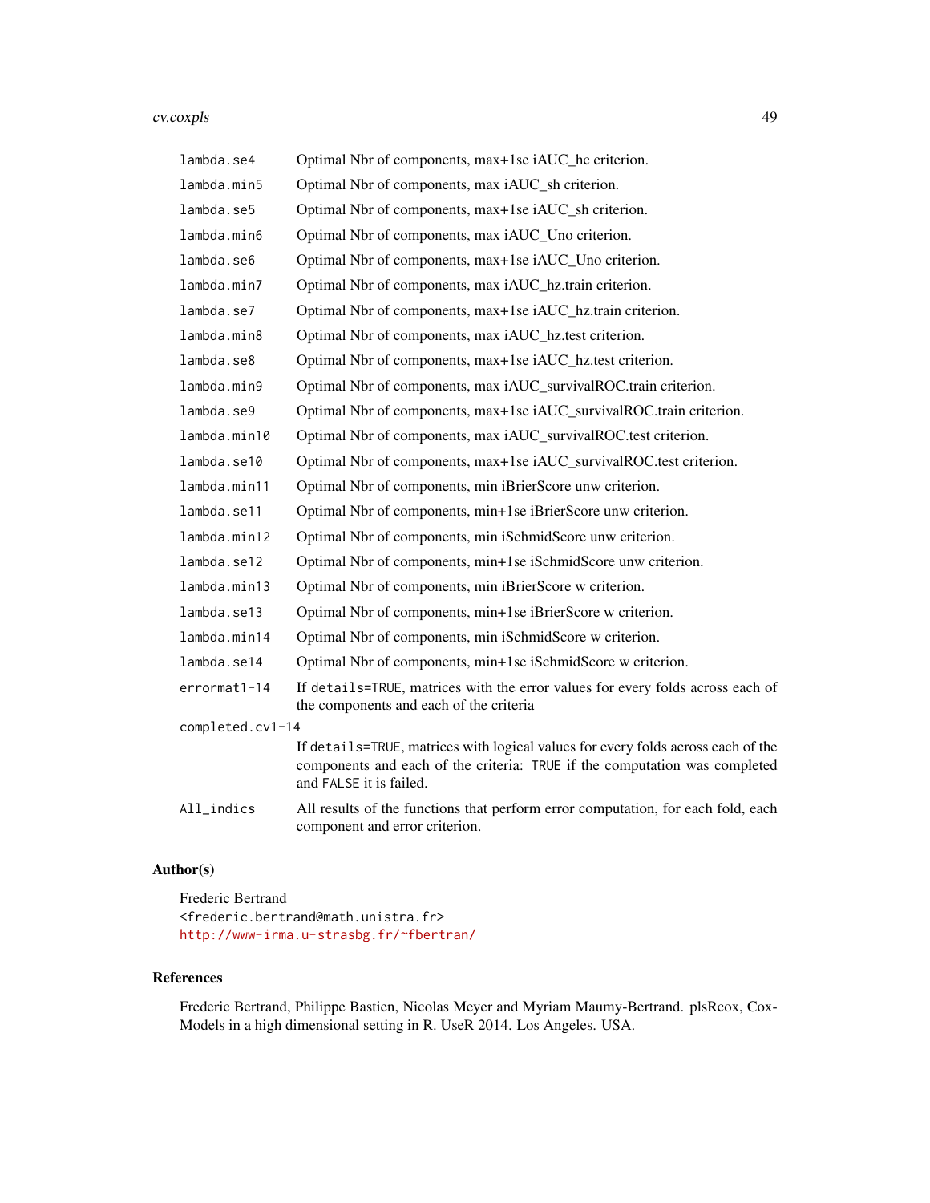| | |
|---|---|
| `lambda.se4` | Optimal Nbr of components, max+1se iAUC_hc criterion. |
| `lambda.min5` | Optimal Nbr of components, max iAUC_sh criterion. |
| `lambda.se5` | Optimal Nbr of components, max+1se iAUC_sh criterion. |
| `lambda.min6` | Optimal Nbr of components, max iAUC_Uno criterion. |
| `lambda.se6` | Optimal Nbr of components, max+1se iAUC_Uno criterion. |
| `lambda.min7` | Optimal Nbr of components, max iAUC_hz.train criterion. |
| `lambda.se7` | Optimal Nbr of components, max+1se iAUC_hz.train criterion. |
| `lambda.min8` | Optimal Nbr of components, max iAUC_hz.test criterion. |
| `lambda.se8` | Optimal Nbr of components, max+1se iAUC_hz.test criterion. |
| `lambda.min9` | Optimal Nbr of components, max iAUC_survivalROC.train criterion. |
| `lambda.se9` | Optimal Nbr of components, max+1se iAUC_survivalROC.train criterion. |
| `lambda.min10` | Optimal Nbr of components, max iAUC_survivalROC.test criterion. |
| `lambda.se10` | Optimal Nbr of components, max+1se iAUC_survivalROC.test criterion. |
| `lambda.min11` | Optimal Nbr of components, min iBrierScore unw criterion. |
| `lambda.se11` | Optimal Nbr of components, min+1se iBrierScore unw criterion. |
| `lambda.min12` | Optimal Nbr of components, min iSchmidScore unw criterion. |
| `lambda.se12` | Optimal Nbr of components, min+1se iSchmidScore unw criterion. |
| `lambda.min13` | Optimal Nbr of components, min iBrierScore w criterion. |
| `lambda.se13` | Optimal Nbr of components, min+1se iBrierScore w criterion. |
| `lambda.min14` | Optimal Nbr of components, min iSchmidScore w criterion. |
| `lambda.se14` | Optimal Nbr of components, min+1se iSchmidScore w criterion. |
| `errormat1-14` | If `details=TRUE`, matrices with the error values for every folds across each of the components and each of the criteria |
| `completed.cv1-14` | If `details=TRUE`, matrices with logical values for every folds across each of the components and each of the criteria: `TRUE` if the computation was completed and `FALSE` it is failed. |
| `All_indics` | All results of the functions that perform error computation, for each fold, each component and error criterion. |

## Author(s)

Frederic Bertrand
<frederic.bertrand@math.unistra.fr>
http://www-irma.u-strasbg.fr/~fbertran/

## References

Frederic Bertrand, Philippe Bastien, Nicolas Meyer and Myriam Maumy-Bertrand. plsRcox, Cox-Models in a high dimensional setting in R. UseR 2014. Los Angeles. USA.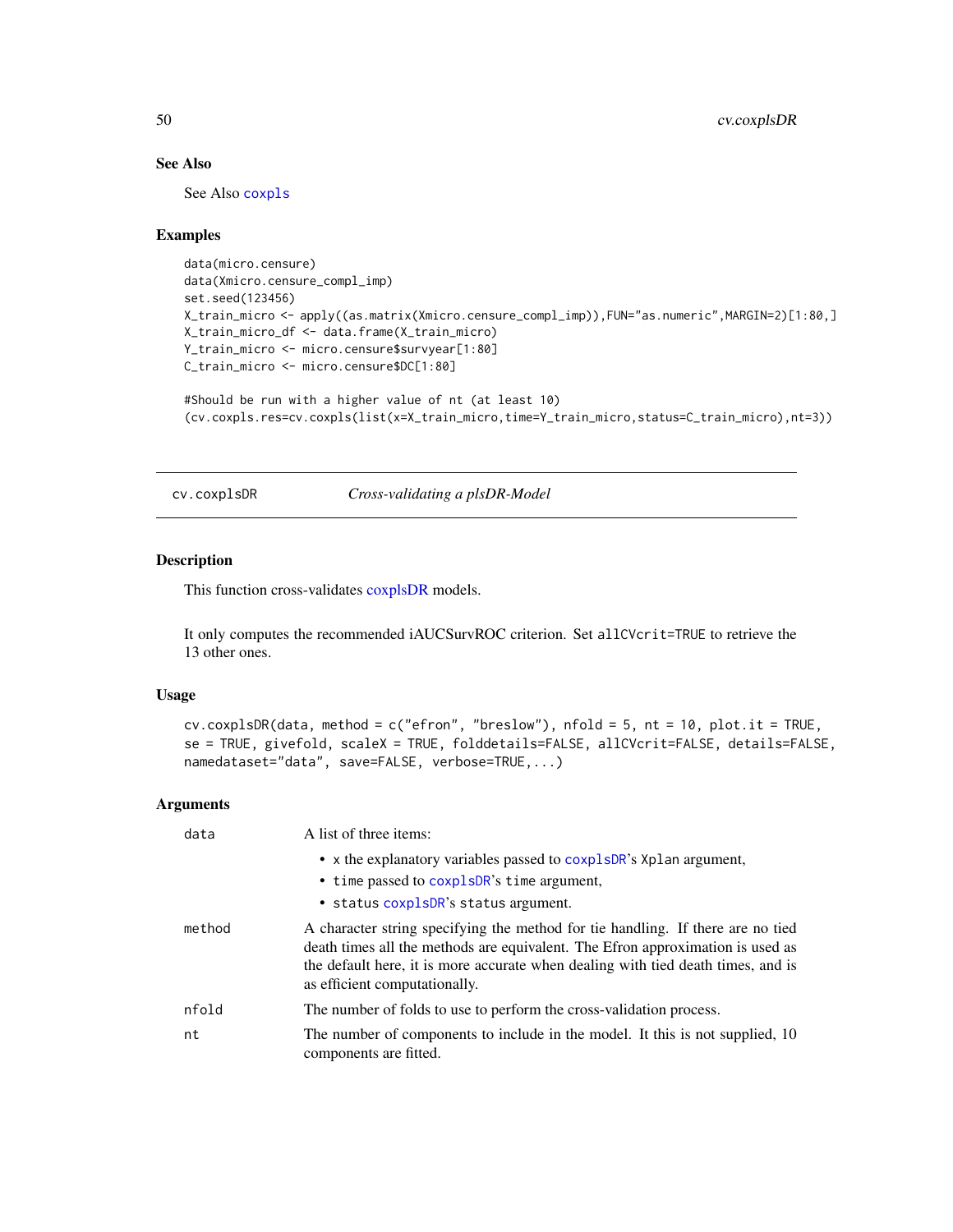### See Also

See Also `coxpls`

### Examples

```
data(micro.censure)
data(Xmicro.censure_compl_imp)
set.seed(123456)
X_train_micro <- apply((as.matrix(Xmicro.censure_compl_imp)),FUN="as.numeric",MARGIN=2)[1:80,]
X_train_micro_df <- data.frame(X_train_micro)
Y_train_micro <- micro.censure$survyear[1:80]
C_train_micro <- micro.censure$DC[1:80]

#Should be run with a higher value of nt (at least 10)
(cv.coxpls.res=cv.coxpls(list(x=X_train_micro,time=Y_train_micro,status=C_train_micro),nt=3))
```

---

## cv.coxplsDR — *Cross-validating a plsDR-Model*

---

### Description

This function cross-validates coxplsDR models.

It only computes the recommended iAUCSurvROC criterion. Set `allCVcrit=TRUE` to retrieve the 13 other ones.

### Usage

```
cv.coxplsDR(data, method = c("efron", "breslow"), nfold = 5, nt = 10, plot.it = TRUE,
se = TRUE, givefold, scaleX = TRUE, folddetails=FALSE, allCVcrit=FALSE, details=FALSE,
namedataset="data", save=FALSE, verbose=TRUE,...)
```

### Arguments

| | |
|---|---|
| `data` | A list of three items:<br>• `x` the explanatory variables passed to `coxplsDR`'s `Xplan` argument,<br>• `time` passed to `coxplsDR`'s `time` argument,<br>• `status` `coxplsDR`'s `status` argument. |
| `method` | A character string specifying the method for tie handling. If there are no tied death times all the methods are equivalent. The Efron approximation is used as the default here, it is more accurate when dealing with tied death times, and is as efficient computationally. |
| `nfold` | The number of folds to use to perform the cross-validation process. |
| `nt` | The number of components to include in the model. It this is not supplied, 10 components are fitted. |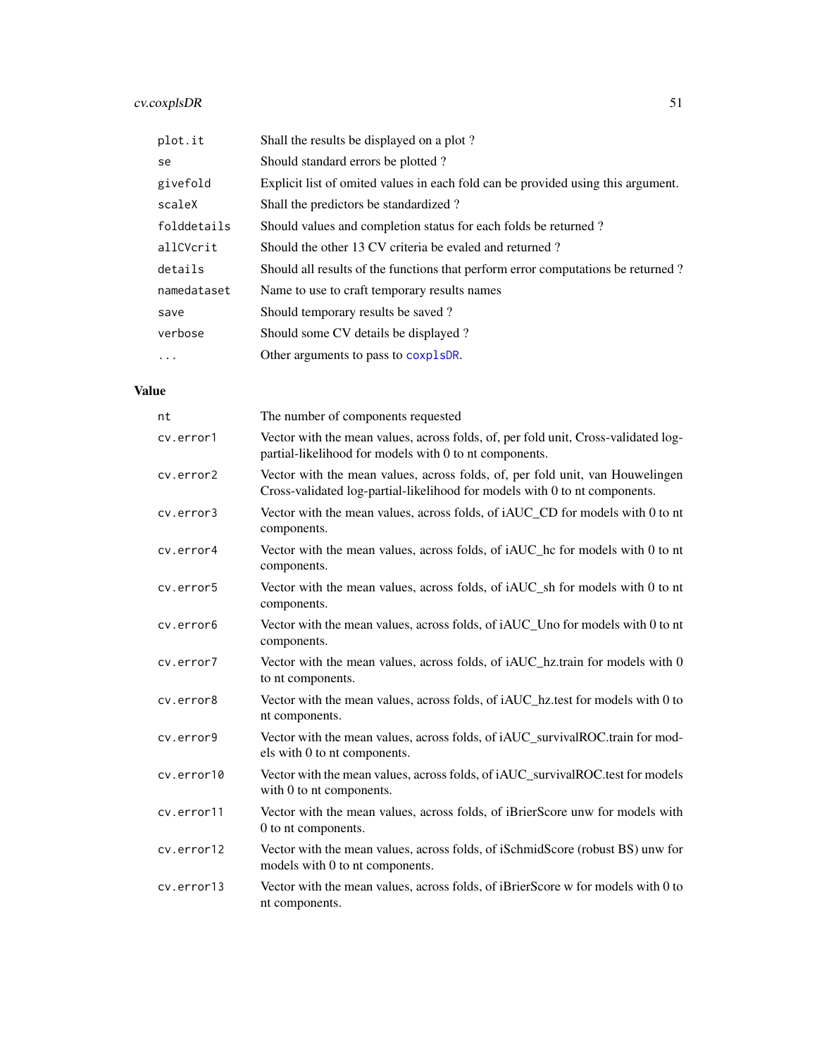| | |
|---|---|
| plot.it | Shall the results be displayed on a plot ? |
| se | Should standard errors be plotted ? |
| givefold | Explicit list of omited values in each fold can be provided using this argument. |
| scaleX | Shall the predictors be standardized ? |
| folddetails | Should values and completion status for each folds be returned ? |
| allCVcrit | Should the other 13 CV criteria be evaled and returned ? |
| details | Should all results of the functions that perform error computations be returned ? |
| namedataset | Name to use to craft temporary results names |
| save | Should temporary results be saved ? |
| verbose | Should some CV details be displayed ? |
| ... | Other arguments to pass to coxplsDR. |

## Value

| | |
|---|---|
| nt | The number of components requested |
| cv.error1 | Vector with the mean values, across folds, of, per fold unit, Cross-validated log-partial-likelihood for models with 0 to nt components. |
| cv.error2 | Vector with the mean values, across folds, of, per fold unit, van Houwelingen Cross-validated log-partial-likelihood for models with 0 to nt components. |
| cv.error3 | Vector with the mean values, across folds, of iAUC_CD for models with 0 to nt components. |
| cv.error4 | Vector with the mean values, across folds, of iAUC_hc for models with 0 to nt components. |
| cv.error5 | Vector with the mean values, across folds, of iAUC_sh for models with 0 to nt components. |
| cv.error6 | Vector with the mean values, across folds, of iAUC_Uno for models with 0 to nt components. |
| cv.error7 | Vector with the mean values, across folds, of iAUC_hz.train for models with 0 to nt components. |
| cv.error8 | Vector with the mean values, across folds, of iAUC_hz.test for models with 0 to nt components. |
| cv.error9 | Vector with the mean values, across folds, of iAUC_survivalROC.train for models with 0 to nt components. |
| cv.error10 | Vector with the mean values, across folds, of iAUC_survivalROC.test for models with 0 to nt components. |
| cv.error11 | Vector with the mean values, across folds, of iBrierScore unw for models with 0 to nt components. |
| cv.error12 | Vector with the mean values, across folds, of iSchmidScore (robust BS) unw for models with 0 to nt components. |
| cv.error13 | Vector with the mean values, across folds, of iBrierScore w for models with 0 to nt components. |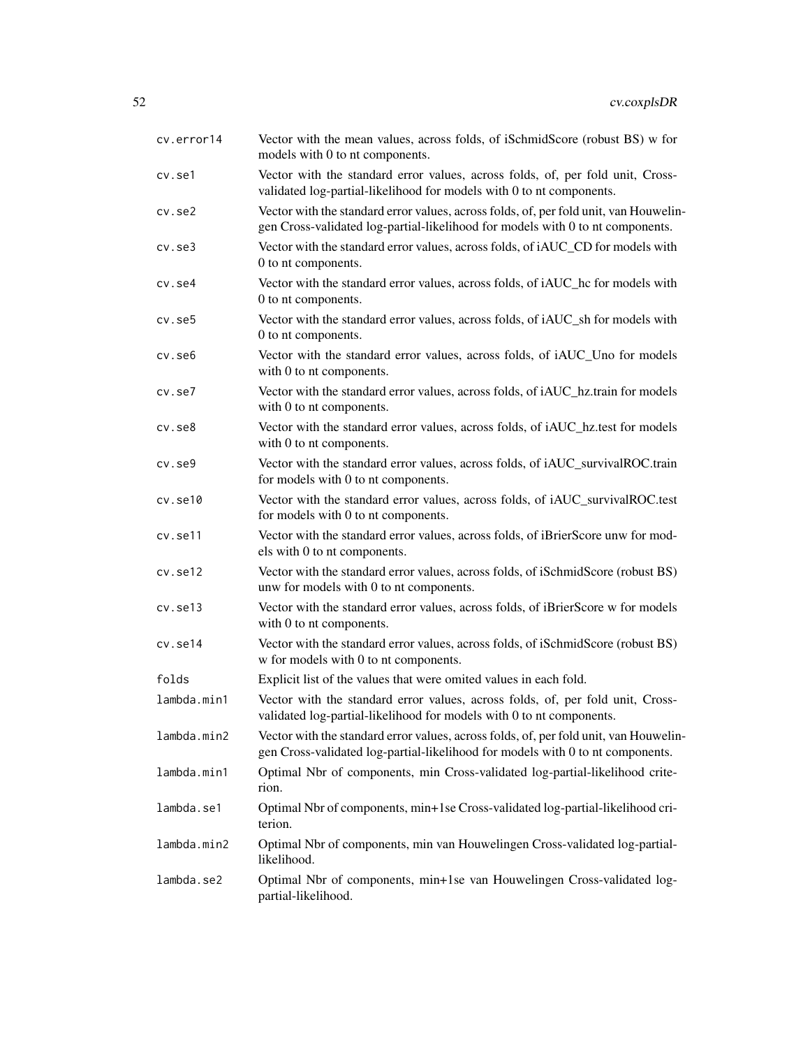| | |
|---|---|
| `cv.error14` | Vector with the mean values, across folds, of iSchmidScore (robust BS) w for models with 0 to nt components. |
| `cv.se1` | Vector with the standard error values, across folds, of, per fold unit, Cross-validated log-partial-likelihood for models with 0 to nt components. |
| `cv.se2` | Vector with the standard error values, across folds, of, per fold unit, van Houwelingen Cross-validated log-partial-likelihood for models with 0 to nt components. |
| `cv.se3` | Vector with the standard error values, across folds, of iAUC_CD for models with 0 to nt components. |
| `cv.se4` | Vector with the standard error values, across folds, of iAUC_hc for models with 0 to nt components. |
| `cv.se5` | Vector with the standard error values, across folds, of iAUC_sh for models with 0 to nt components. |
| `cv.se6` | Vector with the standard error values, across folds, of iAUC_Uno for models with 0 to nt components. |
| `cv.se7` | Vector with the standard error values, across folds, of iAUC_hz.train for models with 0 to nt components. |
| `cv.se8` | Vector with the standard error values, across folds, of iAUC_hz.test for models with 0 to nt components. |
| `cv.se9` | Vector with the standard error values, across folds, of iAUC_survivalROC.train for models with 0 to nt components. |
| `cv.se10` | Vector with the standard error values, across folds, of iAUC_survivalROC.test for models with 0 to nt components. |
| `cv.se11` | Vector with the standard error values, across folds, of iBrierScore unw for models with 0 to nt components. |
| `cv.se12` | Vector with the standard error values, across folds, of iSchmidScore (robust BS) unw for models with 0 to nt components. |
| `cv.se13` | Vector with the standard error values, across folds, of iBrierScore w for models with 0 to nt components. |
| `cv.se14` | Vector with the standard error values, across folds, of iSchmidScore (robust BS) w for models with 0 to nt components. |
| `folds` | Explicit list of the values that were omited values in each fold. |
| `lambda.min1` | Vector with the standard error values, across folds, of, per fold unit, Cross-validated log-partial-likelihood for models with 0 to nt components. |
| `lambda.min2` | Vector with the standard error values, across folds, of, per fold unit, van Houwelingen Cross-validated log-partial-likelihood for models with 0 to nt components. |
| `lambda.min1` | Optimal Nbr of components, min Cross-validated log-partial-likelihood criterion. |
| `lambda.se1` | Optimal Nbr of components, min+1se Cross-validated log-partial-likelihood criterion. |
| `lambda.min2` | Optimal Nbr of components, min van Houwelingen Cross-validated log-partial-likelihood. |
| `lambda.se2` | Optimal Nbr of components, min+1se van Houwelingen Cross-validated log-partial-likelihood. |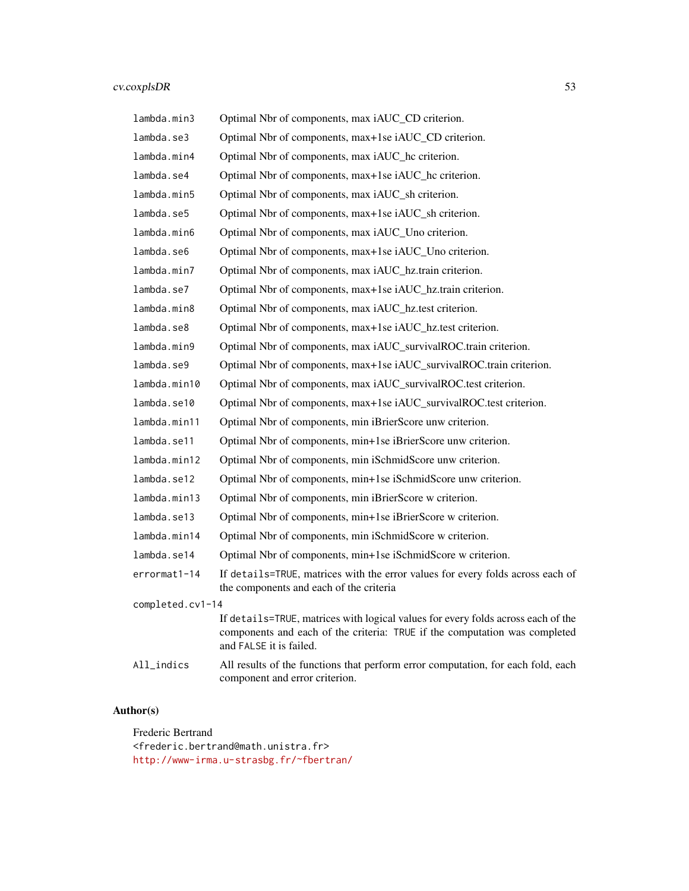| | |
|---|---|
| `lambda.min3` | Optimal Nbr of components, max iAUC_CD criterion. |
| `lambda.se3` | Optimal Nbr of components, max+1se iAUC_CD criterion. |
| `lambda.min4` | Optimal Nbr of components, max iAUC_hc criterion. |
| `lambda.se4` | Optimal Nbr of components, max+1se iAUC_hc criterion. |
| `lambda.min5` | Optimal Nbr of components, max iAUC_sh criterion. |
| `lambda.se5` | Optimal Nbr of components, max+1se iAUC_sh criterion. |
| `lambda.min6` | Optimal Nbr of components, max iAUC_Uno criterion. |
| `lambda.se6` | Optimal Nbr of components, max+1se iAUC_Uno criterion. |
| `lambda.min7` | Optimal Nbr of components, max iAUC_hz.train criterion. |
| `lambda.se7` | Optimal Nbr of components, max+1se iAUC_hz.train criterion. |
| `lambda.min8` | Optimal Nbr of components, max iAUC_hz.test criterion. |
| `lambda.se8` | Optimal Nbr of components, max+1se iAUC_hz.test criterion. |
| `lambda.min9` | Optimal Nbr of components, max iAUC_survivalROC.train criterion. |
| `lambda.se9` | Optimal Nbr of components, max+1se iAUC_survivalROC.train criterion. |
| `lambda.min10` | Optimal Nbr of components, max iAUC_survivalROC.test criterion. |
| `lambda.se10` | Optimal Nbr of components, max+1se iAUC_survivalROC.test criterion. |
| `lambda.min11` | Optimal Nbr of components, min iBrierScore unw criterion. |
| `lambda.se11` | Optimal Nbr of components, min+1se iBrierScore unw criterion. |
| `lambda.min12` | Optimal Nbr of components, min iSchmidScore unw criterion. |
| `lambda.se12` | Optimal Nbr of components, min+1se iSchmidScore unw criterion. |
| `lambda.min13` | Optimal Nbr of components, min iBrierScore w criterion. |
| `lambda.se13` | Optimal Nbr of components, min+1se iBrierScore w criterion. |
| `lambda.min14` | Optimal Nbr of components, min iSchmidScore w criterion. |
| `lambda.se14` | Optimal Nbr of components, min+1se iSchmidScore w criterion. |
| `errormat1-14` | If `details=TRUE`, matrices with the error values for every folds across each of the components and each of the criteria |
| `completed.cv1-14` | If `details=TRUE`, matrices with logical values for every folds across each of the components and each of the criteria: `TRUE` if the computation was completed and `FALSE` it is failed. |
| `All_indics` | All results of the functions that perform error computation, for each fold, each component and error criterion. |

## Author(s)

Frederic Bertrand
<frederic.bertrand@math.unistra.fr>
http://www-irma.u-strasbg.fr/~fbertran/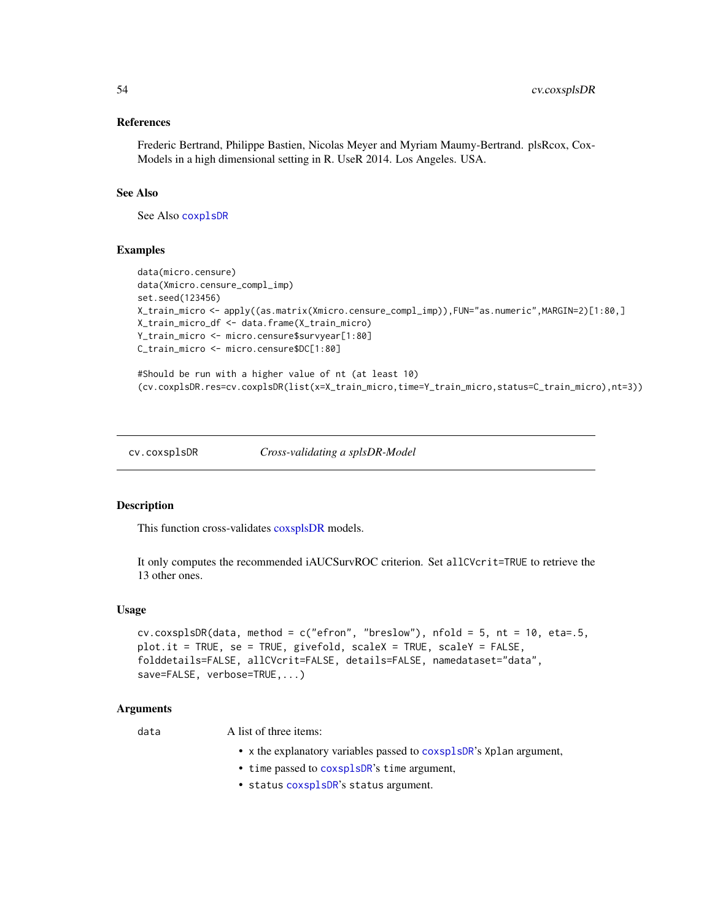## References

Frederic Bertrand, Philippe Bastien, Nicolas Meyer and Myriam Maumy-Bertrand. plsRcox, Cox-Models in a high dimensional setting in R. UseR 2014. Los Angeles. USA.

## See Also

See Also `coxplsDR`

## Examples

```
data(micro.censure)
data(Xmicro.censure_compl_imp)
set.seed(123456)
X_train_micro <- apply((as.matrix(Xmicro.censure_compl_imp)),FUN="as.numeric",MARGIN=2)[1:80,]
X_train_micro_df <- data.frame(X_train_micro)
Y_train_micro <- micro.censure$survyear[1:80]
C_train_micro <- micro.censure$DC[1:80]

#Should be run with a higher value of nt (at least 10)
(cv.coxplsDR.res=cv.coxplsDR(list(x=X_train_micro,time=Y_train_micro,status=C_train_micro),nt=3))
```

---

# cv.coxsplsDR — *Cross-validating a splsDR-Model*

## Description

This function cross-validates coxsplsDR models.

It only computes the recommended iAUCSurvROC criterion. Set `allCVcrit=TRUE` to retrieve the 13 other ones.

## Usage

```
cv.coxsplsDR(data, method = c("efron", "breslow"), nfold = 5, nt = 10, eta=.5,
plot.it = TRUE, se = TRUE, givefold, scaleX = TRUE, scaleY = FALSE,
folddetails=FALSE, allCVcrit=FALSE, details=FALSE, namedataset="data",
save=FALSE, verbose=TRUE,...)
```

## Arguments

`data` A list of three items:

- `x` the explanatory variables passed to `coxsplsDR`'s `Xplan` argument,
- `time` passed to `coxsplsDR`'s `time` argument,
- `status` `coxsplsDR`'s `status` argument.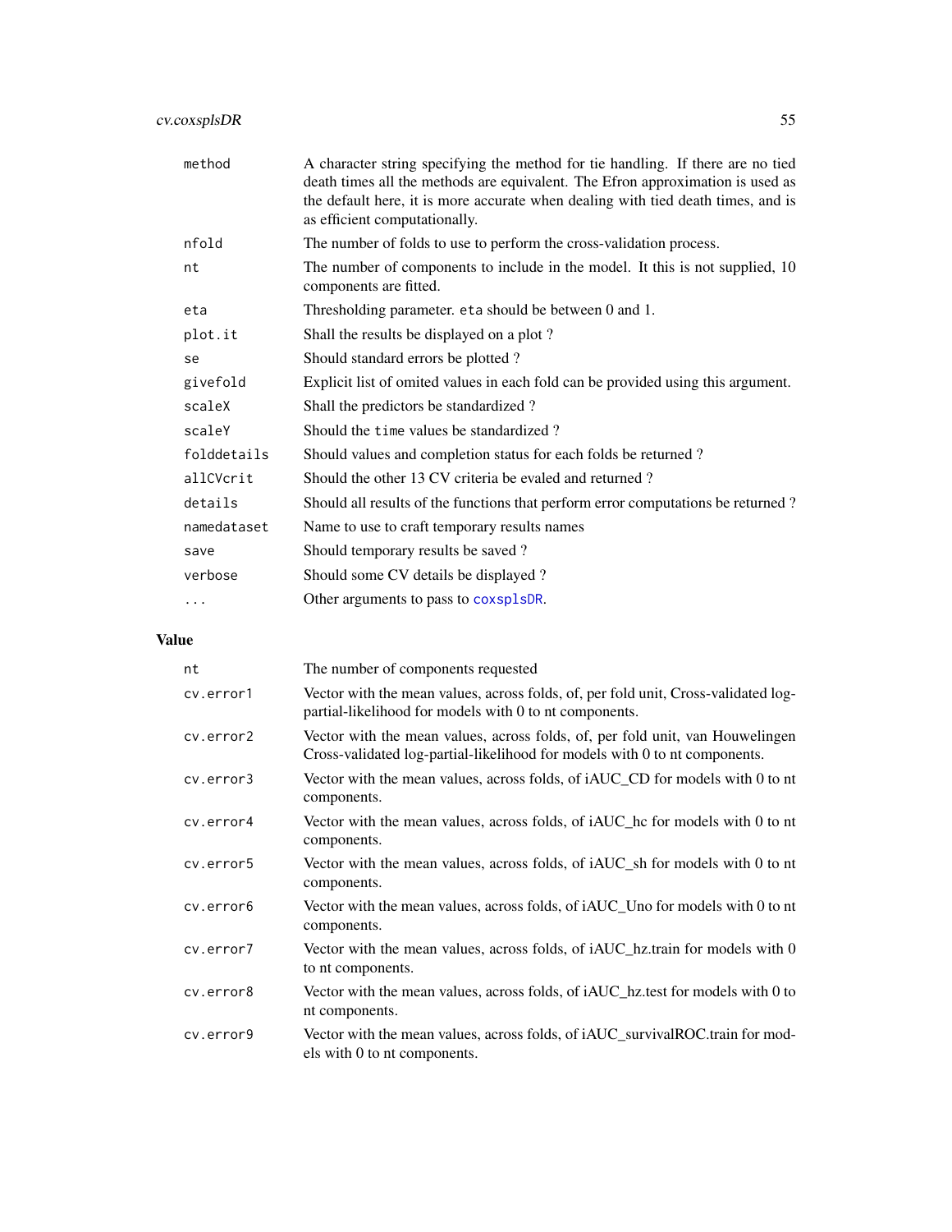| | |
|---|---|
| `method` | A character string specifying the method for tie handling. If there are no tied death times all the methods are equivalent. The Efron approximation is used as the default here, it is more accurate when dealing with tied death times, and is as efficient computationally. |
| `nfold` | The number of folds to use to perform the cross-validation process. |
| `nt` | The number of components to include in the model. It this is not supplied, 10 components are fitted. |
| `eta` | Thresholding parameter. `eta` should be between 0 and 1. |
| `plot.it` | Shall the results be displayed on a plot ? |
| `se` | Should standard errors be plotted ? |
| `givefold` | Explicit list of omited values in each fold can be provided using this argument. |
| `scaleX` | Shall the predictors be standardized ? |
| `scaleY` | Should the `time` values be standardized ? |
| `folddetails` | Should values and completion status for each folds be returned ? |
| `allCVcrit` | Should the other 13 CV criteria be evaled and returned ? |
| `details` | Should all results of the functions that perform error computations be returned ? |
| `namedataset` | Name to use to craft temporary results names |
| `save` | Should temporary results be saved ? |
| `verbose` | Should some CV details be displayed ? |
| `...` | Other arguments to pass to `coxsplsDR`. |

## Value

| | |
|---|---|
| `nt` | The number of components requested |
| `cv.error1` | Vector with the mean values, across folds, of, per fold unit, Cross-validated log-partial-likelihood for models with 0 to nt components. |
| `cv.error2` | Vector with the mean values, across folds, of, per fold unit, van Houwelingen Cross-validated log-partial-likelihood for models with 0 to nt components. |
| `cv.error3` | Vector with the mean values, across folds, of iAUC_CD for models with 0 to nt components. |
| `cv.error4` | Vector with the mean values, across folds, of iAUC_hc for models with 0 to nt components. |
| `cv.error5` | Vector with the mean values, across folds, of iAUC_sh for models with 0 to nt components. |
| `cv.error6` | Vector with the mean values, across folds, of iAUC_Uno for models with 0 to nt components. |
| `cv.error7` | Vector with the mean values, across folds, of iAUC_hz.train for models with 0 to nt components. |
| `cv.error8` | Vector with the mean values, across folds, of iAUC_hz.test for models with 0 to nt components. |
| `cv.error9` | Vector with the mean values, across folds, of iAUC_survivalROC.train for models with 0 to nt components. |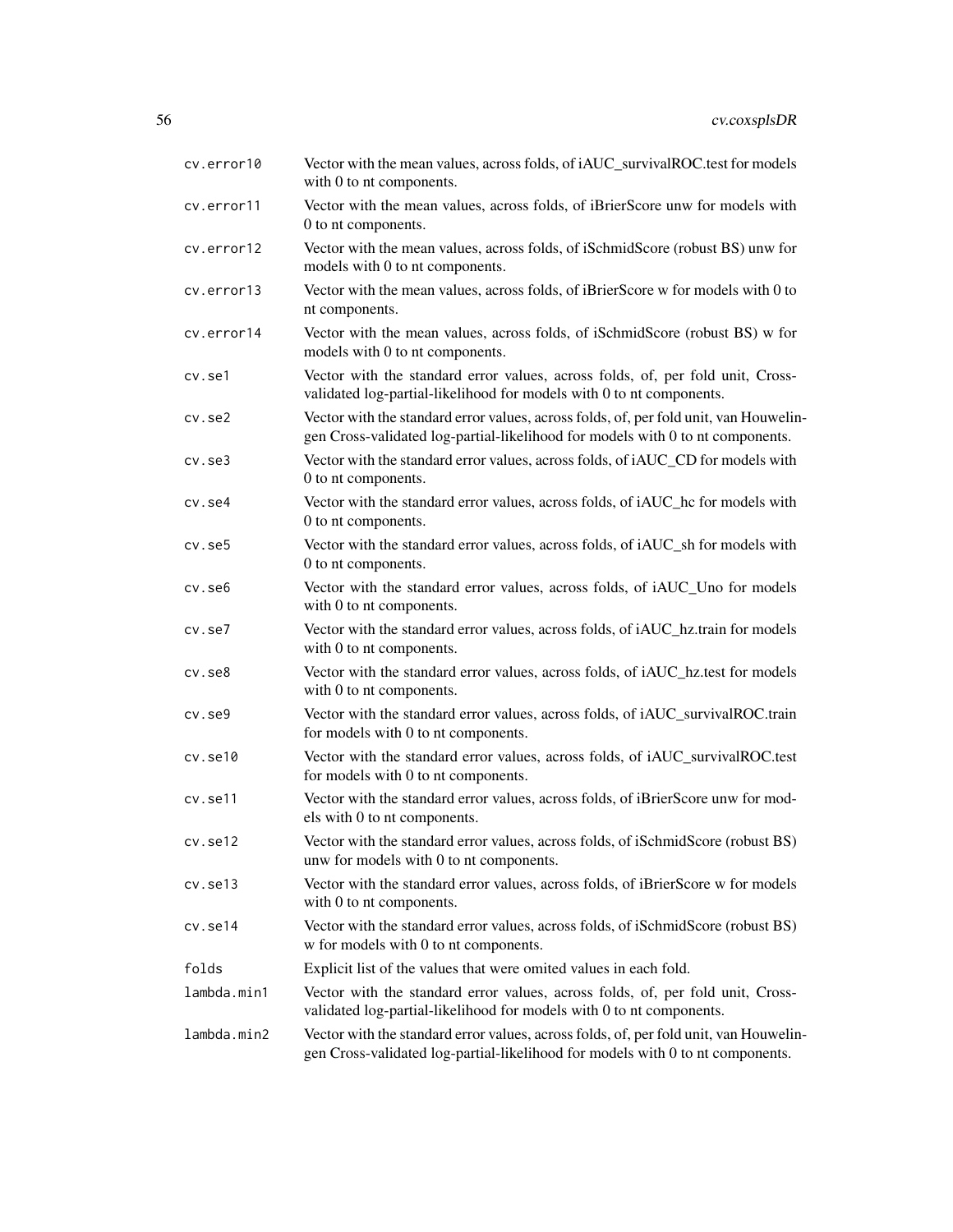| | |
|---|---|
| cv.error10 | Vector with the mean values, across folds, of iAUC_survivalROC.test for models with 0 to nt components. |
| cv.error11 | Vector with the mean values, across folds, of iBrierScore unw for models with 0 to nt components. |
| cv.error12 | Vector with the mean values, across folds, of iSchmidScore (robust BS) unw for models with 0 to nt components. |
| cv.error13 | Vector with the mean values, across folds, of iBrierScore w for models with 0 to nt components. |
| cv.error14 | Vector with the mean values, across folds, of iSchmidScore (robust BS) w for models with 0 to nt components. |
| cv.se1 | Vector with the standard error values, across folds, of, per fold unit, Cross-validated log-partial-likelihood for models with 0 to nt components. |
| cv.se2 | Vector with the standard error values, across folds, of, per fold unit, van Houwelingen Cross-validated log-partial-likelihood for models with 0 to nt components. |
| cv.se3 | Vector with the standard error values, across folds, of iAUC_CD for models with 0 to nt components. |
| cv.se4 | Vector with the standard error values, across folds, of iAUC_hc for models with 0 to nt components. |
| cv.se5 | Vector with the standard error values, across folds, of iAUC_sh for models with 0 to nt components. |
| cv.se6 | Vector with the standard error values, across folds, of iAUC_Uno for models with 0 to nt components. |
| cv.se7 | Vector with the standard error values, across folds, of iAUC_hz.train for models with 0 to nt components. |
| cv.se8 | Vector with the standard error values, across folds, of iAUC_hz.test for models with 0 to nt components. |
| cv.se9 | Vector with the standard error values, across folds, of iAUC_survivalROC.train for models with 0 to nt components. |
| cv.se10 | Vector with the standard error values, across folds, of iAUC_survivalROC.test for models with 0 to nt components. |
| cv.se11 | Vector with the standard error values, across folds, of iBrierScore unw for models with 0 to nt components. |
| cv.se12 | Vector with the standard error values, across folds, of iSchmidScore (robust BS) unw for models with 0 to nt components. |
| cv.se13 | Vector with the standard error values, across folds, of iBrierScore w for models with 0 to nt components. |
| cv.se14 | Vector with the standard error values, across folds, of iSchmidScore (robust BS) w for models with 0 to nt components. |
| folds | Explicit list of the values that were omited values in each fold. |
| lambda.min1 | Vector with the standard error values, across folds, of, per fold unit, Cross-validated log-partial-likelihood for models with 0 to nt components. |
| lambda.min2 | Vector with the standard error values, across folds, of, per fold unit, van Houwelingen Cross-validated log-partial-likelihood for models with 0 to nt components. |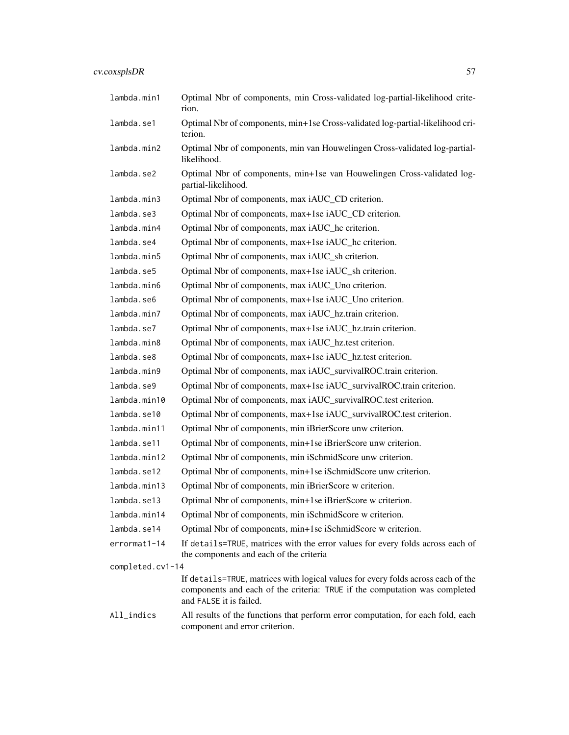| | |
|---|---|
| `lambda.min1` | Optimal Nbr of components, min Cross-validated log-partial-likelihood criterion. |
| `lambda.se1` | Optimal Nbr of components, min+1se Cross-validated log-partial-likelihood criterion. |
| `lambda.min2` | Optimal Nbr of components, min van Houwelingen Cross-validated log-partial-likelihood. |
| `lambda.se2` | Optimal Nbr of components, min+1se van Houwelingen Cross-validated log-partial-likelihood. |
| `lambda.min3` | Optimal Nbr of components, max iAUC_CD criterion. |
| `lambda.se3` | Optimal Nbr of components, max+1se iAUC_CD criterion. |
| `lambda.min4` | Optimal Nbr of components, max iAUC_hc criterion. |
| `lambda.se4` | Optimal Nbr of components, max+1se iAUC_hc criterion. |
| `lambda.min5` | Optimal Nbr of components, max iAUC_sh criterion. |
| `lambda.se5` | Optimal Nbr of components, max+1se iAUC_sh criterion. |
| `lambda.min6` | Optimal Nbr of components, max iAUC_Uno criterion. |
| `lambda.se6` | Optimal Nbr of components, max+1se iAUC_Uno criterion. |
| `lambda.min7` | Optimal Nbr of components, max iAUC_hz.train criterion. |
| `lambda.se7` | Optimal Nbr of components, max+1se iAUC_hz.train criterion. |
| `lambda.min8` | Optimal Nbr of components, max iAUC_hz.test criterion. |
| `lambda.se8` | Optimal Nbr of components, max+1se iAUC_hz.test criterion. |
| `lambda.min9` | Optimal Nbr of components, max iAUC_survivalROC.train criterion. |
| `lambda.se9` | Optimal Nbr of components, max+1se iAUC_survivalROC.train criterion. |
| `lambda.min10` | Optimal Nbr of components, max iAUC_survivalROC.test criterion. |
| `lambda.se10` | Optimal Nbr of components, max+1se iAUC_survivalROC.test criterion. |
| `lambda.min11` | Optimal Nbr of components, min iBrierScore unw criterion. |
| `lambda.se11` | Optimal Nbr of components, min+1se iBrierScore unw criterion. |
| `lambda.min12` | Optimal Nbr of components, min iSchmidScore unw criterion. |
| `lambda.se12` | Optimal Nbr of components, min+1se iSchmidScore unw criterion. |
| `lambda.min13` | Optimal Nbr of components, min iBrierScore w criterion. |
| `lambda.se13` | Optimal Nbr of components, min+1se iBrierScore w criterion. |
| `lambda.min14` | Optimal Nbr of components, min iSchmidScore w criterion. |
| `lambda.se14` | Optimal Nbr of components, min+1se iSchmidScore w criterion. |
| `errormat1-14` | If `details=TRUE`, matrices with the error values for every folds across each of the components and each of the criteria |
| `completed.cv1-14` | If `details=TRUE`, matrices with logical values for every folds across each of the components and each of the criteria: `TRUE` if the computation was completed and `FALSE` it is failed. |
| `All_indics` | All results of the functions that perform error computation, for each fold, each component and error criterion. |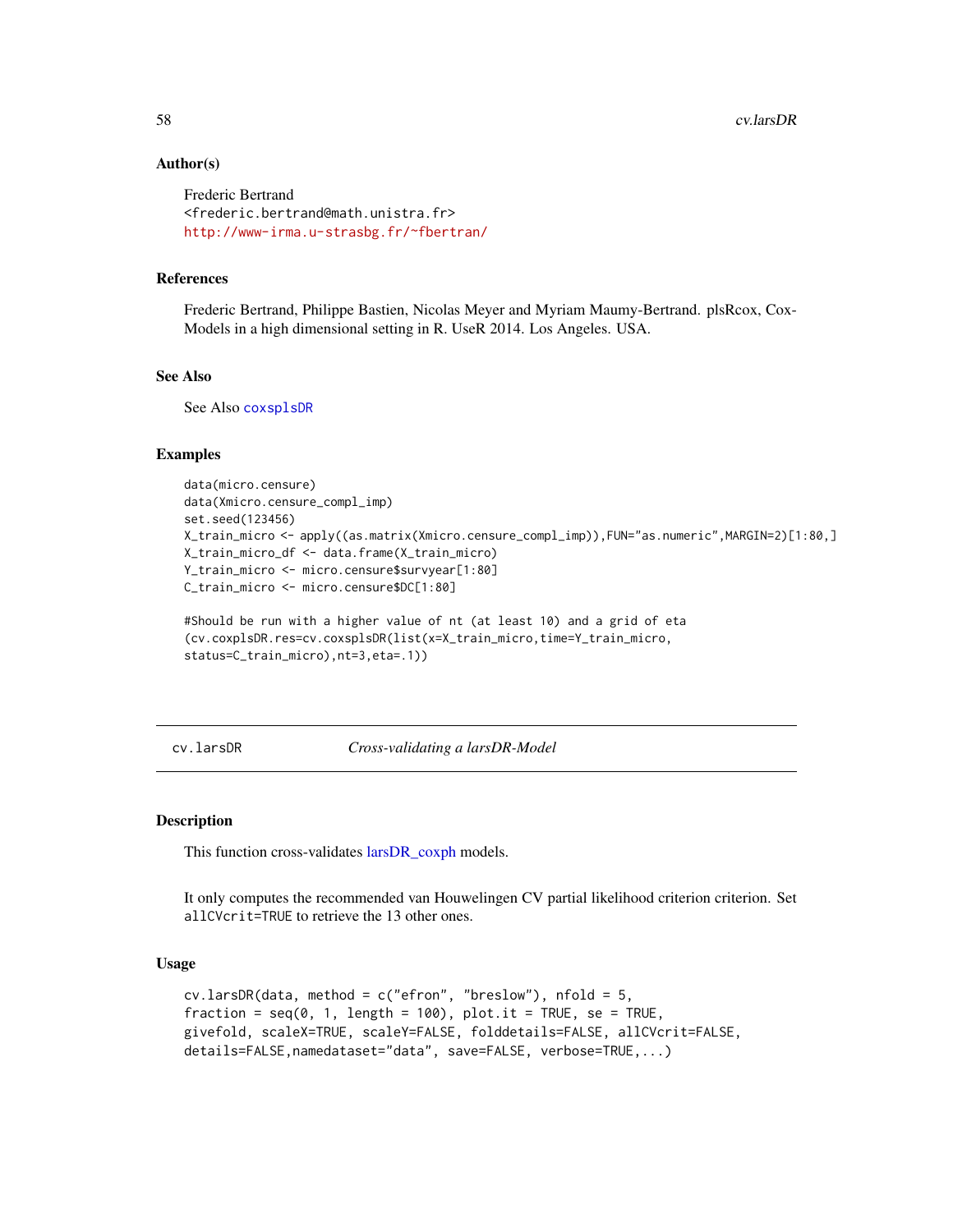### Author(s)

Frederic Bertrand
<frederic.bertrand@math.unistra.fr>
http://www-irma.u-strasbg.fr/~fbertran/

### References

Frederic Bertrand, Philippe Bastien, Nicolas Meyer and Myriam Maumy-Bertrand. plsRcox, Cox-Models in a high dimensional setting in R. UseR 2014. Los Angeles. USA.

### See Also

See Also coxsplsDR

### Examples

```
data(micro.censure)
data(Xmicro.censure_compl_imp)
set.seed(123456)
X_train_micro <- apply((as.matrix(Xmicro.censure_compl_imp)),FUN="as.numeric",MARGIN=2)[1:80,]
X_train_micro_df <- data.frame(X_train_micro)
Y_train_micro <- micro.censure$survyear[1:80]
C_train_micro <- micro.censure$DC[1:80]

#Should be run with a higher value of nt (at least 10) and a grid of eta
(cv.coxplsDR.res=cv.coxsplsDR(list(x=X_train_micro,time=Y_train_micro,
status=C_train_micro),nt=3,eta=.1))
```

---

## cv.larsDR — *Cross-validating a larsDR-Model*

### Description

This function cross-validates larsDR_coxph models.

It only computes the recommended van Houwelingen CV partial likelihood criterion criterion. Set allCVcrit=TRUE to retrieve the 13 other ones.

### Usage

```
cv.larsDR(data, method = c("efron", "breslow"), nfold = 5,
fraction = seq(0, 1, length = 100), plot.it = TRUE, se = TRUE,
givefold, scaleX=TRUE, scaleY=FALSE, folddetails=FALSE, allCVcrit=FALSE,
details=FALSE,namedataset="data", save=FALSE, verbose=TRUE,...)
```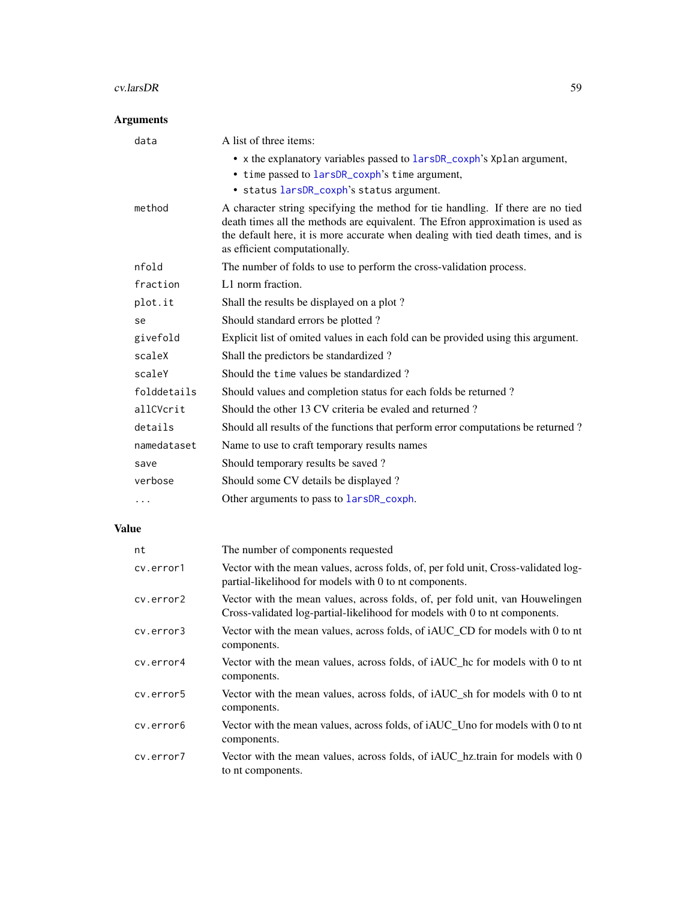## Arguments

| | |
|---|---|
| `data` | A list of three items:<br>• `x` the explanatory variables passed to `larsDR_coxph`'s `Xplan` argument,<br>• `time` passed to `larsDR_coxph`'s `time` argument,<br>• `status` `larsDR_coxph`'s `status` argument. |
| `method` | A character string specifying the method for tie handling. If there are no tied death times all the methods are equivalent. The Efron approximation is used as the default here, it is more accurate when dealing with tied death times, and is as efficient computationally. |
| `nfold` | The number of folds to use to perform the cross-validation process. |
| `fraction` | L1 norm fraction. |
| `plot.it` | Shall the results be displayed on a plot ? |
| `se` | Should standard errors be plotted ? |
| `givefold` | Explicit list of omited values in each fold can be provided using this argument. |
| `scaleX` | Shall the predictors be standardized ? |
| `scaleY` | Should the `time` values be standardized ? |
| `folddetails` | Should values and completion status for each folds be returned ? |
| `allCVcrit` | Should the other 13 CV criteria be evaled and returned ? |
| `details` | Should all results of the functions that perform error computations be returned ? |
| `namedataset` | Name to use to craft temporary results names |
| `save` | Should temporary results be saved ? |
| `verbose` | Should some CV details be displayed ? |
| `...` | Other arguments to pass to `larsDR_coxph`. |

## Value

| | |
|---|---|
| `nt` | The number of components requested |
| `cv.error1` | Vector with the mean values, across folds, of, per fold unit, Cross-validated log-partial-likelihood for models with 0 to nt components. |
| `cv.error2` | Vector with the mean values, across folds, of, per fold unit, van Houwelingen Cross-validated log-partial-likelihood for models with 0 to nt components. |
| `cv.error3` | Vector with the mean values, across folds, of iAUC_CD for models with 0 to nt components. |
| `cv.error4` | Vector with the mean values, across folds, of iAUC_hc for models with 0 to nt components. |
| `cv.error5` | Vector with the mean values, across folds, of iAUC_sh for models with 0 to nt components. |
| `cv.error6` | Vector with the mean values, across folds, of iAUC_Uno for models with 0 to nt components. |
| `cv.error7` | Vector with the mean values, across folds, of iAUC_hz.train for models with 0 to nt components. |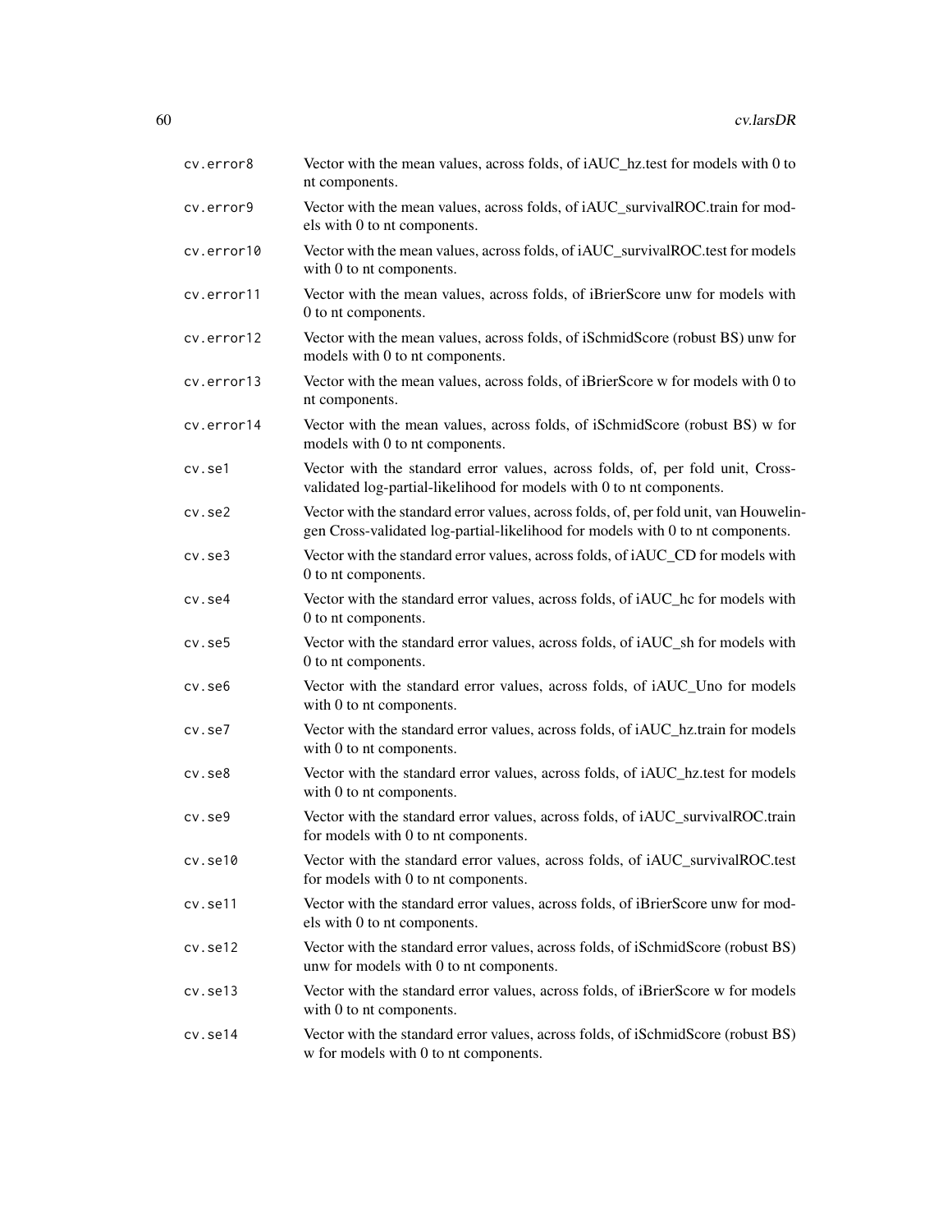cv.error8 Vector with the mean values, across folds, of iAUC_hz.test for models with 0 to nt components.

cv.error9 Vector with the mean values, across folds, of iAUC_survivalROC.train for models with 0 to nt components.

cv.error10 Vector with the mean values, across folds, of iAUC_survivalROC.test for models with 0 to nt components.

cv.error11 Vector with the mean values, across folds, of iBrierScore unw for models with 0 to nt components.

cv.error12 Vector with the mean values, across folds, of iSchmidScore (robust BS) unw for models with 0 to nt components.

cv.error13 Vector with the mean values, across folds, of iBrierScore w for models with 0 to nt components.

cv.error14 Vector with the mean values, across folds, of iSchmidScore (robust BS) w for models with 0 to nt components.

cv.se1 Vector with the standard error values, across folds, of, per fold unit, Cross-validated log-partial-likelihood for models with 0 to nt components.

cv.se2 Vector with the standard error values, across folds, of, per fold unit, van Houwelingen Cross-validated log-partial-likelihood for models with 0 to nt components.

cv.se3 Vector with the standard error values, across folds, of iAUC_CD for models with 0 to nt components.

cv.se4 Vector with the standard error values, across folds, of iAUC_hc for models with 0 to nt components.

cv.se5 Vector with the standard error values, across folds, of iAUC_sh for models with 0 to nt components.

cv.se6 Vector with the standard error values, across folds, of iAUC_Uno for models with 0 to nt components.

cv.se7 Vector with the standard error values, across folds, of iAUC_hz.train for models with 0 to nt components.

cv.se8 Vector with the standard error values, across folds, of iAUC_hz.test for models with 0 to nt components.

cv.se9 Vector with the standard error values, across folds, of iAUC_survivalROC.train for models with 0 to nt components.

cv.se10 Vector with the standard error values, across folds, of iAUC_survivalROC.test for models with 0 to nt components.

cv.se11 Vector with the standard error values, across folds, of iBrierScore unw for models with 0 to nt components.

cv.se12 Vector with the standard error values, across folds, of iSchmidScore (robust BS) unw for models with 0 to nt components.

cv.se13 Vector with the standard error values, across folds, of iBrierScore w for models with 0 to nt components.

cv.se14 Vector with the standard error values, across folds, of iSchmidScore (robust BS) w for models with 0 to nt components.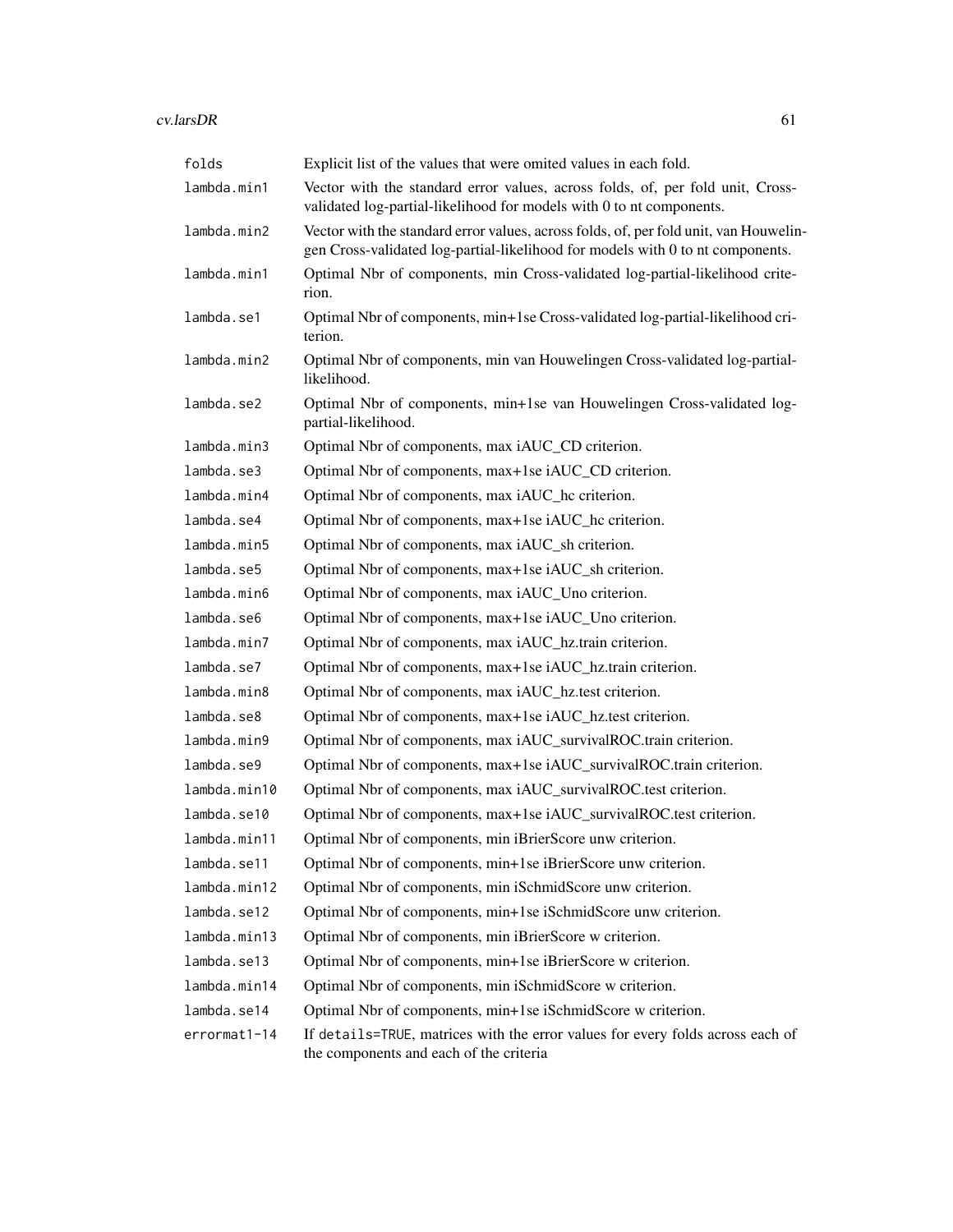| | |
|---|---|
| `folds` | Explicit list of the values that were omited values in each fold. |
| `lambda.min1` | Vector with the standard error values, across folds, of, per fold unit, Cross-validated log-partial-likelihood for models with 0 to nt components. |
| `lambda.min2` | Vector with the standard error values, across folds, of, per fold unit, van Houwelingen Cross-validated log-partial-likelihood for models with 0 to nt components. |
| `lambda.min1` | Optimal Nbr of components, min Cross-validated log-partial-likelihood criterion. |
| `lambda.se1` | Optimal Nbr of components, min+1se Cross-validated log-partial-likelihood criterion. |
| `lambda.min2` | Optimal Nbr of components, min van Houwelingen Cross-validated log-partial-likelihood. |
| `lambda.se2` | Optimal Nbr of components, min+1se van Houwelingen Cross-validated log-partial-likelihood. |
| `lambda.min3` | Optimal Nbr of components, max iAUC_CD criterion. |
| `lambda.se3` | Optimal Nbr of components, max+1se iAUC_CD criterion. |
| `lambda.min4` | Optimal Nbr of components, max iAUC_hc criterion. |
| `lambda.se4` | Optimal Nbr of components, max+1se iAUC_hc criterion. |
| `lambda.min5` | Optimal Nbr of components, max iAUC_sh criterion. |
| `lambda.se5` | Optimal Nbr of components, max+1se iAUC_sh criterion. |
| `lambda.min6` | Optimal Nbr of components, max iAUC_Uno criterion. |
| `lambda.se6` | Optimal Nbr of components, max+1se iAUC_Uno criterion. |
| `lambda.min7` | Optimal Nbr of components, max iAUC_hz.train criterion. |
| `lambda.se7` | Optimal Nbr of components, max+1se iAUC_hz.train criterion. |
| `lambda.min8` | Optimal Nbr of components, max iAUC_hz.test criterion. |
| `lambda.se8` | Optimal Nbr of components, max+1se iAUC_hz.test criterion. |
| `lambda.min9` | Optimal Nbr of components, max iAUC_survivalROC.train criterion. |
| `lambda.se9` | Optimal Nbr of components, max+1se iAUC_survivalROC.train criterion. |
| `lambda.min10` | Optimal Nbr of components, max iAUC_survivalROC.test criterion. |
| `lambda.se10` | Optimal Nbr of components, max+1se iAUC_survivalROC.test criterion. |
| `lambda.min11` | Optimal Nbr of components, min iBrierScore unw criterion. |
| `lambda.se11` | Optimal Nbr of components, min+1se iBrierScore unw criterion. |
| `lambda.min12` | Optimal Nbr of components, min iSchmidScore unw criterion. |
| `lambda.se12` | Optimal Nbr of components, min+1se iSchmidScore unw criterion. |
| `lambda.min13` | Optimal Nbr of components, min iBrierScore w criterion. |
| `lambda.se13` | Optimal Nbr of components, min+1se iBrierScore w criterion. |
| `lambda.min14` | Optimal Nbr of components, min iSchmidScore w criterion. |
| `lambda.se14` | Optimal Nbr of components, min+1se iSchmidScore w criterion. |
| `errormat1-14` | If `details=TRUE`, matrices with the error values for every folds across each of the components and each of the criteria |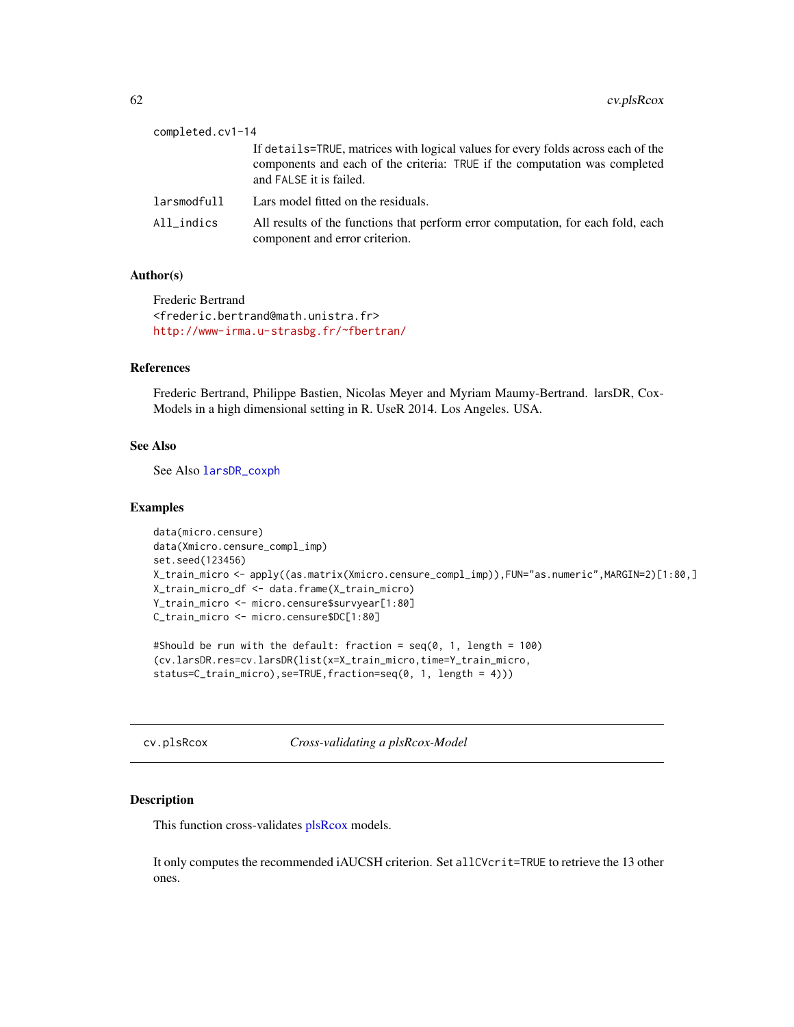completed.cv1-14
: If `details=TRUE`, matrices with logical values for every folds across each of the components and each of the criteria: `TRUE` if the computation was completed and `FALSE` it is failed.

larsmodfull
: Lars model fitted on the residuals.

All_indics
: All results of the functions that perform error computation, for each fold, each component and error criterion.

### Author(s)

Frederic Bertrand
<frederic.bertrand@math.unistra.fr>
http://www-irma.u-strasbg.fr/~fbertran/

### References

Frederic Bertrand, Philippe Bastien, Nicolas Meyer and Myriam Maumy-Bertrand. larsDR, Cox-Models in a high dimensional setting in R. UseR 2014. Los Angeles. USA.

### See Also

See Also larsDR_coxph

### Examples

```
data(micro.censure)
data(Xmicro.censure_compl_imp)
set.seed(123456)
X_train_micro <- apply((as.matrix(Xmicro.censure_compl_imp)),FUN="as.numeric",MARGIN=2)[1:80,]
X_train_micro_df <- data.frame(X_train_micro)
Y_train_micro <- micro.censure$survyear[1:80]
C_train_micro <- micro.censure$DC[1:80]

#Should be run with the default: fraction = seq(0, 1, length = 100)
(cv.larsDR.res=cv.larsDR(list(x=X_train_micro,time=Y_train_micro,
status=C_train_micro),se=TRUE,fraction=seq(0, 1, length = 4)))
```

## cv.plsRcox — *Cross-validating a plsRcox-Model*

### Description

This function cross-validates plsRcox models.

It only computes the recommended iAUCSH criterion. Set `allCVcrit=TRUE` to retrieve the 13 other ones.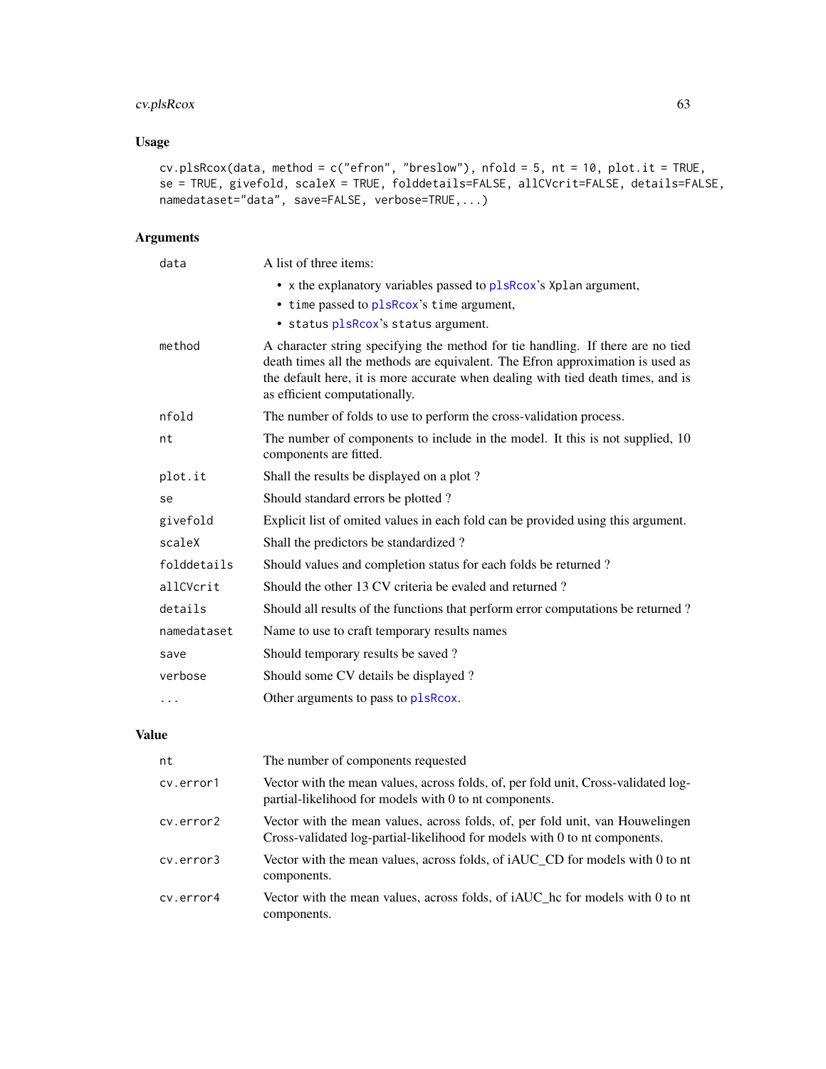### Usage

```
cv.plsRcox(data, method = c("efron", "breslow"), nfold = 5, nt = 10, plot.it = TRUE,
se = TRUE, givefold, scaleX = TRUE, folddetails=FALSE, allCVcrit=FALSE, details=FALSE,
namedataset="data", save=FALSE, verbose=TRUE,...)
```

### Arguments

| | |
|---|---|
| `data` | A list of three items:<br>• `x` the explanatory variables passed to `plsRcox`'s `Xplan` argument,<br>• `time` passed to `plsRcox`'s `time` argument,<br>• `status` `plsRcox`'s `status` argument. |
| `method` | A character string specifying the method for tie handling. If there are no tied death times all the methods are equivalent. The Efron approximation is used as the default here, it is more accurate when dealing with tied death times, and is as efficient computationally. |
| `nfold` | The number of folds to use to perform the cross-validation process. |
| `nt` | The number of components to include in the model. It this is not supplied, 10 components are fitted. |
| `plot.it` | Shall the results be displayed on a plot ? |
| `se` | Should standard errors be plotted ? |
| `givefold` | Explicit list of omited values in each fold can be provided using this argument. |
| `scaleX` | Shall the predictors be standardized ? |
| `folddetails` | Should values and completion status for each folds be returned ? |
| `allCVcrit` | Should the other 13 CV criteria be evaled and returned ? |
| `details` | Should all results of the functions that perform error computations be returned ? |
| `namedataset` | Name to use to craft temporary results names |
| `save` | Should temporary results be saved ? |
| `verbose` | Should some CV details be displayed ? |
| `...` | Other arguments to pass to `plsRcox`. |

### Value

| | |
|---|---|
| `nt` | The number of components requested |
| `cv.error1` | Vector with the mean values, across folds, of, per fold unit, Cross-validated log-partial-likelihood for models with 0 to nt components. |
| `cv.error2` | Vector with the mean values, across folds, of, per fold unit, van Houwelingen Cross-validated log-partial-likelihood for models with 0 to nt components. |
| `cv.error3` | Vector with the mean values, across folds, of iAUC_CD for models with 0 to nt components. |
| `cv.error4` | Vector with the mean values, across folds, of iAUC_hc for models with 0 to nt components. |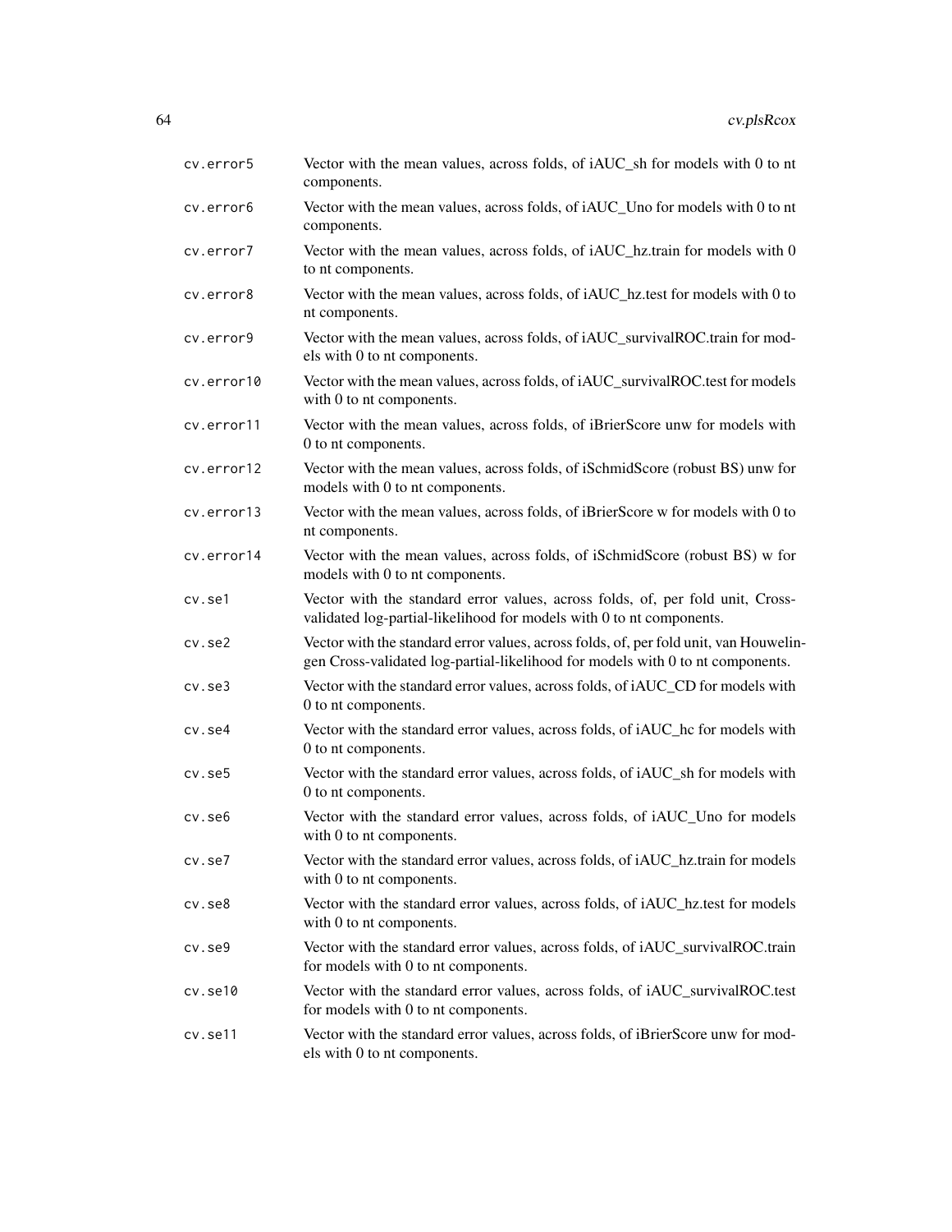| | |
|---|---|
| `cv.error5` | Vector with the mean values, across folds, of iAUC_sh for models with 0 to nt components. |
| `cv.error6` | Vector with the mean values, across folds, of iAUC_Uno for models with 0 to nt components. |
| `cv.error7` | Vector with the mean values, across folds, of iAUC_hz.train for models with 0 to nt components. |
| `cv.error8` | Vector with the mean values, across folds, of iAUC_hz.test for models with 0 to nt components. |
| `cv.error9` | Vector with the mean values, across folds, of iAUC_survivalROC.train for models with 0 to nt components. |
| `cv.error10` | Vector with the mean values, across folds, of iAUC_survivalROC.test for models with 0 to nt components. |
| `cv.error11` | Vector with the mean values, across folds, of iBrierScore unw for models with 0 to nt components. |
| `cv.error12` | Vector with the mean values, across folds, of iSchmidScore (robust BS) unw for models with 0 to nt components. |
| `cv.error13` | Vector with the mean values, across folds, of iBrierScore w for models with 0 to nt components. |
| `cv.error14` | Vector with the mean values, across folds, of iSchmidScore (robust BS) w for models with 0 to nt components. |
| `cv.se1` | Vector with the standard error values, across folds, of, per fold unit, Cross-validated log-partial-likelihood for models with 0 to nt components. |
| `cv.se2` | Vector with the standard error values, across folds, of, per fold unit, van Houwelingen Cross-validated log-partial-likelihood for models with 0 to nt components. |
| `cv.se3` | Vector with the standard error values, across folds, of iAUC_CD for models with 0 to nt components. |
| `cv.se4` | Vector with the standard error values, across folds, of iAUC_hc for models with 0 to nt components. |
| `cv.se5` | Vector with the standard error values, across folds, of iAUC_sh for models with 0 to nt components. |
| `cv.se6` | Vector with the standard error values, across folds, of iAUC_Uno for models with 0 to nt components. |
| `cv.se7` | Vector with the standard error values, across folds, of iAUC_hz.train for models with 0 to nt components. |
| `cv.se8` | Vector with the standard error values, across folds, of iAUC_hz.test for models with 0 to nt components. |
| `cv.se9` | Vector with the standard error values, across folds, of iAUC_survivalROC.train for models with 0 to nt components. |
| `cv.se10` | Vector with the standard error values, across folds, of iAUC_survivalROC.test for models with 0 to nt components. |
| `cv.se11` | Vector with the standard error values, across folds, of iBrierScore unw for models with 0 to nt components. |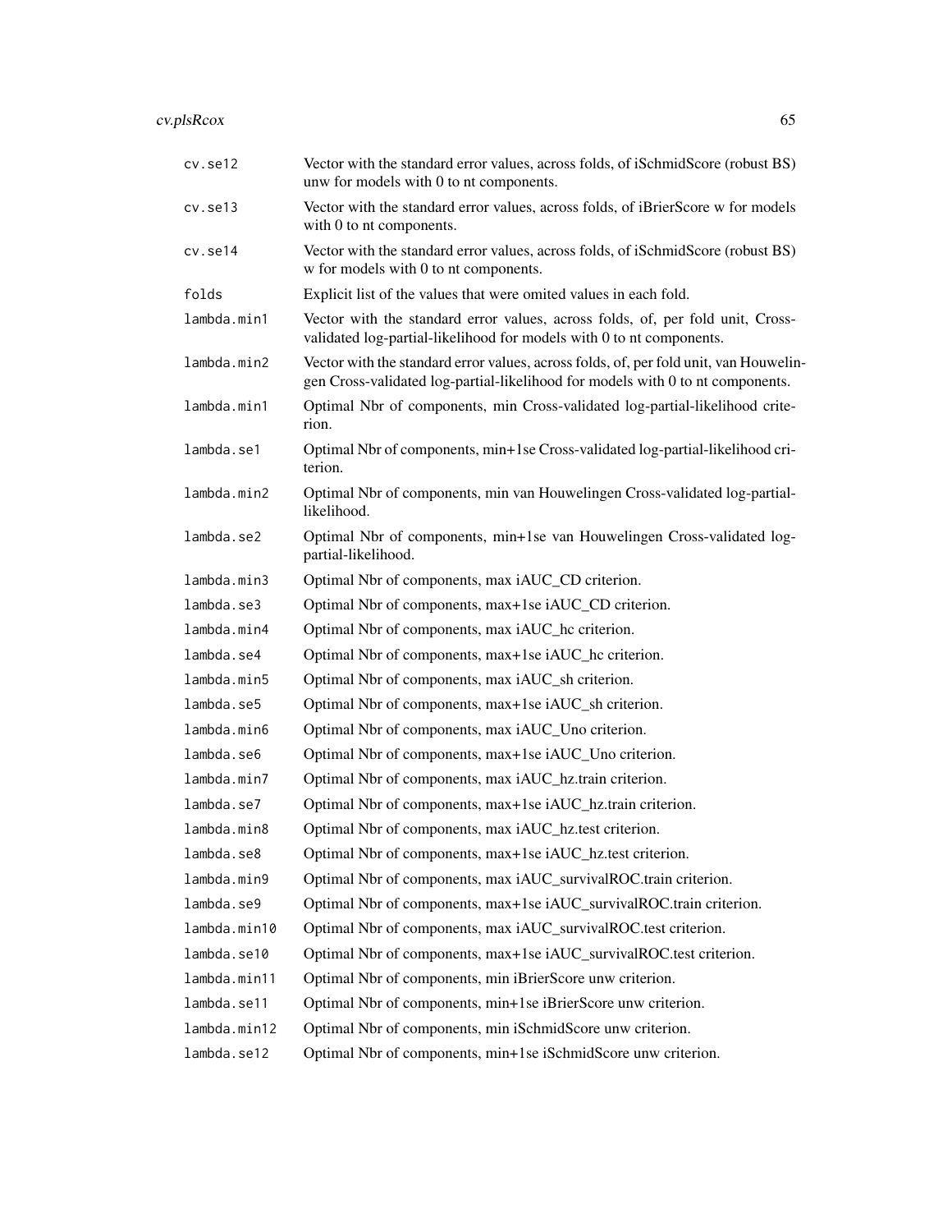| | |
|---|---|
| cv.se12 | Vector with the standard error values, across folds, of iSchmidScore (robust BS) unw for models with 0 to nt components. |
| cv.se13 | Vector with the standard error values, across folds, of iBrierScore w for models with 0 to nt components. |
| cv.se14 | Vector with the standard error values, across folds, of iSchmidScore (robust BS) w for models with 0 to nt components. |
| folds | Explicit list of the values that were omited values in each fold. |
| lambda.min1 | Vector with the standard error values, across folds, of, per fold unit, Cross-validated log-partial-likelihood for models with 0 to nt components. |
| lambda.min2 | Vector with the standard error values, across folds, of, per fold unit, van Houwelingen Cross-validated log-partial-likelihood for models with 0 to nt components. |
| lambda.min1 | Optimal Nbr of components, min Cross-validated log-partial-likelihood criterion. |
| lambda.se1 | Optimal Nbr of components, min+1se Cross-validated log-partial-likelihood criterion. |
| lambda.min2 | Optimal Nbr of components, min van Houwelingen Cross-validated log-partial-likelihood. |
| lambda.se2 | Optimal Nbr of components, min+1se van Houwelingen Cross-validated log-partial-likelihood. |
| lambda.min3 | Optimal Nbr of components, max iAUC_CD criterion. |
| lambda.se3 | Optimal Nbr of components, max+1se iAUC_CD criterion. |
| lambda.min4 | Optimal Nbr of components, max iAUC_hc criterion. |
| lambda.se4 | Optimal Nbr of components, max+1se iAUC_hc criterion. |
| lambda.min5 | Optimal Nbr of components, max iAUC_sh criterion. |
| lambda.se5 | Optimal Nbr of components, max+1se iAUC_sh criterion. |
| lambda.min6 | Optimal Nbr of components, max iAUC_Uno criterion. |
| lambda.se6 | Optimal Nbr of components, max+1se iAUC_Uno criterion. |
| lambda.min7 | Optimal Nbr of components, max iAUC_hz.train criterion. |
| lambda.se7 | Optimal Nbr of components, max+1se iAUC_hz.train criterion. |
| lambda.min8 | Optimal Nbr of components, max iAUC_hz.test criterion. |
| lambda.se8 | Optimal Nbr of components, max+1se iAUC_hz.test criterion. |
| lambda.min9 | Optimal Nbr of components, max iAUC_survivalROC.train criterion. |
| lambda.se9 | Optimal Nbr of components, max+1se iAUC_survivalROC.train criterion. |
| lambda.min10 | Optimal Nbr of components, max iAUC_survivalROC.test criterion. |
| lambda.se10 | Optimal Nbr of components, max+1se iAUC_survivalROC.test criterion. |
| lambda.min11 | Optimal Nbr of components, min iBrierScore unw criterion. |
| lambda.se11 | Optimal Nbr of components, min+1se iBrierScore unw criterion. |
| lambda.min12 | Optimal Nbr of components, min iSchmidScore unw criterion. |
| lambda.se12 | Optimal Nbr of components, min+1se iSchmidScore unw criterion. |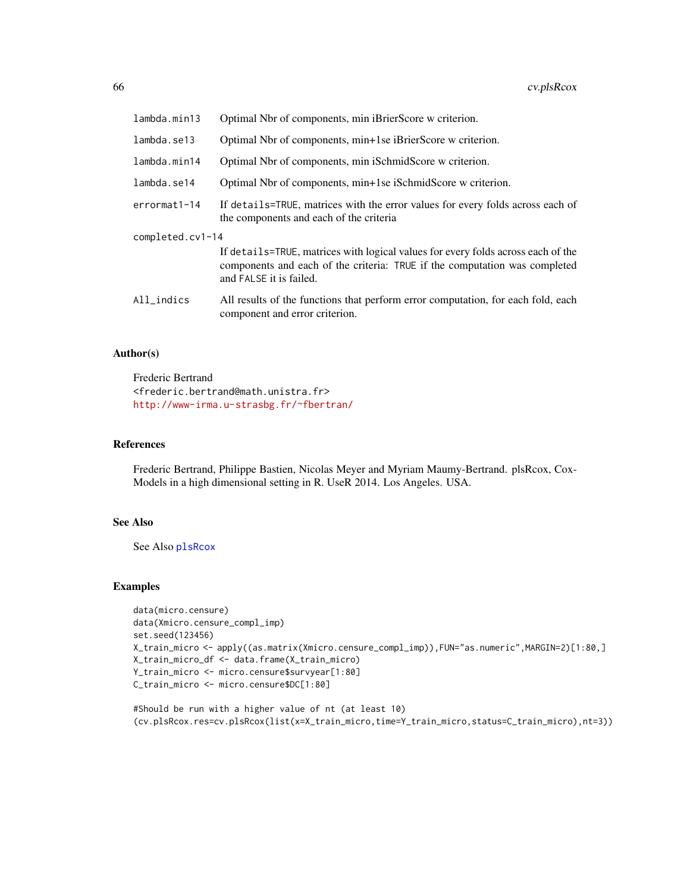| | |
|---|---|
| `lambda.min13` | Optimal Nbr of components, min iBrierScore w criterion. |
| `lambda.se13` | Optimal Nbr of components, min+1se iBrierScore w criterion. |
| `lambda.min14` | Optimal Nbr of components, min iSchmidScore w criterion. |
| `lambda.se14` | Optimal Nbr of components, min+1se iSchmidScore w criterion. |
| `errormat1-14` | If `details=TRUE`, matrices with the error values for every folds across each of the components and each of the criteria |
| `completed.cv1-14` | If `details=TRUE`, matrices with logical values for every folds across each of the components and each of the criteria: `TRUE` if the computation was completed and `FALSE` it is failed. |
| `All_indics` | All results of the functions that perform error computation, for each fold, each component and error criterion. |

## Author(s)

Frederic Bertrand
<frederic.bertrand@math.unistra.fr>
http://www-irma.u-strasbg.fr/~fbertran/

## References

Frederic Bertrand, Philippe Bastien, Nicolas Meyer and Myriam Maumy-Bertrand. plsRcox, Cox-Models in a high dimensional setting in R. UseR 2014. Los Angeles. USA.

## See Also

See Also `plsRcox`

## Examples

```
data(micro.censure)
data(Xmicro.censure_compl_imp)
set.seed(123456)
X_train_micro <- apply((as.matrix(Xmicro.censure_compl_imp)),FUN="as.numeric",MARGIN=2)[1:80,]
X_train_micro_df <- data.frame(X_train_micro)
Y_train_micro <- micro.censure$survyear[1:80]
C_train_micro <- micro.censure$DC[1:80]

#Should be run with a higher value of nt (at least 10)
(cv.plsRcox.res=cv.plsRcox(list(x=X_train_micro,time=Y_train_micro,status=C_train_micro),nt=3))
```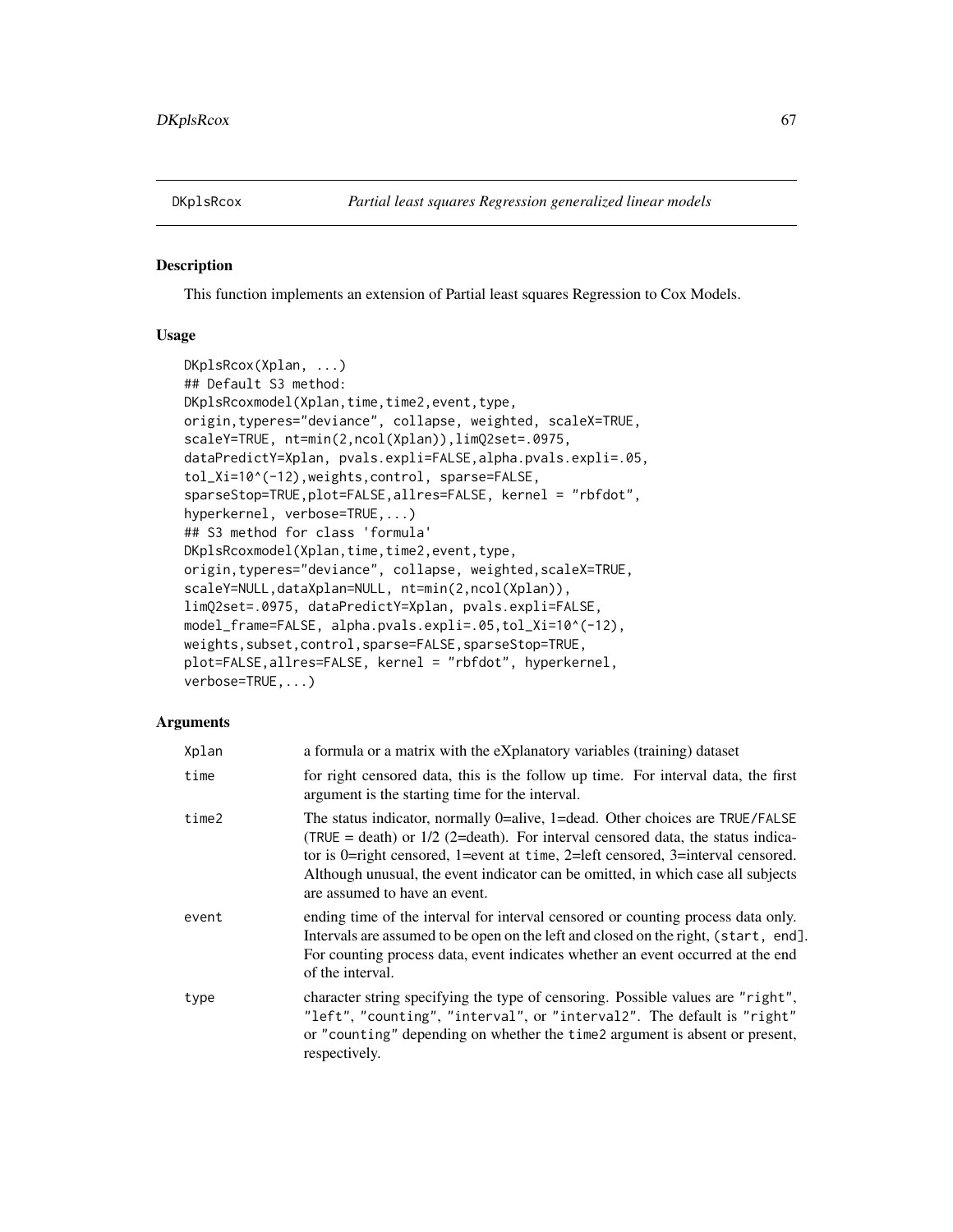DKplsRcox *Partial least squares Regression generalized linear models*

## Description

This function implements an extension of Partial least squares Regression to Cox Models.

## Usage

```
DKplsRcox(Xplan, ...)
## Default S3 method:
DKplsRcoxmodel(Xplan,time,time2,event,type,
origin,typeres="deviance", collapse, weighted, scaleX=TRUE,
scaleY=TRUE, nt=min(2,ncol(Xplan)),limQ2set=.0975,
dataPredictY=Xplan, pvals.expli=FALSE,alpha.pvals.expli=.05,
tol_Xi=10^(-12),weights,control, sparse=FALSE,
sparseStop=TRUE,plot=FALSE,allres=FALSE, kernel = "rbfdot",
hyperkernel, verbose=TRUE,...)
## S3 method for class 'formula'
DKplsRcoxmodel(Xplan,time,time2,event,type,
origin,typeres="deviance", collapse, weighted,scaleX=TRUE,
scaleY=NULL,dataXplan=NULL, nt=min(2,ncol(Xplan)),
limQ2set=.0975, dataPredictY=Xplan, pvals.expli=FALSE,
model_frame=FALSE, alpha.pvals.expli=.05,tol_Xi=10^(-12),
weights,subset,control,sparse=FALSE,sparseStop=TRUE,
plot=FALSE,allres=FALSE, kernel = "rbfdot", hyperkernel,
verbose=TRUE,...)
```

## Arguments

| | |
|---|---|
| `Xplan` | a formula or a matrix with the eXplanatory variables (training) dataset |
| `time` | for right censored data, this is the follow up time. For interval data, the first argument is the starting time for the interval. |
| `time2` | The status indicator, normally 0=alive, 1=dead. Other choices are `TRUE`/`FALSE` (`TRUE` = death) or 1/2 (2=death). For interval censored data, the status indicator is 0=right censored, 1=event at `time`, 2=left censored, 3=interval censored. Although unusual, the event indicator can be omitted, in which case all subjects are assumed to have an event. |
| `event` | ending time of the interval for interval censored or counting process data only. Intervals are assumed to be open on the left and closed on the right, `(start, end]`. For counting process data, event indicates whether an event occurred at the end of the interval. |
| `type` | character string specifying the type of censoring. Possible values are `"right"`, `"left"`, `"counting"`, `"interval"`, or `"interval2"`. The default is `"right"` or `"counting"` depending on whether the `time2` argument is absent or present, respectively. |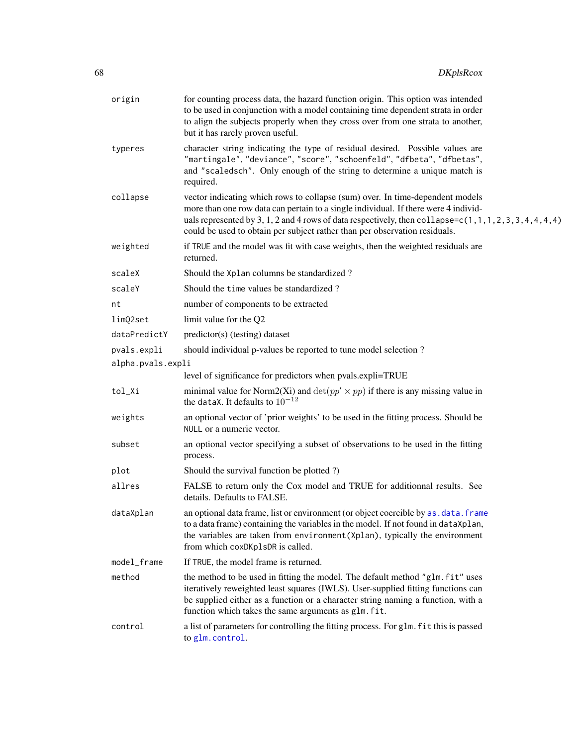| | |
|---|---|
| `origin` | for counting process data, the hazard function origin. This option was intended to be used in conjunction with a model containing time dependent strata in order to align the subjects properly when they cross over from one strata to another, but it has rarely proven useful. |
| `typeres` | character string indicating the type of residual desired. Possible values are `"martingale"`, `"deviance"`, `"score"`, `"schoenfeld"`, `"dfbeta"`, `"dfbetas"`, and `"scaledsch"`. Only enough of the string to determine a unique match is required. |
| `collapse` | vector indicating which rows to collapse (sum) over. In time-dependent models more than one row data can pertain to a single individual. If there were 4 individuals represented by 3, 1, 2 and 4 rows of data respectively, then `collapse=c(1,1,1,2,3,3,4,4,4,4)` could be used to obtain per subject rather than per observation residuals. |
| `weighted` | if `TRUE` and the model was fit with case weights, then the weighted residuals are returned. |
| `scaleX` | Should the `Xplan` columns be standardized ? |
| `scaleY` | Should the `time` values be standardized ? |
| `nt` | number of components to be extracted |
| `limQ2set` | limit value for the Q2 |
| `dataPredictY` | predictor(s) (testing) dataset |
| `pvals.expli` | should individual p-values be reported to tune model selection ? |
| `alpha.pvals.expli` | level of significance for predictors when pvals.expli=TRUE |
| `tol_Xi` | minimal value for Norm2(Xi) and $\det(pp' \times pp)$ if there is any missing value in the `dataX`. It defaults to $10^{-12}$ |
| `weights` | an optional vector of 'prior weights' to be used in the fitting process. Should be `NULL` or a numeric vector. |
| `subset` | an optional vector specifying a subset of observations to be used in the fitting process. |
| `plot` | Should the survival function be plotted ?) |
| `allres` | FALSE to return only the Cox model and TRUE for additionnal results. See details. Defaults to FALSE. |
| `dataXplan` | an optional data frame, list or environment (or object coercible by `as.data.frame` to a data frame) containing the variables in the model. If not found in `dataXplan`, the variables are taken from `environment(Xplan)`, typically the environment from which `coxDKplsDR` is called. |
| `model_frame` | If `TRUE`, the model frame is returned. |
| `method` | the method to be used in fitting the model. The default method `"glm.fit"` uses iteratively reweighted least squares (IWLS). User-supplied fitting functions can be supplied either as a function or a character string naming a function, with a function which takes the same arguments as `glm.fit`. |
| `control` | a list of parameters for controlling the fitting process. For `glm.fit` this is passed to `glm.control`. |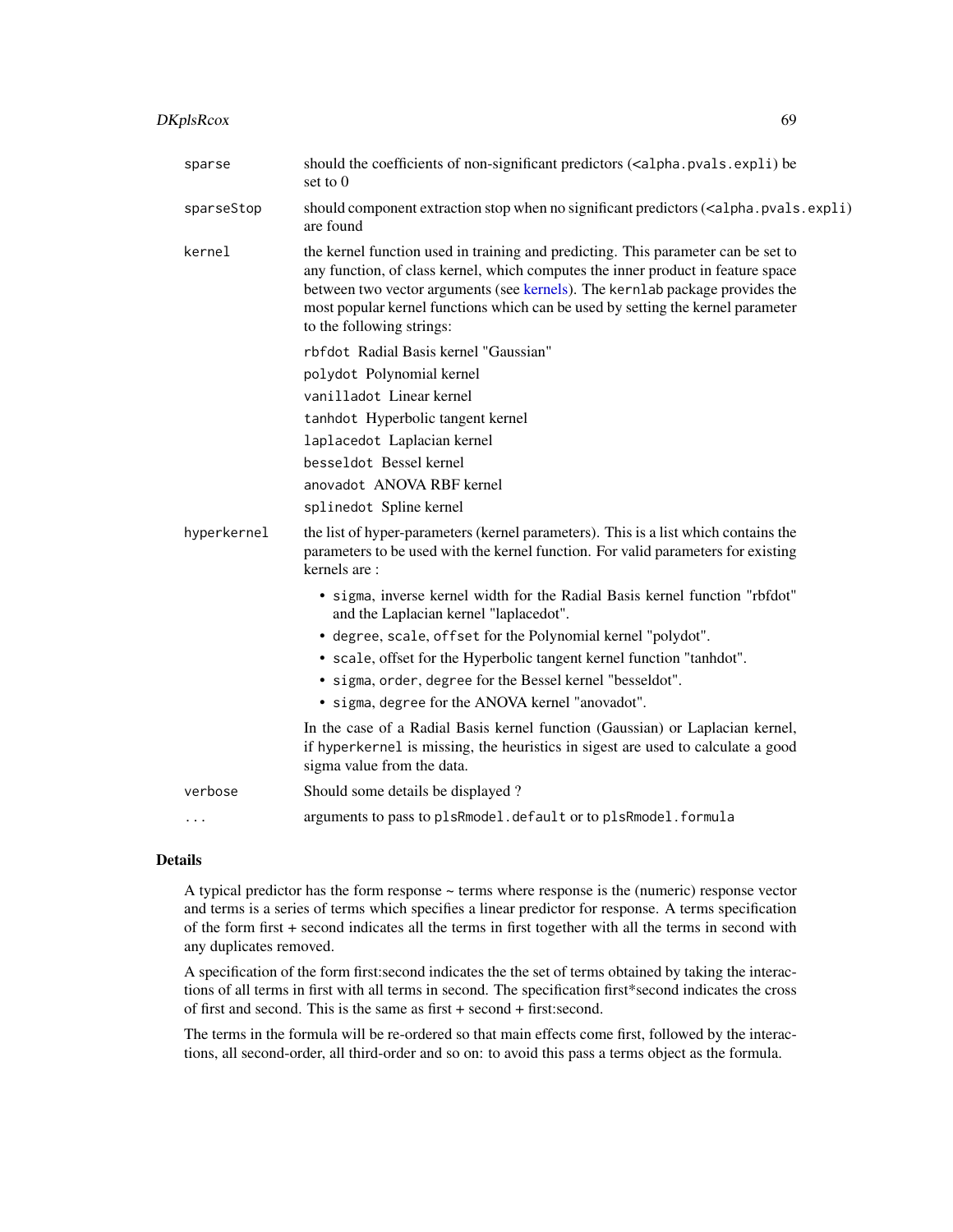| | |
|---|---|
| `sparse` | should the coefficients of non-significant predictors (`<alpha.pvals.expli`) be set to 0 |
| `sparseStop` | should component extraction stop when no significant predictors (`<alpha.pvals.expli`) are found |
| `kernel` | the kernel function used in training and predicting. This parameter can be set to any function, of class kernel, which computes the inner product in feature space between two vector arguments (see kernels). The `kernlab` package provides the most popular kernel functions which can be used by setting the kernel parameter to the following strings:<br>`rbfdot` Radial Basis kernel "Gaussian"<br>`polydot` Polynomial kernel<br>`vanilladot` Linear kernel<br>`tanhdot` Hyperbolic tangent kernel<br>`laplacedot` Laplacian kernel<br>`besseldot` Bessel kernel<br>`anovadot` ANOVA RBF kernel<br>`splinedot` Spline kernel |
| `hyperkernel` | the list of hyper-parameters (kernel parameters). This is a list which contains the parameters to be used with the kernel function. For valid parameters for existing kernels are :<br>• `sigma`, inverse kernel width for the Radial Basis kernel function "rbfdot" and the Laplacian kernel "laplacedot".<br>• `degree`, `scale`, `offset` for the Polynomial kernel "polydot".<br>• `scale`, offset for the Hyperbolic tangent kernel function "tanhdot".<br>• `sigma`, `order`, `degree` for the Bessel kernel "besseldot".<br>• `sigma`, `degree` for the ANOVA kernel "anovadot".<br>In the case of a Radial Basis kernel function (Gaussian) or Laplacian kernel, if `hyperkernel` is missing, the heuristics in sigest are used to calculate a good sigma value from the data. |
| `verbose` | Should some details be displayed ? |
| `...` | arguments to pass to `plsRmodel.default` or to `plsRmodel.formula` |

## Details

A typical predictor has the form response ~ terms where response is the (numeric) response vector and terms is a series of terms which specifies a linear predictor for response. A terms specification of the form first + second indicates all the terms in first together with all the terms in second with any duplicates removed.

A specification of the form first:second indicates the the set of terms obtained by taking the interactions of all terms in first with all terms in second. The specification first*second indicates the cross of first and second. This is the same as first + second + first:second.

The terms in the formula will be re-ordered so that main effects come first, followed by the interactions, all second-order, all third-order and so on: to avoid this pass a terms object as the formula.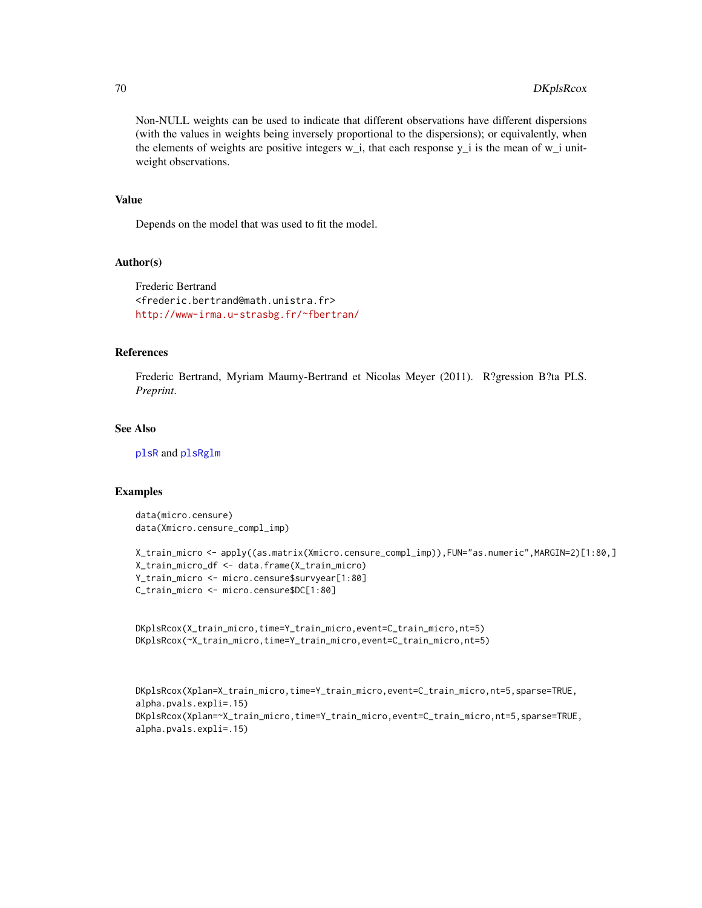Non-NULL weights can be used to indicate that different observations have different dispersions (with the values in weights being inversely proportional to the dispersions); or equivalently, when the elements of weights are positive integers w_i, that each response y_i is the mean of w_i unit-weight observations.

### Value

Depends on the model that was used to fit the model.

### Author(s)

Frederic Bertrand
<frederic.bertrand@math.unistra.fr>
http://www-irma.u-strasbg.fr/~fbertran/

### References

Frederic Bertrand, Myriam Maumy-Bertrand et Nicolas Meyer (2011). R?gression B?ta PLS. *Preprint*.

### See Also

plsR and plsRglm

### Examples

```
data(micro.censure)
data(Xmicro.censure_compl_imp)

X_train_micro <- apply((as.matrix(Xmicro.censure_compl_imp)),FUN="as.numeric",MARGIN=2)[1:80,]
X_train_micro_df <- data.frame(X_train_micro)
Y_train_micro <- micro.censure$survyear[1:80]
C_train_micro <- micro.censure$DC[1:80]


DKplsRcox(X_train_micro,time=Y_train_micro,event=C_train_micro,nt=5)
DKplsRcox(~X_train_micro,time=Y_train_micro,event=C_train_micro,nt=5)



DKplsRcox(Xplan=X_train_micro,time=Y_train_micro,event=C_train_micro,nt=5,sparse=TRUE,
alpha.pvals.expli=.15)
DKplsRcox(Xplan=~X_train_micro,time=Y_train_micro,event=C_train_micro,nt=5,sparse=TRUE,
alpha.pvals.expli=.15)
```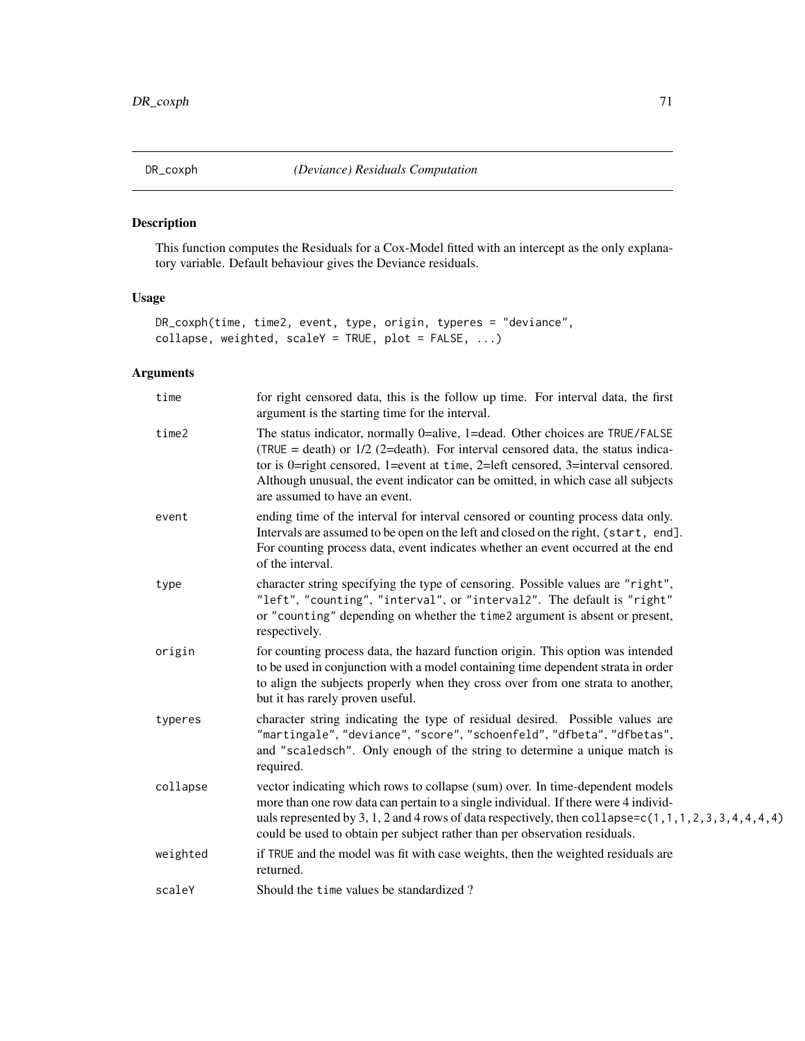# DR_coxph *(Deviance) Residuals Computation*

## Description

This function computes the Residuals for a Cox-Model fitted with an intercept as the only explanatory variable. Default behaviour gives the Deviance residuals.

## Usage

```
DR_coxph(time, time2, event, type, origin, typeres = "deviance",
collapse, weighted, scaleY = TRUE, plot = FALSE, ...)
```

## Arguments

| | |
|---|---|
| `time` | for right censored data, this is the follow up time. For interval data, the first argument is the starting time for the interval. |
| `time2` | The status indicator, normally 0=alive, 1=dead. Other choices are `TRUE`/`FALSE` (`TRUE` = death) or 1/2 (2=death). For interval censored data, the status indicator is 0=right censored, 1=event at `time`, 2=left censored, 3=interval censored. Although unusual, the event indicator can be omitted, in which case all subjects are assumed to have an event. |
| `event` | ending time of the interval for interval censored or counting process data only. Intervals are assumed to be open on the left and closed on the right, `(start, end]`. For counting process data, event indicates whether an event occurred at the end of the interval. |
| `type` | character string specifying the type of censoring. Possible values are `"right"`, `"left"`, `"counting"`, `"interval"`, or `"interval2"`. The default is `"right"` or `"counting"` depending on whether the `time2` argument is absent or present, respectively. |
| `origin` | for counting process data, the hazard function origin. This option was intended to be used in conjunction with a model containing time dependent strata in order to align the subjects properly when they cross over from one strata to another, but it has rarely proven useful. |
| `typeres` | character string indicating the type of residual desired. Possible values are `"martingale"`, `"deviance"`, `"score"`, `"schoenfeld"`, `"dfbeta"`, `"dfbetas"`, and `"scaledsch"`. Only enough of the string to determine a unique match is required. |
| `collapse` | vector indicating which rows to collapse (sum) over. In time-dependent models more than one row data can pertain to a single individual. If there were 4 individuals represented by 3, 1, 2 and 4 rows of data respectively, then `collapse=c(1,1,1,2,3,3,4,4,4,4)` could be used to obtain per subject rather than per observation residuals. |
| `weighted` | if `TRUE` and the model was fit with case weights, then the weighted residuals are returned. |
| `scaleY` | Should the `time` values be standardized ? |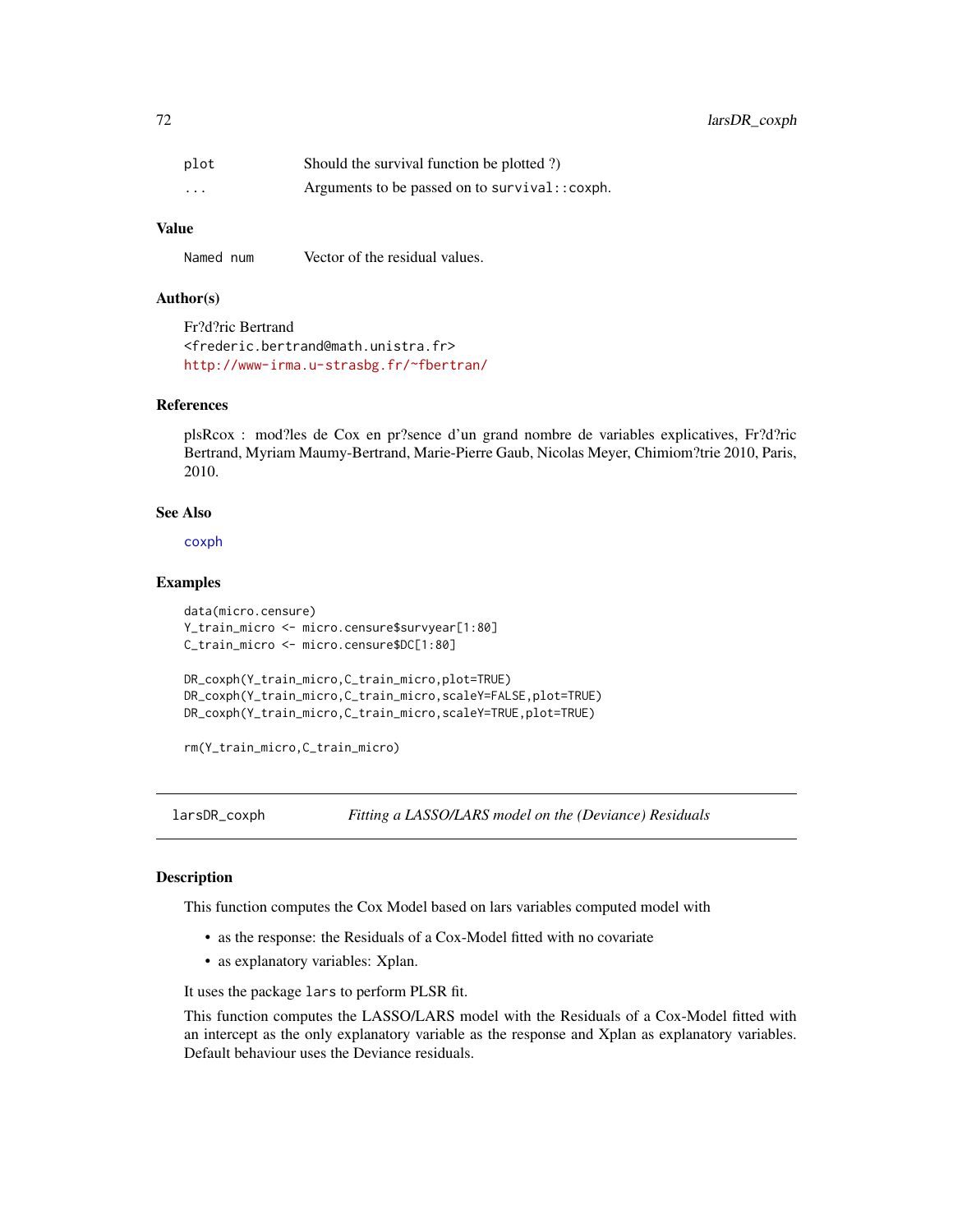| | |
|---|---|
| plot | Should the survival function be plotted ?) |
| ... | Arguments to be passed on to survival::coxph. |

### Value

| | |
|---|---|
| Named num | Vector of the residual values. |

### Author(s)

Fr?d?ric Bertrand
<frederic.bertrand@math.unistra.fr>
http://www-irma.u-strasbg.fr/~fbertran/

### References

plsRcox : mod?les de Cox en pr?sence d'un grand nombre de variables explicatives, Fr?d?ric Bertrand, Myriam Maumy-Bertrand, Marie-Pierre Gaub, Nicolas Meyer, Chimiom?trie 2010, Paris, 2010.

### See Also

coxph

### Examples

```
data(micro.censure)
Y_train_micro <- micro.censure$survyear[1:80]
C_train_micro <- micro.censure$DC[1:80]

DR_coxph(Y_train_micro,C_train_micro,plot=TRUE)
DR_coxph(Y_train_micro,C_train_micro,scaleY=FALSE,plot=TRUE)
DR_coxph(Y_train_micro,C_train_micro,scaleY=TRUE,plot=TRUE)

rm(Y_train_micro,C_train_micro)
```

---

## larsDR_coxph — *Fitting a LASSO/LARS model on the (Deviance) Residuals*

### Description

This function computes the Cox Model based on lars variables computed model with

- as the response: the Residuals of a Cox-Model fitted with no covariate
- as explanatory variables: Xplan.

It uses the package lars to perform PLSR fit.

This function computes the LASSO/LARS model with the Residuals of a Cox-Model fitted with an intercept as the only explanatory variable as the response and Xplan as explanatory variables. Default behaviour uses the Deviance residuals.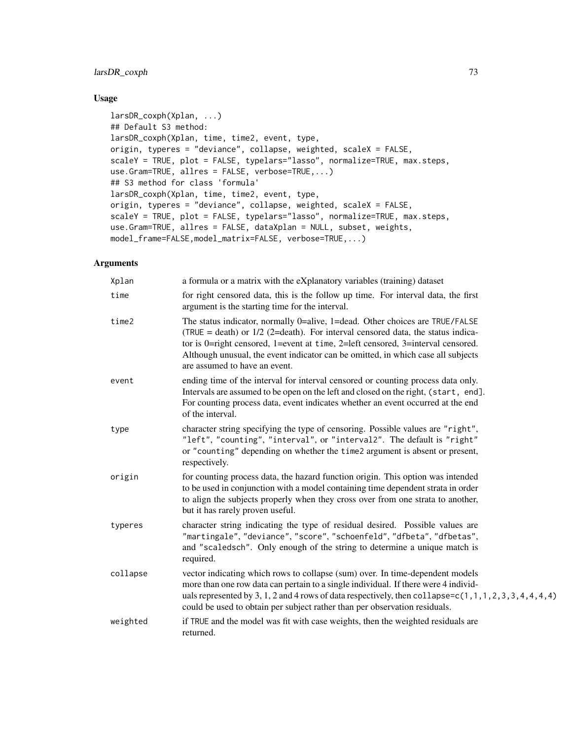## Usage

```
larsDR_coxph(Xplan, ...)
## Default S3 method:
larsDR_coxph(Xplan, time, time2, event, type,
origin, typeres = "deviance", collapse, weighted, scaleX = FALSE,
scaleY = TRUE, plot = FALSE, typelars="lasso", normalize=TRUE, max.steps,
use.Gram=TRUE, allres = FALSE, verbose=TRUE,...)
## S3 method for class 'formula'
larsDR_coxph(Xplan, time, time2, event, type,
origin, typeres = "deviance", collapse, weighted, scaleX = FALSE,
scaleY = TRUE, plot = FALSE, typelars="lasso", normalize=TRUE, max.steps,
use.Gram=TRUE, allres = FALSE, dataXplan = NULL, subset, weights,
model_frame=FALSE,model_matrix=FALSE, verbose=TRUE,...)
```

## Arguments

| | |
|---|---|
| `Xplan` | a formula or a matrix with the eXplanatory variables (training) dataset |
| `time` | for right censored data, this is the follow up time. For interval data, the first argument is the starting time for the interval. |
| `time2` | The status indicator, normally 0=alive, 1=dead. Other choices are `TRUE`/`FALSE` (`TRUE` = death) or 1/2 (2=death). For interval censored data, the status indicator is 0=right censored, 1=event at `time`, 2=left censored, 3=interval censored. Although unusual, the event indicator can be omitted, in which case all subjects are assumed to have an event. |
| `event` | ending time of the interval for interval censored or counting process data only. Intervals are assumed to be open on the left and closed on the right, `(start, end]`. For counting process data, event indicates whether an event occurred at the end of the interval. |
| `type` | character string specifying the type of censoring. Possible values are `"right"`, `"left"`, `"counting"`, `"interval"`, or `"interval2"`. The default is `"right"` or `"counting"` depending on whether the `time2` argument is absent or present, respectively. |
| `origin` | for counting process data, the hazard function origin. This option was intended to be used in conjunction with a model containing time dependent strata in order to align the subjects properly when they cross over from one strata to another, but it has rarely proven useful. |
| `typeres` | character string indicating the type of residual desired. Possible values are `"martingale"`, `"deviance"`, `"score"`, `"schoenfeld"`, `"dfbeta"`, `"dfbetas"`, and `"scaledsch"`. Only enough of the string to determine a unique match is required. |
| `collapse` | vector indicating which rows to collapse (sum) over. In time-dependent models more than one row data can pertain to a single individual. If there were 4 individuals represented by 3, 1, 2 and 4 rows of data respectively, then `collapse=c(1,1,1,2,3,3,4,4,4,4)` could be used to obtain per subject rather than per observation residuals. |
| `weighted` | if `TRUE` and the model was fit with case weights, then the weighted residuals are returned. |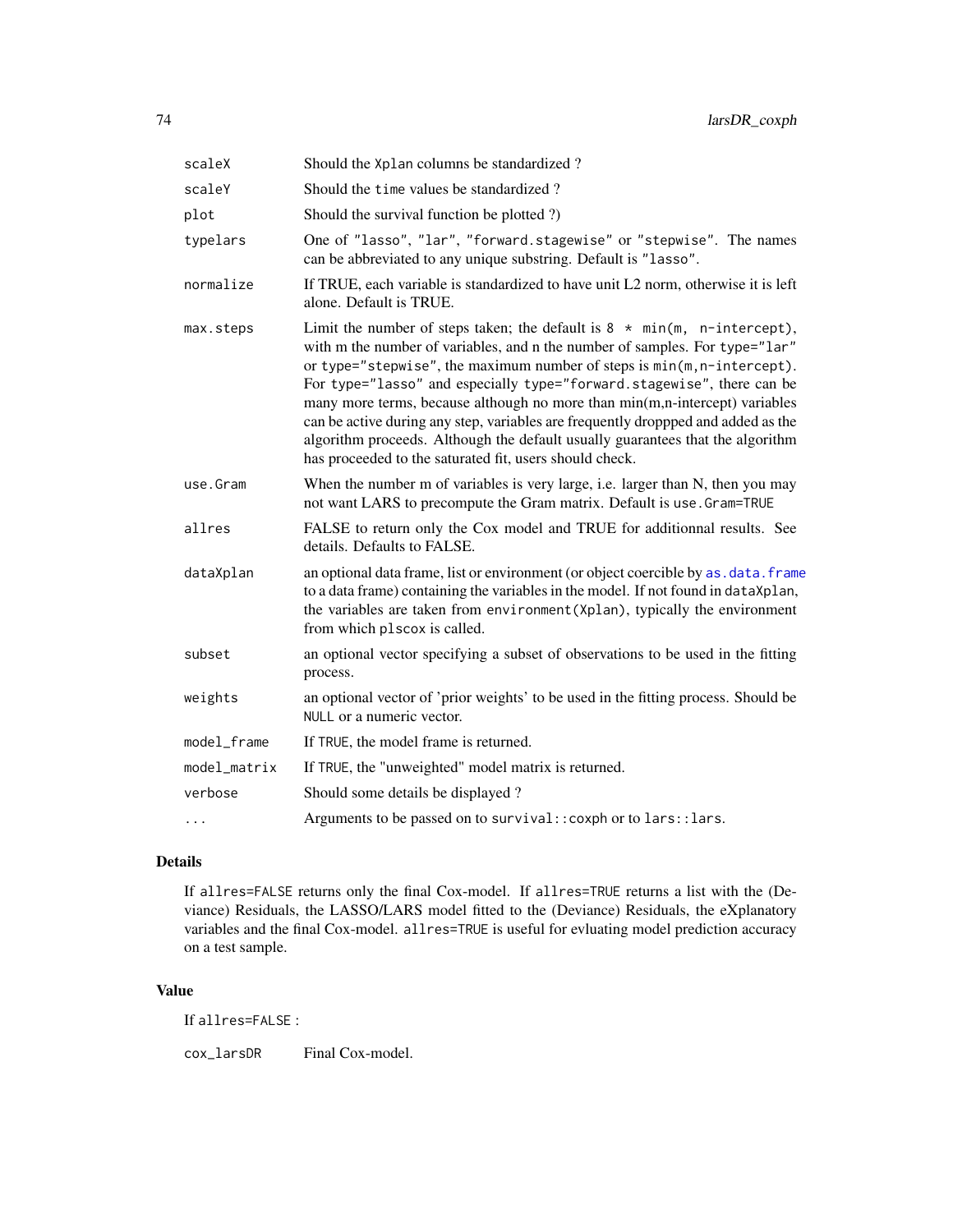| | |
|---|---|
| scaleX | Should the Xplan columns be standardized ? |
| scaleY | Should the time values be standardized ? |
| plot | Should the survival function be plotted ?) |
| typelars | One of "lasso", "lar", "forward.stagewise" or "stepwise". The names can be abbreviated to any unique substring. Default is "lasso". |
| normalize | If TRUE, each variable is standardized to have unit L2 norm, otherwise it is left alone. Default is TRUE. |
| max.steps | Limit the number of steps taken; the default is 8 * min(m, n-intercept), with m the number of variables, and n the number of samples. For type="lar" or type="stepwise", the maximum number of steps is min(m,n-intercept). For type="lasso" and especially type="forward.stagewise", there can be many more terms, because although no more than min(m,n-intercept) variables can be active during any step, variables are frequently droppped and added as the algorithm proceeds. Although the default usually guarantees that the algorithm has proceeded to the saturated fit, users should check. |
| use.Gram | When the number m of variables is very large, i.e. larger than N, then you may not want LARS to precompute the Gram matrix. Default is use.Gram=TRUE |
| allres | FALSE to return only the Cox model and TRUE for additionnal results. See details. Defaults to FALSE. |
| dataXplan | an optional data frame, list or environment (or object coercible by as.data.frame to a data frame) containing the variables in the model. If not found in dataXplan, the variables are taken from environment(Xplan), typically the environment from which plscox is called. |
| subset | an optional vector specifying a subset of observations to be used in the fitting process. |
| weights | an optional vector of 'prior weights' to be used in the fitting process. Should be NULL or a numeric vector. |
| model_frame | If TRUE, the model frame is returned. |
| model_matrix | If TRUE, the "unweighted" model matrix is returned. |
| verbose | Should some details be displayed ? |
| ... | Arguments to be passed on to survival::coxph or to lars::lars. |

## Details

If allres=FALSE returns only the final Cox-model. If allres=TRUE returns a list with the (Deviance) Residuals, the LASSO/LARS model fitted to the (Deviance) Residuals, the eXplanatory variables and the final Cox-model. allres=TRUE is useful for evluating model prediction accuracy on a test sample.

## Value

If allres=FALSE :

| | |
|---|---|
| cox_larsDR | Final Cox-model. |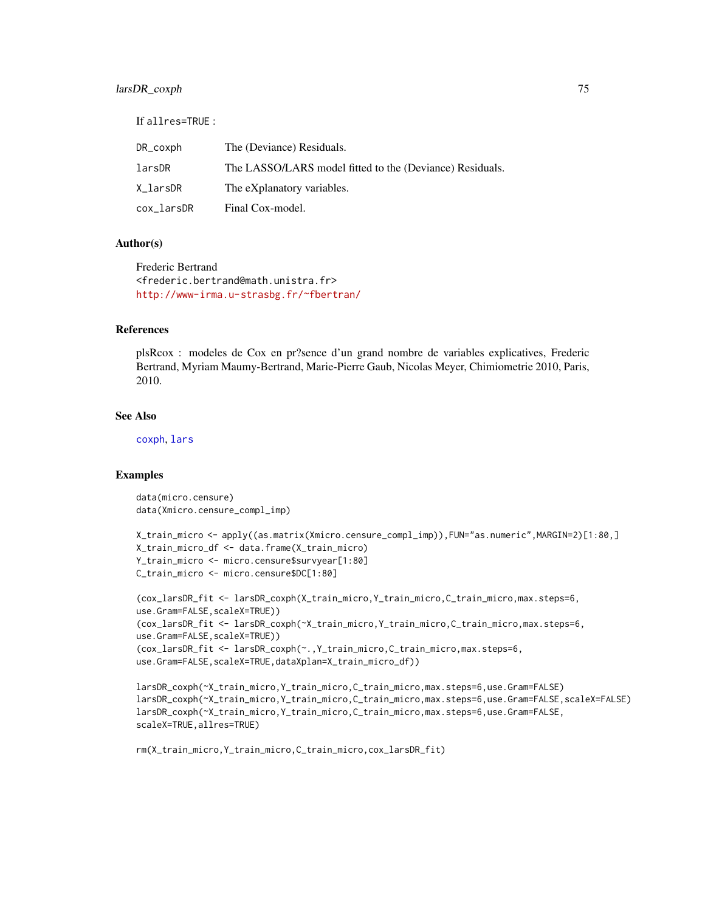If allres=TRUE :

| | |
|---|---|
| DR_coxph | The (Deviance) Residuals. |
| larsDR | The LASSO/LARS model fitted to the (Deviance) Residuals. |
| X_larsDR | The eXplanatory variables. |
| cox_larsDR | Final Cox-model. |

### Author(s)

Frederic Bertrand
<frederic.bertrand@math.unistra.fr>
http://www-irma.u-strasbg.fr/~fbertran/

### References

plsRcox : modeles de Cox en pr?sence d'un grand nombre de variables explicatives, Frederic Bertrand, Myriam Maumy-Bertrand, Marie-Pierre Gaub, Nicolas Meyer, Chimiometrie 2010, Paris, 2010.

### See Also

coxph, lars

### Examples

```
data(micro.censure)
data(Xmicro.censure_compl_imp)

X_train_micro <- apply((as.matrix(Xmicro.censure_compl_imp)),FUN="as.numeric",MARGIN=2)[1:80,]
X_train_micro_df <- data.frame(X_train_micro)
Y_train_micro <- micro.censure$survyear[1:80]
C_train_micro <- micro.censure$DC[1:80]

(cox_larsDR_fit <- larsDR_coxph(X_train_micro,Y_train_micro,C_train_micro,max.steps=6,
use.Gram=FALSE,scaleX=TRUE))
(cox_larsDR_fit <- larsDR_coxph(~X_train_micro,Y_train_micro,C_train_micro,max.steps=6,
use.Gram=FALSE,scaleX=TRUE))
(cox_larsDR_fit <- larsDR_coxph(~.,Y_train_micro,C_train_micro,max.steps=6,
use.Gram=FALSE,scaleX=TRUE,dataXplan=X_train_micro_df))

larsDR_coxph(~X_train_micro,Y_train_micro,C_train_micro,max.steps=6,use.Gram=FALSE)
larsDR_coxph(~X_train_micro,Y_train_micro,C_train_micro,max.steps=6,use.Gram=FALSE,scaleX=FALSE)
larsDR_coxph(~X_train_micro,Y_train_micro,C_train_micro,max.steps=6,use.Gram=FALSE,
scaleX=TRUE,allres=TRUE)

rm(X_train_micro,Y_train_micro,C_train_micro,cox_larsDR_fit)
```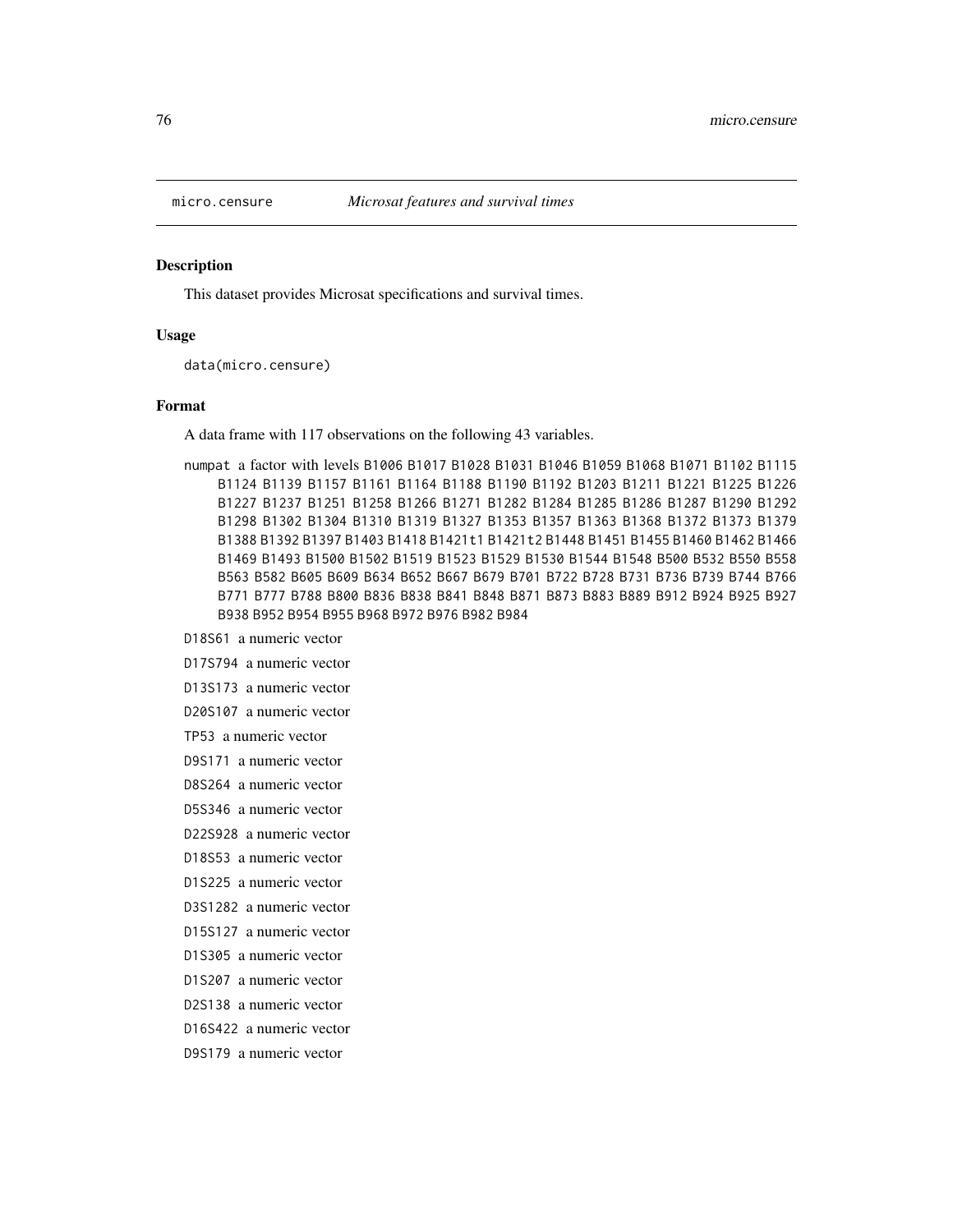micro.censure *Microsat features and survival times*

## Description

This dataset provides Microsat specifications and survival times.

## Usage

```
data(micro.censure)
```

## Format

A data frame with 117 observations on the following 43 variables.

numpat a factor with levels B1006 B1017 B1028 B1031 B1046 B1059 B1068 B1071 B1102 B1115 B1124 B1139 B1157 B1161 B1164 B1188 B1190 B1192 B1203 B1211 B1221 B1225 B1226 B1227 B1237 B1251 B1258 B1266 B1271 B1282 B1284 B1285 B1286 B1287 B1290 B1292 B1298 B1302 B1304 B1310 B1319 B1327 B1353 B1357 B1363 B1368 B1372 B1373 B1379 B1388 B1392 B1397 B1403 B1418 B1421t1 B1421t2 B1448 B1451 B1455 B1460 B1462 B1466 B1469 B1493 B1500 B1502 B1519 B1523 B1529 B1530 B1544 B1548 B500 B532 B550 B558 B563 B582 B605 B609 B634 B652 B667 B679 B701 B722 B728 B731 B736 B739 B744 B766 B771 B777 B788 B800 B836 B838 B841 B848 B871 B873 B883 B889 B912 B924 B925 B927 B938 B952 B954 B955 B968 B972 B976 B982 B984

D18S61 a numeric vector

D17S794 a numeric vector

D13S173 a numeric vector

D20S107 a numeric vector

TP53 a numeric vector

D9S171 a numeric vector

D8S264 a numeric vector

D5S346 a numeric vector

D22S928 a numeric vector

D18S53 a numeric vector

D1S225 a numeric vector

D3S1282 a numeric vector

D15S127 a numeric vector

D1S305 a numeric vector

D1S207 a numeric vector

D2S138 a numeric vector

D16S422 a numeric vector

D9S179 a numeric vector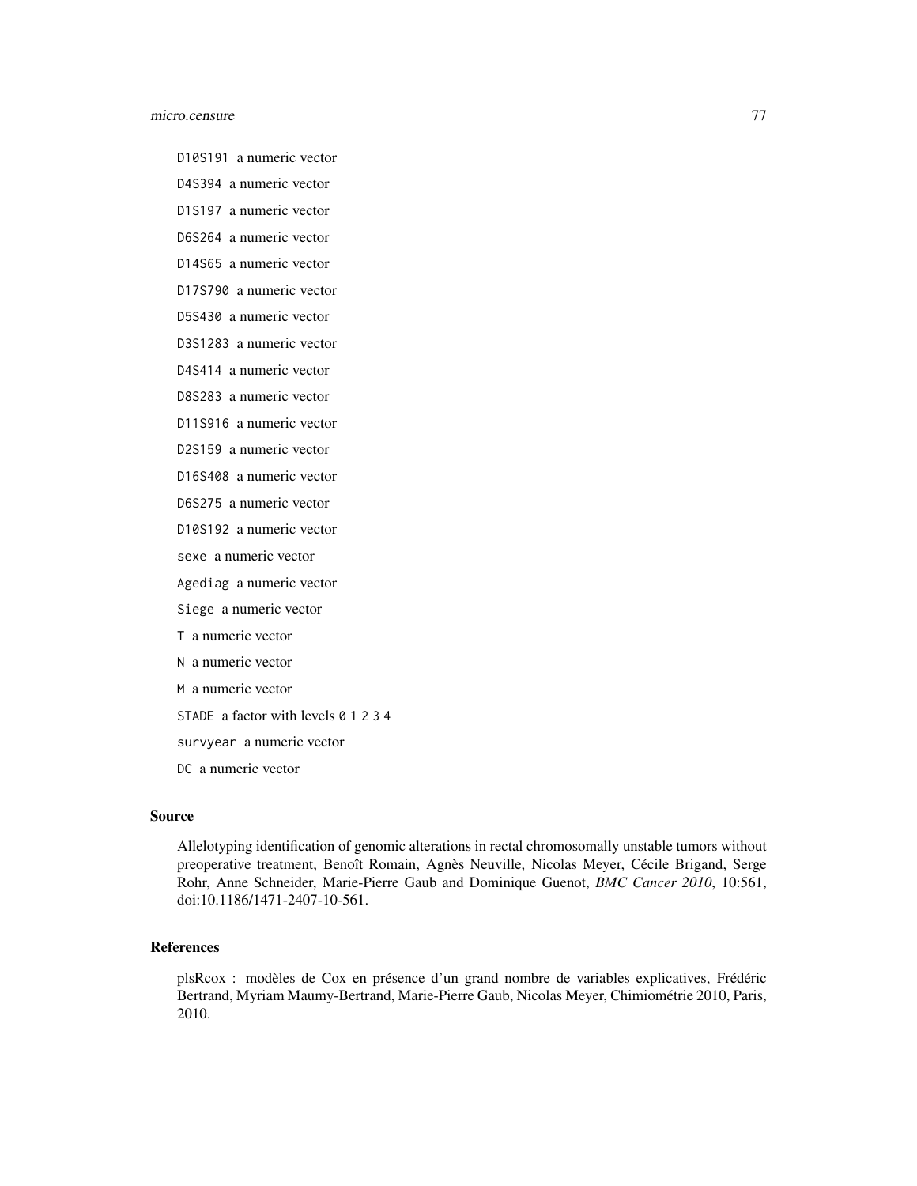`D10S191` a numeric vector

`D4S394` a numeric vector

`D1S197` a numeric vector

`D6S264` a numeric vector

`D14S65` a numeric vector

`D17S790` a numeric vector

`D5S430` a numeric vector

`D3S1283` a numeric vector

`D4S414` a numeric vector

`D8S283` a numeric vector

`D11S916` a numeric vector

`D2S159` a numeric vector

`D16S408` a numeric vector

`D6S275` a numeric vector

`D10S192` a numeric vector

`sexe` a numeric vector

`Agediag` a numeric vector

`Siege` a numeric vector

`T` a numeric vector

`N` a numeric vector

`M` a numeric vector

`STADE` a factor with levels `0` `1` `2` `3` `4`

`survyear` a numeric vector

`DC` a numeric vector

## Source

Allelotyping identification of genomic alterations in rectal chromosomally unstable tumors without preoperative treatment, Benoît Romain, Agnès Neuville, Nicolas Meyer, Cécile Brigand, Serge Rohr, Anne Schneider, Marie-Pierre Gaub and Dominique Guenot, *BMC Cancer 2010*, 10:561, doi:10.1186/1471-2407-10-561.

## References

plsRcox : modèles de Cox en présence d'un grand nombre de variables explicatives, Frédéric Bertrand, Myriam Maumy-Bertrand, Marie-Pierre Gaub, Nicolas Meyer, Chimiométrie 2010, Paris, 2010.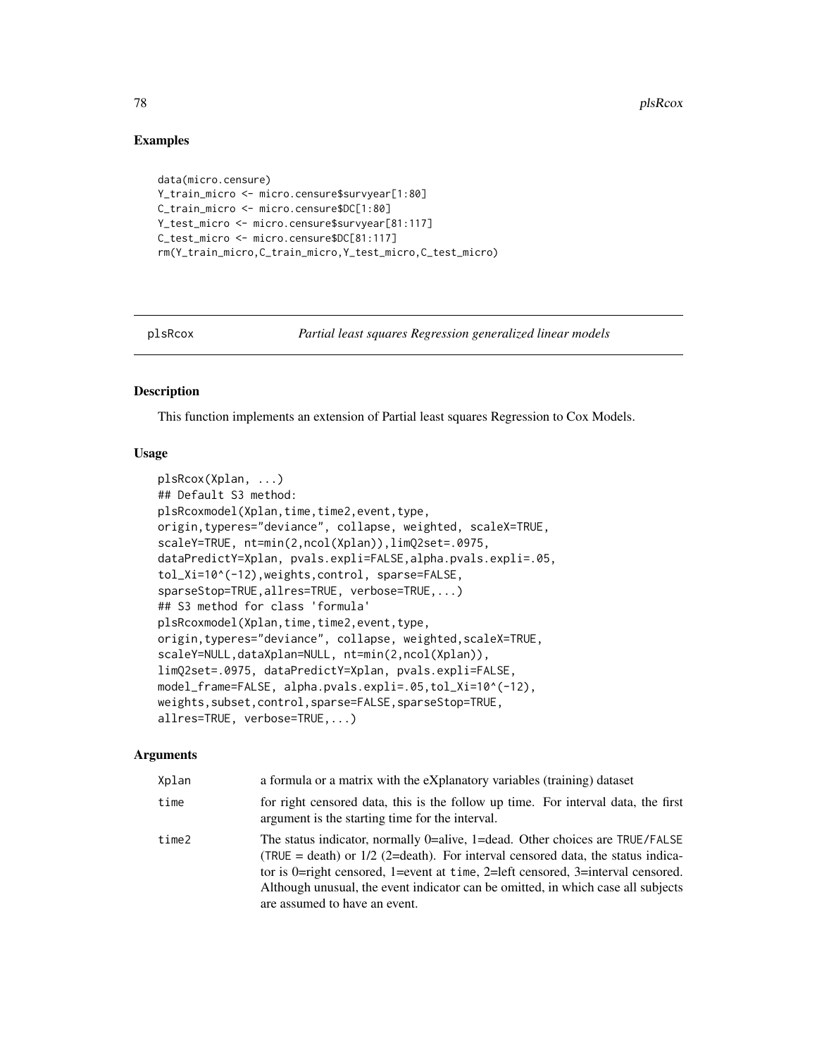## Examples

```
data(micro.censure)
Y_train_micro <- micro.censure$survyear[1:80]
C_train_micro <- micro.censure$DC[1:80]
Y_test_micro <- micro.censure$survyear[81:117]
C_test_micro <- micro.censure$DC[81:117]
rm(Y_train_micro,C_train_micro,Y_test_micro,C_test_micro)
```

---

## plsRcox — *Partial least squares Regression generalized linear models*

---

### Description

This function implements an extension of Partial least squares Regression to Cox Models.

### Usage

```
plsRcox(Xplan, ...)
## Default S3 method:
plsRcoxmodel(Xplan,time,time2,event,type,
origin,typeres="deviance", collapse, weighted, scaleX=TRUE,
scaleY=TRUE, nt=min(2,ncol(Xplan)),limQ2set=.0975,
dataPredictY=Xplan, pvals.expli=FALSE,alpha.pvals.expli=.05,
tol_Xi=10^(-12),weights,control, sparse=FALSE,
sparseStop=TRUE,allres=TRUE, verbose=TRUE,...)
## S3 method for class 'formula'
plsRcoxmodel(Xplan,time,time2,event,type,
origin,typeres="deviance", collapse, weighted,scaleX=TRUE,
scaleY=NULL,dataXplan=NULL, nt=min(2,ncol(Xplan)),
limQ2set=.0975, dataPredictY=Xplan, pvals.expli=FALSE,
model_frame=FALSE, alpha.pvals.expli=.05,tol_Xi=10^(-12),
weights,subset,control,sparse=FALSE,sparseStop=TRUE,
allres=TRUE, verbose=TRUE,...)
```

### Arguments

| | |
|---|---|
| `Xplan` | a formula or a matrix with the eXplanatory variables (training) dataset |
| `time` | for right censored data, this is the follow up time. For interval data, the first argument is the starting time for the interval. |
| `time2` | The status indicator, normally 0=alive, 1=dead. Other choices are `TRUE`/`FALSE` (`TRUE` = death) or 1/2 (2=death). For interval censored data, the status indicator is 0=right censored, 1=event at `time`, 2=left censored, 3=interval censored. Although unusual, the event indicator can be omitted, in which case all subjects are assumed to have an event. |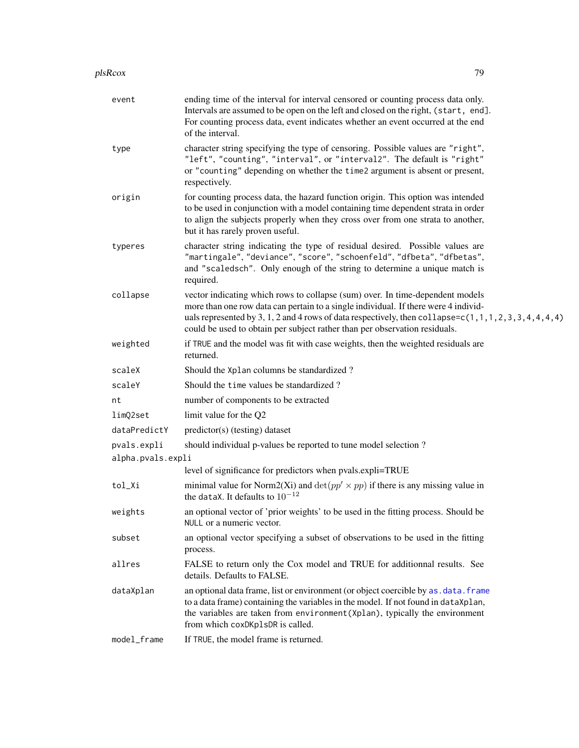| | |
|---|---|
| `event` | ending time of the interval for interval censored or counting process data only. Intervals are assumed to be open on the left and closed on the right, `(start, end]`. For counting process data, event indicates whether an event occurred at the end of the interval. |
| `type` | character string specifying the type of censoring. Possible values are `"right"`, `"left"`, `"counting"`, `"interval"`, or `"interval2"`. The default is `"right"` or `"counting"` depending on whether the `time2` argument is absent or present, respectively. |
| `origin` | for counting process data, the hazard function origin. This option was intended to be used in conjunction with a model containing time dependent strata in order to align the subjects properly when they cross over from one strata to another, but it has rarely proven useful. |
| `typeres` | character string indicating the type of residual desired. Possible values are `"martingale"`, `"deviance"`, `"score"`, `"schoenfeld"`, `"dfbeta"`, `"dfbetas"`, and `"scaledsch"`. Only enough of the string to determine a unique match is required. |
| `collapse` | vector indicating which rows to collapse (sum) over. In time-dependent models more than one row data can pertain to a single individual. If there were 4 individuals represented by 3, 1, 2 and 4 rows of data respectively, then `collapse=c(1,1,1,2,3,3,4,4,4,4)` could be used to obtain per subject rather than per observation residuals. |
| `weighted` | if `TRUE` and the model was fit with case weights, then the weighted residuals are returned. |
| `scaleX` | Should the `Xplan` columns be standardized ? |
| `scaleY` | Should the `time` values be standardized ? |
| `nt` | number of components to be extracted |
| `limQ2set` | limit value for the Q2 |
| `dataPredictY` | predictor(s) (testing) dataset |
| `pvals.expli` | should individual p-values be reported to tune model selection ? |
| `alpha.pvals.expli` | level of significance for predictors when pvals.expli=TRUE |
| `tol_Xi` | minimal value for Norm2(Xi) and $\det(pp' \times pp)$ if there is any missing value in the `dataX`. It defaults to $10^{-12}$ |
| `weights` | an optional vector of 'prior weights' to be used in the fitting process. Should be `NULL` or a numeric vector. |
| `subset` | an optional vector specifying a subset of observations to be used in the fitting process. |
| `allres` | FALSE to return only the Cox model and TRUE for additionnal results. See details. Defaults to FALSE. |
| `dataXplan` | an optional data frame, list or environment (or object coercible by `as.data.frame` to a data frame) containing the variables in the model. If not found in `dataXplan`, the variables are taken from `environment(Xplan)`, typically the environment from which `coxDKplsDR` is called. |
| `model_frame` | If `TRUE`, the model frame is returned. |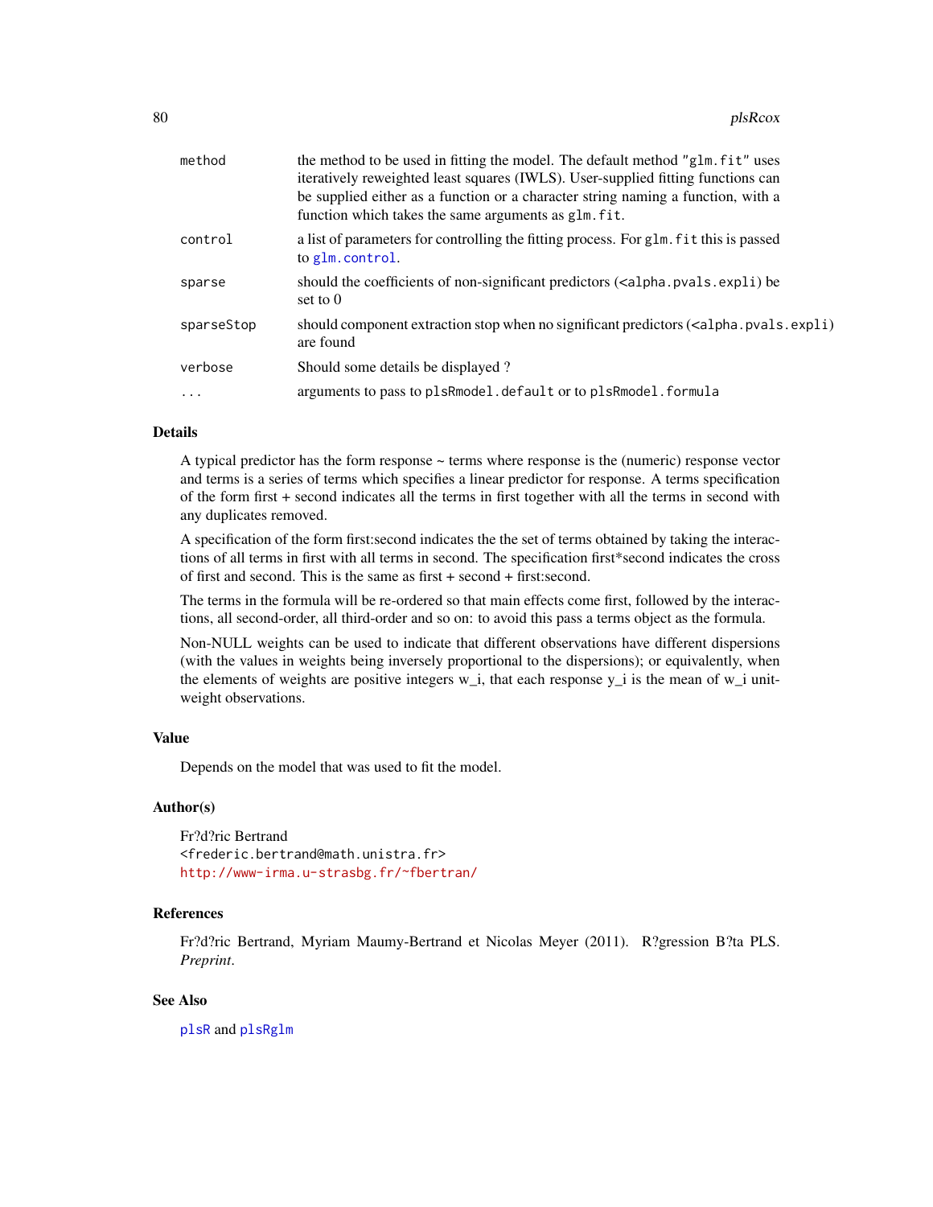| | |
|---|---|
| method | the method to be used in fitting the model. The default method "glm.fit" uses iteratively reweighted least squares (IWLS). User-supplied fitting functions can be supplied either as a function or a character string naming a function, with a function which takes the same arguments as glm.fit. |
| control | a list of parameters for controlling the fitting process. For glm.fit this is passed to glm.control. |
| sparse | should the coefficients of non-significant predictors (<alpha.pvals.expli) be set to 0 |
| sparseStop | should component extraction stop when no significant predictors (<alpha.pvals.expli) are found |
| verbose | Should some details be displayed ? |
| ... | arguments to pass to plsRmodel.default or to plsRmodel.formula |

## Details

A typical predictor has the form response ~ terms where response is the (numeric) response vector and terms is a series of terms which specifies a linear predictor for response. A terms specification of the form first + second indicates all the terms in first together with all the terms in second with any duplicates removed.

A specification of the form first:second indicates the the set of terms obtained by taking the interactions of all terms in first with all terms in second. The specification first*second indicates the cross of first and second. This is the same as first + second + first:second.

The terms in the formula will be re-ordered so that main effects come first, followed by the interactions, all second-order, all third-order and so on: to avoid this pass a terms object as the formula.

Non-NULL weights can be used to indicate that different observations have different dispersions (with the values in weights being inversely proportional to the dispersions); or equivalently, when the elements of weights are positive integers w_i, that each response y_i is the mean of w_i unit-weight observations.

## Value

Depends on the model that was used to fit the model.

## Author(s)

Fr?d?ric Bertrand
<frederic.bertrand@math.unistra.fr>
http://www-irma.u-strasbg.fr/~fbertran/

## References

Fr?d?ric Bertrand, Myriam Maumy-Bertrand et Nicolas Meyer (2011). R?gression B?ta PLS. *Preprint*.

## See Also

plsR and plsRglm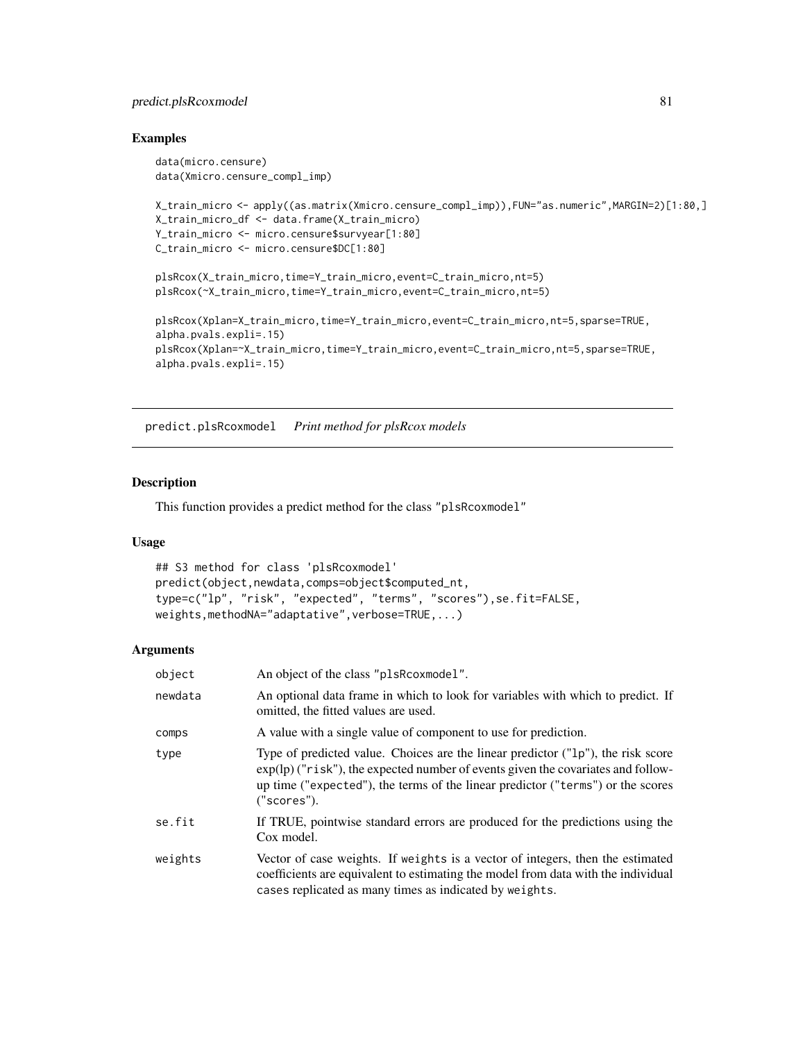## Examples

```
data(micro.censure)
data(Xmicro.censure_compl_imp)

X_train_micro <- apply((as.matrix(Xmicro.censure_compl_imp)),FUN="as.numeric",MARGIN=2)[1:80,]
X_train_micro_df <- data.frame(X_train_micro)
Y_train_micro <- micro.censure$survyear[1:80]
C_train_micro <- micro.censure$DC[1:80]

plsRcox(X_train_micro,time=Y_train_micro,event=C_train_micro,nt=5)
plsRcox(~X_train_micro,time=Y_train_micro,event=C_train_micro,nt=5)

plsRcox(Xplan=X_train_micro,time=Y_train_micro,event=C_train_micro,nt=5,sparse=TRUE,
alpha.pvals.expli=.15)
plsRcox(Xplan=~X_train_micro,time=Y_train_micro,event=C_train_micro,nt=5,sparse=TRUE,
alpha.pvals.expli=.15)
```

---

# predict.plsRcoxmodel *Print method for plsRcox models*

---

## Description

This function provides a predict method for the class "plsRcoxmodel"

## Usage

```
## S3 method for class 'plsRcoxmodel'
predict(object,newdata,comps=object$computed_nt,
type=c("lp", "risk", "expected", "terms", "scores"),se.fit=FALSE,
weights,methodNA="adaptative",verbose=TRUE,...)
```

## Arguments

| | |
|---|---|
| object | An object of the class "plsRcoxmodel". |
| newdata | An optional data frame in which to look for variables with which to predict. If omitted, the fitted values are used. |
| comps | A value with a single value of component to use for prediction. |
| type | Type of predicted value. Choices are the linear predictor ("lp"), the risk score exp(lp) ("risk"), the expected number of events given the covariates and follow-up time ("expected"), the terms of the linear predictor ("terms") or the scores ("scores"). |
| se.fit | If TRUE, pointwise standard errors are produced for the predictions using the Cox model. |
| weights | Vector of case weights. If weights is a vector of integers, then the estimated coefficients are equivalent to estimating the model from data with the individual cases replicated as many times as indicated by weights. |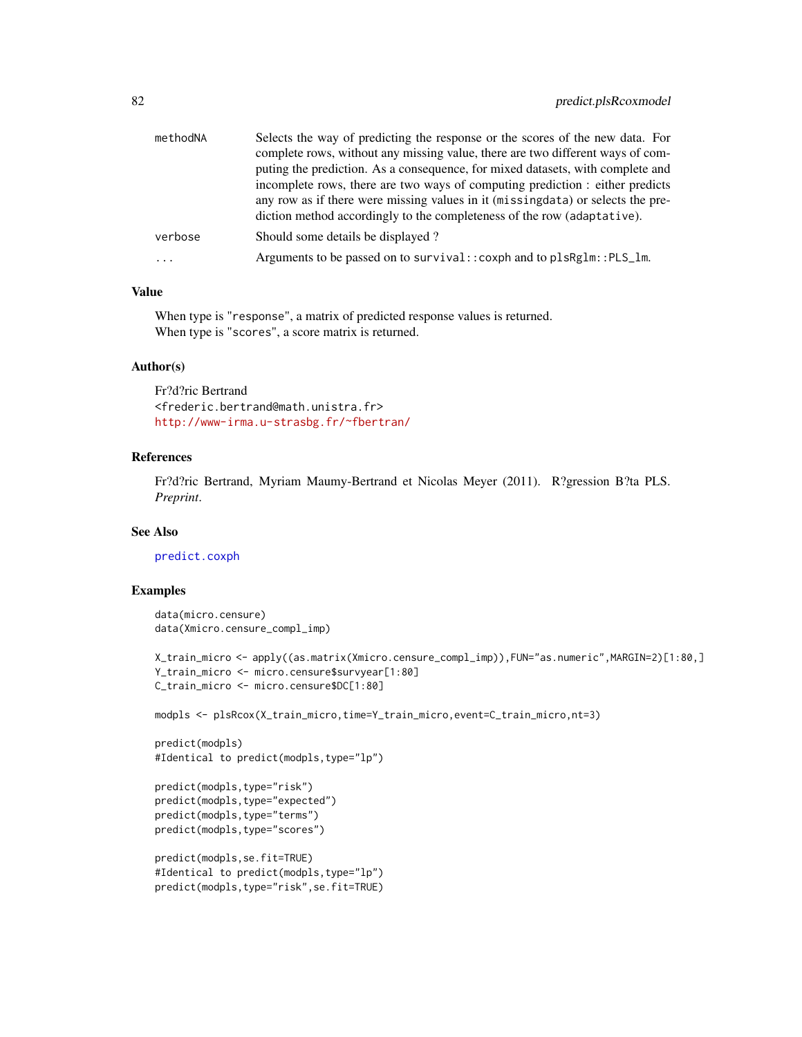| | |
|---|---|
| methodNA | Selects the way of predicting the response or the scores of the new data. For complete rows, without any missing value, there are two different ways of computing the prediction. As a consequence, for mixed datasets, with complete and incomplete rows, there are two ways of computing prediction : either predicts any row as if there were missing values in it (missingdata) or selects the prediction method accordingly to the completeness of the row (adaptative). |
| verbose | Should some details be displayed ? |
| ... | Arguments to be passed on to survival::coxph and to plsRglm::PLS_lm. |

## Value

When type is "response", a matrix of predicted response values is returned.
When type is "scores", a score matrix is returned.

## Author(s)

Fr?d?ric Bertrand
<frederic.bertrand@math.unistra.fr>
http://www-irma.u-strasbg.fr/~fbertran/

## References

Fr?d?ric Bertrand, Myriam Maumy-Bertrand et Nicolas Meyer (2011). R?gression B?ta PLS. *Preprint*.

## See Also

predict.coxph

## Examples

```
data(micro.censure)
data(Xmicro.censure_compl_imp)

X_train_micro <- apply((as.matrix(Xmicro.censure_compl_imp)),FUN="as.numeric",MARGIN=2)[1:80,]
Y_train_micro <- micro.censure$survyear[1:80]
C_train_micro <- micro.censure$DC[1:80]

modpls <- plsRcox(X_train_micro,time=Y_train_micro,event=C_train_micro,nt=3)

predict(modpls)
#Identical to predict(modpls,type="lp")

predict(modpls,type="risk")
predict(modpls,type="expected")
predict(modpls,type="terms")
predict(modpls,type="scores")

predict(modpls,se.fit=TRUE)
#Identical to predict(modpls,type="lp")
predict(modpls,type="risk",se.fit=TRUE)
```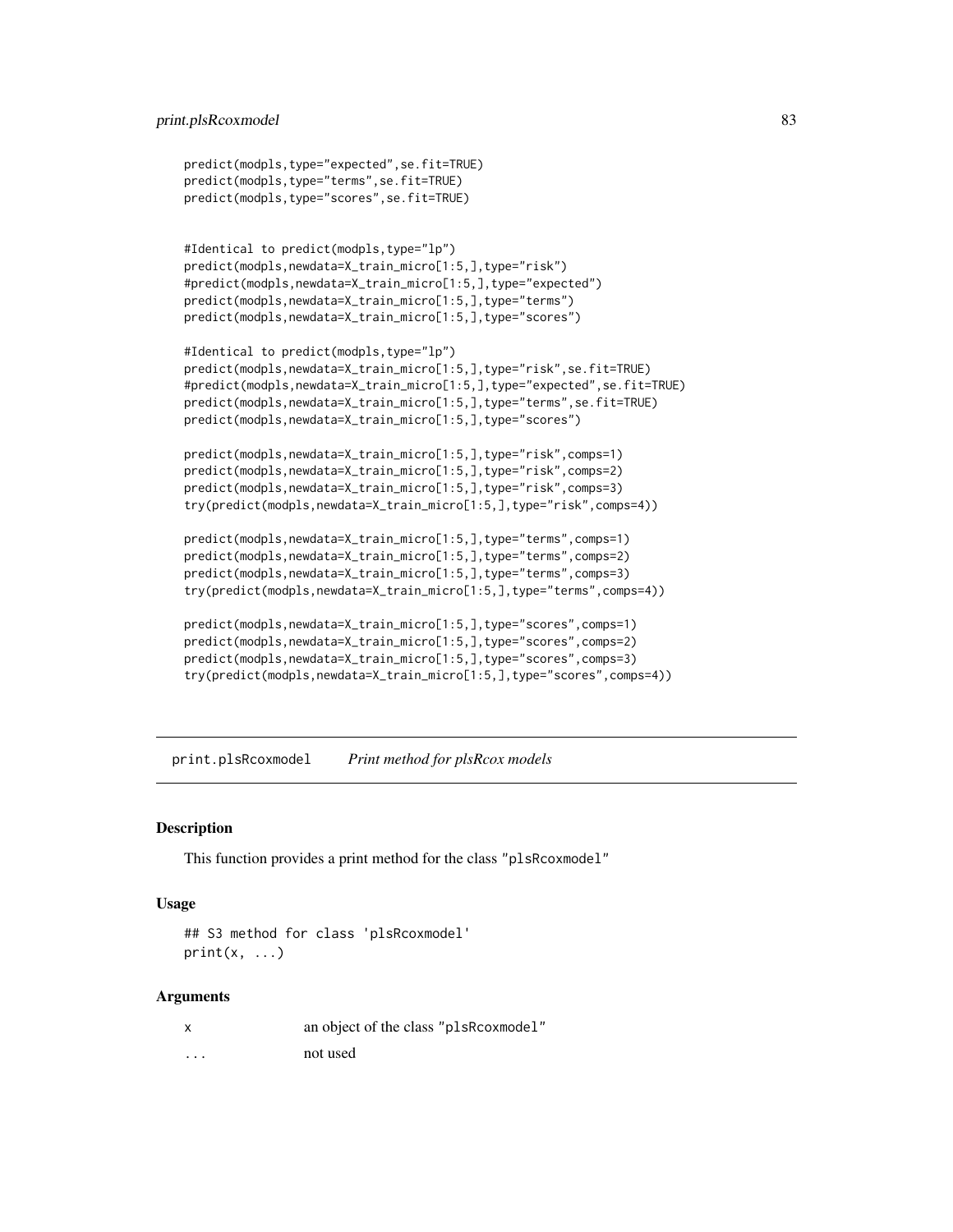```
predict(modpls,type="expected",se.fit=TRUE)
predict(modpls,type="terms",se.fit=TRUE)
predict(modpls,type="scores",se.fit=TRUE)


#Identical to predict(modpls,type="lp")
predict(modpls,newdata=X_train_micro[1:5,],type="risk")
#predict(modpls,newdata=X_train_micro[1:5,],type="expected")
predict(modpls,newdata=X_train_micro[1:5,],type="terms")
predict(modpls,newdata=X_train_micro[1:5,],type="scores")

#Identical to predict(modpls,type="lp")
predict(modpls,newdata=X_train_micro[1:5,],type="risk",se.fit=TRUE)
#predict(modpls,newdata=X_train_micro[1:5,],type="expected",se.fit=TRUE)
predict(modpls,newdata=X_train_micro[1:5,],type="terms",se.fit=TRUE)
predict(modpls,newdata=X_train_micro[1:5,],type="scores")

predict(modpls,newdata=X_train_micro[1:5,],type="risk",comps=1)
predict(modpls,newdata=X_train_micro[1:5,],type="risk",comps=2)
predict(modpls,newdata=X_train_micro[1:5,],type="risk",comps=3)
try(predict(modpls,newdata=X_train_micro[1:5,],type="risk",comps=4))

predict(modpls,newdata=X_train_micro[1:5,],type="terms",comps=1)
predict(modpls,newdata=X_train_micro[1:5,],type="terms",comps=2)
predict(modpls,newdata=X_train_micro[1:5,],type="terms",comps=3)
try(predict(modpls,newdata=X_train_micro[1:5,],type="terms",comps=4))

predict(modpls,newdata=X_train_micro[1:5,],type="scores",comps=1)
predict(modpls,newdata=X_train_micro[1:5,],type="scores",comps=2)
predict(modpls,newdata=X_train_micro[1:5,],type="scores",comps=3)
try(predict(modpls,newdata=X_train_micro[1:5,],type="scores",comps=4))
```

## print.plsRcoxmodel *Print method for plsRcox models*

### Description

This function provides a print method for the class "plsRcoxmodel"

### Usage

```
## S3 method for class 'plsRcoxmodel'
print(x, ...)
```

### Arguments

| | |
|---|---|
| x | an object of the class "plsRcoxmodel" |
| ... | not used |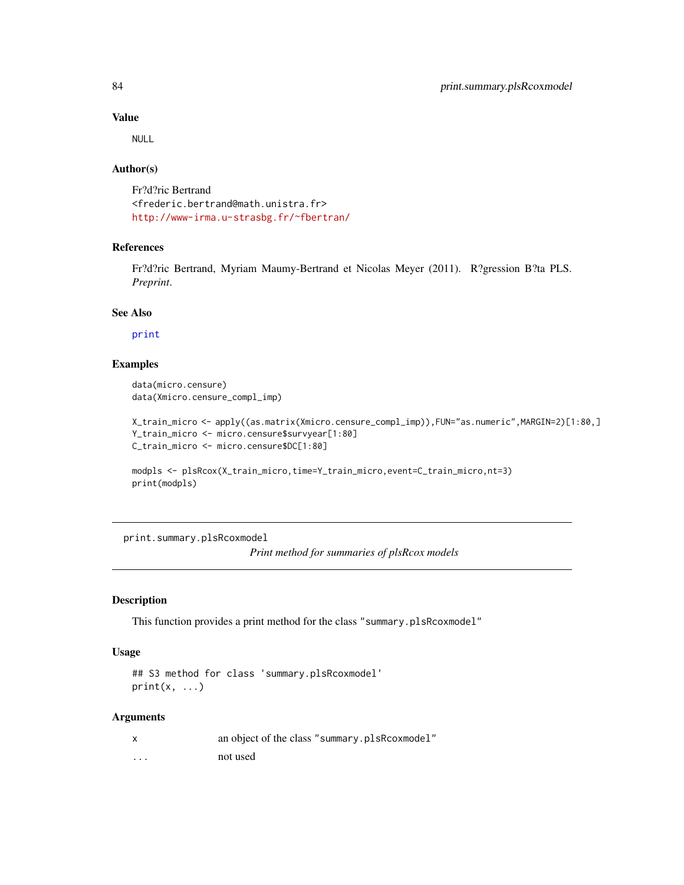### Value

NULL

### Author(s)

Fr?d?ric Bertrand
<frederic.bertrand@math.unistra.fr>
http://www-irma.u-strasbg.fr/~fbertran/

### References

Fr?d?ric Bertrand, Myriam Maumy-Bertrand et Nicolas Meyer (2011). R?gression B?ta PLS. *Preprint*.

### See Also

print

### Examples

```
data(micro.censure)
data(Xmicro.censure_compl_imp)

X_train_micro <- apply((as.matrix(Xmicro.censure_compl_imp)),FUN="as.numeric",MARGIN=2)[1:80,]
Y_train_micro <- micro.censure$survyear[1:80]
C_train_micro <- micro.censure$DC[1:80]

modpls <- plsRcox(X_train_micro,time=Y_train_micro,event=C_train_micro,nt=3)
print(modpls)
```

---

## print.summary.plsRcoxmodel

*Print method for summaries of plsRcox models*

---

### Description

This function provides a print method for the class "summary.plsRcoxmodel"

### Usage

```
## S3 method for class 'summary.plsRcoxmodel'
print(x, ...)
```

### Arguments

| | |
|---|---|
| x | an object of the class "summary.plsRcoxmodel" |
| ... | not used |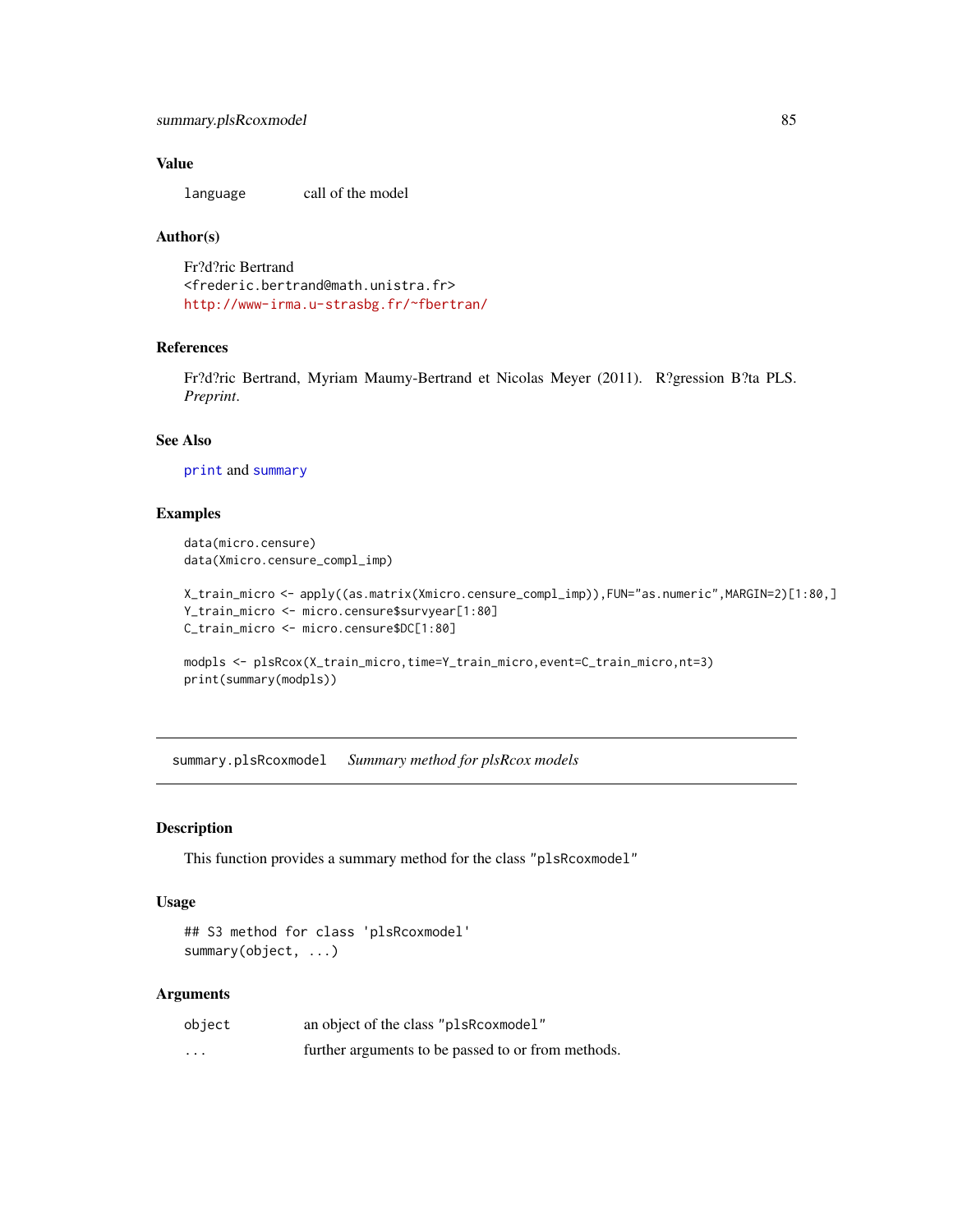## Value

| | |
|---|---|
| `language` | call of the model |

## Author(s)

Fr?d?ric Bertrand
<frederic.bertrand@math.unistra.fr>
http://www-irma.u-strasbg.fr/~fbertran/

## References

Fr?d?ric Bertrand, Myriam Maumy-Bertrand et Nicolas Meyer (2011). R?gression B?ta PLS. *Preprint*.

## See Also

`print` and `summary`

## Examples

```
data(micro.censure)
data(Xmicro.censure_compl_imp)

X_train_micro <- apply((as.matrix(Xmicro.censure_compl_imp)),FUN="as.numeric",MARGIN=2)[1:80,]
Y_train_micro <- micro.censure$survyear[1:80]
C_train_micro <- micro.censure$DC[1:80]

modpls <- plsRcox(X_train_micro,time=Y_train_micro,event=C_train_micro,nt=3)
print(summary(modpls))
```

---

# `summary.plsRcoxmodel` *Summary method for plsRcox models*

---

## Description

This function provides a summary method for the class "plsRcoxmodel"

## Usage

```
## S3 method for class 'plsRcoxmodel'
summary(object, ...)
```

## Arguments

| | |
|---|---|
| `object` | an object of the class "plsRcoxmodel" |
| `...` | further arguments to be passed to or from methods. |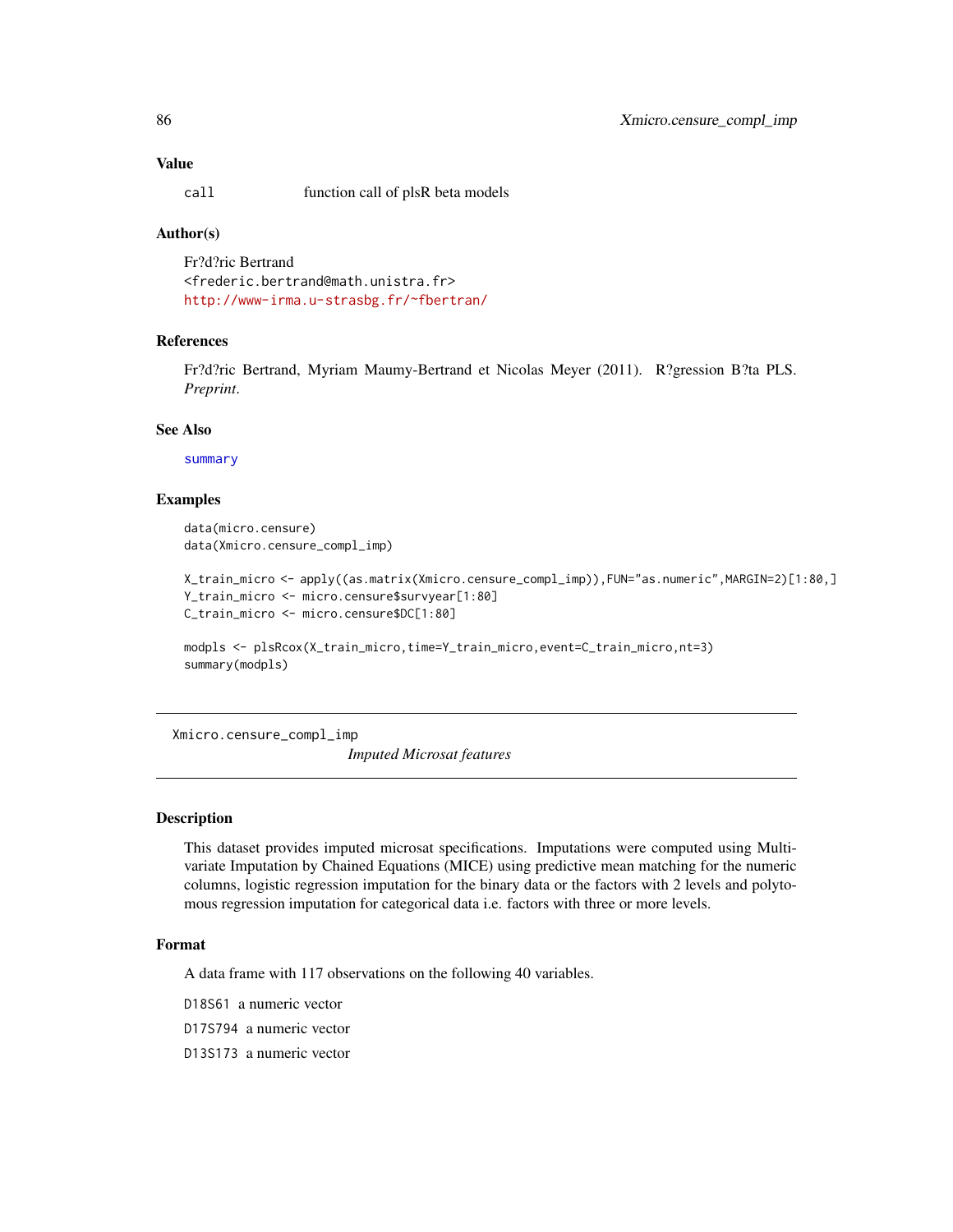### Value

| | |
|---|---|
| `call` | function call of plsR beta models |

### Author(s)

Fr?d?ric Bertrand
<frederic.bertrand@math.unistra.fr>
http://www-irma.u-strasbg.fr/~fbertran/

### References

Fr?d?ric Bertrand, Myriam Maumy-Bertrand et Nicolas Meyer (2011). R?gression B?ta PLS. *Preprint*.

### See Also

summary

### Examples

```
data(micro.censure)
data(Xmicro.censure_compl_imp)

X_train_micro <- apply((as.matrix(Xmicro.censure_compl_imp)),FUN="as.numeric",MARGIN=2)[1:80,]
Y_train_micro <- micro.censure$survyear[1:80]
C_train_micro <- micro.censure$DC[1:80]

modpls <- plsRcox(X_train_micro,time=Y_train_micro,event=C_train_micro,nt=3)
summary(modpls)
```

---

## Xmicro.censure_compl_imp — *Imputed Microsat features*

---

### Description

This dataset provides imputed microsat specifications. Imputations were computed using Multivariate Imputation by Chained Equations (MICE) using predictive mean matching for the numeric columns, logistic regression imputation for the binary data or the factors with 2 levels and polytomous regression imputation for categorical data i.e. factors with three or more levels.

### Format

A data frame with 117 observations on the following 40 variables.

`D18S61` a numeric vector

`D17S794` a numeric vector

`D13S173` a numeric vector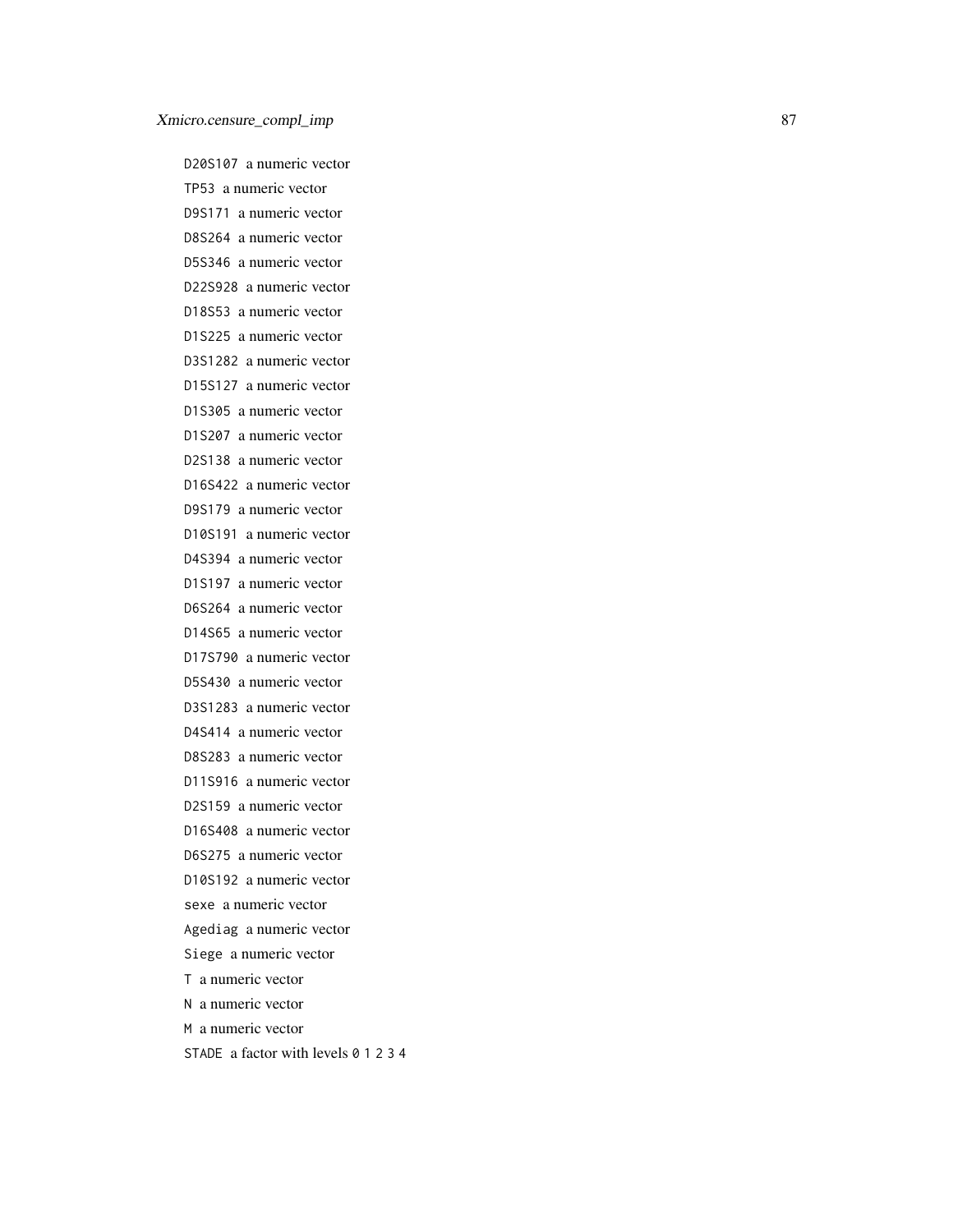`D20S107` a numeric vector

`TP53` a numeric vector

`D9S171` a numeric vector

`D8S264` a numeric vector

`D5S346` a numeric vector

`D22S928` a numeric vector

`D18S53` a numeric vector

`D1S225` a numeric vector

`D3S1282` a numeric vector

`D15S127` a numeric vector

`D1S305` a numeric vector

`D1S207` a numeric vector

`D2S138` a numeric vector

`D16S422` a numeric vector

`D9S179` a numeric vector

`D10S191` a numeric vector

`D4S394` a numeric vector

`D1S197` a numeric vector

`D6S264` a numeric vector

`D14S65` a numeric vector

`D17S790` a numeric vector

`D5S430` a numeric vector

`D3S1283` a numeric vector

`D4S414` a numeric vector

`D8S283` a numeric vector

`D11S916` a numeric vector

`D2S159` a numeric vector

`D16S408` a numeric vector

`D6S275` a numeric vector

`D10S192` a numeric vector

`sexe` a numeric vector

`Agediag` a numeric vector

`Siege` a numeric vector

`T` a numeric vector

`N` a numeric vector

`M` a numeric vector

`STADE` a factor with levels `0` `1` `2` `3` `4`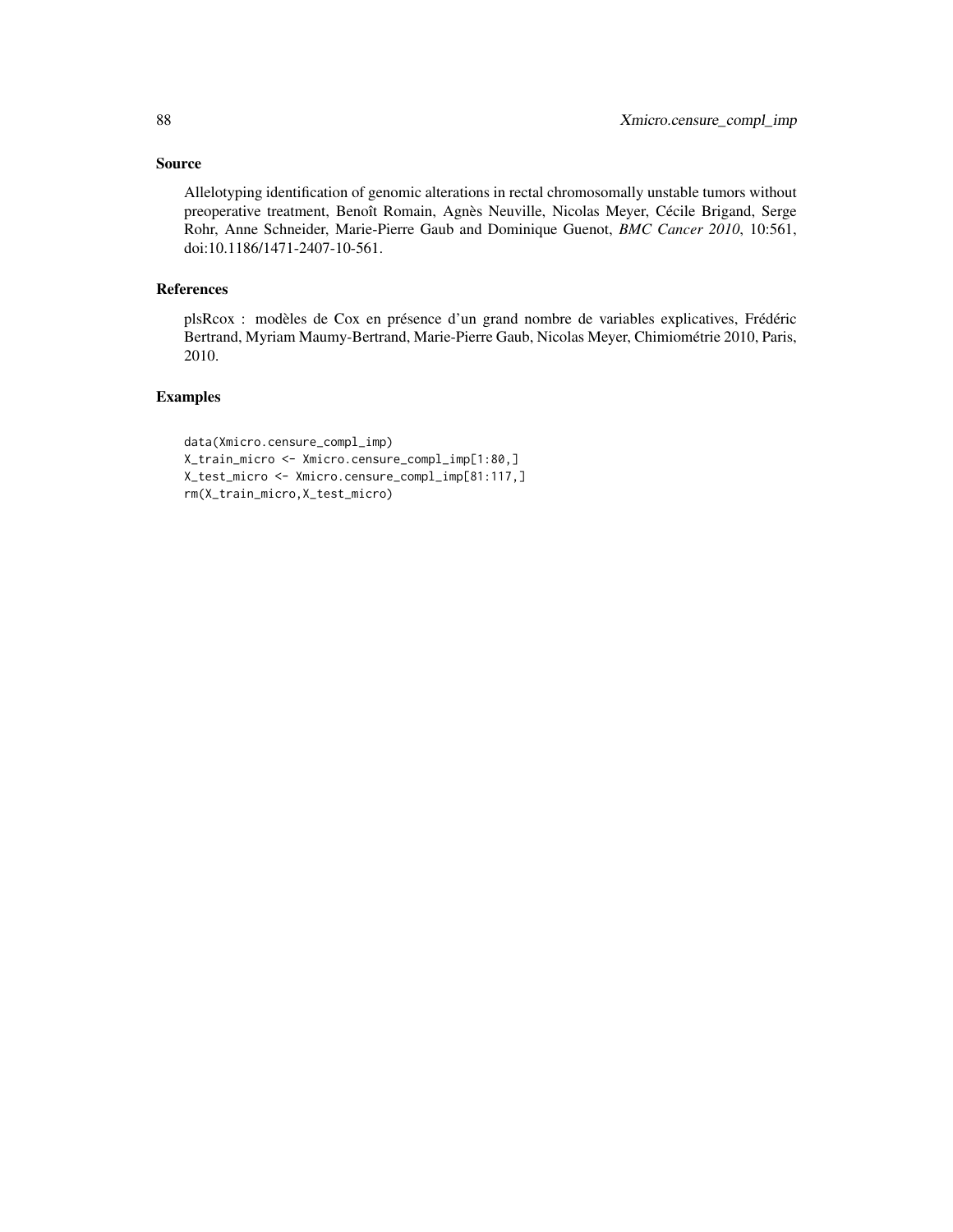## Source

Allelotyping identification of genomic alterations in rectal chromosomally unstable tumors without preoperative treatment, Benoît Romain, Agnès Neuville, Nicolas Meyer, Cécile Brigand, Serge Rohr, Anne Schneider, Marie-Pierre Gaub and Dominique Guenot, *BMC Cancer 2010*, 10:561, doi:10.1186/1471-2407-10-561.

## References

plsRcox : modèles de Cox en présence d'un grand nombre de variables explicatives, Frédéric Bertrand, Myriam Maumy-Bertrand, Marie-Pierre Gaub, Nicolas Meyer, Chimiométrie 2010, Paris, 2010.

## Examples

```
data(Xmicro.censure_compl_imp)
X_train_micro <- Xmicro.censure_compl_imp[1:80,]
X_test_micro <- Xmicro.censure_compl_imp[81:117,]
rm(X_train_micro,X_test_micro)
```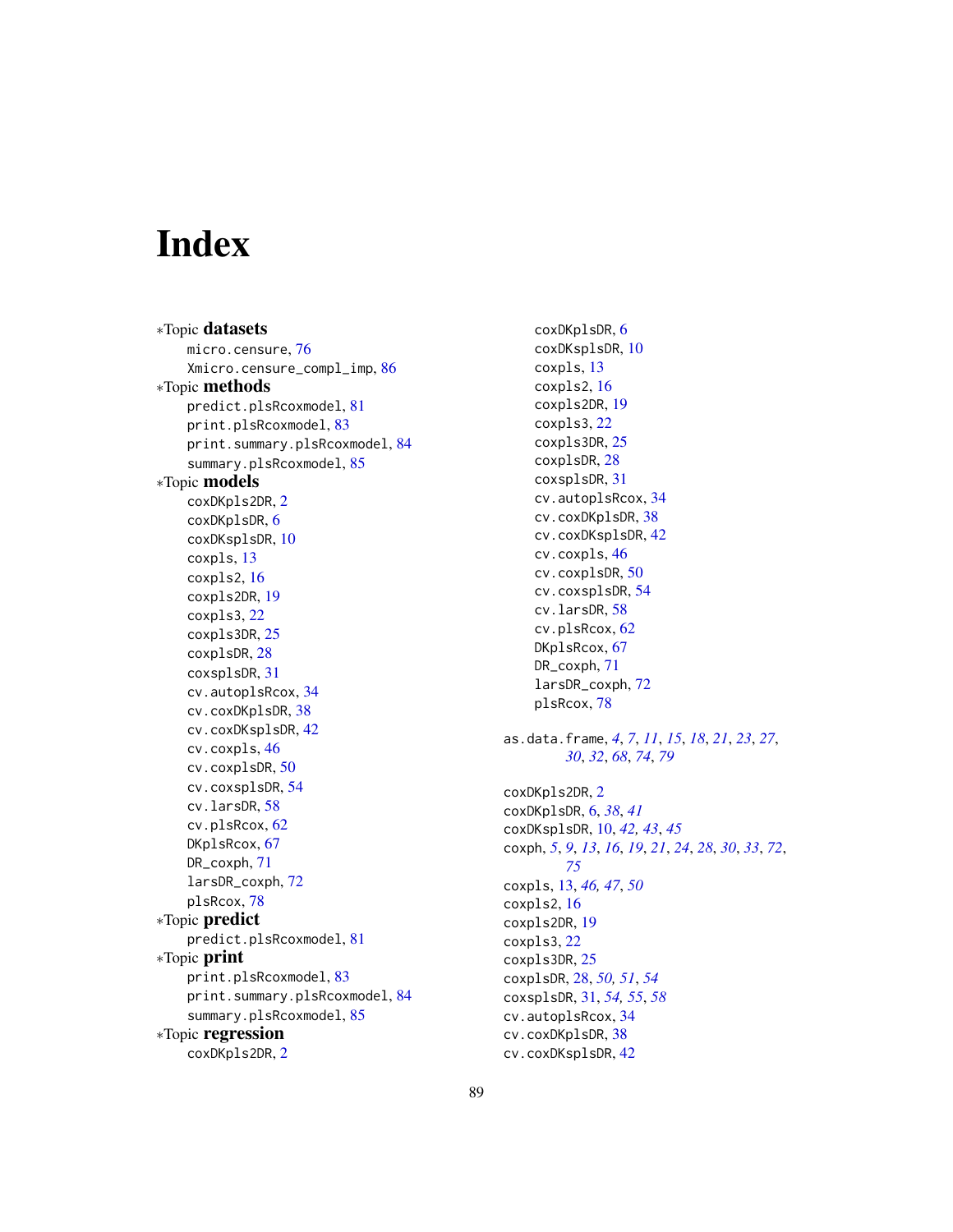# Index

*Topic **datasets**
- micro.censure, 76
- Xmicro.censure_compl_imp, 86

*Topic **methods**
- predict.plsRcoxmodel, 81
- print.plsRcoxmodel, 83
- print.summary.plsRcoxmodel, 84
- summary.plsRcoxmodel, 85

*Topic **models**
- coxDKpls2DR, 2
- coxDKplsDR, 6
- coxDKsplsDR, 10
- coxpls, 13
- coxpls2, 16
- coxpls2DR, 19
- coxpls3, 22
- coxpls3DR, 25
- coxplsDR, 28
- coxsplsDR, 31
- cv.autoplsRcox, 34
- cv.coxDKplsDR, 38
- cv.coxDKsplsDR, 42
- cv.coxpls, 46
- cv.coxplsDR, 50
- cv.coxsplsDR, 54
- cv.larsDR, 58
- cv.plsRcox, 62
- DKplsRcox, 67
- DR_coxph, 71
- larsDR_coxph, 72
- plsRcox, 78

*Topic **predict**
- predict.plsRcoxmodel, 81

*Topic **print**
- print.plsRcoxmodel, 83
- print.summary.plsRcoxmodel, 84
- summary.plsRcoxmodel, 85

*Topic **regression**
- coxDKpls2DR, 2
- coxDKplsDR, 6
- coxDKsplsDR, 10
- coxpls, 13
- coxpls2, 16
- coxpls2DR, 19
- coxpls3, 22
- coxpls3DR, 25
- coxplsDR, 28
- coxsplsDR, 31
- cv.autoplsRcox, 34
- cv.coxDKplsDR, 38
- cv.coxDKsplsDR, 42
- cv.coxpls, 46
- cv.coxplsDR, 50
- cv.coxsplsDR, 54
- cv.larsDR, 58
- cv.plsRcox, 62
- DKplsRcox, 67
- DR_coxph, 71
- larsDR_coxph, 72
- plsRcox, 78

as.data.frame, *4*, *7*, *11*, *15*, *18*, *21*, *23*, *27*, *30*, *32*, *68*, *74*, *79*

coxDKpls2DR, 2
coxDKplsDR, 6, *38*, *41*
coxDKsplsDR, 10, *42*, *43*, *45*
coxph, *5*, *9*, *13*, *16*, *19*, *21*, *24*, *28*, *30*, *33*, *72*, *75*
coxpls, 13, *46*, *47*, *50*
coxpls2, 16
coxpls2DR, 19
coxpls3, 22
coxpls3DR, 25
coxplsDR, 28, *50*, *51*, *54*
coxsplsDR, 31, *54*, *55*, *58*
cv.autoplsRcox, 34
cv.coxDKplsDR, 38
cv.coxDKsplsDR, 42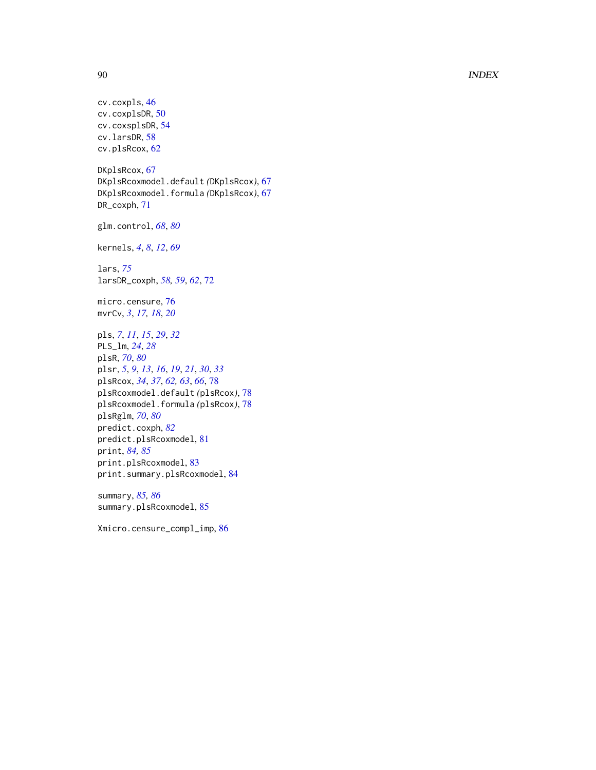cv.coxpls, 46
cv.coxplsDR, 50
cv.coxsplsDR, 54
cv.larsDR, 58
cv.plsRcox, 62

DKplsRcox, 67
DKplsRcoxmodel.default *(*DKplsRcox*)*, 67
DKplsRcoxmodel.formula *(*DKplsRcox*)*, 67
DR_coxph, 71

glm.control, *68*, *80*

kernels, *4*, *8*, *12*, *69*

lars, *75*
larsDR_coxph, *58, 59*, *62*, 72

micro.censure, 76
mvrCv, *3*, *17, 18*, *20*

pls, *7*, *11*, *15*, *29*, *32*
PLS_lm, *24*, *28*
plsR, *70*, *80*
plsr, *5*, *9*, *13*, *16*, *19*, *21*, *30*, *33*
plsRcox, *34*, *37*, *62, 63*, *66*, 78
plsRcoxmodel.default *(*plsRcox*)*, 78
plsRcoxmodel.formula *(*plsRcox*)*, 78
plsRglm, *70*, *80*
predict.coxph, *82*
predict.plsRcoxmodel, 81
print, *84, 85*
print.plsRcoxmodel, 83
print.summary.plsRcoxmodel, 84

summary, *85, 86*
summary.plsRcoxmodel, 85

Xmicro.censure_compl_imp, 86